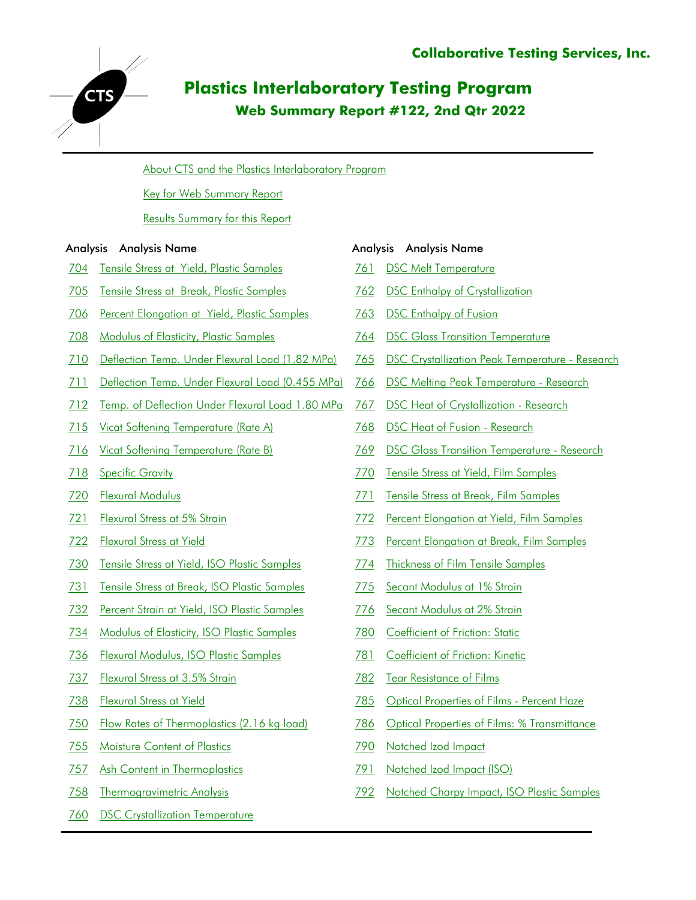**Collaborative Testing Services, Inc.**

# Plastics Interlaboratory Testing Program

## Web Summary Report #122, 2nd Qtr 2022

About CTS and the Plastics Interlaboratory Program

Key for Web Summary Report

Results Summary for this Report

| Analysis | Analysis Name |
|---|---|
| 704 | Tensile Stress at Yield, Plastic Samples |
| 705 | Tensile Stress at Break, Plastic Samples |
| 706 | Percent Elongation at Yield, Plastic Samples |
| 708 | Modulus of Elasticity, Plastic Samples |
| 710 | Deflection Temp. Under Flexural Load (1.82 MPa) |
| 711 | Deflection Temp. Under Flexural Load (0.455 MPa) |
| 712 | Temp. of Deflection Under Flexural Load 1.80 MPa |
| 715 | Vicat Softening Temperature (Rate A) |
| 716 | Vicat Softening Temperature (Rate B) |
| 718 | Specific Gravity |
| 720 | Flexural Modulus |
| 721 | Flexural Stress at 5% Strain |
| 722 | Flexural Stress at Yield |
| 730 | Tensile Stress at Yield, ISO Plastic Samples |
| 731 | Tensile Stress at Break, ISO Plastic Samples |
| 732 | Percent Strain at Yield, ISO Plastic Samples |
| 734 | Modulus of Elasticity, ISO Plastic Samples |
| 736 | Flexural Modulus, ISO Plastic Samples |
| 737 | Flexural Stress at 3.5% Strain |
| 738 | Flexural Stress at Yield |
| 750 | Flow Rates of Thermoplastics (2.16 kg load) |
| 755 | Moisture Content of Plastics |
| 757 | Ash Content in Thermoplastics |
| 758 | Thermogravimetric Analysis |
| 760 | DSC Crystallization Temperature |

| Analysis | Analysis Name |
|---|---|
| 761 | DSC Melt Temperature |
| 762 | DSC Enthalpy of Crystallization |
| 763 | DSC Enthalpy of Fusion |
| 764 | DSC Glass Transition Temperature |
| 765 | DSC Crystallization Peak Temperature - Research |
| 766 | DSC Melting Peak Temperature - Research |
| 767 | DSC Heat of Crystallization - Research |
| 768 | DSC Heat of Fusion - Research |
| 769 | DSC Glass Transition Temperature - Research |
| 770 | Tensile Stress at Yield, Film Samples |
| 771 | Tensile Stress at Break, Film Samples |
| 772 | Percent Elongation at Yield, Film Samples |
| 773 | Percent Elongation at Break, Film Samples |
| 774 | Thickness of Film Tensile Samples |
| 775 | Secant Modulus at 1% Strain |
| 776 | Secant Modulus at 2% Strain |
| 780 | Coefficient of Friction: Static |
| 781 | Coefficient of Friction: Kinetic |
| 782 | Tear Resistance of Films |
| 785 | Optical Properties of Films - Percent Haze |
| 786 | Optical Properties of Films: % Transmittance |
| 790 | Notched Izod Impact |
| 791 | Notched Izod Impact (ISO) |
| 792 | Notched Charpy Impact, ISO Plastic Samples |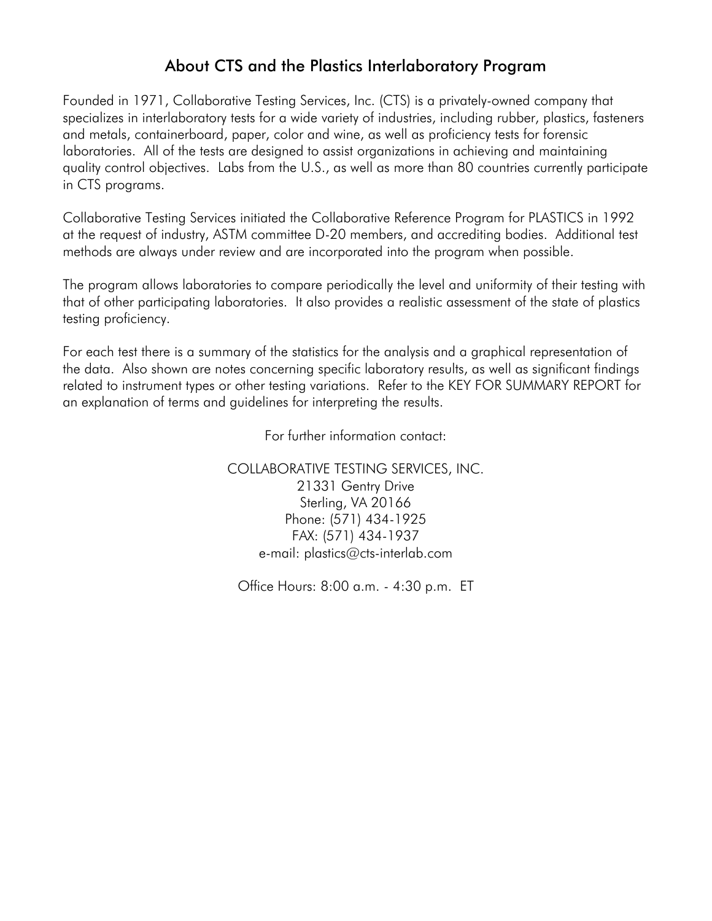# About CTS and the Plastics Interlaboratory Program

Founded in 1971, Collaborative Testing Services, Inc. (CTS) is a privately-owned company that specializes in interlaboratory tests for a wide variety of industries, including rubber, plastics, fasteners and metals, containerboard, paper, color and wine, as well as proficiency tests for forensic laboratories. All of the tests are designed to assist organizations in achieving and maintaining quality control objectives. Labs from the U.S., as well as more than 80 countries currently participate in CTS programs.

Collaborative Testing Services initiated the Collaborative Reference Program for PLASTICS in 1992 at the request of industry, ASTM committee D-20 members, and accrediting bodies. Additional test methods are always under review and are incorporated into the program when possible.

The program allows laboratories to compare periodically the level and uniformity of their testing with that of other participating laboratories. It also provides a realistic assessment of the state of plastics testing proficiency.

For each test there is a summary of the statistics for the analysis and a graphical representation of the data. Also shown are notes concerning specific laboratory results, as well as significant findings related to instrument types or other testing variations. Refer to the KEY FOR SUMMARY REPORT for an explanation of terms and guidelines for interpreting the results.

For further information contact:

COLLABORATIVE TESTING SERVICES, INC.
21331 Gentry Drive
Sterling, VA 20166
Phone: (571) 434-1925
FAX: (571) 434-1937
e-mail: plastics@cts-interlab.com

Office Hours: 8:00 a.m. - 4:30 p.m. ET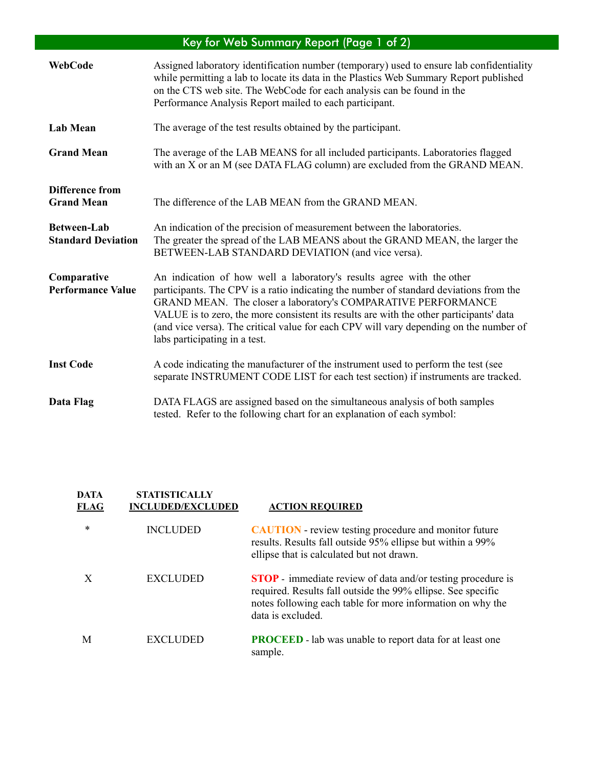# Key for Web Summary Report (Page 1 of 2)

**WebCode** — Assigned laboratory identification number (temporary) used to ensure lab confidentiality while permitting a lab to locate its data in the Plastics Web Summary Report published on the CTS web site. The WebCode for each analysis can be found in the Performance Analysis Report mailed to each participant.

**Lab Mean** — The average of the test results obtained by the participant.

**Grand Mean** — The average of the LAB MEANS for all included participants. Laboratories flagged with an X or an M (see DATA FLAG column) are excluded from the GRAND MEAN.

**Difference from Grand Mean** — The difference of the LAB MEAN from the GRAND MEAN.

**Between-Lab Standard Deviation** — An indication of the precision of measurement between the laboratories. The greater the spread of the LAB MEANS about the GRAND MEAN, the larger the BETWEEN-LAB STANDARD DEVIATION (and vice versa).

**Comparative Performance Value** — An indication of how well a laboratory's results agree with the other participants. The CPV is a ratio indicating the number of standard deviations from the GRAND MEAN. The closer a laboratory's COMPARATIVE PERFORMANCE VALUE is to zero, the more consistent its results are with the other participants' data (and vice versa). The critical value for each CPV will vary depending on the number of labs participating in a test.

**Inst Code** — A code indicating the manufacturer of the instrument used to perform the test (see separate INSTRUMENT CODE LIST for each test section) if instruments are tracked.

**Data Flag** — DATA FLAGS are assigned based on the simultaneous analysis of both samples tested. Refer to the following chart for an explanation of each symbol:

| DATA FLAG | STATISTICALLY INCLUDED/EXCLUDED | ACTION REQUIRED |
|---|---|---|
| * | INCLUDED | **CAUTION** - review testing procedure and monitor future results. Results fall outside 95% ellipse but within a 99% ellipse that is calculated but not drawn. |
| X | EXCLUDED | **STOP** - immediate review of data and/or testing procedure is required. Results fall outside the 99% ellipse. See specific notes following each table for more information on why the data is excluded. |
| M | EXCLUDED | **PROCEED** - lab was unable to report data for at least one sample. |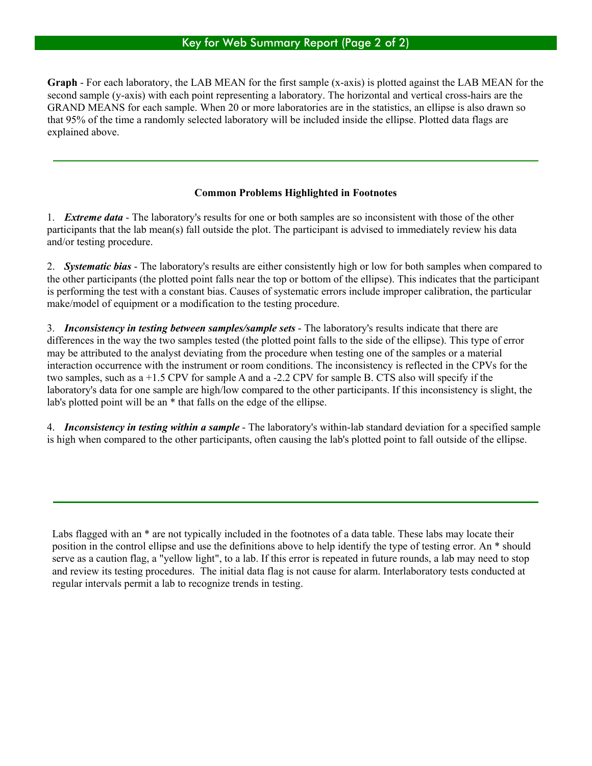## Key for Web Summary Report (Page 2 of 2)

**Graph** - For each laboratory, the LAB MEAN for the first sample (x-axis) is plotted against the LAB MEAN for the second sample (y-axis) with each point representing a laboratory. The horizontal and vertical cross-hairs are the GRAND MEANS for each sample. When 20 or more laboratories are in the statistics, an ellipse is also drawn so that 95% of the time a randomly selected laboratory will be included inside the ellipse. Plotted data flags are explained above.

---

### Common Problems Highlighted in Footnotes

1. ***Extreme data*** - The laboratory's results for one or both samples are so inconsistent with those of the other participants that the lab mean(s) fall outside the plot. The participant is advised to immediately review his data and/or testing procedure.

2. ***Systematic bias*** - The laboratory's results are either consistently high or low for both samples when compared to the other participants (the plotted point falls near the top or bottom of the ellipse). This indicates that the participant is performing the test with a constant bias. Causes of systematic errors include improper calibration, the particular make/model of equipment or a modification to the testing procedure.

3. ***Inconsistency in testing between samples/sample sets*** - The laboratory's results indicate that there are differences in the way the two samples tested (the plotted point falls to the side of the ellipse). This type of error may be attributed to the analyst deviating from the procedure when testing one of the samples or a material interaction occurrence with the instrument or room conditions. The inconsistency is reflected in the CPVs for the two samples, such as a +1.5 CPV for sample A and a -2.2 CPV for sample B. CTS also will specify if the laboratory's data for one sample are high/low compared to the other participants. If this inconsistency is slight, the lab's plotted point will be an * that falls on the edge of the ellipse.

4. ***Inconsistency in testing within a sample*** - The laboratory's within-lab standard deviation for a specified sample is high when compared to the other participants, often causing the lab's plotted point to fall outside of the ellipse.

---

Labs flagged with an * are not typically included in the footnotes of a data table. These labs may locate their position in the control ellipse and use the definitions above to help identify the type of testing error. An * should serve as a caution flag, a "yellow light", to a lab. If this error is repeated in future rounds, a lab may need to stop and review its testing procedures. The initial data flag is not cause for alarm. Interlaboratory tests conducted at regular intervals permit a lab to recognize trends in testing.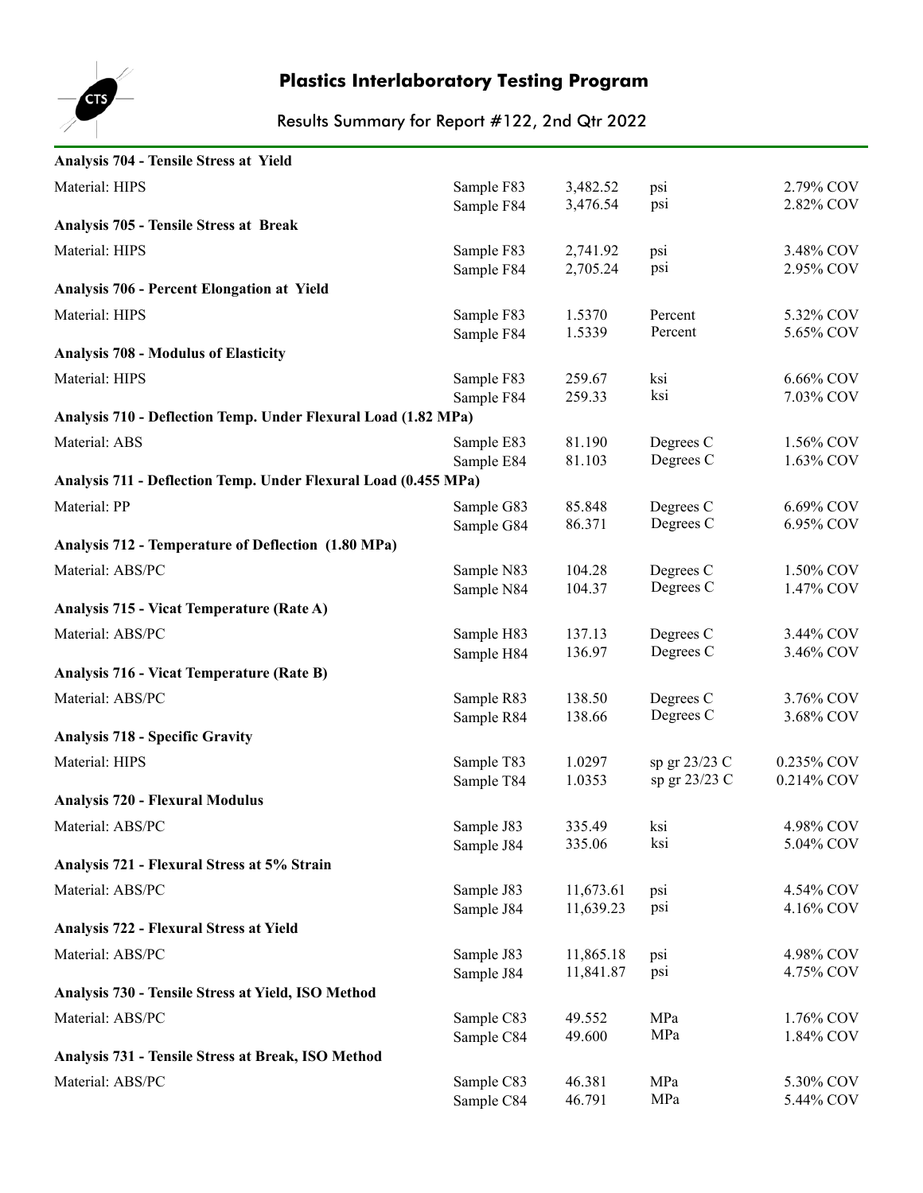# Plastics Interlaboratory Testing Program

## Results Summary for Report #122, 2nd Qtr 2022

### Analysis 704 - Tensile Stress at Yield

| Material: HIPS | Sample F83 | 3,482.52 | psi | 2.79% COV |
|---|---|---|---|---|
| | Sample F84 | 3,476.54 | psi | 2.82% COV |

### Analysis 705 - Tensile Stress at Break

| Material: HIPS | Sample F83 | 2,741.92 | psi | 3.48% COV |
|---|---|---|---|---|
| | Sample F84 | 2,705.24 | psi | 2.95% COV |

### Analysis 706 - Percent Elongation at Yield

| Material: HIPS | Sample F83 | 1.5370 | Percent | 5.32% COV |
|---|---|---|---|---|
| | Sample F84 | 1.5339 | Percent | 5.65% COV |

### Analysis 708 - Modulus of Elasticity

| Material: HIPS | Sample F83 | 259.67 | ksi | 6.66% COV |
|---|---|---|---|---|
| | Sample F84 | 259.33 | ksi | 7.03% COV |

### Analysis 710 - Deflection Temp. Under Flexural Load (1.82 MPa)

| Material: ABS | Sample E83 | 81.190 | Degrees C | 1.56% COV |
|---|---|---|---|---|
| | Sample E84 | 81.103 | Degrees C | 1.63% COV |

### Analysis 711 - Deflection Temp. Under Flexural Load (0.455 MPa)

| Material: PP | Sample G83 | 85.848 | Degrees C | 6.69% COV |
|---|---|---|---|---|
| | Sample G84 | 86.371 | Degrees C | 6.95% COV |

### Analysis 712 - Temperature of Deflection (1.80 MPa)

| Material: ABS/PC | Sample N83 | 104.28 | Degrees C | 1.50% COV |
|---|---|---|---|---|
| | Sample N84 | 104.37 | Degrees C | 1.47% COV |

### Analysis 715 - Vicat Temperature (Rate A)

| Material: ABS/PC | Sample H83 | 137.13 | Degrees C | 3.44% COV |
|---|---|---|---|---|
| | Sample H84 | 136.97 | Degrees C | 3.46% COV |

### Analysis 716 - Vicat Temperature (Rate B)

| Material: ABS/PC | Sample R83 | 138.50 | Degrees C | 3.76% COV |
|---|---|---|---|---|
| | Sample R84 | 138.66 | Degrees C | 3.68% COV |

### Analysis 718 - Specific Gravity

| Material: HIPS | Sample T83 | 1.0297 | sp gr 23/23 C | 0.235% COV |
|---|---|---|---|---|
| | Sample T84 | 1.0353 | sp gr 23/23 C | 0.214% COV |

### Analysis 720 - Flexural Modulus

| Material: ABS/PC | Sample J83 | 335.49 | ksi | 4.98% COV |
|---|---|---|---|---|
| | Sample J84 | 335.06 | ksi | 5.04% COV |

### Analysis 721 - Flexural Stress at 5% Strain

| Material: ABS/PC | Sample J83 | 11,673.61 | psi | 4.54% COV |
|---|---|---|---|---|
| | Sample J84 | 11,639.23 | psi | 4.16% COV |

### Analysis 722 - Flexural Stress at Yield

| Material: ABS/PC | Sample J83 | 11,865.18 | psi | 4.98% COV |
|---|---|---|---|---|
| | Sample J84 | 11,841.87 | psi | 4.75% COV |

### Analysis 730 - Tensile Stress at Yield, ISO Method

| Material: ABS/PC | Sample C83 | 49.552 | MPa | 1.76% COV |
|---|---|---|---|---|
| | Sample C84 | 49.600 | MPa | 1.84% COV |

### Analysis 731 - Tensile Stress at Break, ISO Method

| Material: ABS/PC | Sample C83 | 46.381 | MPa | 5.30% COV |
|---|---|---|---|---|
| | Sample C84 | 46.791 | MPa | 5.44% COV |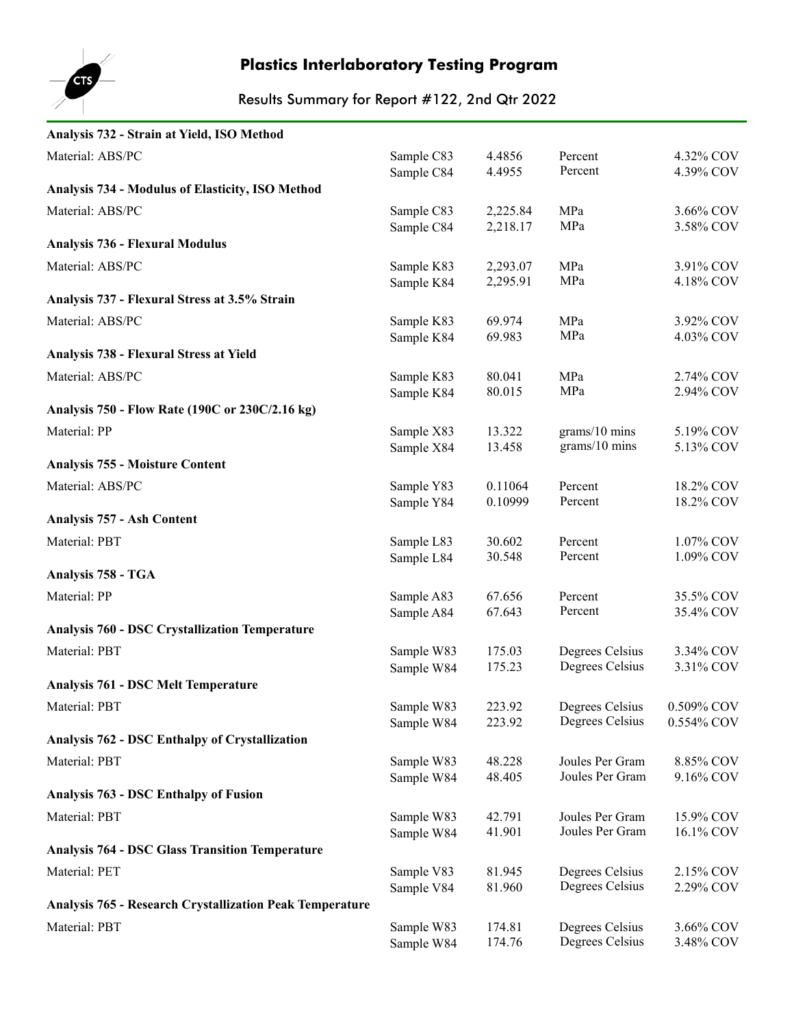# Plastics Interlaboratory Testing Program

## Results Summary for Report #122, 2nd Qtr 2022

**Analysis 732 - Strain at Yield, ISO Method**

| Material: ABS/PC | Sample C83 | 4.4856 | Percent | 4.32% COV |
|---|---|---|---|---|
| | Sample C84 | 4.4955 | Percent | 4.39% COV |

**Analysis 734 - Modulus of Elasticity, ISO Method**

| Material: ABS/PC | Sample C83 | 2,225.84 | MPa | 3.66% COV |
|---|---|---|---|---|
| | Sample C84 | 2,218.17 | MPa | 3.58% COV |

**Analysis 736 - Flexural Modulus**

| Material: ABS/PC | Sample K83 | 2,293.07 | MPa | 3.91% COV |
|---|---|---|---|---|
| | Sample K84 | 2,295.91 | MPa | 4.18% COV |

**Analysis 737 - Flexural Stress at 3.5% Strain**

| Material: ABS/PC | Sample K83 | 69.974 | MPa | 3.92% COV |
|---|---|---|---|---|
| | Sample K84 | 69.983 | MPa | 4.03% COV |

**Analysis 738 - Flexural Stress at Yield**

| Material: ABS/PC | Sample K83 | 80.041 | MPa | 2.74% COV |
|---|---|---|---|---|
| | Sample K84 | 80.015 | MPa | 2.94% COV |

**Analysis 750 - Flow Rate (190C or 230C/2.16 kg)**

| Material: PP | Sample X83 | 13.322 | grams/10 mins | 5.19% COV |
|---|---|---|---|---|
| | Sample X84 | 13.458 | grams/10 mins | 5.13% COV |

**Analysis 755 - Moisture Content**

| Material: ABS/PC | Sample Y83 | 0.11064 | Percent | 18.2% COV |
|---|---|---|---|---|
| | Sample Y84 | 0.10999 | Percent | 18.2% COV |

**Analysis 757 - Ash Content**

| Material: PBT | Sample L83 | 30.602 | Percent | 1.07% COV |
|---|---|---|---|---|
| | Sample L84 | 30.548 | Percent | 1.09% COV |

**Analysis 758 - TGA**

| Material: PP | Sample A83 | 67.656 | Percent | 35.5% COV |
|---|---|---|---|---|
| | Sample A84 | 67.643 | Percent | 35.4% COV |

**Analysis 760 - DSC Crystallization Temperature**

| Material: PBT | Sample W83 | 175.03 | Degrees Celsius | 3.34% COV |
|---|---|---|---|---|
| | Sample W84 | 175.23 | Degrees Celsius | 3.31% COV |

**Analysis 761 - DSC Melt Temperature**

| Material: PBT | Sample W83 | 223.92 | Degrees Celsius | 0.509% COV |
|---|---|---|---|---|
| | Sample W84 | 223.92 | Degrees Celsius | 0.554% COV |

**Analysis 762 - DSC Enthalpy of Crystallization**

| Material: PBT | Sample W83 | 48.228 | Joules Per Gram | 8.85% COV |
|---|---|---|---|---|
| | Sample W84 | 48.405 | Joules Per Gram | 9.16% COV |

**Analysis 763 - DSC Enthalpy of Fusion**

| Material: PBT | Sample W83 | 42.791 | Joules Per Gram | 15.9% COV |
|---|---|---|---|---|
| | Sample W84 | 41.901 | Joules Per Gram | 16.1% COV |

**Analysis 764 - DSC Glass Transition Temperature**

| Material: PET | Sample V83 | 81.945 | Degrees Celsius | 2.15% COV |
|---|---|---|---|---|
| | Sample V84 | 81.960 | Degrees Celsius | 2.29% COV |

**Analysis 765 - Research Crystallization Peak Temperature**

| Material: PBT | Sample W83 | 174.81 | Degrees Celsius | 3.66% COV |
|---|---|---|---|---|
| | Sample W84 | 174.76 | Degrees Celsius | 3.48% COV |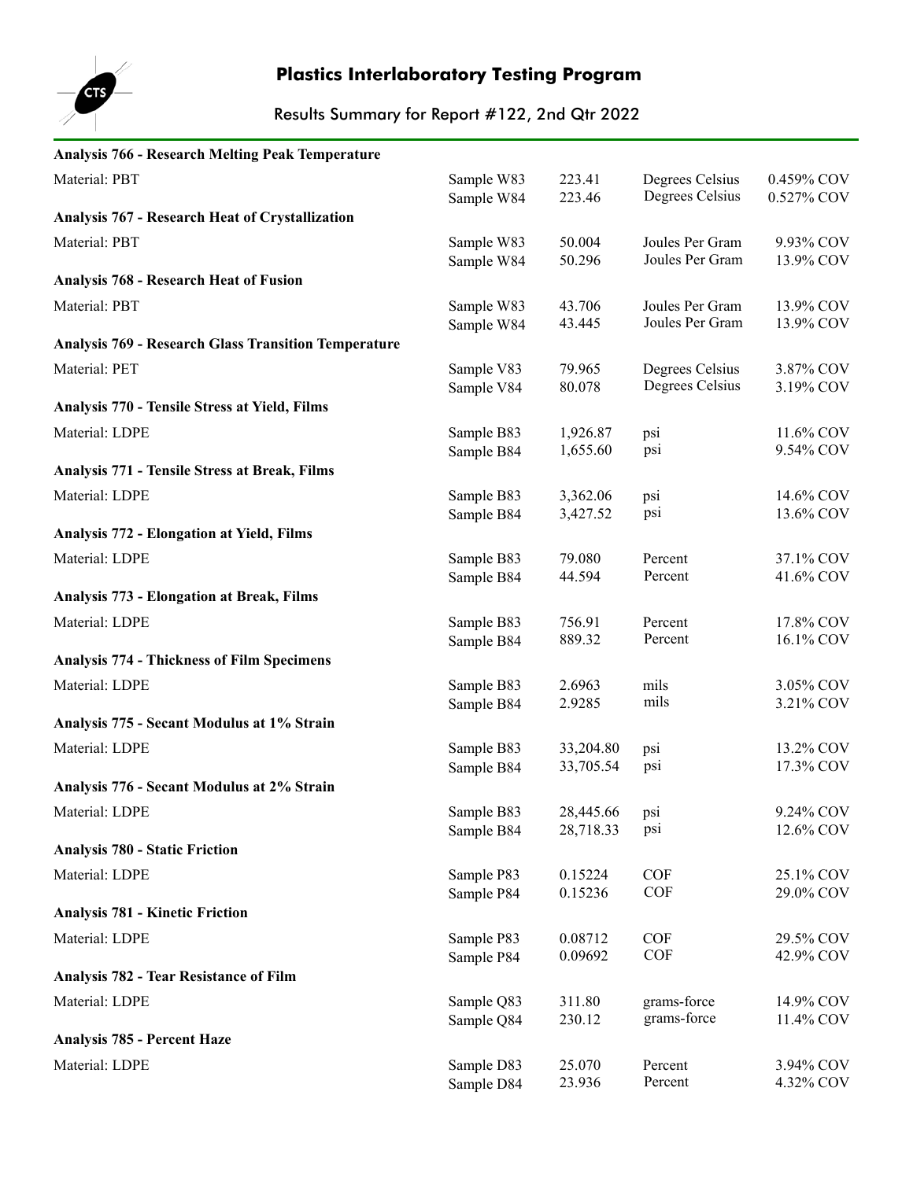# Plastics Interlaboratory Testing Program

## Results Summary for Report #122, 2nd Qtr 2022

**Analysis 766 - Research Melting Peak Temperature**

| Material | Sample | Value | Units | COV |
|---|---|---|---|---|
| PBT | Sample W83 | 223.41 | Degrees Celsius | 0.459% COV |
| | Sample W84 | 223.46 | Degrees Celsius | 0.527% COV |

**Analysis 767 - Research Heat of Crystallization**

| Material | Sample | Value | Units | COV |
|---|---|---|---|---|
| PBT | Sample W83 | 50.004 | Joules Per Gram | 9.93% COV |
| | Sample W84 | 50.296 | Joules Per Gram | 13.9% COV |

**Analysis 768 - Research Heat of Fusion**

| Material | Sample | Value | Units | COV |
|---|---|---|---|---|
| PBT | Sample W83 | 43.706 | Joules Per Gram | 13.9% COV |
| | Sample W84 | 43.445 | Joules Per Gram | 13.9% COV |

**Analysis 769 - Research Glass Transition Temperature**

| Material | Sample | Value | Units | COV |
|---|---|---|---|---|
| PET | Sample V83 | 79.965 | Degrees Celsius | 3.87% COV |
| | Sample V84 | 80.078 | Degrees Celsius | 3.19% COV |

**Analysis 770 - Tensile Stress at Yield, Films**

| Material | Sample | Value | Units | COV |
|---|---|---|---|---|
| LDPE | Sample B83 | 1,926.87 | psi | 11.6% COV |
| | Sample B84 | 1,655.60 | psi | 9.54% COV |

**Analysis 771 - Tensile Stress at Break, Films**

| Material | Sample | Value | Units | COV |
|---|---|---|---|---|
| LDPE | Sample B83 | 3,362.06 | psi | 14.6% COV |
| | Sample B84 | 3,427.52 | psi | 13.6% COV |

**Analysis 772 - Elongation at Yield, Films**

| Material | Sample | Value | Units | COV |
|---|---|---|---|---|
| LDPE | Sample B83 | 79.080 | Percent | 37.1% COV |
| | Sample B84 | 44.594 | Percent | 41.6% COV |

**Analysis 773 - Elongation at Break, Films**

| Material | Sample | Value | Units | COV |
|---|---|---|---|---|
| LDPE | Sample B83 | 756.91 | Percent | 17.8% COV |
| | Sample B84 | 889.32 | Percent | 16.1% COV |

**Analysis 774 - Thickness of Film Specimens**

| Material | Sample | Value | Units | COV |
|---|---|---|---|---|
| LDPE | Sample B83 | 2.6963 | mils | 3.05% COV |
| | Sample B84 | 2.9285 | mils | 3.21% COV |

**Analysis 775 - Secant Modulus at 1% Strain**

| Material | Sample | Value | Units | COV |
|---|---|---|---|---|
| LDPE | Sample B83 | 33,204.80 | psi | 13.2% COV |
| | Sample B84 | 33,705.54 | psi | 17.3% COV |

**Analysis 776 - Secant Modulus at 2% Strain**

| Material | Sample | Value | Units | COV |
|---|---|---|---|---|
| LDPE | Sample B83 | 28,445.66 | psi | 9.24% COV |
| | Sample B84 | 28,718.33 | psi | 12.6% COV |

**Analysis 780 - Static Friction**

| Material | Sample | Value | Units | COV |
|---|---|---|---|---|
| LDPE | Sample P83 | 0.15224 | COF | 25.1% COV |
| | Sample P84 | 0.15236 | COF | 29.0% COV |

**Analysis 781 - Kinetic Friction**

| Material | Sample | Value | Units | COV |
|---|---|---|---|---|
| LDPE | Sample P83 | 0.08712 | COF | 29.5% COV |
| | Sample P84 | 0.09692 | COF | 42.9% COV |

**Analysis 782 - Tear Resistance of Film**

| Material | Sample | Value | Units | COV |
|---|---|---|---|---|
| LDPE | Sample Q83 | 311.80 | grams-force | 14.9% COV |
| | Sample Q84 | 230.12 | grams-force | 11.4% COV |

**Analysis 785 - Percent Haze**

| Material | Sample | Value | Units | COV |
|---|---|---|---|---|
| LDPE | Sample D83 | 25.070 | Percent | 3.94% COV |
| | Sample D84 | 23.936 | Percent | 4.32% COV |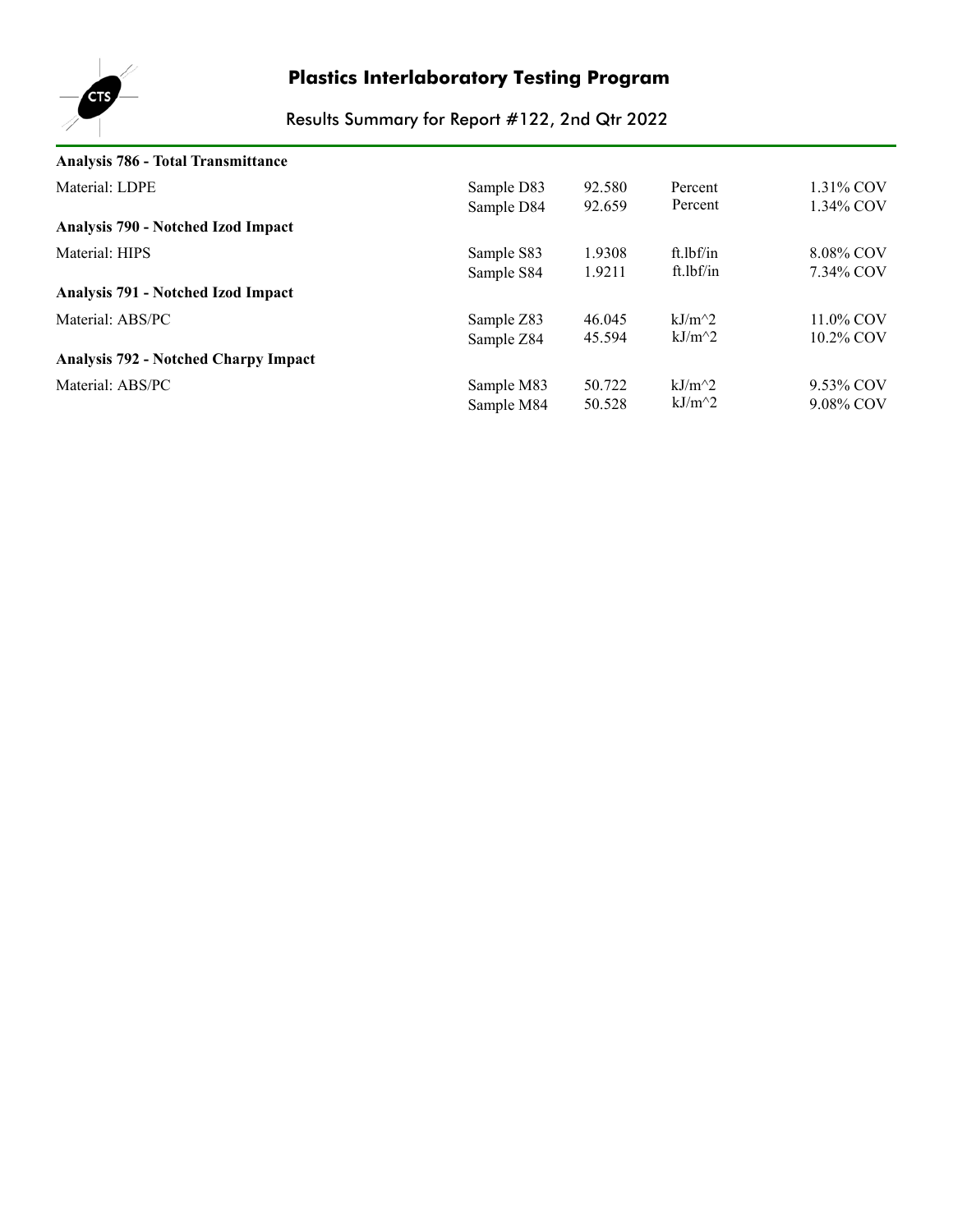# Plastics Interlaboratory Testing Program

## Results Summary for Report #122, 2nd Qtr 2022

**Analysis 786 - Total Transmittance**

| Material: LDPE | Sample D83 | 92.580 | Percent | 1.31% COV |
|---|---|---|---|---|
| | Sample D84 | 92.659 | Percent | 1.34% COV |

**Analysis 790 - Notched Izod Impact**

| Material: HIPS | Sample S83 | 1.9308 | ft.lbf/in | 8.08% COV |
|---|---|---|---|---|
| | Sample S84 | 1.9211 | ft.lbf/in | 7.34% COV |

**Analysis 791 - Notched Izod Impact**

| Material: ABS/PC | Sample Z83 | 46.045 | kJ/m^2 | 11.0% COV |
|---|---|---|---|---|
| | Sample Z84 | 45.594 | kJ/m^2 | 10.2% COV |

**Analysis 792 - Notched Charpy Impact**

| Material: ABS/PC | Sample M83 | 50.722 | kJ/m^2 | 9.53% COV |
|---|---|---|---|---|
| | Sample M84 | 50.528 | kJ/m^2 | 9.08% COV |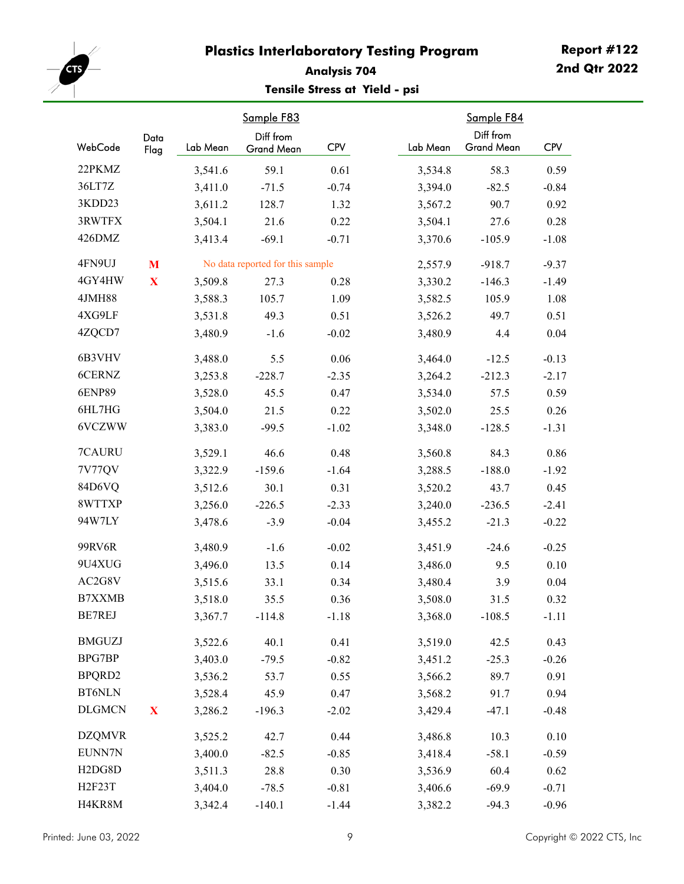# Plastics Interlaboratory Testing Program

**Report #122**
**2nd Qtr 2022**

## Analysis 704

### Tensile Stress at Yield - psi

| WebCode | Data Flag | Sample F83 Lab Mean | Sample F83 Diff from Grand Mean | Sample F83 CPV | Sample F84 Lab Mean | Sample F84 Diff from Grand Mean | Sample F84 CPV |
|---|---|---|---|---|---|---|---|
| 22PKMZ | | 3,541.6 | 59.1 | 0.61 | 3,534.8 | 58.3 | 0.59 |
| 36LT7Z | | 3,411.0 | -71.5 | -0.74 | 3,394.0 | -82.5 | -0.84 |
| 3KDD23 | | 3,611.2 | 128.7 | 1.32 | 3,567.2 | 90.7 | 0.92 |
| 3RWTFX | | 3,504.1 | 21.6 | 0.22 | 3,504.1 | 27.6 | 0.28 |
| 426DMZ | | 3,413.4 | -69.1 | -0.71 | 3,370.6 | -105.9 | -1.08 |
| 4FN9UJ | M | No data reported for this sample | | | 2,557.9 | -918.7 | -9.37 |
| 4GY4HW | X | 3,509.8 | 27.3 | 0.28 | 3,330.2 | -146.3 | -1.49 |
| 4JMH88 | | 3,588.3 | 105.7 | 1.09 | 3,582.5 | 105.9 | 1.08 |
| 4XG9LF | | 3,531.8 | 49.3 | 0.51 | 3,526.2 | 49.7 | 0.51 |
| 4ZQCD7 | | 3,480.9 | -1.6 | -0.02 | 3,480.9 | 4.4 | 0.04 |
| 6B3VHV | | 3,488.0 | 5.5 | 0.06 | 3,464.0 | -12.5 | -0.13 |
| 6CERNZ | | 3,253.8 | -228.7 | -2.35 | 3,264.2 | -212.3 | -2.17 |
| 6ENP89 | | 3,528.0 | 45.5 | 0.47 | 3,534.0 | 57.5 | 0.59 |
| 6HL7HG | | 3,504.0 | 21.5 | 0.22 | 3,502.0 | 25.5 | 0.26 |
| 6VCZWW | | 3,383.0 | -99.5 | -1.02 | 3,348.0 | -128.5 | -1.31 |
| 7CAURU | | 3,529.1 | 46.6 | 0.48 | 3,560.8 | 84.3 | 0.86 |
| 7V77QV | | 3,322.9 | -159.6 | -1.64 | 3,288.5 | -188.0 | -1.92 |
| 84D6VQ | | 3,512.6 | 30.1 | 0.31 | 3,520.2 | 43.7 | 0.45 |
| 8WTTXP | | 3,256.0 | -226.5 | -2.33 | 3,240.0 | -236.5 | -2.41 |
| 94W7LY | | 3,478.6 | -3.9 | -0.04 | 3,455.2 | -21.3 | -0.22 |
| 99RV6R | | 3,480.9 | -1.6 | -0.02 | 3,451.9 | -24.6 | -0.25 |
| 9U4XUG | | 3,496.0 | 13.5 | 0.14 | 3,486.0 | 9.5 | 0.10 |
| AC2G8V | | 3,515.6 | 33.1 | 0.34 | 3,480.4 | 3.9 | 0.04 |
| B7XXMB | | 3,518.0 | 35.5 | 0.36 | 3,508.0 | 31.5 | 0.32 |
| BE7REJ | | 3,367.7 | -114.8 | -1.18 | 3,368.0 | -108.5 | -1.11 |
| BMGUZJ | | 3,522.6 | 40.1 | 0.41 | 3,519.0 | 42.5 | 0.43 |
| BPG7BP | | 3,403.0 | -79.5 | -0.82 | 3,451.2 | -25.3 | -0.26 |
| BPQRD2 | | 3,536.2 | 53.7 | 0.55 | 3,566.2 | 89.7 | 0.91 |
| BT6NLN | | 3,528.4 | 45.9 | 0.47 | 3,568.2 | 91.7 | 0.94 |
| DLGMCN | X | 3,286.2 | -196.3 | -2.02 | 3,429.4 | -47.1 | -0.48 |
| DZQMVR | | 3,525.2 | 42.7 | 0.44 | 3,486.8 | 10.3 | 0.10 |
| EUNN7N | | 3,400.0 | -82.5 | -0.85 | 3,418.4 | -58.1 | -0.59 |
| H2DG8D | | 3,511.3 | 28.8 | 0.30 | 3,536.9 | 60.4 | 0.62 |
| H2F23T | | 3,404.0 | -78.5 | -0.81 | 3,406.6 | -69.9 | -0.71 |
| H4KR8M | | 3,342.4 | -140.1 | -1.44 | 3,382.2 | -94.3 | -0.96 |

Printed: June 03, 2022

Copyright © 2022 CTS, Inc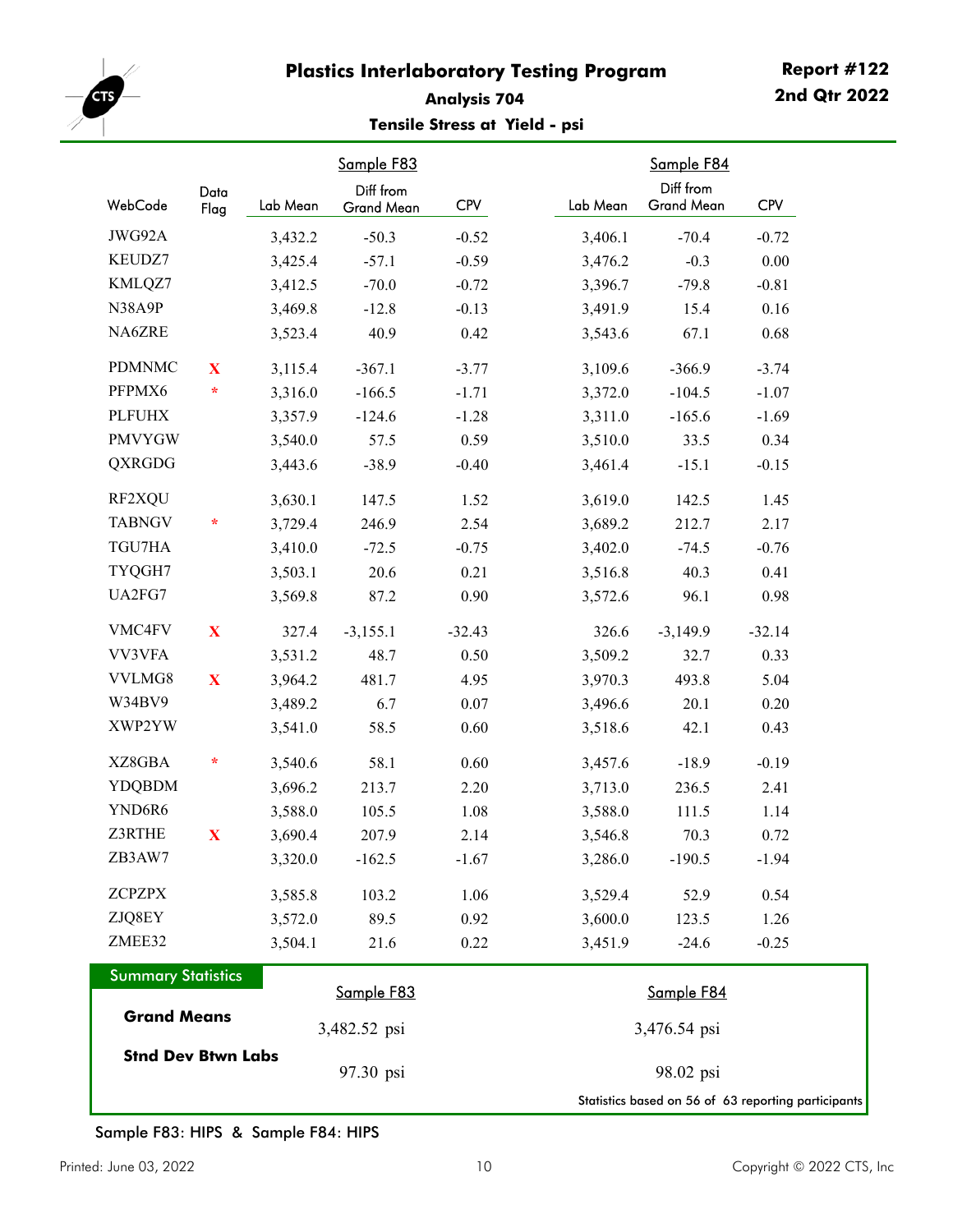# Plastics Interlaboratory Testing Program

**Report #122**
**2nd Qtr 2022**

### Analysis 704

### Tensile Stress at Yield - psi

| WebCode | Data Flag | Sample F83 Lab Mean | Sample F83 Diff from Grand Mean | Sample F83 CPV | Sample F84 Lab Mean | Sample F84 Diff from Grand Mean | Sample F84 CPV |
|---|---|---|---|---|---|---|---|
| JWG92A | | 3,432.2 | -50.3 | -0.52 | 3,406.1 | -70.4 | -0.72 |
| KEUDZ7 | | 3,425.4 | -57.1 | -0.59 | 3,476.2 | -0.3 | 0.00 |
| KMLQZ7 | | 3,412.5 | -70.0 | -0.72 | 3,396.7 | -79.8 | -0.81 |
| N38A9P | | 3,469.8 | -12.8 | -0.13 | 3,491.9 | 15.4 | 0.16 |
| NA6ZRE | | 3,523.4 | 40.9 | 0.42 | 3,543.6 | 67.1 | 0.68 |
| PDMNMC | X | 3,115.4 | -367.1 | -3.77 | 3,109.6 | -366.9 | -3.74 |
| PFPMX6 | * | 3,316.0 | -166.5 | -1.71 | 3,372.0 | -104.5 | -1.07 |
| PLFUHX | | 3,357.9 | -124.6 | -1.28 | 3,311.0 | -165.6 | -1.69 |
| PMVYGW | | 3,540.0 | 57.5 | 0.59 | 3,510.0 | 33.5 | 0.34 |
| QXRGDG | | 3,443.6 | -38.9 | -0.40 | 3,461.4 | -15.1 | -0.15 |
| RF2XQU | | 3,630.1 | 147.5 | 1.52 | 3,619.0 | 142.5 | 1.45 |
| TABNGV | * | 3,729.4 | 246.9 | 2.54 | 3,689.2 | 212.7 | 2.17 |
| TGU7HA | | 3,410.0 | -72.5 | -0.75 | 3,402.0 | -74.5 | -0.76 |
| TYQGH7 | | 3,503.1 | 20.6 | 0.21 | 3,516.8 | 40.3 | 0.41 |
| UA2FG7 | | 3,569.8 | 87.2 | 0.90 | 3,572.6 | 96.1 | 0.98 |
| VMC4FV | X | 327.4 | -3,155.1 | -32.43 | 326.6 | -3,149.9 | -32.14 |
| VV3VFA | | 3,531.2 | 48.7 | 0.50 | 3,509.2 | 32.7 | 0.33 |
| VVLMG8 | X | 3,964.2 | 481.7 | 4.95 | 3,970.3 | 493.8 | 5.04 |
| W34BV9 | | 3,489.2 | 6.7 | 0.07 | 3,496.6 | 20.1 | 0.20 |
| XWP2YW | | 3,541.0 | 58.5 | 0.60 | 3,518.6 | 42.1 | 0.43 |
| XZ8GBA | * | 3,540.6 | 58.1 | 0.60 | 3,457.6 | -18.9 | -0.19 |
| YDQBDM | | 3,696.2 | 213.7 | 2.20 | 3,713.0 | 236.5 | 2.41 |
| YND6R6 | | 3,588.0 | 105.5 | 1.08 | 3,588.0 | 111.5 | 1.14 |
| Z3RTHE | X | 3,690.4 | 207.9 | 2.14 | 3,546.8 | 70.3 | 0.72 |
| ZB3AW7 | | 3,320.0 | -162.5 | -1.67 | 3,286.0 | -190.5 | -1.94 |
| ZCPZPX | | 3,585.8 | 103.2 | 1.06 | 3,529.4 | 52.9 | 0.54 |
| ZJQ8EY | | 3,572.0 | 89.5 | 0.92 | 3,600.0 | 123.5 | 1.26 |
| ZMEE32 | | 3,504.1 | 21.6 | 0.22 | 3,451.9 | -24.6 | -0.25 |

**Summary Statistics**

| | Sample F83 | Sample F84 |
|---|---|---|
| **Grand Means** | 3,482.52 psi | 3,476.54 psi |
| **Stnd Dev Btwn Labs** | 97.30 psi | 98.02 psi |

Statistics based on 56 of 63 reporting participants

Sample F83: HIPS & Sample F84: HIPS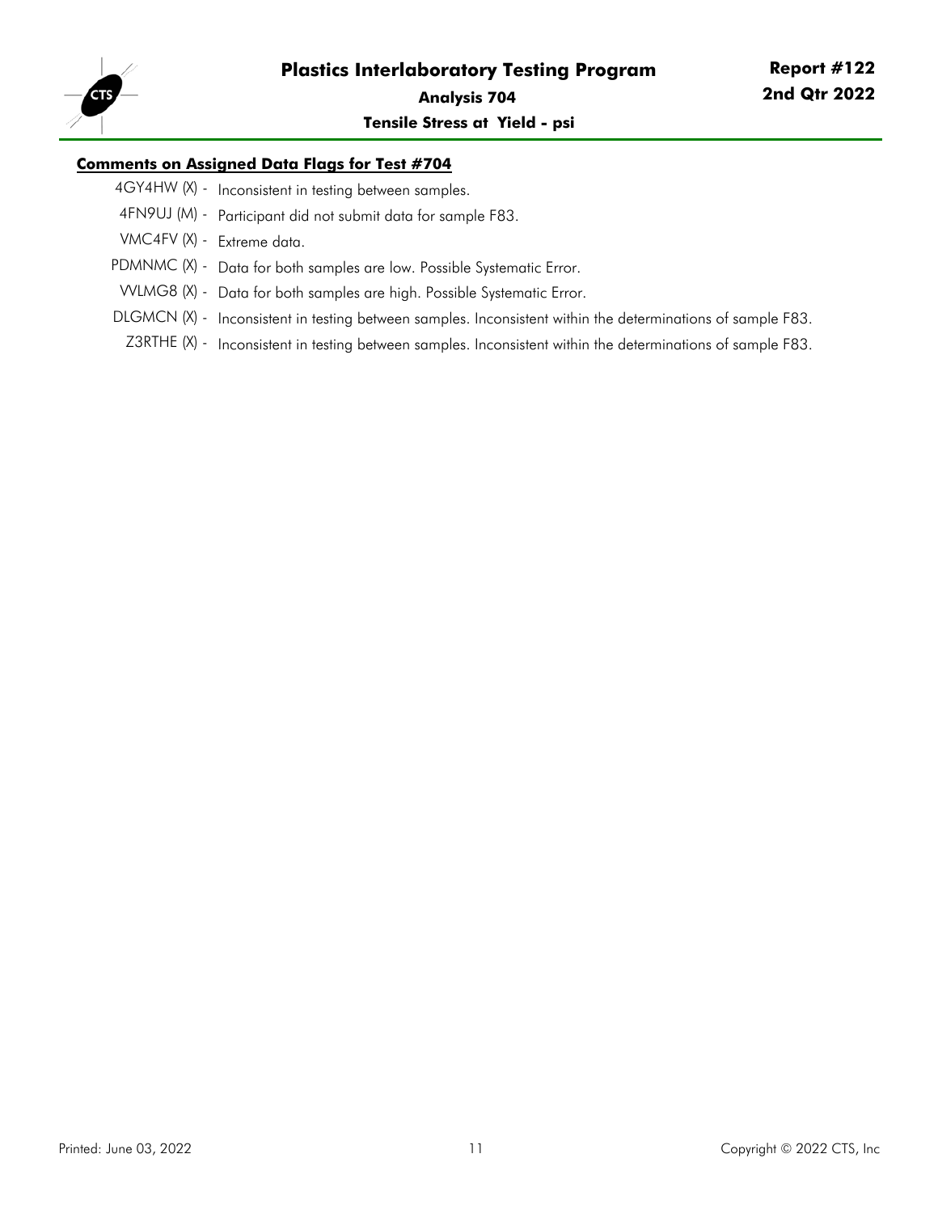**Comments on Assigned Data Flags for Test #704**

4GY4HW (X) - Inconsistent in testing between samples.

4FN9UJ (M) - Participant did not submit data for sample F83.

VMC4FV (X) - Extreme data.

PDMNMC (X) - Data for both samples are low. Possible Systematic Error.

VVLMG8 (X) - Data for both samples are high. Possible Systematic Error.

DLGMCN (X) - Inconsistent in testing between samples. Inconsistent within the determinations of sample F83.

Z3RTHE (X) - Inconsistent in testing between samples. Inconsistent within the determinations of sample F83.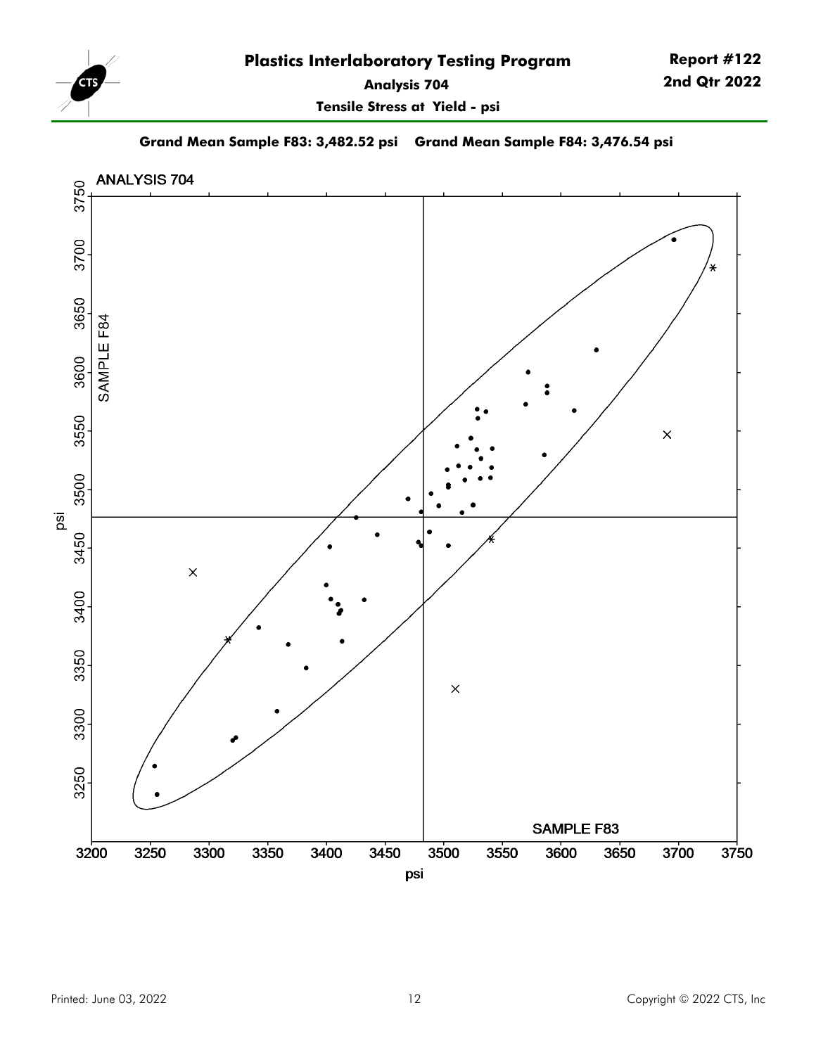# Plastics Interlaboratory Testing Program

**Report #122**
**2nd Qtr 2022**

**Analysis 704**

**Tensile Stress at Yield - psi**

**Grand Mean Sample F83: 3,482.52 psi    Grand Mean Sample F84: 3,476.54 psi**

ANALYSIS 704

SAMPLE F84

SAMPLE F83

psi

psi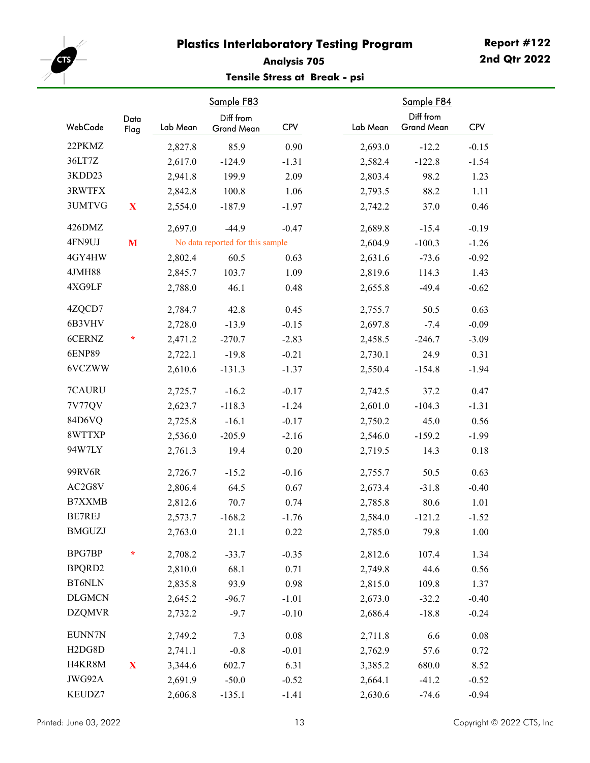# Plastics Interlaboratory Testing Program

**Report #122**
**2nd Qtr 2022**

## Analysis 705

### Tensile Stress at Break - psi

| WebCode | Data Flag | Sample F83 Lab Mean | Sample F83 Diff from Grand Mean | Sample F83 CPV | Sample F84 Lab Mean | Sample F84 Diff from Grand Mean | Sample F84 CPV |
|---|---|---|---|---|---|---|---|
| 22PKMZ | | 2,827.8 | 85.9 | 0.90 | 2,693.0 | -12.2 | -0.15 |
| 36LT7Z | | 2,617.0 | -124.9 | -1.31 | 2,582.4 | -122.8 | -1.54 |
| 3KDD23 | | 2,941.8 | 199.9 | 2.09 | 2,803.4 | 98.2 | 1.23 |
| 3RWTFX | | 2,842.8 | 100.8 | 1.06 | 2,793.5 | 88.2 | 1.11 |
| 3UMTVG | X | 2,554.0 | -187.9 | -1.97 | 2,742.2 | 37.0 | 0.46 |
| 426DMZ | | 2,697.0 | -44.9 | -0.47 | 2,689.8 | -15.4 | -0.19 |
| 4FN9UJ | M | No data reported for this sample | | | 2,604.9 | -100.3 | -1.26 |
| 4GY4HW | | 2,802.4 | 60.5 | 0.63 | 2,631.6 | -73.6 | -0.92 |
| 4JMH88 | | 2,845.7 | 103.7 | 1.09 | 2,819.6 | 114.3 | 1.43 |
| 4XG9LF | | 2,788.0 | 46.1 | 0.48 | 2,655.8 | -49.4 | -0.62 |
| 4ZQCD7 | | 2,784.7 | 42.8 | 0.45 | 2,755.7 | 50.5 | 0.63 |
| 6B3VHV | | 2,728.0 | -13.9 | -0.15 | 2,697.8 | -7.4 | -0.09 |
| 6CERNZ | * | 2,471.2 | -270.7 | -2.83 | 2,458.5 | -246.7 | -3.09 |
| 6ENP89 | | 2,722.1 | -19.8 | -0.21 | 2,730.1 | 24.9 | 0.31 |
| 6VCZWW | | 2,610.6 | -131.3 | -1.37 | 2,550.4 | -154.8 | -1.94 |
| 7CAURU | | 2,725.7 | -16.2 | -0.17 | 2,742.5 | 37.2 | 0.47 |
| 7V77QV | | 2,623.7 | -118.3 | -1.24 | 2,601.0 | -104.3 | -1.31 |
| 84D6VQ | | 2,725.8 | -16.1 | -0.17 | 2,750.2 | 45.0 | 0.56 |
| 8WTTXP | | 2,536.0 | -205.9 | -2.16 | 2,546.0 | -159.2 | -1.99 |
| 94W7LY | | 2,761.3 | 19.4 | 0.20 | 2,719.5 | 14.3 | 0.18 |
| 99RV6R | | 2,726.7 | -15.2 | -0.16 | 2,755.7 | 50.5 | 0.63 |
| AC2G8V | | 2,806.4 | 64.5 | 0.67 | 2,673.4 | -31.8 | -0.40 |
| B7XXMB | | 2,812.6 | 70.7 | 0.74 | 2,785.8 | 80.6 | 1.01 |
| BE7REJ | | 2,573.7 | -168.2 | -1.76 | 2,584.0 | -121.2 | -1.52 |
| BMGUZJ | | 2,763.0 | 21.1 | 0.22 | 2,785.0 | 79.8 | 1.00 |
| BPG7BP | * | 2,708.2 | -33.7 | -0.35 | 2,812.6 | 107.4 | 1.34 |
| BPQRD2 | | 2,810.0 | 68.1 | 0.71 | 2,749.8 | 44.6 | 0.56 |
| BT6NLN | | 2,835.8 | 93.9 | 0.98 | 2,815.0 | 109.8 | 1.37 |
| DLGMCN | | 2,645.2 | -96.7 | -1.01 | 2,673.0 | -32.2 | -0.40 |
| DZQMVR | | 2,732.2 | -9.7 | -0.10 | 2,686.4 | -18.8 | -0.24 |
| EUNN7N | | 2,749.2 | 7.3 | 0.08 | 2,711.8 | 6.6 | 0.08 |
| H2DG8D | | 2,741.1 | -0.8 | -0.01 | 2,762.9 | 57.6 | 0.72 |
| H4KR8M | X | 3,344.6 | 602.7 | 6.31 | 3,385.2 | 680.0 | 8.52 |
| JWG92A | | 2,691.9 | -50.0 | -0.52 | 2,664.1 | -41.2 | -0.52 |
| KEUDZ7 | | 2,606.8 | -135.1 | -1.41 | 2,630.6 | -74.6 | -0.94 |

Printed: June 03, 2022

Copyright © 2022 CTS, Inc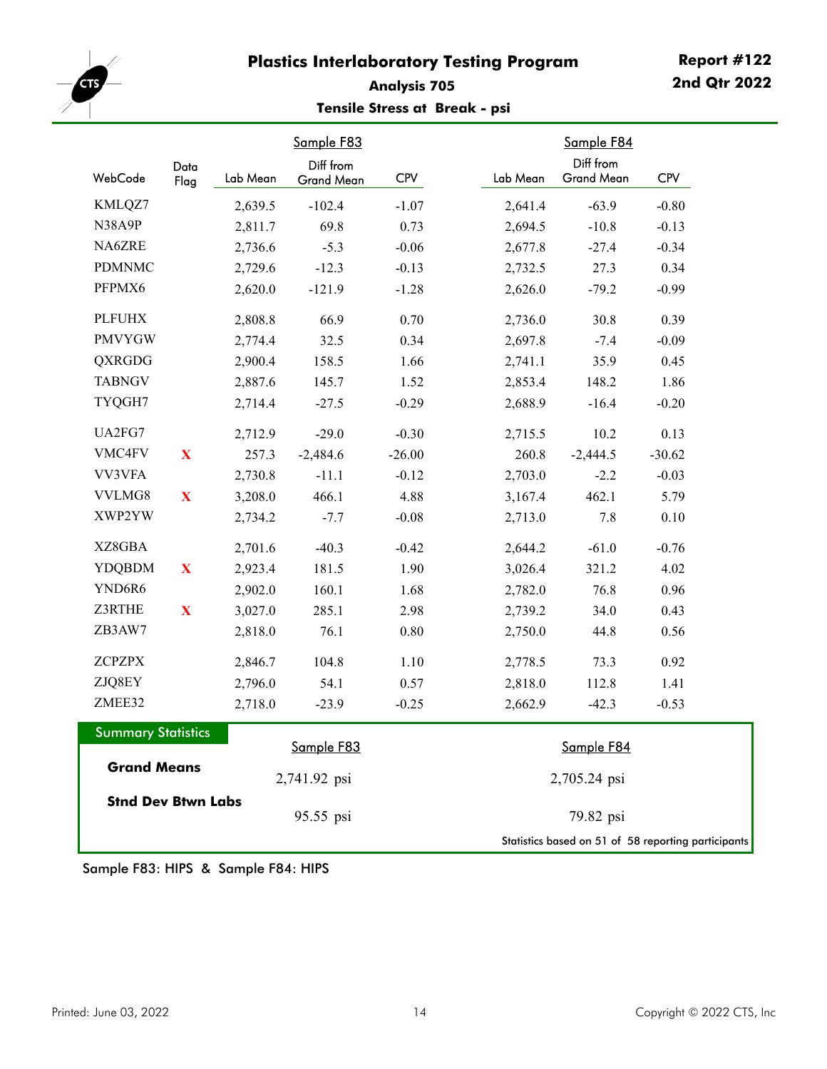# Plastics Interlaboratory Testing Program

**Report #122**
**2nd Qtr 2022**

## Analysis 705

### Tensile Stress at Break - psi

| WebCode | Data Flag | Sample F83 Lab Mean | Sample F83 Diff from Grand Mean | Sample F83 CPV | Sample F84 Lab Mean | Sample F84 Diff from Grand Mean | Sample F84 CPV |
|---|---|---|---|---|---|---|---|
| KMLQZ7 | | 2,639.5 | -102.4 | -1.07 | 2,641.4 | -63.9 | -0.80 |
| N38A9P | | 2,811.7 | 69.8 | 0.73 | 2,694.5 | -10.8 | -0.13 |
| NA6ZRE | | 2,736.6 | -5.3 | -0.06 | 2,677.8 | -27.4 | -0.34 |
| PDMNMC | | 2,729.6 | -12.3 | -0.13 | 2,732.5 | 27.3 | 0.34 |
| PFPMX6 | | 2,620.0 | -121.9 | -1.28 | 2,626.0 | -79.2 | -0.99 |
| PLFUHX | | 2,808.8 | 66.9 | 0.70 | 2,736.0 | 30.8 | 0.39 |
| PMVYGW | | 2,774.4 | 32.5 | 0.34 | 2,697.8 | -7.4 | -0.09 |
| QXRGDG | | 2,900.4 | 158.5 | 1.66 | 2,741.1 | 35.9 | 0.45 |
| TABNGV | | 2,887.6 | 145.7 | 1.52 | 2,853.4 | 148.2 | 1.86 |
| TYQGH7 | | 2,714.4 | -27.5 | -0.29 | 2,688.9 | -16.4 | -0.20 |
| UA2FG7 | | 2,712.9 | -29.0 | -0.30 | 2,715.5 | 10.2 | 0.13 |
| VMC4FV | X | 257.3 | -2,484.6 | -26.00 | 260.8 | -2,444.5 | -30.62 |
| VV3VFA | | 2,730.8 | -11.1 | -0.12 | 2,703.0 | -2.2 | -0.03 |
| VVLMG8 | X | 3,208.0 | 466.1 | 4.88 | 3,167.4 | 462.1 | 5.79 |
| XWP2YW | | 2,734.2 | -7.7 | -0.08 | 2,713.0 | 7.8 | 0.10 |
| XZ8GBA | | 2,701.6 | -40.3 | -0.42 | 2,644.2 | -61.0 | -0.76 |
| YDQBDM | X | 2,923.4 | 181.5 | 1.90 | 3,026.4 | 321.2 | 4.02 |
| YND6R6 | | 2,902.0 | 160.1 | 1.68 | 2,782.0 | 76.8 | 0.96 |
| Z3RTHE | X | 3,027.0 | 285.1 | 2.98 | 2,739.2 | 34.0 | 0.43 |
| ZB3AW7 | | 2,818.0 | 76.1 | 0.80 | 2,750.0 | 44.8 | 0.56 |
| ZCPZPX | | 2,846.7 | 104.8 | 1.10 | 2,778.5 | 73.3 | 0.92 |
| ZJQ8EY | | 2,796.0 | 54.1 | 0.57 | 2,818.0 | 112.8 | 1.41 |
| ZMEE32 | | 2,718.0 | -23.9 | -0.25 | 2,662.9 | -42.3 | -0.53 |

**Summary Statistics**

| | Sample F83 | Sample F84 |
|---|---|---|
| **Grand Means** | 2,741.92 psi | 2,705.24 psi |
| **Stnd Dev Btwn Labs** | 95.55 psi | 79.82 psi |

Statistics based on 51 of 58 reporting participants

Sample F83: HIPS & Sample F84: HIPS

Printed: June 03, 2022

Copyright © 2022 CTS, Inc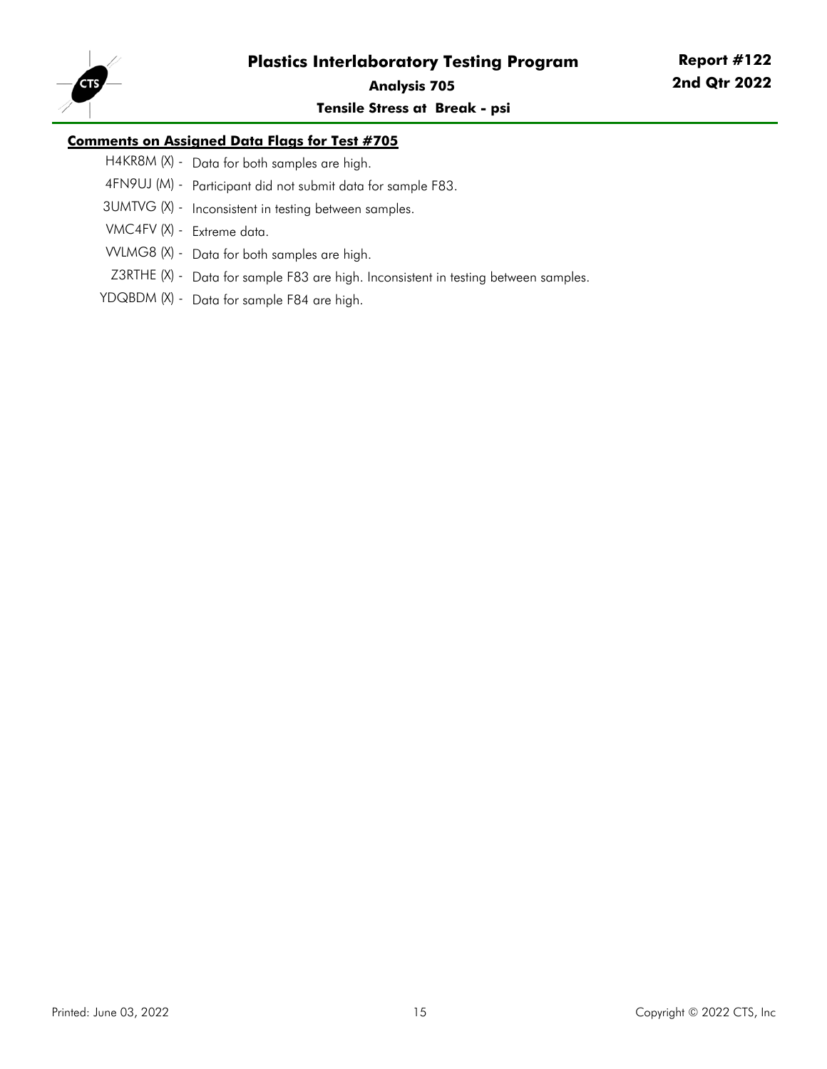## Comments on Assigned Data Flags for Test #705

H4KR8M (X) - Data for both samples are high.

4FN9UJ (M) - Participant did not submit data for sample F83.

3UMTVG (X) - Inconsistent in testing between samples.

VMC4FV (X) - Extreme data.

VVLMG8 (X) - Data for both samples are high.

Z3RTHE (X) - Data for sample F83 are high. Inconsistent in testing between samples.

YDQBDM (X) - Data for sample F84 are high.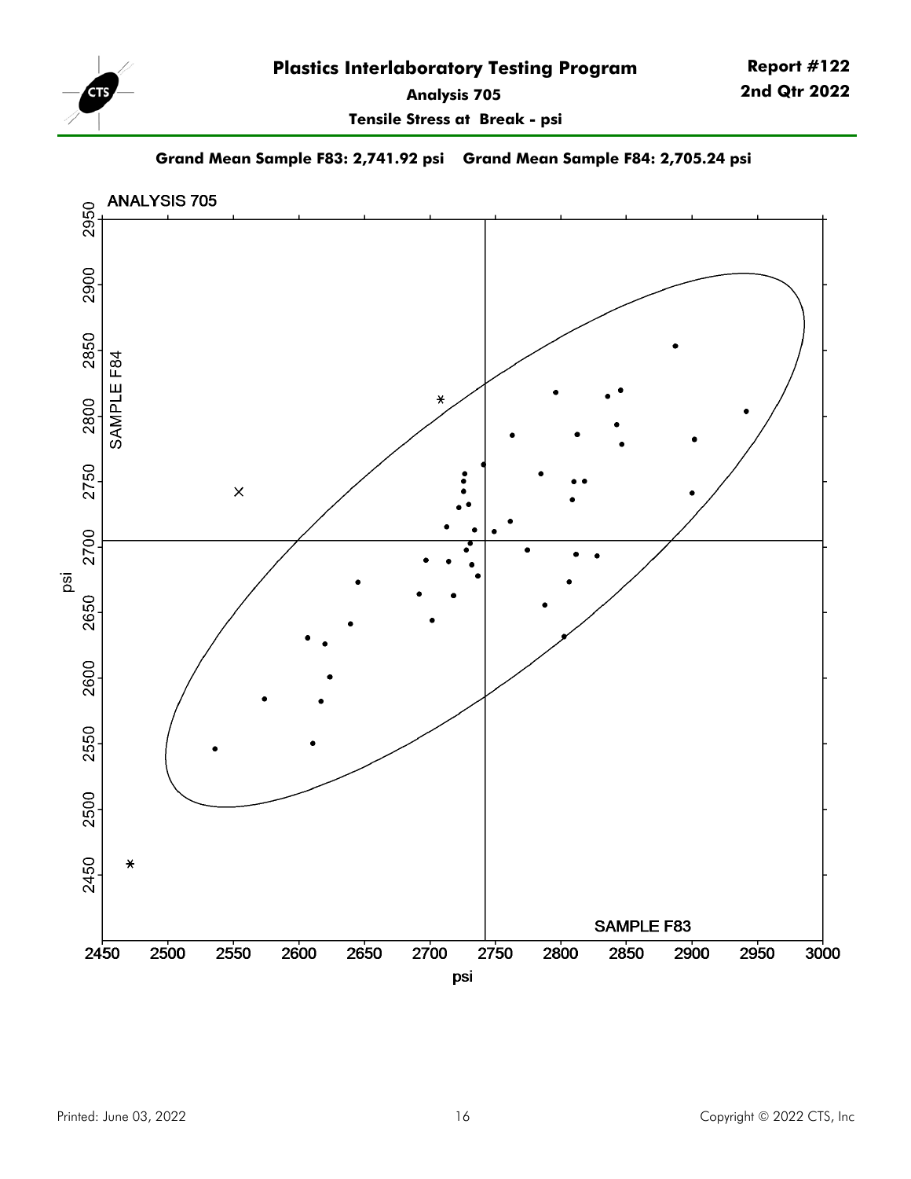# Plastics Interlaboratory Testing Program

**Report #122**
**2nd Qtr 2022**

**Analysis 705**

**Tensile Stress at Break - psi**

**Grand Mean Sample F83: 2,741.92 psi    Grand Mean Sample F84: 2,705.24 psi**

ANALYSIS 705

SAMPLE F84

SAMPLE F83

psi

psi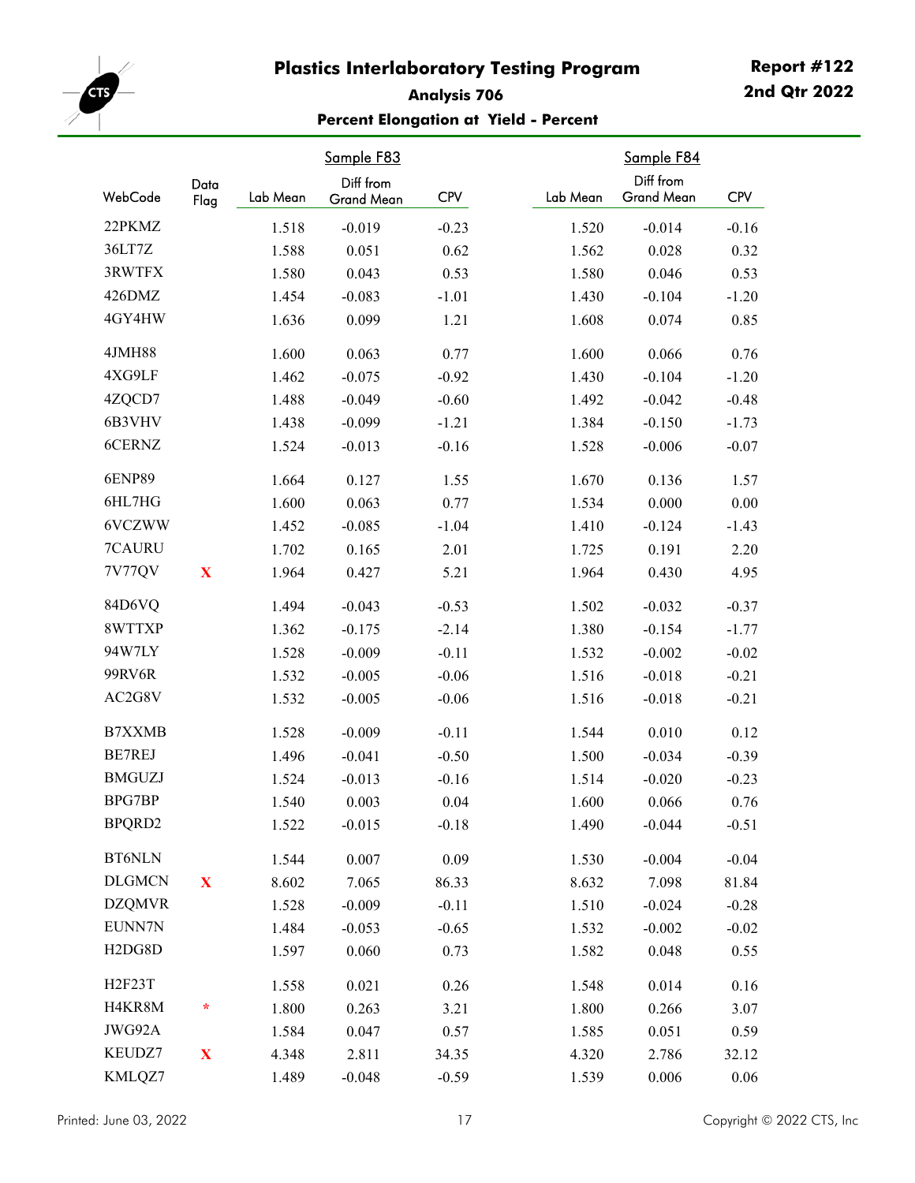# Plastics Interlaboratory Testing Program

**Report #122**
**2nd Qtr 2022**

### Analysis 706

### Percent Elongation at Yield - Percent

| WebCode | Data Flag | Sample F83 Lab Mean | Sample F83 Diff from Grand Mean | Sample F83 CPV | Sample F84 Lab Mean | Sample F84 Diff from Grand Mean | Sample F84 CPV |
|---|---|---|---|---|---|---|---|
| 22PKMZ | | 1.518 | -0.019 | -0.23 | 1.520 | -0.014 | -0.16 |
| 36LT7Z | | 1.588 | 0.051 | 0.62 | 1.562 | 0.028 | 0.32 |
| 3RWTFX | | 1.580 | 0.043 | 0.53 | 1.580 | 0.046 | 0.53 |
| 426DMZ | | 1.454 | -0.083 | -1.01 | 1.430 | -0.104 | -1.20 |
| 4GY4HW | | 1.636 | 0.099 | 1.21 | 1.608 | 0.074 | 0.85 |
| 4JMH88 | | 1.600 | 0.063 | 0.77 | 1.600 | 0.066 | 0.76 |
| 4XG9LF | | 1.462 | -0.075 | -0.92 | 1.430 | -0.104 | -1.20 |
| 4ZQCD7 | | 1.488 | -0.049 | -0.60 | 1.492 | -0.042 | -0.48 |
| 6B3VHV | | 1.438 | -0.099 | -1.21 | 1.384 | -0.150 | -1.73 |
| 6CERNZ | | 1.524 | -0.013 | -0.16 | 1.528 | -0.006 | -0.07 |
| 6ENP89 | | 1.664 | 0.127 | 1.55 | 1.670 | 0.136 | 1.57 |
| 6HL7HG | | 1.600 | 0.063 | 0.77 | 1.534 | 0.000 | 0.00 |
| 6VCZWW | | 1.452 | -0.085 | -1.04 | 1.410 | -0.124 | -1.43 |
| 7CAURU | | 1.702 | 0.165 | 2.01 | 1.725 | 0.191 | 2.20 |
| 7V77QV | X | 1.964 | 0.427 | 5.21 | 1.964 | 0.430 | 4.95 |
| 84D6VQ | | 1.494 | -0.043 | -0.53 | 1.502 | -0.032 | -0.37 |
| 8WTTXP | | 1.362 | -0.175 | -2.14 | 1.380 | -0.154 | -1.77 |
| 94W7LY | | 1.528 | -0.009 | -0.11 | 1.532 | -0.002 | -0.02 |
| 99RV6R | | 1.532 | -0.005 | -0.06 | 1.516 | -0.018 | -0.21 |
| AC2G8V | | 1.532 | -0.005 | -0.06 | 1.516 | -0.018 | -0.21 |
| B7XXMB | | 1.528 | -0.009 | -0.11 | 1.544 | 0.010 | 0.12 |
| BE7REJ | | 1.496 | -0.041 | -0.50 | 1.500 | -0.034 | -0.39 |
| BMGUZJ | | 1.524 | -0.013 | -0.16 | 1.514 | -0.020 | -0.23 |
| BPG7BP | | 1.540 | 0.003 | 0.04 | 1.600 | 0.066 | 0.76 |
| BPQRD2 | | 1.522 | -0.015 | -0.18 | 1.490 | -0.044 | -0.51 |
| BT6NLN | | 1.544 | 0.007 | 0.09 | 1.530 | -0.004 | -0.04 |
| DLGMCN | X | 8.602 | 7.065 | 86.33 | 8.632 | 7.098 | 81.84 |
| DZQMVR | | 1.528 | -0.009 | -0.11 | 1.510 | -0.024 | -0.28 |
| EUNN7N | | 1.484 | -0.053 | -0.65 | 1.532 | -0.002 | -0.02 |
| H2DG8D | | 1.597 | 0.060 | 0.73 | 1.582 | 0.048 | 0.55 |
| H2F23T | | 1.558 | 0.021 | 0.26 | 1.548 | 0.014 | 0.16 |
| H4KR8M | * | 1.800 | 0.263 | 3.21 | 1.800 | 0.266 | 3.07 |
| JWG92A | | 1.584 | 0.047 | 0.57 | 1.585 | 0.051 | 0.59 |
| KEUDZ7 | X | 4.348 | 2.811 | 34.35 | 4.320 | 2.786 | 32.12 |
| KMLQZ7 | | 1.489 | -0.048 | -0.59 | 1.539 | 0.006 | 0.06 |

Printed: June 03, 2022

Copyright © 2022 CTS, Inc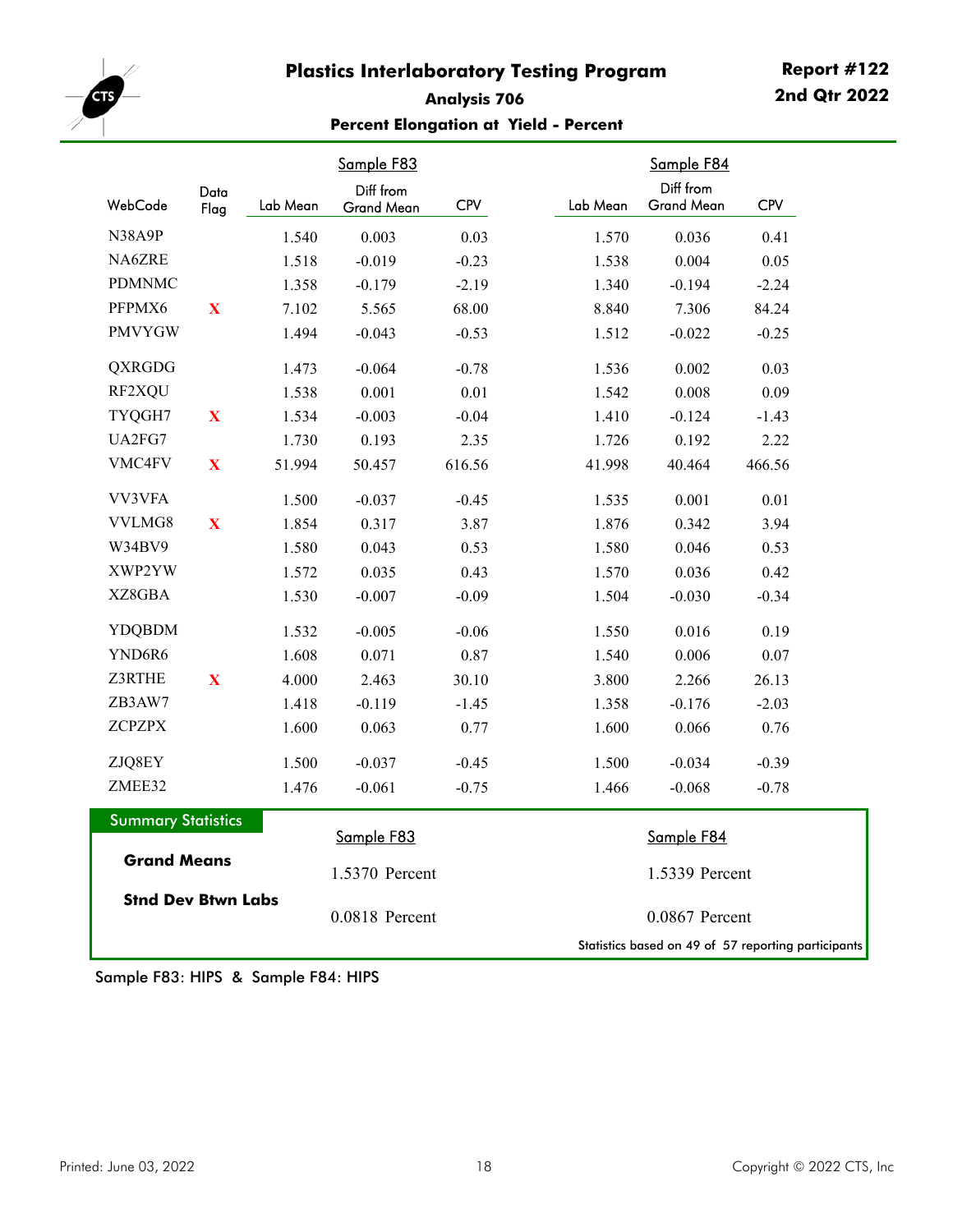# Plastics Interlaboratory Testing Program

**Report #122**
**2nd Qtr 2022**

### Analysis 706

### Percent Elongation at Yield - Percent

| WebCode | Data Flag | Sample F83 Lab Mean | Sample F83 Diff from Grand Mean | Sample F83 CPV | Sample F84 Lab Mean | Sample F84 Diff from Grand Mean | Sample F84 CPV |
|---|---|---|---|---|---|---|---|
| N38A9P | | 1.540 | 0.003 | 0.03 | 1.570 | 0.036 | 0.41 |
| NA6ZRE | | 1.518 | -0.019 | -0.23 | 1.538 | 0.004 | 0.05 |
| PDMNMC | | 1.358 | -0.179 | -2.19 | 1.340 | -0.194 | -2.24 |
| PFPMX6 | X | 7.102 | 5.565 | 68.00 | 8.840 | 7.306 | 84.24 |
| PMVYGW | | 1.494 | -0.043 | -0.53 | 1.512 | -0.022 | -0.25 |
| QXRGDG | | 1.473 | -0.064 | -0.78 | 1.536 | 0.002 | 0.03 |
| RF2XQU | | 1.538 | 0.001 | 0.01 | 1.542 | 0.008 | 0.09 |
| TYQGH7 | X | 1.534 | -0.003 | -0.04 | 1.410 | -0.124 | -1.43 |
| UA2FG7 | | 1.730 | 0.193 | 2.35 | 1.726 | 0.192 | 2.22 |
| VMC4FV | X | 51.994 | 50.457 | 616.56 | 41.998 | 40.464 | 466.56 |
| VV3VFA | | 1.500 | -0.037 | -0.45 | 1.535 | 0.001 | 0.01 |
| VVLMG8 | X | 1.854 | 0.317 | 3.87 | 1.876 | 0.342 | 3.94 |
| W34BV9 | | 1.580 | 0.043 | 0.53 | 1.580 | 0.046 | 0.53 |
| XWP2YW | | 1.572 | 0.035 | 0.43 | 1.570 | 0.036 | 0.42 |
| XZ8GBA | | 1.530 | -0.007 | -0.09 | 1.504 | -0.030 | -0.34 |
| YDQBDM | | 1.532 | -0.005 | -0.06 | 1.550 | 0.016 | 0.19 |
| YND6R6 | | 1.608 | 0.071 | 0.87 | 1.540 | 0.006 | 0.07 |
| Z3RTHE | X | 4.000 | 2.463 | 30.10 | 3.800 | 2.266 | 26.13 |
| ZB3AW7 | | 1.418 | -0.119 | -1.45 | 1.358 | -0.176 | -2.03 |
| ZCPZPX | | 1.600 | 0.063 | 0.77 | 1.600 | 0.066 | 0.76 |
| ZJQ8EY | | 1.500 | -0.037 | -0.45 | 1.500 | -0.034 | -0.39 |
| ZMEE32 | | 1.476 | -0.061 | -0.75 | 1.466 | -0.068 | -0.78 |

**Summary Statistics**

| | Sample F83 | Sample F84 |
|---|---|---|
| **Grand Means** | 1.5370 Percent | 1.5339 Percent |
| **Stnd Dev Btwn Labs** | 0.0818 Percent | 0.0867 Percent |

Statistics based on 49 of 57 reporting participants

Sample F83: HIPS & Sample F84: HIPS

Printed: June 03, 2022

Copyright © 2022 CTS, Inc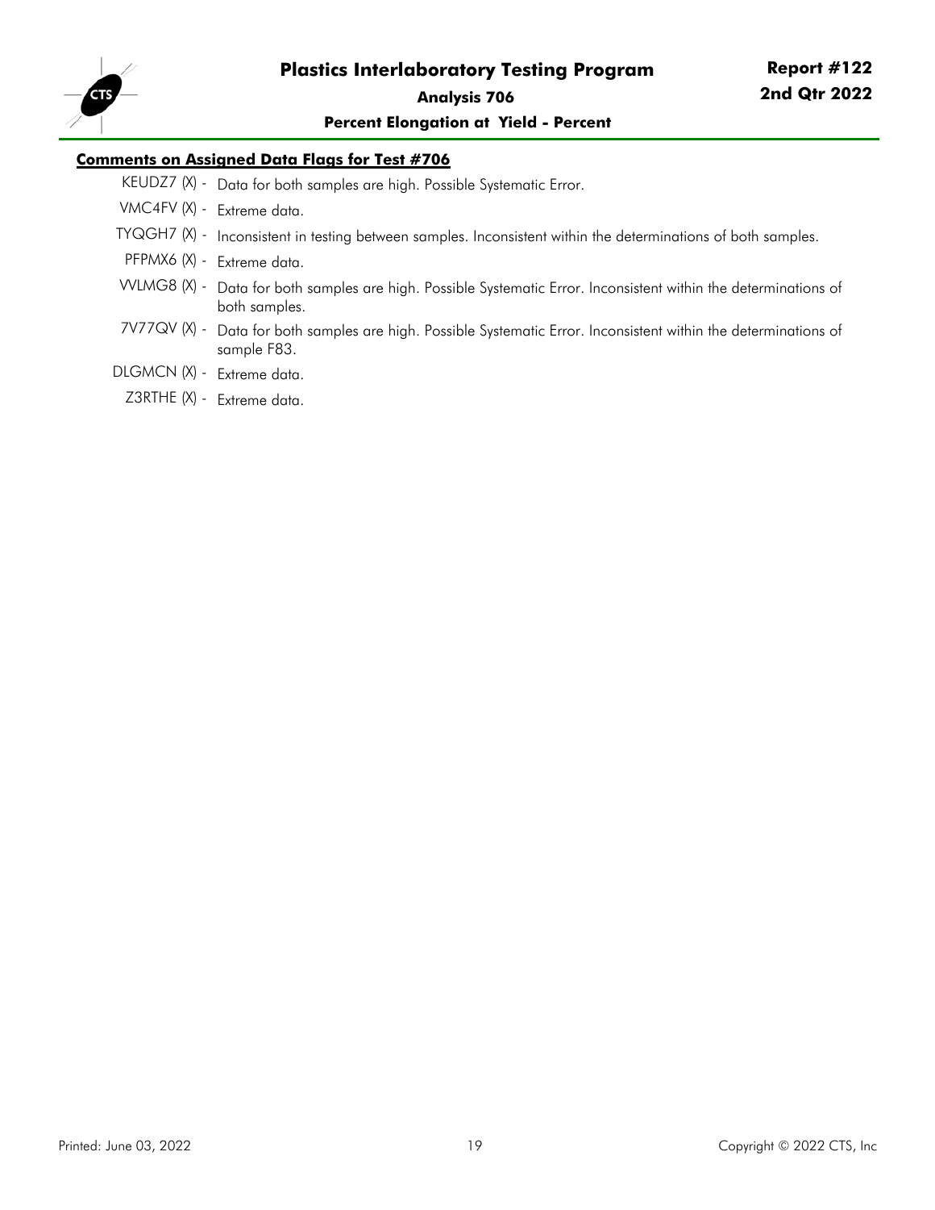## Comments on Assigned Data Flags for Test #706

KEUDZ7 (X) - Data for both samples are high. Possible Systematic Error.

VMC4FV (X) - Extreme data.

TYQGH7 (X) - Inconsistent in testing between samples. Inconsistent within the determinations of both samples.

PFPMX6 (X) - Extreme data.

VVLMG8 (X) - Data for both samples are high. Possible Systematic Error. Inconsistent within the determinations of both samples.

7V77QV (X) - Data for both samples are high. Possible Systematic Error. Inconsistent within the determinations of sample F83.

DLGMCN (X) - Extreme data.

Z3RTHE (X) - Extreme data.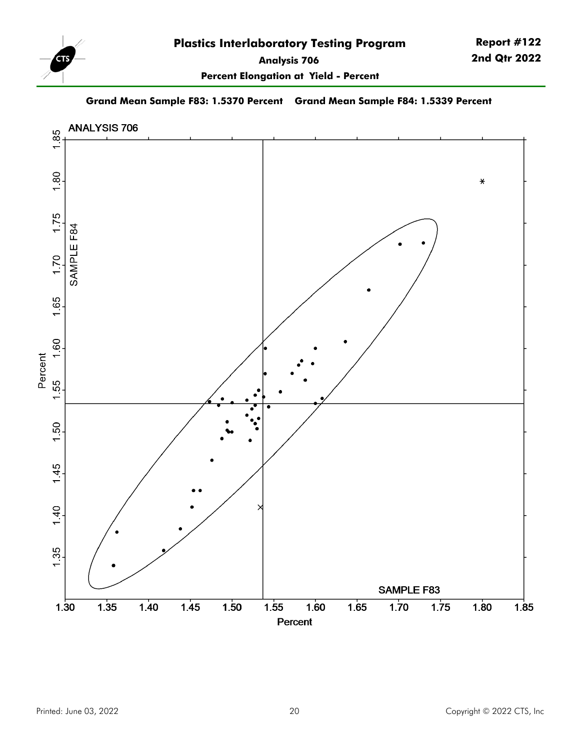# Plastics Interlaboratory Testing Program

**Report #122**
**2nd Qtr 2022**

**Analysis 706**

**Percent Elongation at Yield - Percent**

**Grand Mean Sample F83: 1.5370 Percent Grand Mean Sample F84: 1.5339 Percent**

ANALYSIS 706

SAMPLE F84

Percent

SAMPLE F83

Percent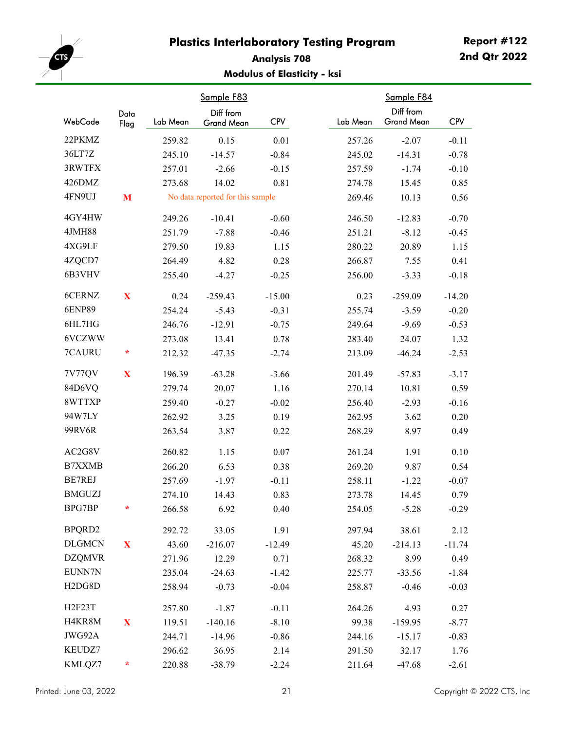# Plastics Interlaboratory Testing Program

**Report #122**
**2nd Qtr 2022**

### Analysis 708

### Modulus of Elasticity - ksi

| WebCode | Data Flag | Sample F83 Lab Mean | Sample F83 Diff from Grand Mean | Sample F83 CPV | Sample F84 Lab Mean | Sample F84 Diff from Grand Mean | Sample F84 CPV |
|---|---|---|---|---|---|---|---|
| 22PKMZ | | 259.82 | 0.15 | 0.01 | 257.26 | -2.07 | -0.11 |
| 36LT7Z | | 245.10 | -14.57 | -0.84 | 245.02 | -14.31 | -0.78 |
| 3RWTFX | | 257.01 | -2.66 | -0.15 | 257.59 | -1.74 | -0.10 |
| 426DMZ | | 273.68 | 14.02 | 0.81 | 274.78 | 15.45 | 0.85 |
| 4FN9UJ | M | No data reported for this sample | | | 269.46 | 10.13 | 0.56 |
| 4GY4HW | | 249.26 | -10.41 | -0.60 | 246.50 | -12.83 | -0.70 |
| 4JMH88 | | 251.79 | -7.88 | -0.46 | 251.21 | -8.12 | -0.45 |
| 4XG9LF | | 279.50 | 19.83 | 1.15 | 280.22 | 20.89 | 1.15 |
| 4ZQCD7 | | 264.49 | 4.82 | 0.28 | 266.87 | 7.55 | 0.41 |
| 6B3VHV | | 255.40 | -4.27 | -0.25 | 256.00 | -3.33 | -0.18 |
| 6CERNZ | X | 0.24 | -259.43 | -15.00 | 0.23 | -259.09 | -14.20 |
| 6ENP89 | | 254.24 | -5.43 | -0.31 | 255.74 | -3.59 | -0.20 |
| 6HL7HG | | 246.76 | -12.91 | -0.75 | 249.64 | -9.69 | -0.53 |
| 6VCZWW | | 273.08 | 13.41 | 0.78 | 283.40 | 24.07 | 1.32 |
| 7CAURU | * | 212.32 | -47.35 | -2.74 | 213.09 | -46.24 | -2.53 |
| 7V77QV | X | 196.39 | -63.28 | -3.66 | 201.49 | -57.83 | -3.17 |
| 84D6VQ | | 279.74 | 20.07 | 1.16 | 270.14 | 10.81 | 0.59 |
| 8WTTXP | | 259.40 | -0.27 | -0.02 | 256.40 | -2.93 | -0.16 |
| 94W7LY | | 262.92 | 3.25 | 0.19 | 262.95 | 3.62 | 0.20 |
| 99RV6R | | 263.54 | 3.87 | 0.22 | 268.29 | 8.97 | 0.49 |
| AC2G8V | | 260.82 | 1.15 | 0.07 | 261.24 | 1.91 | 0.10 |
| B7XXMB | | 266.20 | 6.53 | 0.38 | 269.20 | 9.87 | 0.54 |
| BE7REJ | | 257.69 | -1.97 | -0.11 | 258.11 | -1.22 | -0.07 |
| BMGUZJ | | 274.10 | 14.43 | 0.83 | 273.78 | 14.45 | 0.79 |
| BPG7BP | * | 266.58 | 6.92 | 0.40 | 254.05 | -5.28 | -0.29 |
| BPQRD2 | | 292.72 | 33.05 | 1.91 | 297.94 | 38.61 | 2.12 |
| DLGMCN | X | 43.60 | -216.07 | -12.49 | 45.20 | -214.13 | -11.74 |
| DZQMVR | | 271.96 | 12.29 | 0.71 | 268.32 | 8.99 | 0.49 |
| EUNN7N | | 235.04 | -24.63 | -1.42 | 225.77 | -33.56 | -1.84 |
| H2DG8D | | 258.94 | -0.73 | -0.04 | 258.87 | -0.46 | -0.03 |
| H2F23T | | 257.80 | -1.87 | -0.11 | 264.26 | 4.93 | 0.27 |
| H4KR8M | X | 119.51 | -140.16 | -8.10 | 99.38 | -159.95 | -8.77 |
| JWG92A | | 244.71 | -14.96 | -0.86 | 244.16 | -15.17 | -0.83 |
| KEUDZ7 | | 296.62 | 36.95 | 2.14 | 291.50 | 32.17 | 1.76 |
| KMLQZ7 | * | 220.88 | -38.79 | -2.24 | 211.64 | -47.68 | -2.61 |

Printed: June 03, 2022

Copyright © 2022 CTS, Inc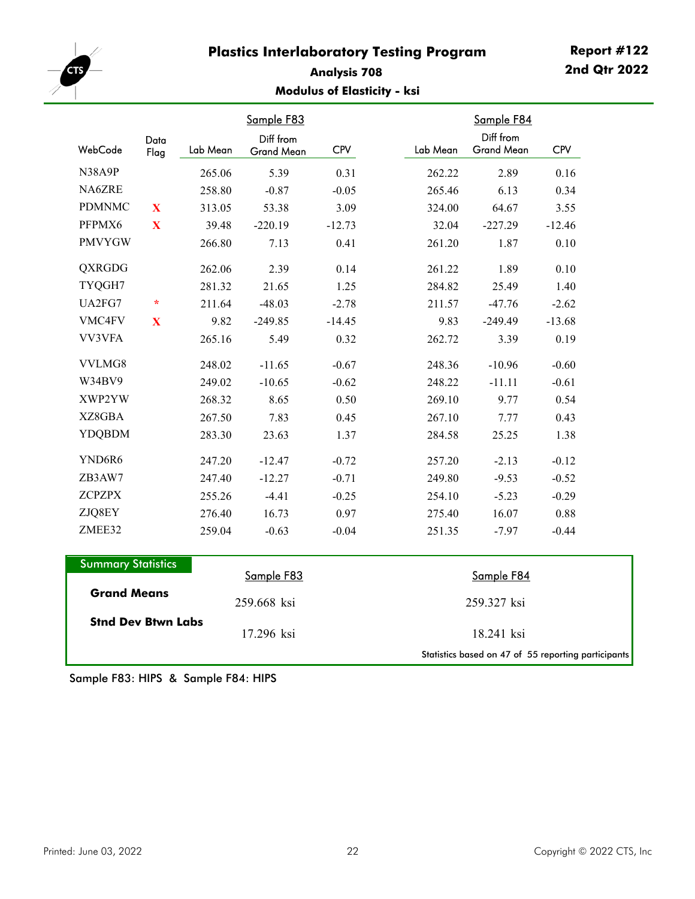# Plastics Interlaboratory Testing Program

**Report #122**
**2nd Qtr 2022**

## Analysis 708

### Modulus of Elasticity - ksi

| WebCode | Data Flag | Sample F83 Lab Mean | Sample F83 Diff from Grand Mean | Sample F83 CPV | Sample F84 Lab Mean | Sample F84 Diff from Grand Mean | Sample F84 CPV |
|---|---|---|---|---|---|---|---|
| N38A9P | | 265.06 | 5.39 | 0.31 | 262.22 | 2.89 | 0.16 |
| NA6ZRE | | 258.80 | -0.87 | -0.05 | 265.46 | 6.13 | 0.34 |
| PDMNMC | X | 313.05 | 53.38 | 3.09 | 324.00 | 64.67 | 3.55 |
| PFPMX6 | X | 39.48 | -220.19 | -12.73 | 32.04 | -227.29 | -12.46 |
| PMVYGW | | 266.80 | 7.13 | 0.41 | 261.20 | 1.87 | 0.10 |
| QXRGDG | | 262.06 | 2.39 | 0.14 | 261.22 | 1.89 | 0.10 |
| TYQGH7 | | 281.32 | 21.65 | 1.25 | 284.82 | 25.49 | 1.40 |
| UA2FG7 | * | 211.64 | -48.03 | -2.78 | 211.57 | -47.76 | -2.62 |
| VMC4FV | X | 9.82 | -249.85 | -14.45 | 9.83 | -249.49 | -13.68 |
| VV3VFA | | 265.16 | 5.49 | 0.32 | 262.72 | 3.39 | 0.19 |
| VVLMG8 | | 248.02 | -11.65 | -0.67 | 248.36 | -10.96 | -0.60 |
| W34BV9 | | 249.02 | -10.65 | -0.62 | 248.22 | -11.11 | -0.61 |
| XWP2YW | | 268.32 | 8.65 | 0.50 | 269.10 | 9.77 | 0.54 |
| XZ8GBA | | 267.50 | 7.83 | 0.45 | 267.10 | 7.77 | 0.43 |
| YDQBDM | | 283.30 | 23.63 | 1.37 | 284.58 | 25.25 | 1.38 |
| YND6R6 | | 247.20 | -12.47 | -0.72 | 257.20 | -2.13 | -0.12 |
| ZB3AW7 | | 247.40 | -12.27 | -0.71 | 249.80 | -9.53 | -0.52 |
| ZCPZPX | | 255.26 | -4.41 | -0.25 | 254.10 | -5.23 | -0.29 |
| ZJQ8EY | | 276.40 | 16.73 | 0.97 | 275.40 | 16.07 | 0.88 |
| ZMEE32 | | 259.04 | -0.63 | -0.04 | 251.35 | -7.97 | -0.44 |

**Summary Statistics**

| | Sample F83 | Sample F84 |
|---|---|---|
| **Grand Means** | 259.668 ksi | 259.327 ksi |
| **Stnd Dev Btwn Labs** | 17.296 ksi | 18.241 ksi |

Statistics based on 47 of 55 reporting participants

Sample F83: HIPS & Sample F84: HIPS

Printed: June 03, 2022

Copyright © 2022 CTS, Inc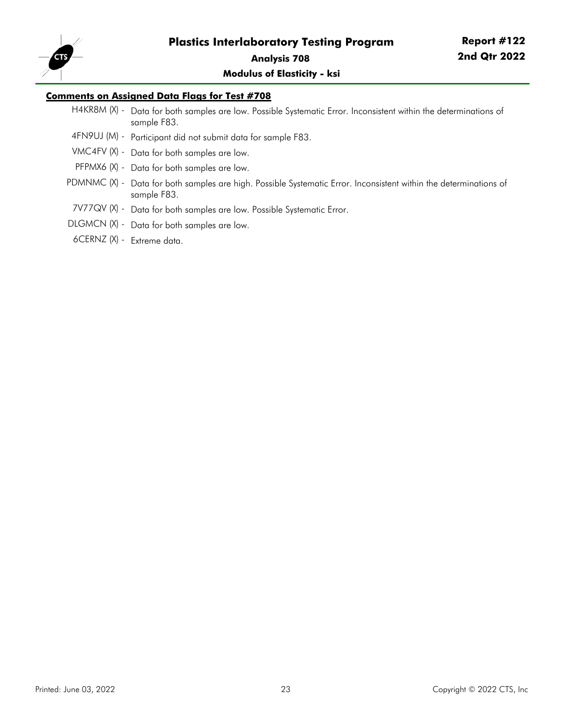## Comments on Assigned Data Flags for Test #708

- H4KR8M (X) - Data for both samples are low. Possible Systematic Error. Inconsistent within the determinations of sample F83.
- 4FN9UJ (M) - Participant did not submit data for sample F83.
- VMC4FV (X) - Data for both samples are low.
- PFPMX6 (X) - Data for both samples are low.
- PDMNMC (X) - Data for both samples are high. Possible Systematic Error. Inconsistent within the determinations of sample F83.
- 7V77QV (X) - Data for both samples are low. Possible Systematic Error.
- DLGMCN (X) - Data for both samples are low.
- 6CERNZ (X) - Extreme data.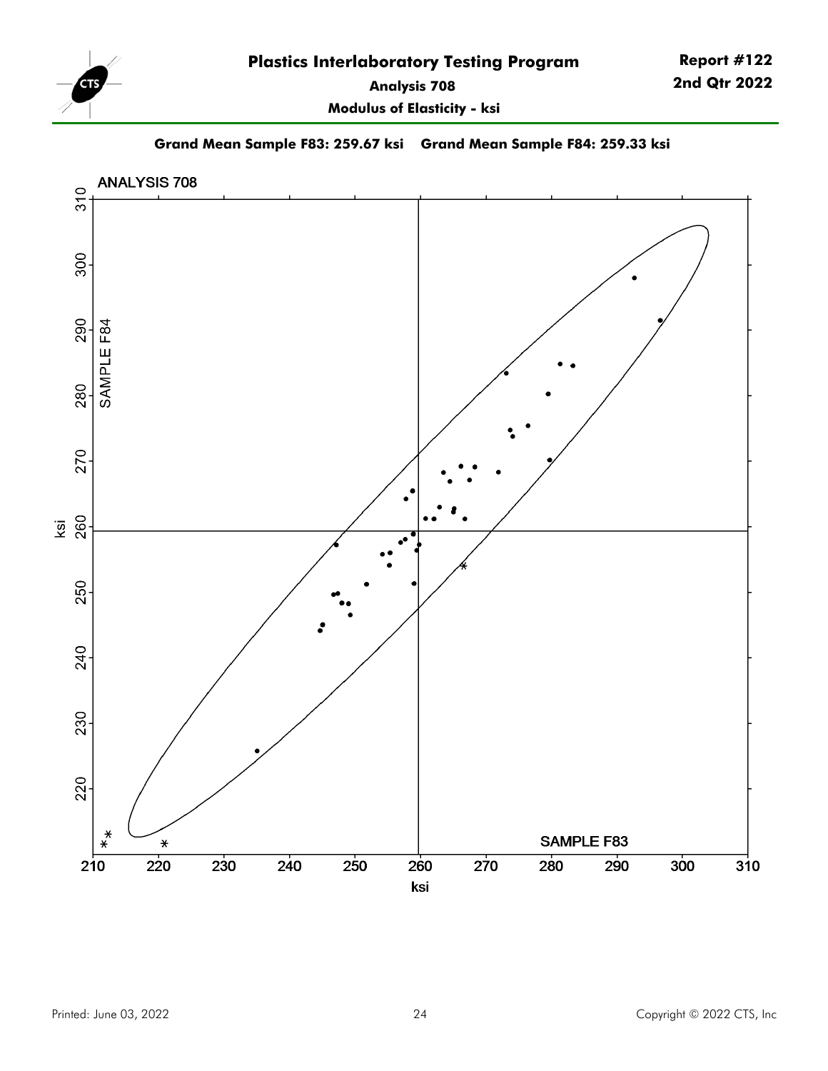# Plastics Interlaboratory Testing Program

**Report #122**
**2nd Qtr 2022**

**Analysis 708**

**Modulus of Elasticity - ksi**

**Grand Mean Sample F83: 259.67 ksi    Grand Mean Sample F84: 259.33 ksi**

ANALYSIS 708

SAMPLE F84

SAMPLE F83

ksi

ksi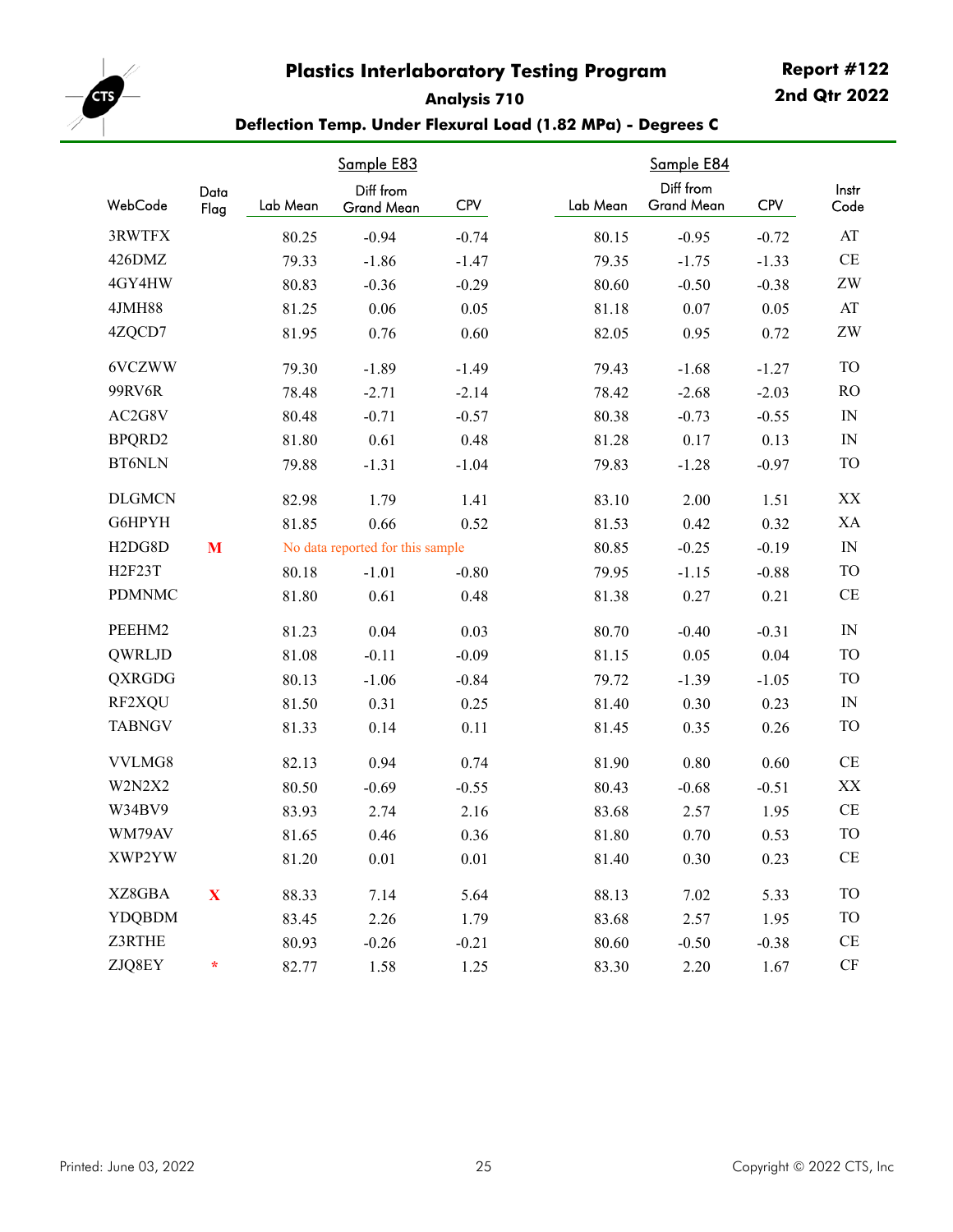# Plastics Interlaboratory Testing Program

**Report #122**
**2nd Qtr 2022**

## Analysis 710

### Deflection Temp. Under Flexural Load (1.82 MPa) - Degrees C

| WebCode | Data Flag | Sample E83 Lab Mean | Sample E83 Diff from Grand Mean | Sample E83 CPV | Sample E84 Lab Mean | Sample E84 Diff from Grand Mean | Sample E84 CPV | Instr Code |
|---|---|---|---|---|---|---|---|---|
| 3RWTFX | | 80.25 | -0.94 | -0.74 | 80.15 | -0.95 | -0.72 | AT |
| 426DMZ | | 79.33 | -1.86 | -1.47 | 79.35 | -1.75 | -1.33 | CE |
| 4GY4HW | | 80.83 | -0.36 | -0.29 | 80.60 | -0.50 | -0.38 | ZW |
| 4JMH88 | | 81.25 | 0.06 | 0.05 | 81.18 | 0.07 | 0.05 | AT |
| 4ZQCD7 | | 81.95 | 0.76 | 0.60 | 82.05 | 0.95 | 0.72 | ZW |
| 6VCZWW | | 79.30 | -1.89 | -1.49 | 79.43 | -1.68 | -1.27 | TO |
| 99RV6R | | 78.48 | -2.71 | -2.14 | 78.42 | -2.68 | -2.03 | RO |
| AC2G8V | | 80.48 | -0.71 | -0.57 | 80.38 | -0.73 | -0.55 | IN |
| BPQRD2 | | 81.80 | 0.61 | 0.48 | 81.28 | 0.17 | 0.13 | IN |
| BT6NLN | | 79.88 | -1.31 | -1.04 | 79.83 | -1.28 | -0.97 | TO |
| DLGMCN | | 82.98 | 1.79 | 1.41 | 83.10 | 2.00 | 1.51 | XX |
| G6HPYH | | 81.85 | 0.66 | 0.52 | 81.53 | 0.42 | 0.32 | XA |
| H2DG8D | M | No data reported for this sample | | | 80.85 | -0.25 | -0.19 | IN |
| H2F23T | | 80.18 | -1.01 | -0.80 | 79.95 | -1.15 | -0.88 | TO |
| PDMNMC | | 81.80 | 0.61 | 0.48 | 81.38 | 0.27 | 0.21 | CE |
| PEEHM2 | | 81.23 | 0.04 | 0.03 | 80.70 | -0.40 | -0.31 | IN |
| QWRLJD | | 81.08 | -0.11 | -0.09 | 81.15 | 0.05 | 0.04 | TO |
| QXRGDG | | 80.13 | -1.06 | -0.84 | 79.72 | -1.39 | -1.05 | TO |
| RF2XQU | | 81.50 | 0.31 | 0.25 | 81.40 | 0.30 | 0.23 | IN |
| TABNGV | | 81.33 | 0.14 | 0.11 | 81.45 | 0.35 | 0.26 | TO |
| VVLMG8 | | 82.13 | 0.94 | 0.74 | 81.90 | 0.80 | 0.60 | CE |
| W2N2X2 | | 80.50 | -0.69 | -0.55 | 80.43 | -0.68 | -0.51 | XX |
| W34BV9 | | 83.93 | 2.74 | 2.16 | 83.68 | 2.57 | 1.95 | CE |
| WM79AV | | 81.65 | 0.46 | 0.36 | 81.80 | 0.70 | 0.53 | TO |
| XWP2YW | | 81.20 | 0.01 | 0.01 | 81.40 | 0.30 | 0.23 | CE |
| XZ8GBA | X | 88.33 | 7.14 | 5.64 | 88.13 | 7.02 | 5.33 | TO |
| YDQBDM | | 83.45 | 2.26 | 1.79 | 83.68 | 2.57 | 1.95 | TO |
| Z3RTHE | | 80.93 | -0.26 | -0.21 | 80.60 | -0.50 | -0.38 | CE |
| ZJQ8EY | * | 82.77 | 1.58 | 1.25 | 83.30 | 2.20 | 1.67 | CF |

Printed: June 03, 2022

Copyright © 2022 CTS, Inc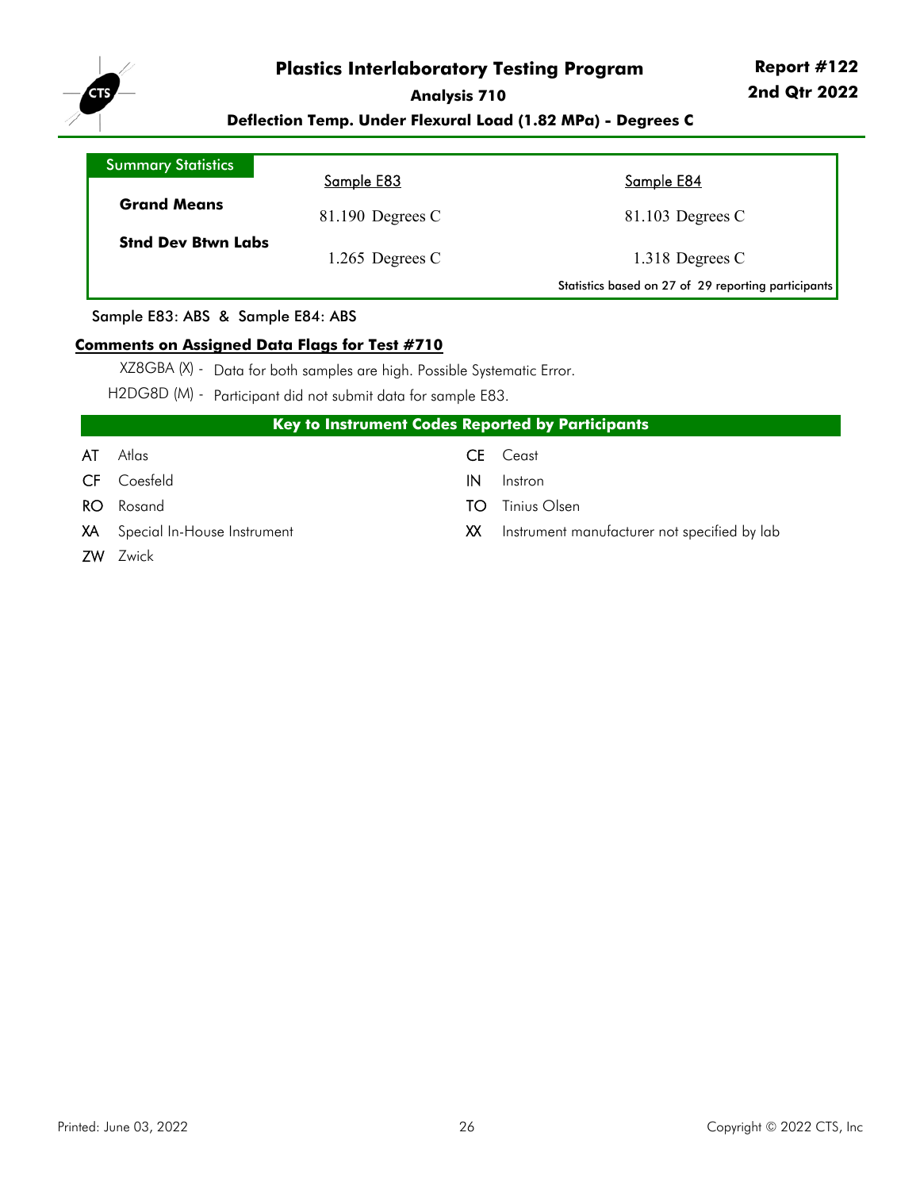# Plastics Interlaboratory Testing Program

**Report #122**
**2nd Qtr 2022**

## Analysis 710

### Deflection Temp. Under Flexural Load (1.82 MPa) - Degrees C

| Summary Statistics | Sample E83 | Sample E84 |
|---|---|---|
| **Grand Means** | 81.190 Degrees C | 81.103 Degrees C |
| **Stnd Dev Btwn Labs** | 1.265 Degrees C | 1.318 Degrees C |

Statistics based on 27 of 29 reporting participants

Sample E83: ABS & Sample E84: ABS

**Comments on Assigned Data Flags for Test #710**

XZ8GBA (X) - Data for both samples are high. Possible Systematic Error.

H2DG8D (M) - Participant did not submit data for sample E83.

### Key to Instrument Codes Reported by Participants

| Code | Instrument | Code | Instrument |
|---|---|---|---|
| AT | Atlas | CE | Ceast |
| CF | Coesfeld | IN | Instron |
| RO | Rosand | TO | Tinius Olsen |
| XA | Special In-House Instrument | XX | Instrument manufacturer not specified by lab |
| ZW | Zwick | | |

Printed: June 03, 2022

Copyright © 2022 CTS, Inc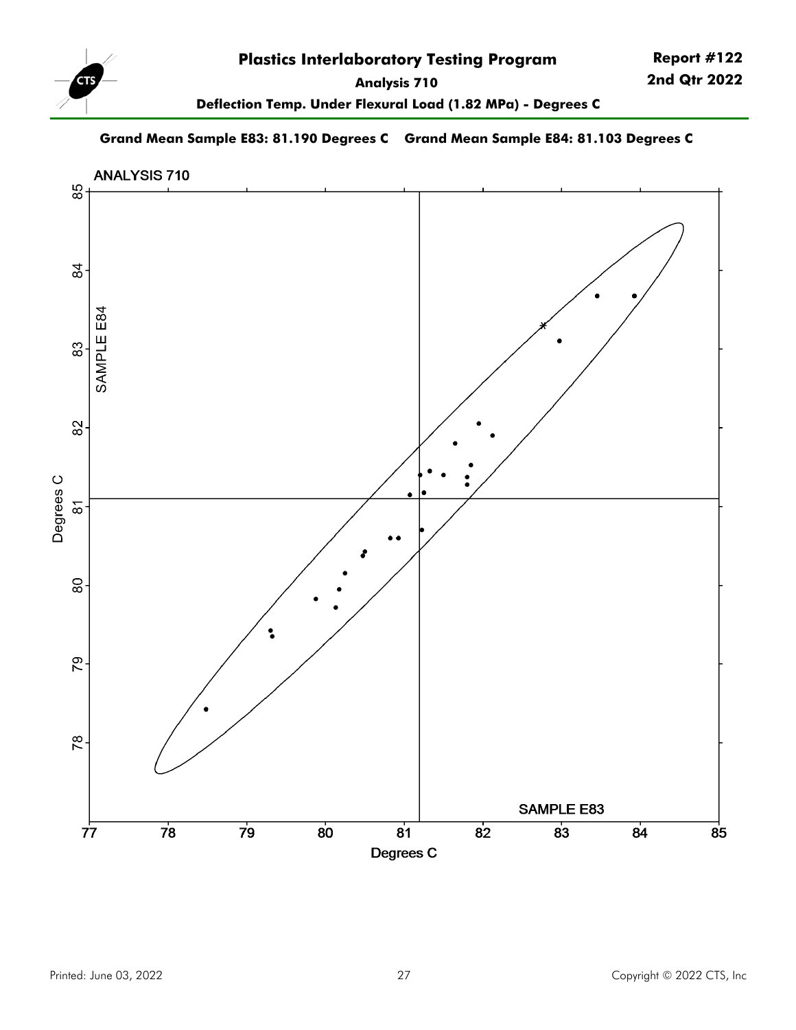# Plastics Interlaboratory Testing Program

**Report #122**
**2nd Qtr 2022**

**Analysis 710**

**Deflection Temp. Under Flexural Load (1.82 MPa) - Degrees C**

**Grand Mean Sample E83: 81.190 Degrees C    Grand Mean Sample E84: 81.103 Degrees C**

ANALYSIS 710

SAMPLE E84

Degrees C

SAMPLE E83

Degrees C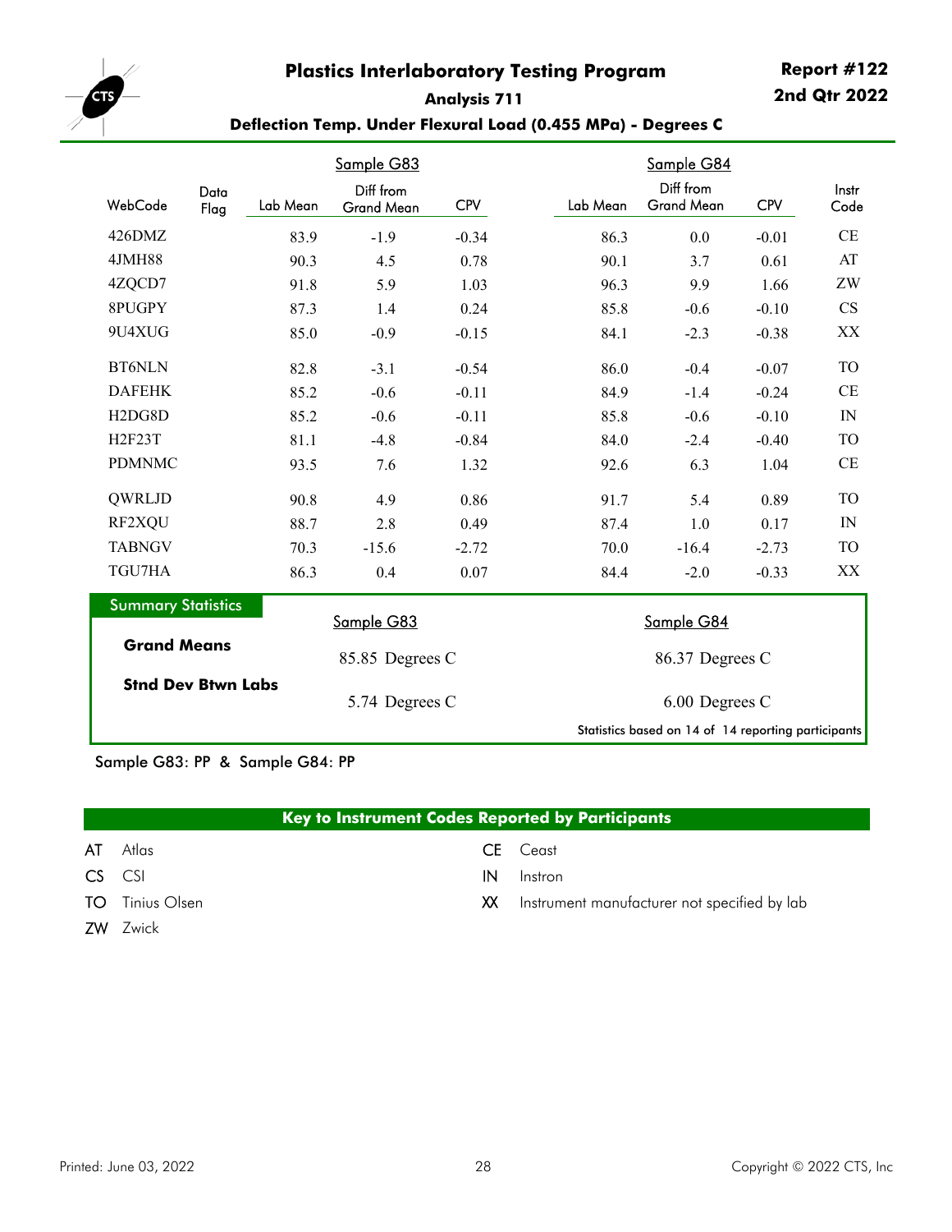# Plastics Interlaboratory Testing Program

**Report #122**
**2nd Qtr 2022**

### Analysis 711

### Deflection Temp. Under Flexural Load (0.455 MPa) - Degrees C

| | | Sample G83 | | | Sample G84 | | | |
|---|---|---|---|---|---|---|---|---|
| WebCode | Data Flag | Lab Mean | Diff from Grand Mean | CPV | Lab Mean | Diff from Grand Mean | CPV | Instr Code |
| 426DMZ | | 83.9 | -1.9 | -0.34 | 86.3 | 0.0 | -0.01 | CE |
| 4JMH88 | | 90.3 | 4.5 | 0.78 | 90.1 | 3.7 | 0.61 | AT |
| 4ZQCD7 | | 91.8 | 5.9 | 1.03 | 96.3 | 9.9 | 1.66 | ZW |
| 8PUGPY | | 87.3 | 1.4 | 0.24 | 85.8 | -0.6 | -0.10 | CS |
| 9U4XUG | | 85.0 | -0.9 | -0.15 | 84.1 | -2.3 | -0.38 | XX |
| BT6NLN | | 82.8 | -3.1 | -0.54 | 86.0 | -0.4 | -0.07 | TO |
| DAFEHK | | 85.2 | -0.6 | -0.11 | 84.9 | -1.4 | -0.24 | CE |
| H2DG8D | | 85.2 | -0.6 | -0.11 | 85.8 | -0.6 | -0.10 | IN |
| H2F23T | | 81.1 | -4.8 | -0.84 | 84.0 | -2.4 | -0.40 | TO |
| PDMNMC | | 93.5 | 7.6 | 1.32 | 92.6 | 6.3 | 1.04 | CE |
| QWRLJD | | 90.8 | 4.9 | 0.86 | 91.7 | 5.4 | 0.89 | TO |
| RF2XQU | | 88.7 | 2.8 | 0.49 | 87.4 | 1.0 | 0.17 | IN |
| TABNGV | | 70.3 | -15.6 | -2.72 | 70.0 | -16.4 | -2.73 | TO |
| TGU7HA | | 86.3 | 0.4 | 0.07 | 84.4 | -2.0 | -0.33 | XX |

**Summary Statistics**

| | Sample G83 | Sample G84 |
|---|---|---|
| **Grand Means** | 85.85 Degrees C | 86.37 Degrees C |
| **Stnd Dev Btwn Labs** | 5.74 Degrees C | 6.00 Degrees C |

Statistics based on 14 of 14 reporting participants

Sample G83: PP & Sample G84: PP

**Key to Instrument Codes Reported by Participants**

| Code | Manufacturer | Code | Manufacturer |
|---|---|---|---|
| AT | Atlas | CE | Ceast |
| CS | CSI | IN | Instron |
| TO | Tinius Olsen | XX | Instrument manufacturer not specified by lab |
| ZW | Zwick | | |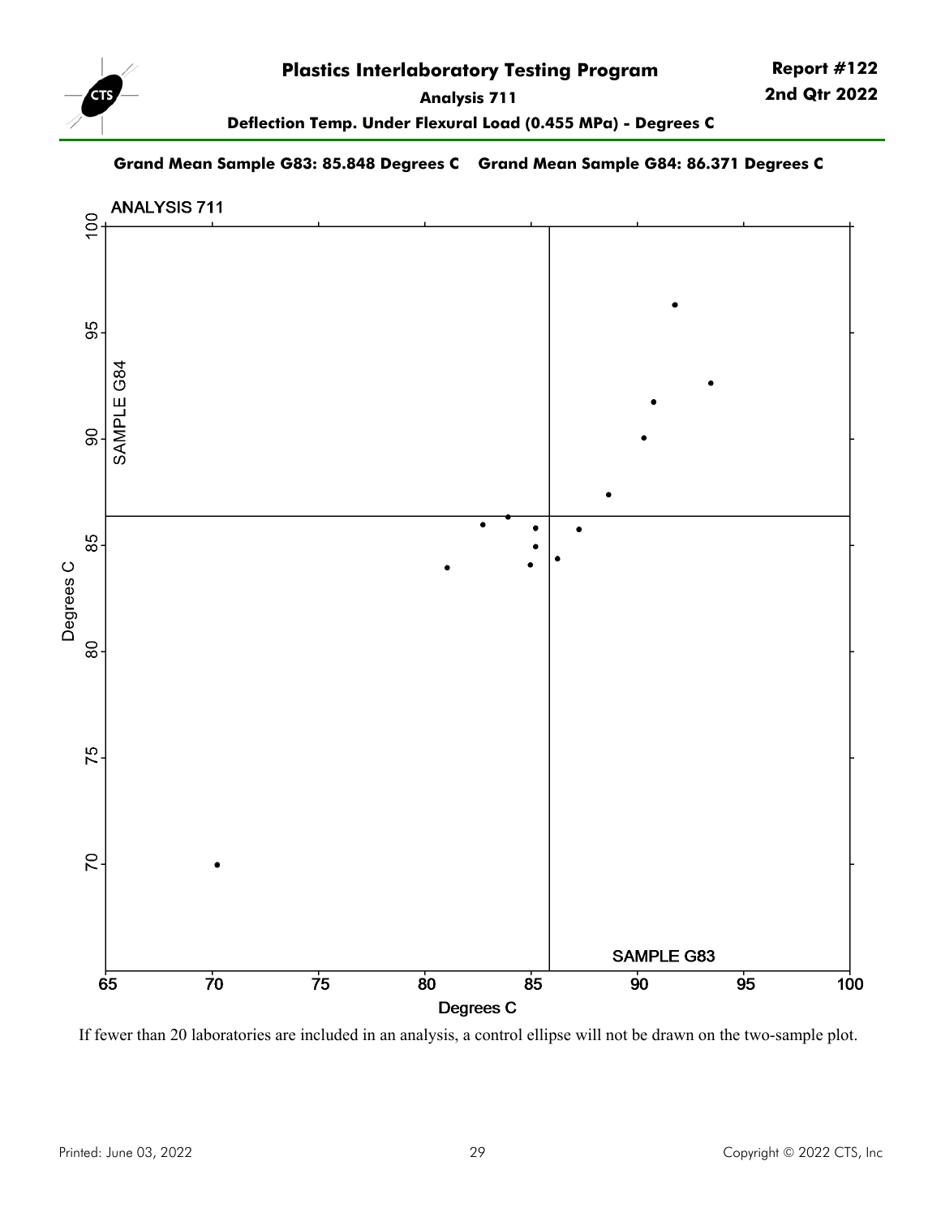# Plastics Interlaboratory Testing Program

**Report #122**
**2nd Qtr 2022**

**Analysis 711**

**Deflection Temp. Under Flexural Load (0.455 MPa) - Degrees C**

**Grand Mean Sample G83: 85.848 Degrees C    Grand Mean Sample G84: 86.371 Degrees C**

ANALYSIS 711

SAMPLE G84

SAMPLE G83

Degrees C

Degrees C

If fewer than 20 laboratories are included in an analysis, a control ellipse will not be drawn on the two-sample plot.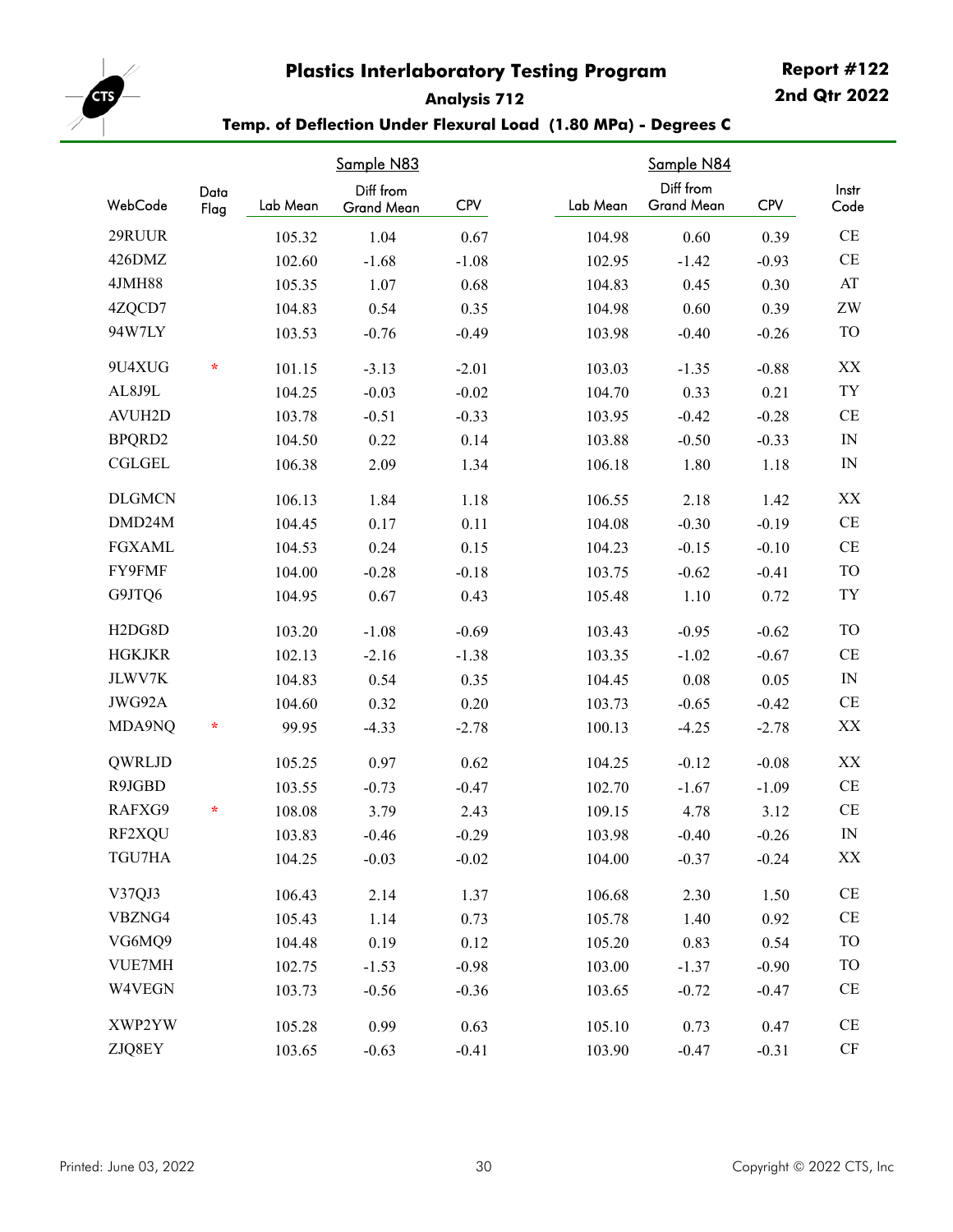# Plastics Interlaboratory Testing Program

**Report #122**
**2nd Qtr 2022**

### Analysis 712

### Temp. of Deflection Under Flexural Load (1.80 MPa) - Degrees C

| | | Sample N83 | | | Sample N84 | | | |
|---|---|---|---|---|---|---|---|---|
| WebCode | Data Flag | Lab Mean | Diff from Grand Mean | CPV | Lab Mean | Diff from Grand Mean | CPV | Instr Code |
| 29RUUR | | 105.32 | 1.04 | 0.67 | 104.98 | 0.60 | 0.39 | CE |
| 426DMZ | | 102.60 | -1.68 | -1.08 | 102.95 | -1.42 | -0.93 | CE |
| 4JMH88 | | 105.35 | 1.07 | 0.68 | 104.83 | 0.45 | 0.30 | AT |
| 4ZQCD7 | | 104.83 | 0.54 | 0.35 | 104.98 | 0.60 | 0.39 | ZW |
| 94W7LY | | 103.53 | -0.76 | -0.49 | 103.98 | -0.40 | -0.26 | TO |
| 9U4XUG | * | 101.15 | -3.13 | -2.01 | 103.03 | -1.35 | -0.88 | XX |
| AL8J9L | | 104.25 | -0.03 | -0.02 | 104.70 | 0.33 | 0.21 | TY |
| AVUH2D | | 103.78 | -0.51 | -0.33 | 103.95 | -0.42 | -0.28 | CE |
| BPQRD2 | | 104.50 | 0.22 | 0.14 | 103.88 | -0.50 | -0.33 | IN |
| CGLGEL | | 106.38 | 2.09 | 1.34 | 106.18 | 1.80 | 1.18 | IN |
| DLGMCN | | 106.13 | 1.84 | 1.18 | 106.55 | 2.18 | 1.42 | XX |
| DMD24M | | 104.45 | 0.17 | 0.11 | 104.08 | -0.30 | -0.19 | CE |
| FGXAML | | 104.53 | 0.24 | 0.15 | 104.23 | -0.15 | -0.10 | CE |
| FY9FMF | | 104.00 | -0.28 | -0.18 | 103.75 | -0.62 | -0.41 | TO |
| G9JTQ6 | | 104.95 | 0.67 | 0.43 | 105.48 | 1.10 | 0.72 | TY |
| H2DG8D | | 103.20 | -1.08 | -0.69 | 103.43 | -0.95 | -0.62 | TO |
| HGKJKR | | 102.13 | -2.16 | -1.38 | 103.35 | -1.02 | -0.67 | CE |
| JLWV7K | | 104.83 | 0.54 | 0.35 | 104.45 | 0.08 | 0.05 | IN |
| JWG92A | | 104.60 | 0.32 | 0.20 | 103.73 | -0.65 | -0.42 | CE |
| MDA9NQ | * | 99.95 | -4.33 | -2.78 | 100.13 | -4.25 | -2.78 | XX |
| QWRLJD | | 105.25 | 0.97 | 0.62 | 104.25 | -0.12 | -0.08 | XX |
| R9JGBD | | 103.55 | -0.73 | -0.47 | 102.70 | -1.67 | -1.09 | CE |
| RAFXG9 | * | 108.08 | 3.79 | 2.43 | 109.15 | 4.78 | 3.12 | CE |
| RF2XQU | | 103.83 | -0.46 | -0.29 | 103.98 | -0.40 | -0.26 | IN |
| TGU7HA | | 104.25 | -0.03 | -0.02 | 104.00 | -0.37 | -0.24 | XX |
| V37QJ3 | | 106.43 | 2.14 | 1.37 | 106.68 | 2.30 | 1.50 | CE |
| VBZNG4 | | 105.43 | 1.14 | 0.73 | 105.78 | 1.40 | 0.92 | CE |
| VG6MQ9 | | 104.48 | 0.19 | 0.12 | 105.20 | 0.83 | 0.54 | TO |
| VUE7MH | | 102.75 | -1.53 | -0.98 | 103.00 | -1.37 | -0.90 | TO |
| W4VEGN | | 103.73 | -0.56 | -0.36 | 103.65 | -0.72 | -0.47 | CE |
| XWP2YW | | 105.28 | 0.99 | 0.63 | 105.10 | 0.73 | 0.47 | CE |
| ZJQ8EY | | 103.65 | -0.63 | -0.41 | 103.90 | -0.47 | -0.31 | CF |

Printed: June 03, 2022

Copyright © 2022 CTS, Inc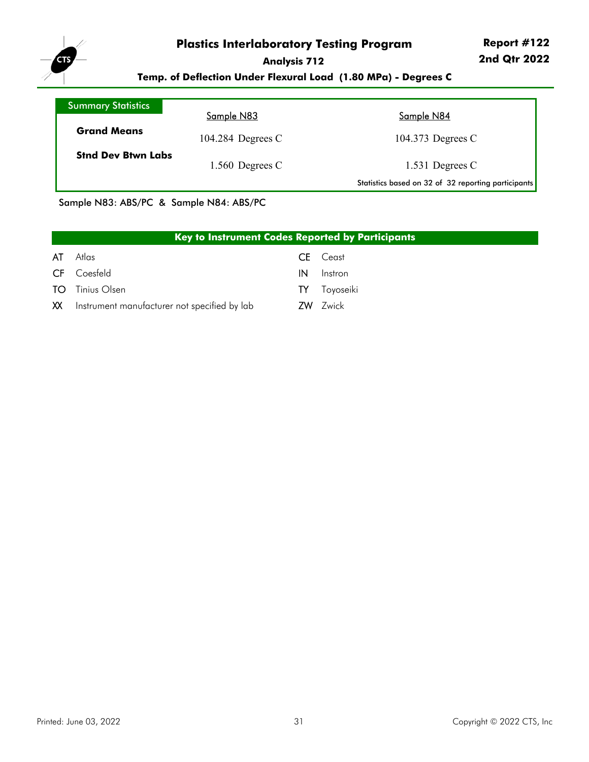# Plastics Interlaboratory Testing Program

**Report #122**
**2nd Qtr 2022**

**Analysis 712**

**Temp. of Deflection Under Flexural Load (1.80 MPa) - Degrees C**

| Summary Statistics | Sample N83 | Sample N84 |
|---|---|---|
| **Grand Means** | 104.284 Degrees C | 104.373 Degrees C |
| **Stnd Dev Btwn Labs** | 1.560 Degrees C | 1.531 Degrees C |

Statistics based on 32 of 32 reporting participants

Sample N83: ABS/PC & Sample N84: ABS/PC

## Key to Instrument Codes Reported by Participants

| Code | Manufacturer | Code | Manufacturer |
|---|---|---|---|
| AT | Atlas | CE | Ceast |
| CF | Coesfeld | IN | Instron |
| TO | Tinius Olsen | TY | Toyoseiki |
| XX | Instrument manufacturer not specified by lab | ZW | Zwick |

Printed: June 03, 2022

Copyright © 2022 CTS, Inc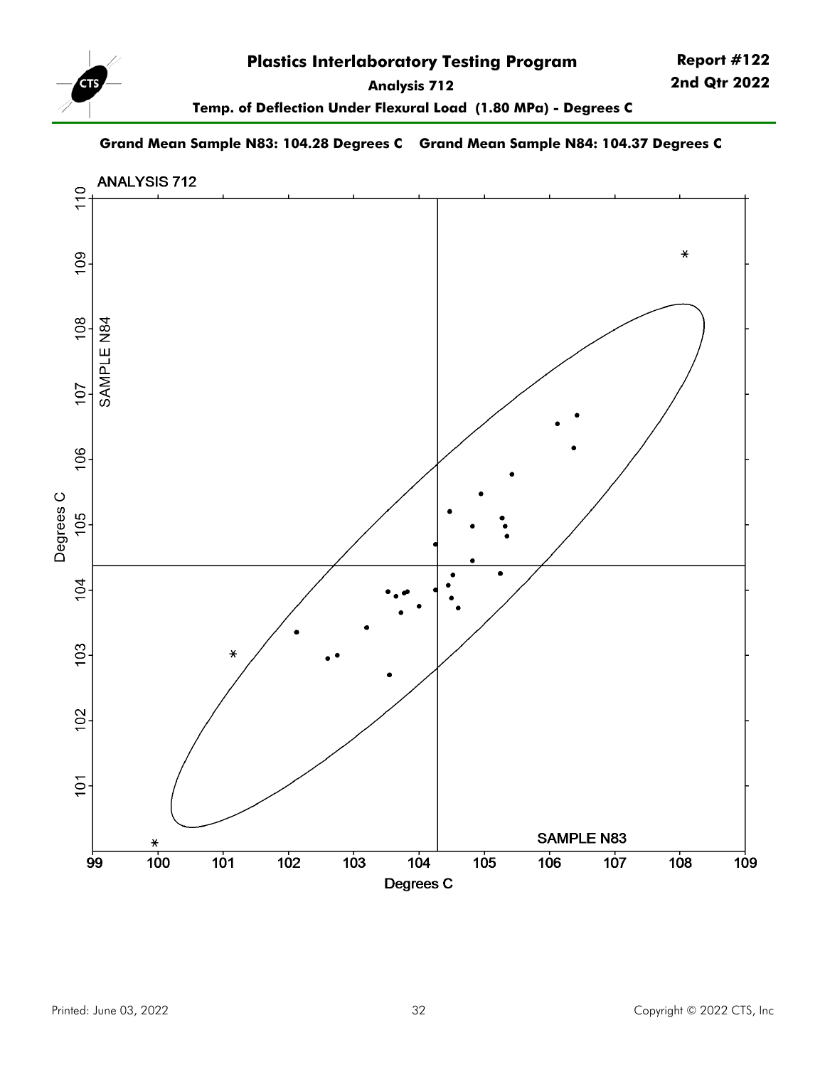# Plastics Interlaboratory Testing Program

**Report #122**
**2nd Qtr 2022**

**Analysis 712**

**Temp. of Deflection Under Flexural Load (1.80 MPa) - Degrees C**

**Grand Mean Sample N83: 104.28 Degrees C    Grand Mean Sample N84: 104.37 Degrees C**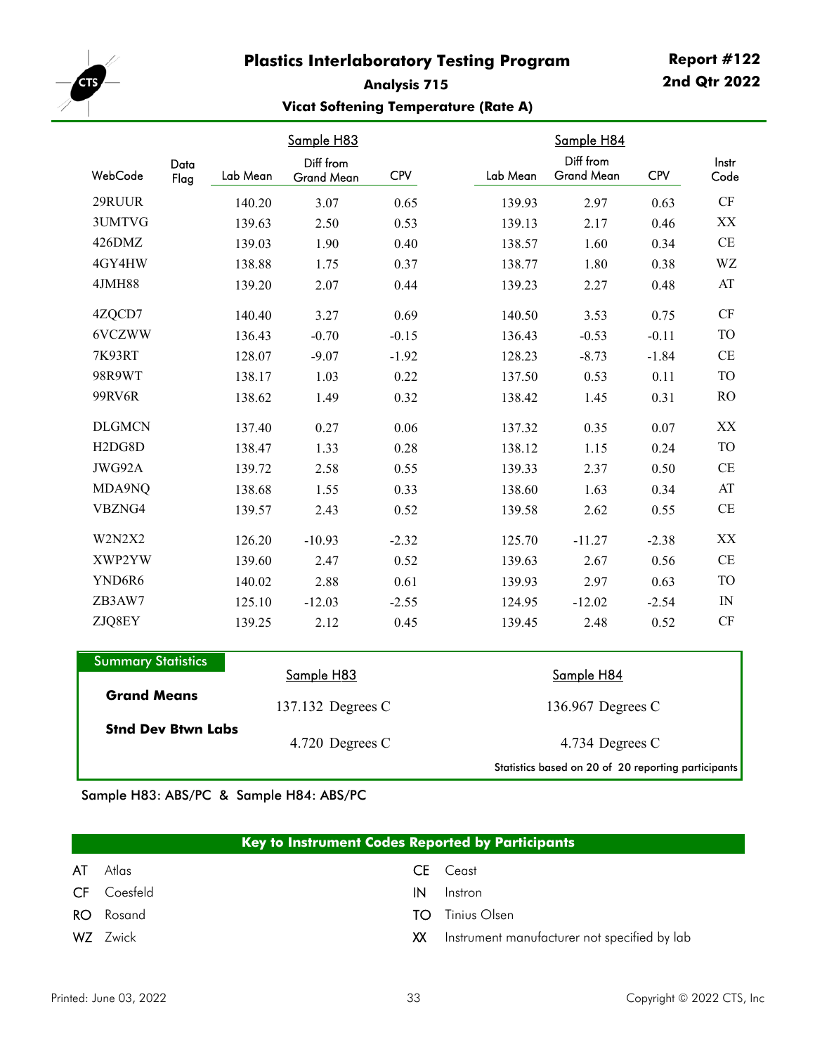# Plastics Interlaboratory Testing Program

**Report #122**
**2nd Qtr 2022**

## Analysis 715

### Vicat Softening Temperature (Rate A)

| WebCode | Data Flag | Sample H83 Lab Mean | Sample H83 Diff from Grand Mean | Sample H83 CPV | Sample H84 Lab Mean | Sample H84 Diff from Grand Mean | Sample H84 CPV | Instr Code |
|---|---|---|---|---|---|---|---|---|
| 29RUUR | | 140.20 | 3.07 | 0.65 | 139.93 | 2.97 | 0.63 | CF |
| 3UMTVG | | 139.63 | 2.50 | 0.53 | 139.13 | 2.17 | 0.46 | XX |
| 426DMZ | | 139.03 | 1.90 | 0.40 | 138.57 | 1.60 | 0.34 | CE |
| 4GY4HW | | 138.88 | 1.75 | 0.37 | 138.77 | 1.80 | 0.38 | WZ |
| 4JMH88 | | 139.20 | 2.07 | 0.44 | 139.23 | 2.27 | 0.48 | AT |
| 4ZQCD7 | | 140.40 | 3.27 | 0.69 | 140.50 | 3.53 | 0.75 | CF |
| 6VCZWW | | 136.43 | -0.70 | -0.15 | 136.43 | -0.53 | -0.11 | TO |
| 7K93RT | | 128.07 | -9.07 | -1.92 | 128.23 | -8.73 | -1.84 | CE |
| 98R9WT | | 138.17 | 1.03 | 0.22 | 137.50 | 0.53 | 0.11 | TO |
| 99RV6R | | 138.62 | 1.49 | 0.32 | 138.42 | 1.45 | 0.31 | RO |
| DLGMCN | | 137.40 | 0.27 | 0.06 | 137.32 | 0.35 | 0.07 | XX |
| H2DG8D | | 138.47 | 1.33 | 0.28 | 138.12 | 1.15 | 0.24 | TO |
| JWG92A | | 139.72 | 2.58 | 0.55 | 139.33 | 2.37 | 0.50 | CE |
| MDA9NQ | | 138.68 | 1.55 | 0.33 | 138.60 | 1.63 | 0.34 | AT |
| VBZNG4 | | 139.57 | 2.43 | 0.52 | 139.58 | 2.62 | 0.55 | CE |
| W2N2X2 | | 126.20 | -10.93 | -2.32 | 125.70 | -11.27 | -2.38 | XX |
| XWP2YW | | 139.60 | 2.47 | 0.52 | 139.63 | 2.67 | 0.56 | CE |
| YND6R6 | | 140.02 | 2.88 | 0.61 | 139.93 | 2.97 | 0.63 | TO |
| ZB3AW7 | | 125.10 | -12.03 | -2.55 | 124.95 | -12.02 | -2.54 | IN |
| ZJQ8EY | | 139.25 | 2.12 | 0.45 | 139.45 | 2.48 | 0.52 | CF |

**Summary Statistics**

| | Sample H83 | Sample H84 |
|---|---|---|
| **Grand Means** | 137.132 Degrees C | 136.967 Degrees C |
| **Stnd Dev Btwn Labs** | 4.720 Degrees C | 4.734 Degrees C |

Statistics based on 20 of 20 reporting participants

Sample H83: ABS/PC & Sample H84: ABS/PC

**Key to Instrument Codes Reported by Participants**

| Code | Manufacturer | Code | Manufacturer |
|---|---|---|---|
| AT | Atlas | CE | Ceast |
| CF | Coesfeld | IN | Instron |
| RO | Rosand | TO | Tinius Olsen |
| WZ | Zwick | XX | Instrument manufacturer not specified by lab |

Printed: June 03, 2022

Copyright © 2022 CTS, Inc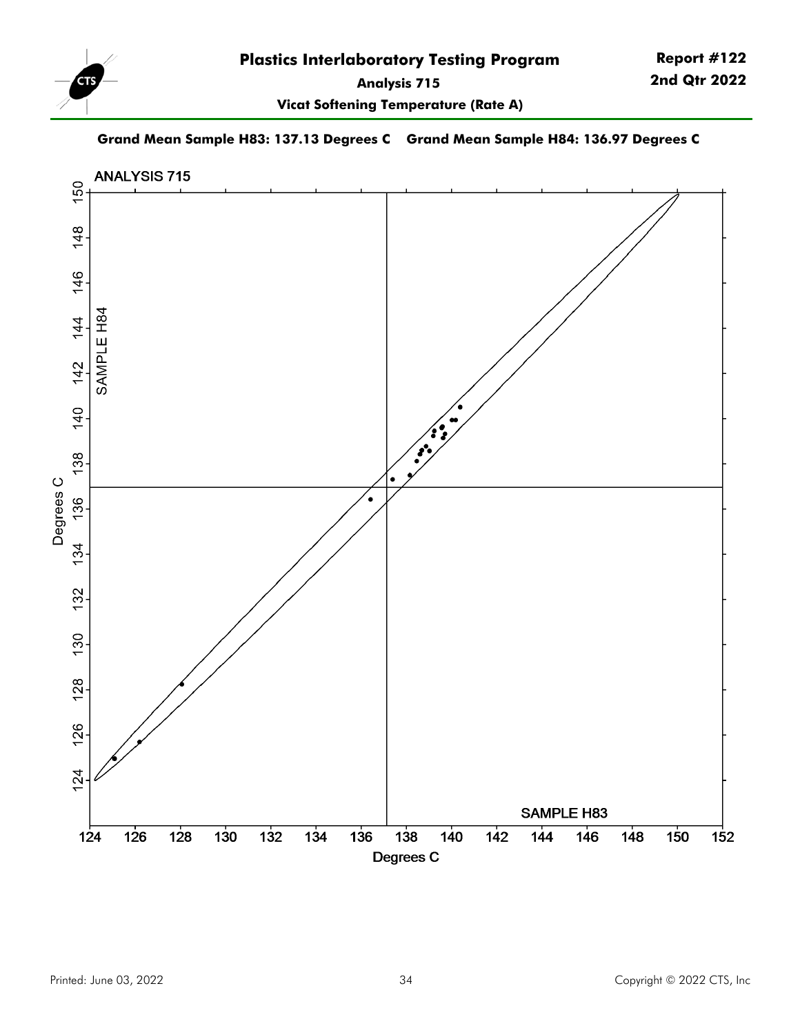# Plastics Interlaboratory Testing Program

**Report #122**
**2nd Qtr 2022**

**Analysis 715**

**Vicat Softening Temperature (Rate A)**

**Grand Mean Sample H83: 137.13 Degrees C    Grand Mean Sample H84: 136.97 Degrees C**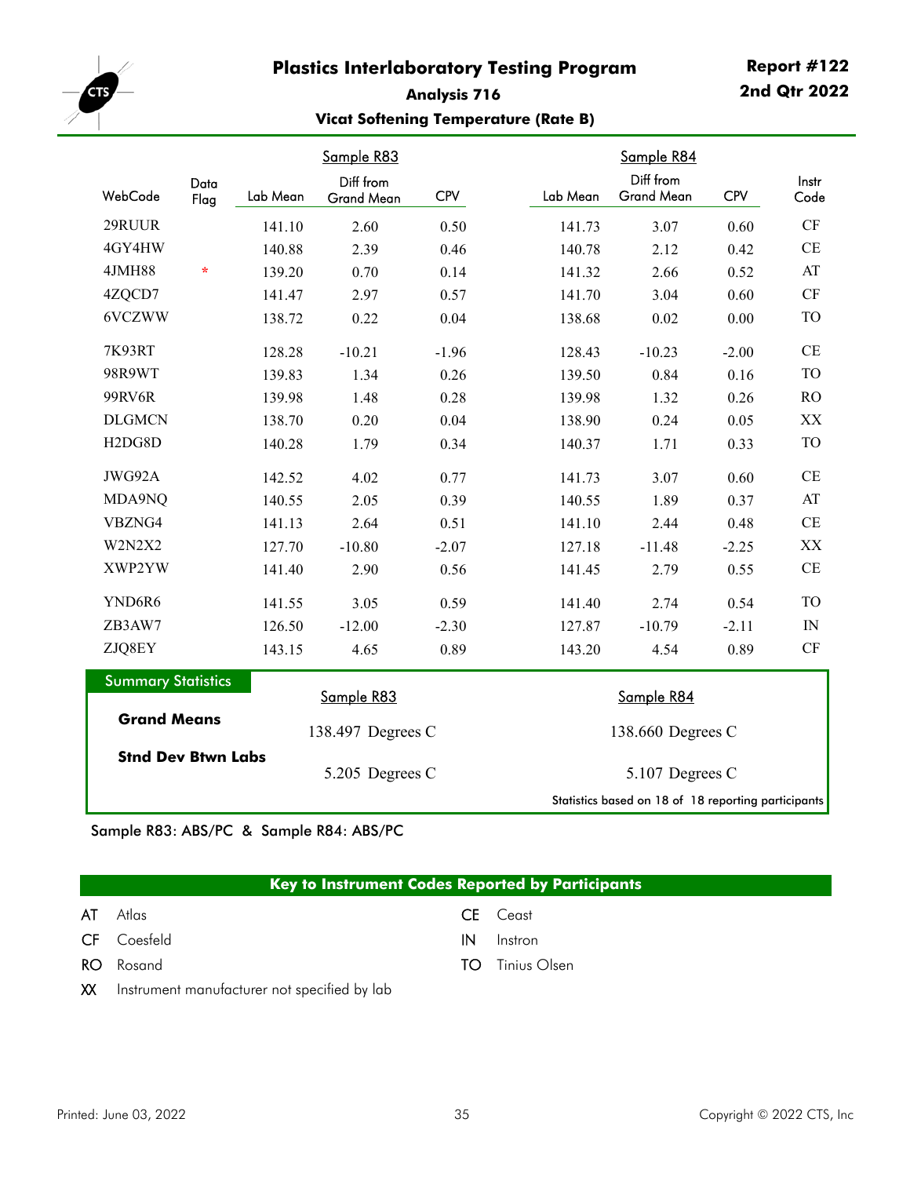# Plastics Interlaboratory Testing Program

**Report #122**
**2nd Qtr 2022**

## Analysis 716

### Vicat Softening Temperature (Rate B)

| WebCode | Data Flag | Sample R83 Lab Mean | Sample R83 Diff from Grand Mean | Sample R83 CPV | Sample R84 Lab Mean | Sample R84 Diff from Grand Mean | Sample R84 CPV | Instr Code |
|---|---|---|---|---|---|---|---|---|
| 29RUUR | | 141.10 | 2.60 | 0.50 | 141.73 | 3.07 | 0.60 | CF |
| 4GY4HW | | 140.88 | 2.39 | 0.46 | 140.78 | 2.12 | 0.42 | CE |
| 4JMH88 | * | 139.20 | 0.70 | 0.14 | 141.32 | 2.66 | 0.52 | AT |
| 4ZQCD7 | | 141.47 | 2.97 | 0.57 | 141.70 | 3.04 | 0.60 | CF |
| 6VCZWW | | 138.72 | 0.22 | 0.04 | 138.68 | 0.02 | 0.00 | TO |
| 7K93RT | | 128.28 | -10.21 | -1.96 | 128.43 | -10.23 | -2.00 | CE |
| 98R9WT | | 139.83 | 1.34 | 0.26 | 139.50 | 0.84 | 0.16 | TO |
| 99RV6R | | 139.98 | 1.48 | 0.28 | 139.98 | 1.32 | 0.26 | RO |
| DLGMCN | | 138.70 | 0.20 | 0.04 | 138.90 | 0.24 | 0.05 | XX |
| H2DG8D | | 140.28 | 1.79 | 0.34 | 140.37 | 1.71 | 0.33 | TO |
| JWG92A | | 142.52 | 4.02 | 0.77 | 141.73 | 3.07 | 0.60 | CE |
| MDA9NQ | | 140.55 | 2.05 | 0.39 | 140.55 | 1.89 | 0.37 | AT |
| VBZNG4 | | 141.13 | 2.64 | 0.51 | 141.10 | 2.44 | 0.48 | CE |
| W2N2X2 | | 127.70 | -10.80 | -2.07 | 127.18 | -11.48 | -2.25 | XX |
| XWP2YW | | 141.40 | 2.90 | 0.56 | 141.45 | 2.79 | 0.55 | CE |
| YND6R6 | | 141.55 | 3.05 | 0.59 | 141.40 | 2.74 | 0.54 | TO |
| ZB3AW7 | | 126.50 | -12.00 | -2.30 | 127.87 | -10.79 | -2.11 | IN |
| ZJQ8EY | | 143.15 | 4.65 | 0.89 | 143.20 | 4.54 | 0.89 | CF |

**Summary Statistics**

| | Sample R83 | Sample R84 |
|---|---|---|
| **Grand Means** | 138.497 Degrees C | 138.660 Degrees C |
| **Stnd Dev Btwn Labs** | 5.205 Degrees C | 5.107 Degrees C |

Statistics based on 18 of 18 reporting participants

Sample R83: ABS/PC & Sample R84: ABS/PC

**Key to Instrument Codes Reported by Participants**

| Code | Manufacturer | Code | Manufacturer |
|---|---|---|---|
| AT | Atlas | CE | Ceast |
| CF | Coesfeld | IN | Instron |
| RO | Rosand | TO | Tinius Olsen |
| XX | Instrument manufacturer not specified by lab | | |

Printed: June 03, 2022

Copyright © 2022 CTS, Inc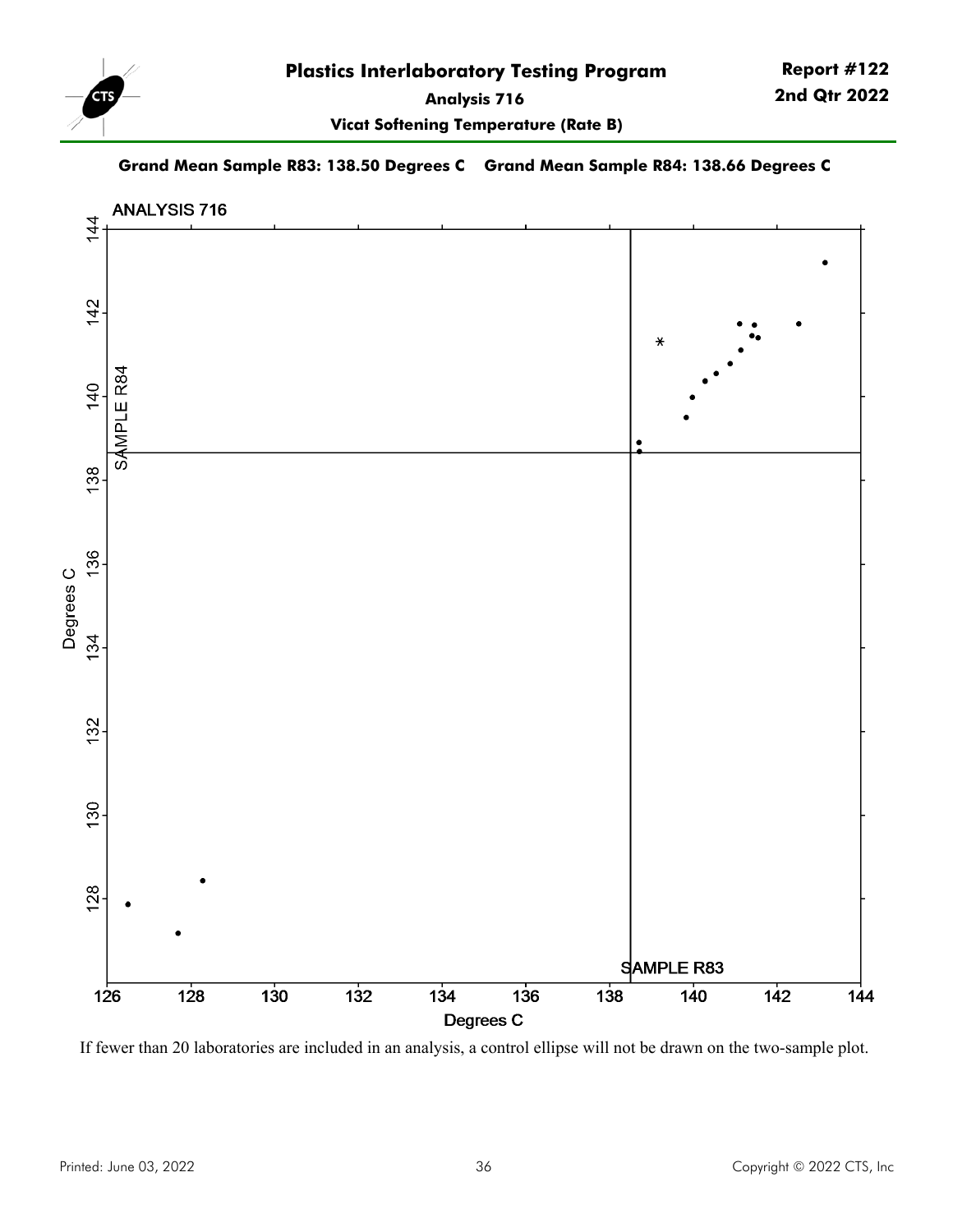# Plastics Interlaboratory Testing Program

**Report #122**
**2nd Qtr 2022**

**Analysis 716**

**Vicat Softening Temperature (Rate B)**

**Grand Mean Sample R83: 138.50 Degrees C    Grand Mean Sample R84: 138.66 Degrees C**

If fewer than 20 laboratories are included in an analysis, a control ellipse will not be drawn on the two-sample plot.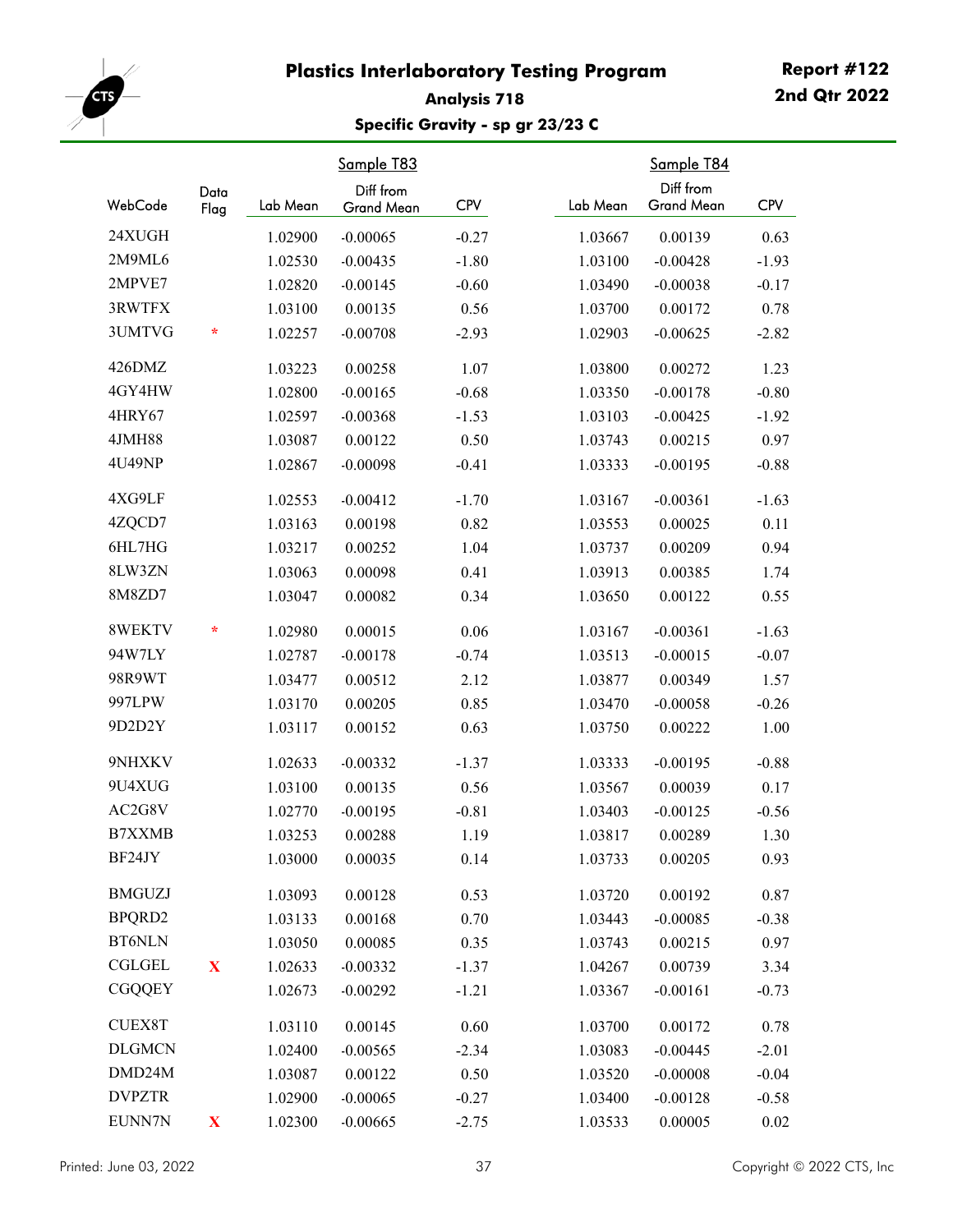# Plastics Interlaboratory Testing Program

**Report #122**
**2nd Qtr 2022**

### Analysis 718

### Specific Gravity - sp gr 23/23 C

| WebCode | Data Flag | Sample T83 Lab Mean | Sample T83 Diff from Grand Mean | Sample T83 CPV | Sample T84 Lab Mean | Sample T84 Diff from Grand Mean | Sample T84 CPV |
|---|---|---|---|---|---|---|---|
| 24XUGH | | 1.02900 | -0.00065 | -0.27 | 1.03667 | 0.00139 | 0.63 |
| 2M9ML6 | | 1.02530 | -0.00435 | -1.80 | 1.03100 | -0.00428 | -1.93 |
| 2MPVE7 | | 1.02820 | -0.00145 | -0.60 | 1.03490 | -0.00038 | -0.17 |
| 3RWTFX | | 1.03100 | 0.00135 | 0.56 | 1.03700 | 0.00172 | 0.78 |
| 3UMTVG | * | 1.02257 | -0.00708 | -2.93 | 1.02903 | -0.00625 | -2.82 |
| 426DMZ | | 1.03223 | 0.00258 | 1.07 | 1.03800 | 0.00272 | 1.23 |
| 4GY4HW | | 1.02800 | -0.00165 | -0.68 | 1.03350 | -0.00178 | -0.80 |
| 4HRY67 | | 1.02597 | -0.00368 | -1.53 | 1.03103 | -0.00425 | -1.92 |
| 4JMH88 | | 1.03087 | 0.00122 | 0.50 | 1.03743 | 0.00215 | 0.97 |
| 4U49NP | | 1.02867 | -0.00098 | -0.41 | 1.03333 | -0.00195 | -0.88 |
| 4XG9LF | | 1.02553 | -0.00412 | -1.70 | 1.03167 | -0.00361 | -1.63 |
| 4ZQCD7 | | 1.03163 | 0.00198 | 0.82 | 1.03553 | 0.00025 | 0.11 |
| 6HL7HG | | 1.03217 | 0.00252 | 1.04 | 1.03737 | 0.00209 | 0.94 |
| 8LW3ZN | | 1.03063 | 0.00098 | 0.41 | 1.03913 | 0.00385 | 1.74 |
| 8M8ZD7 | | 1.03047 | 0.00082 | 0.34 | 1.03650 | 0.00122 | 0.55 |
| 8WEKTV | * | 1.02980 | 0.00015 | 0.06 | 1.03167 | -0.00361 | -1.63 |
| 94W7LY | | 1.02787 | -0.00178 | -0.74 | 1.03513 | -0.00015 | -0.07 |
| 98R9WT | | 1.03477 | 0.00512 | 2.12 | 1.03877 | 0.00349 | 1.57 |
| 997LPW | | 1.03170 | 0.00205 | 0.85 | 1.03470 | -0.00058 | -0.26 |
| 9D2D2Y | | 1.03117 | 0.00152 | 0.63 | 1.03750 | 0.00222 | 1.00 |
| 9NHXKV | | 1.02633 | -0.00332 | -1.37 | 1.03333 | -0.00195 | -0.88 |
| 9U4XUG | | 1.03100 | 0.00135 | 0.56 | 1.03567 | 0.00039 | 0.17 |
| AC2G8V | | 1.02770 | -0.00195 | -0.81 | 1.03403 | -0.00125 | -0.56 |
| B7XXMB | | 1.03253 | 0.00288 | 1.19 | 1.03817 | 0.00289 | 1.30 |
| BF24JY | | 1.03000 | 0.00035 | 0.14 | 1.03733 | 0.00205 | 0.93 |
| BMGUZJ | | 1.03093 | 0.00128 | 0.53 | 1.03720 | 0.00192 | 0.87 |
| BPQRD2 | | 1.03133 | 0.00168 | 0.70 | 1.03443 | -0.00085 | -0.38 |
| BT6NLN | | 1.03050 | 0.00085 | 0.35 | 1.03743 | 0.00215 | 0.97 |
| CGLGEL | X | 1.02633 | -0.00332 | -1.37 | 1.04267 | 0.00739 | 3.34 |
| CGQQEY | | 1.02673 | -0.00292 | -1.21 | 1.03367 | -0.00161 | -0.73 |
| CUEX8T | | 1.03110 | 0.00145 | 0.60 | 1.03700 | 0.00172 | 0.78 |
| DLGMCN | | 1.02400 | -0.00565 | -2.34 | 1.03083 | -0.00445 | -2.01 |
| DMD24M | | 1.03087 | 0.00122 | 0.50 | 1.03520 | -0.00008 | -0.04 |
| DVPZTR | | 1.02900 | -0.00065 | -0.27 | 1.03400 | -0.00128 | -0.58 |
| EUNN7N | X | 1.02300 | -0.00665 | -2.75 | 1.03533 | 0.00005 | 0.02 |

Printed: June 03, 2022

Copyright © 2022 CTS, Inc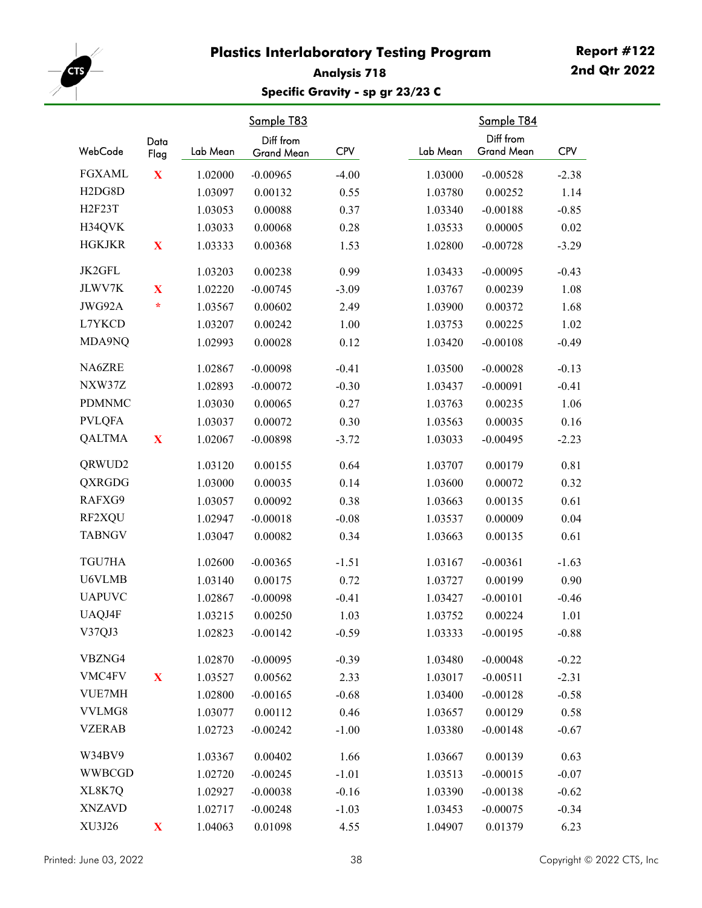# Plastics Interlaboratory Testing Program

**Report #122**
**2nd Qtr 2022**

### Analysis 718

### Specific Gravity - sp gr 23/23 C

| WebCode | Data Flag | Sample T83 Lab Mean | Sample T83 Diff from Grand Mean | Sample T83 CPV | Sample T84 Lab Mean | Sample T84 Diff from Grand Mean | Sample T84 CPV |
|---|---|---|---|---|---|---|---|
| FGXAML | X | 1.02000 | -0.00965 | -4.00 | 1.03000 | -0.00528 | -2.38 |
| H2DG8D | | 1.03097 | 0.00132 | 0.55 | 1.03780 | 0.00252 | 1.14 |
| H2F23T | | 1.03053 | 0.00088 | 0.37 | 1.03340 | -0.00188 | -0.85 |
| H34QVK | | 1.03033 | 0.00068 | 0.28 | 1.03533 | 0.00005 | 0.02 |
| HGKJKR | X | 1.03333 | 0.00368 | 1.53 | 1.02800 | -0.00728 | -3.29 |
| JK2GFL | | 1.03203 | 0.00238 | 0.99 | 1.03433 | -0.00095 | -0.43 |
| JLWV7K | X | 1.02220 | -0.00745 | -3.09 | 1.03767 | 0.00239 | 1.08 |
| JWG92A | * | 1.03567 | 0.00602 | 2.49 | 1.03900 | 0.00372 | 1.68 |
| L7YKCD | | 1.03207 | 0.00242 | 1.00 | 1.03753 | 0.00225 | 1.02 |
| MDA9NQ | | 1.02993 | 0.00028 | 0.12 | 1.03420 | -0.00108 | -0.49 |
| NA6ZRE | | 1.02867 | -0.00098 | -0.41 | 1.03500 | -0.00028 | -0.13 |
| NXW37Z | | 1.02893 | -0.00072 | -0.30 | 1.03437 | -0.00091 | -0.41 |
| PDMNMC | | 1.03030 | 0.00065 | 0.27 | 1.03763 | 0.00235 | 1.06 |
| PVLQFA | | 1.03037 | 0.00072 | 0.30 | 1.03563 | 0.00035 | 0.16 |
| QALTMA | X | 1.02067 | -0.00898 | -3.72 | 1.03033 | -0.00495 | -2.23 |
| QRWUD2 | | 1.03120 | 0.00155 | 0.64 | 1.03707 | 0.00179 | 0.81 |
| QXRGDG | | 1.03000 | 0.00035 | 0.14 | 1.03600 | 0.00072 | 0.32 |
| RAFXG9 | | 1.03057 | 0.00092 | 0.38 | 1.03663 | 0.00135 | 0.61 |
| RF2XQU | | 1.02947 | -0.00018 | -0.08 | 1.03537 | 0.00009 | 0.04 |
| TABNGV | | 1.03047 | 0.00082 | 0.34 | 1.03663 | 0.00135 | 0.61 |
| TGU7HA | | 1.02600 | -0.00365 | -1.51 | 1.03167 | -0.00361 | -1.63 |
| U6VLMB | | 1.03140 | 0.00175 | 0.72 | 1.03727 | 0.00199 | 0.90 |
| UAPUVC | | 1.02867 | -0.00098 | -0.41 | 1.03427 | -0.00101 | -0.46 |
| UAQJ4F | | 1.03215 | 0.00250 | 1.03 | 1.03752 | 0.00224 | 1.01 |
| V37QJ3 | | 1.02823 | -0.00142 | -0.59 | 1.03333 | -0.00195 | -0.88 |
| VBZNG4 | | 1.02870 | -0.00095 | -0.39 | 1.03480 | -0.00048 | -0.22 |
| VMC4FV | X | 1.03527 | 0.00562 | 2.33 | 1.03017 | -0.00511 | -2.31 |
| VUE7MH | | 1.02800 | -0.00165 | -0.68 | 1.03400 | -0.00128 | -0.58 |
| VVLMG8 | | 1.03077 | 0.00112 | 0.46 | 1.03657 | 0.00129 | 0.58 |
| VZERAB | | 1.02723 | -0.00242 | -1.00 | 1.03380 | -0.00148 | -0.67 |
| W34BV9 | | 1.03367 | 0.00402 | 1.66 | 1.03667 | 0.00139 | 0.63 |
| WWBCGD | | 1.02720 | -0.00245 | -1.01 | 1.03513 | -0.00015 | -0.07 |
| XL8K7Q | | 1.02927 | -0.00038 | -0.16 | 1.03390 | -0.00138 | -0.62 |
| XNZAVD | | 1.02717 | -0.00248 | -1.03 | 1.03453 | -0.00075 | -0.34 |
| XU3J26 | X | 1.04063 | 0.01098 | 4.55 | 1.04907 | 0.01379 | 6.23 |

Printed: June 03, 2022

Copyright © 2022 CTS, Inc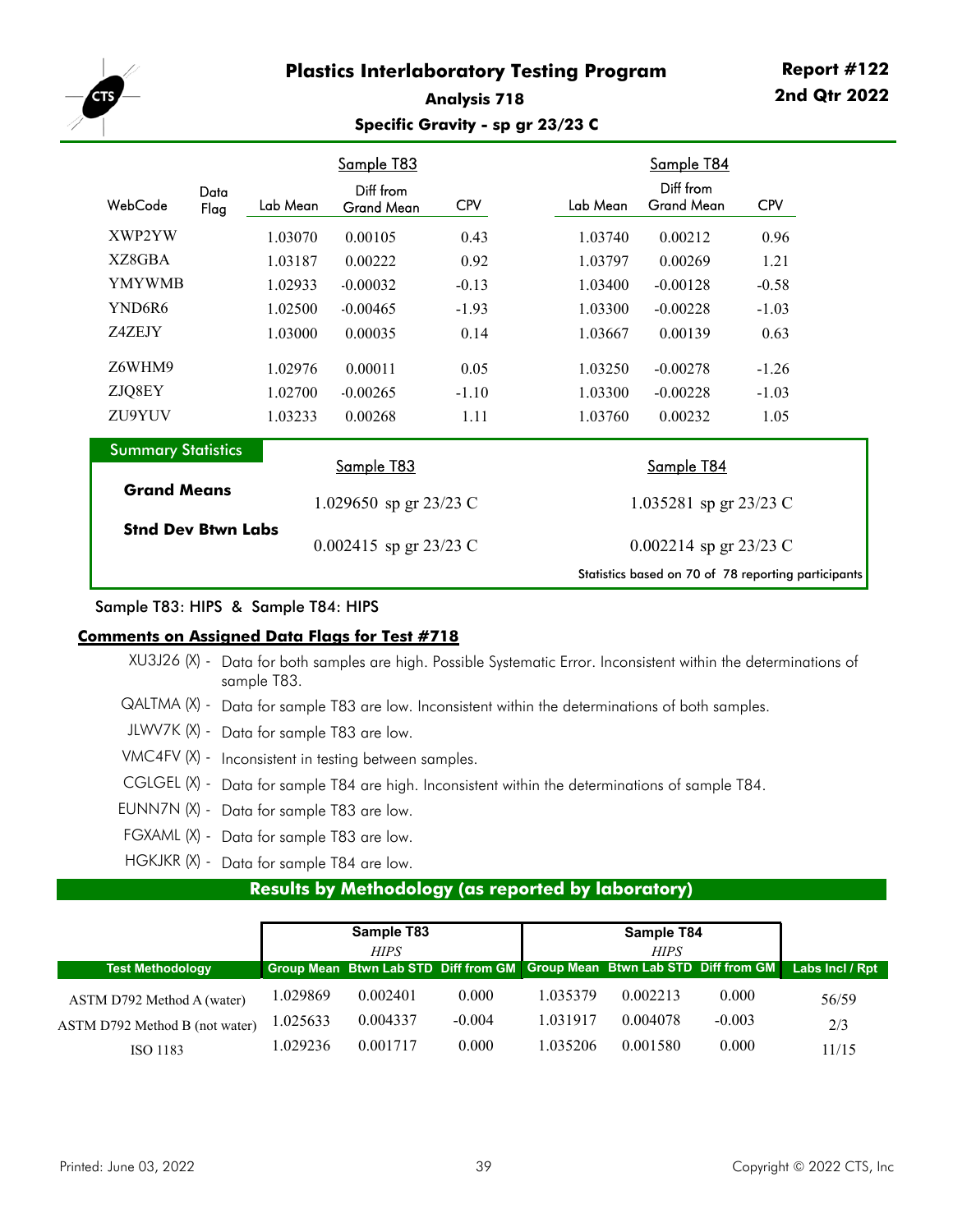# Plastics Interlaboratory Testing Program

**Report #122**
**2nd Qtr 2022**

## Analysis 718

### Specific Gravity - sp gr 23/23 C

| WebCode | Data Flag | Sample T83 Lab Mean | Sample T83 Diff from Grand Mean | Sample T83 CPV | Sample T84 Lab Mean | Sample T84 Diff from Grand Mean | Sample T84 CPV |
|---|---|---|---|---|---|---|---|
| XWP2YW | | 1.03070 | 0.00105 | 0.43 | 1.03740 | 0.00212 | 0.96 |
| XZ8GBA | | 1.03187 | 0.00222 | 0.92 | 1.03797 | 0.00269 | 1.21 |
| YMYWMB | | 1.02933 | -0.00032 | -0.13 | 1.03400 | -0.00128 | -0.58 |
| YND6R6 | | 1.02500 | -0.00465 | -1.93 | 1.03300 | -0.00228 | -1.03 |
| Z4ZEJY | | 1.03000 | 0.00035 | 0.14 | 1.03667 | 0.00139 | 0.63 |
| Z6WHM9 | | 1.02976 | 0.00011 | 0.05 | 1.03250 | -0.00278 | -1.26 |
| ZJQ8EY | | 1.02700 | -0.00265 | -1.10 | 1.03300 | -0.00228 | -1.03 |
| ZU9YUV | | 1.03233 | 0.00268 | 1.11 | 1.03760 | 0.00232 | 1.05 |

**Summary Statistics**

| | Sample T83 | Sample T84 |
|---|---|---|
| **Grand Means** | 1.029650 sp gr 23/23 C | 1.035281 sp gr 23/23 C |
| **Stnd Dev Btwn Labs** | 0.002415 sp gr 23/23 C | 0.002214 sp gr 23/23 C |

Statistics based on 70 of 78 reporting participants

Sample T83: HIPS & Sample T84: HIPS

**Comments on Assigned Data Flags for Test #718**

- XU3J26 (X) - Data for both samples are high. Possible Systematic Error. Inconsistent within the determinations of sample T83.
- QALTMA (X) - Data for sample T83 are low. Inconsistent within the determinations of both samples.
- JLWV7K (X) - Data for sample T83 are low.
- VMC4FV (X) - Inconsistent in testing between samples.
- CGLGEL (X) - Data for sample T84 are high. Inconsistent within the determinations of sample T84.
- EUNN7N (X) - Data for sample T83 are low.
- FGXAML (X) - Data for sample T83 are low.
- HGKJKR (X) - Data for sample T84 are low.

## Results by Methodology (as reported by laboratory)

| Test Methodology | Sample T83 HIPS Group Mean | Sample T83 HIPS Btwn Lab STD | Sample T83 HIPS Diff from GM | Sample T84 HIPS Group Mean | Sample T84 HIPS Btwn Lab STD | Sample T84 HIPS Diff from GM | Labs Incl / Rpt |
|---|---|---|---|---|---|---|---|
| ASTM D792 Method A (water) | 1.029869 | 0.002401 | 0.000 | 1.035379 | 0.002213 | 0.000 | 56/59 |
| ASTM D792 Method B (not water) | 1.025633 | 0.004337 | -0.004 | 1.031917 | 0.004078 | -0.003 | 2/3 |
| ISO 1183 | 1.029236 | 0.001717 | 0.000 | 1.035206 | 0.001580 | 0.000 | 11/15 |

Printed: June 03, 2022

Copyright © 2022 CTS, Inc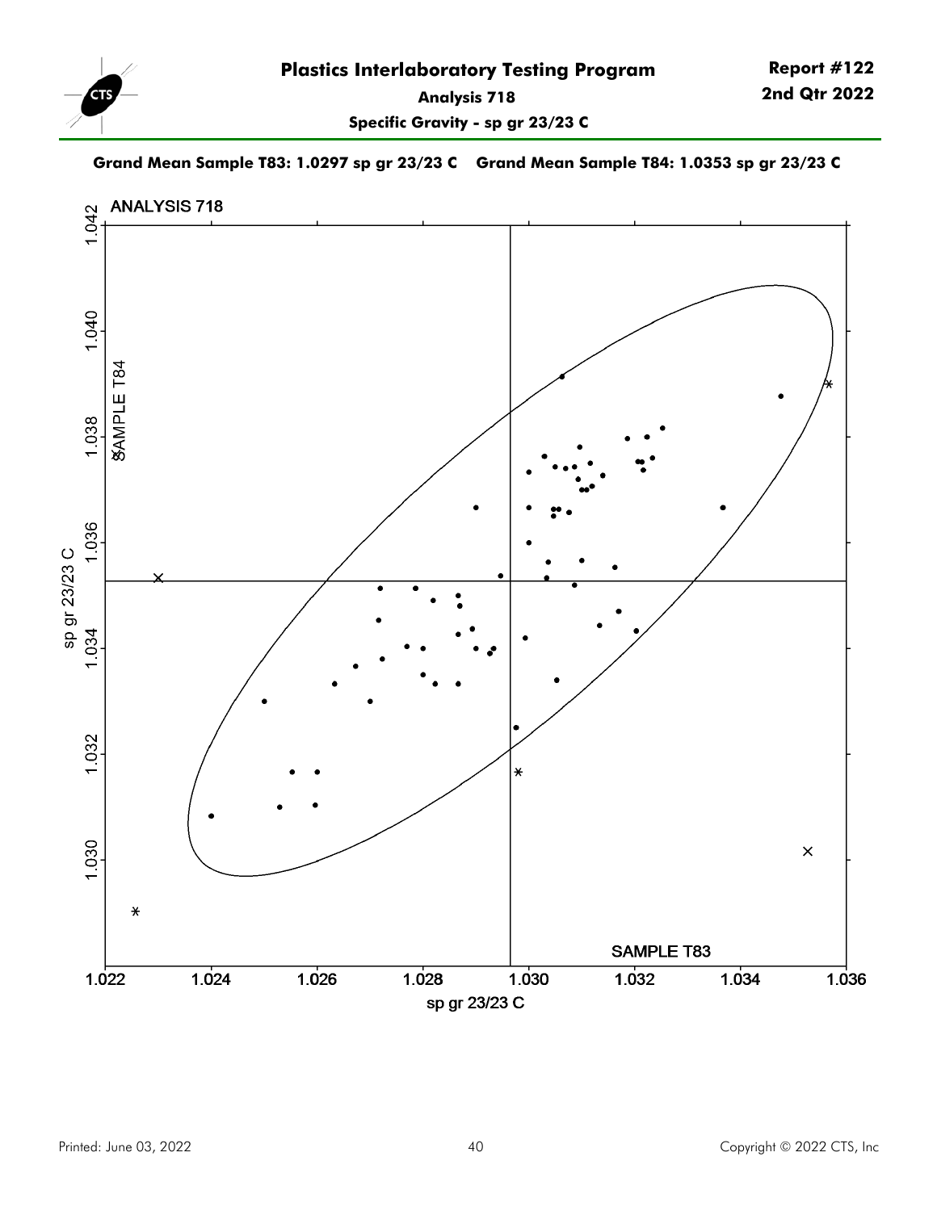**Plastics Interlaboratory Testing Program**

**Analysis 718**

**Specific Gravity - sp gr 23/23 C**

**Grand Mean Sample T83: 1.0297 sp gr 23/23 C    Grand Mean Sample T84: 1.0353 sp gr 23/23 C**

ANALYSIS 718

SAMPLE T84

sp gr 23/23 C

SAMPLE T83

sp gr 23/23 C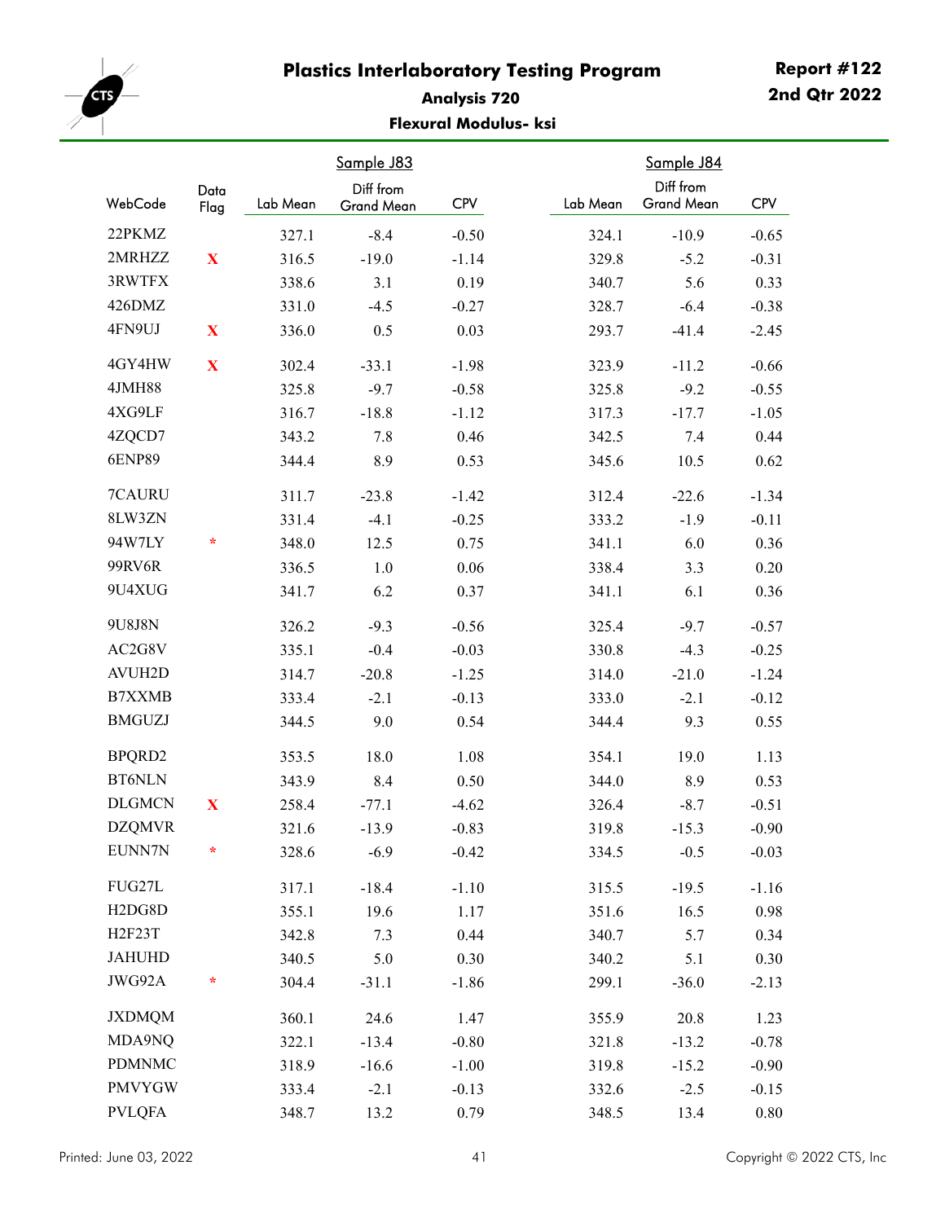# Plastics Interlaboratory Testing Program

**Report #122**
**2nd Qtr 2022**

## Analysis 720

### Flexural Modulus- ksi

| WebCode | Data Flag | Sample J83 Lab Mean | Sample J83 Diff from Grand Mean | Sample J83 CPV | Sample J84 Lab Mean | Sample J84 Diff from Grand Mean | Sample J84 CPV |
|---|---|---|---|---|---|---|---|
| 22PKMZ | | 327.1 | -8.4 | -0.50 | 324.1 | -10.9 | -0.65 |
| 2MRHZZ | X | 316.5 | -19.0 | -1.14 | 329.8 | -5.2 | -0.31 |
| 3RWTFX | | 338.6 | 3.1 | 0.19 | 340.7 | 5.6 | 0.33 |
| 426DMZ | | 331.0 | -4.5 | -0.27 | 328.7 | -6.4 | -0.38 |
| 4FN9UJ | X | 336.0 | 0.5 | 0.03 | 293.7 | -41.4 | -2.45 |
| 4GY4HW | X | 302.4 | -33.1 | -1.98 | 323.9 | -11.2 | -0.66 |
| 4JMH88 | | 325.8 | -9.7 | -0.58 | 325.8 | -9.2 | -0.55 |
| 4XG9LF | | 316.7 | -18.8 | -1.12 | 317.3 | -17.7 | -1.05 |
| 4ZQCD7 | | 343.2 | 7.8 | 0.46 | 342.5 | 7.4 | 0.44 |
| 6ENP89 | | 344.4 | 8.9 | 0.53 | 345.6 | 10.5 | 0.62 |
| 7CAURU | | 311.7 | -23.8 | -1.42 | 312.4 | -22.6 | -1.34 |
| 8LW3ZN | | 331.4 | -4.1 | -0.25 | 333.2 | -1.9 | -0.11 |
| 94W7LY | * | 348.0 | 12.5 | 0.75 | 341.1 | 6.0 | 0.36 |
| 99RV6R | | 336.5 | 1.0 | 0.06 | 338.4 | 3.3 | 0.20 |
| 9U4XUG | | 341.7 | 6.2 | 0.37 | 341.1 | 6.1 | 0.36 |
| 9U8J8N | | 326.2 | -9.3 | -0.56 | 325.4 | -9.7 | -0.57 |
| AC2G8V | | 335.1 | -0.4 | -0.03 | 330.8 | -4.3 | -0.25 |
| AVUH2D | | 314.7 | -20.8 | -1.25 | 314.0 | -21.0 | -1.24 |
| B7XXMB | | 333.4 | -2.1 | -0.13 | 333.0 | -2.1 | -0.12 |
| BMGUZJ | | 344.5 | 9.0 | 0.54 | 344.4 | 9.3 | 0.55 |
| BPQRD2 | | 353.5 | 18.0 | 1.08 | 354.1 | 19.0 | 1.13 |
| BT6NLN | | 343.9 | 8.4 | 0.50 | 344.0 | 8.9 | 0.53 |
| DLGMCN | X | 258.4 | -77.1 | -4.62 | 326.4 | -8.7 | -0.51 |
| DZQMVR | | 321.6 | -13.9 | -0.83 | 319.8 | -15.3 | -0.90 |
| EUNN7N | * | 328.6 | -6.9 | -0.42 | 334.5 | -0.5 | -0.03 |
| FUG27L | | 317.1 | -18.4 | -1.10 | 315.5 | -19.5 | -1.16 |
| H2DG8D | | 355.1 | 19.6 | 1.17 | 351.6 | 16.5 | 0.98 |
| H2F23T | | 342.8 | 7.3 | 0.44 | 340.7 | 5.7 | 0.34 |
| JAHUHD | | 340.5 | 5.0 | 0.30 | 340.2 | 5.1 | 0.30 |
| JWG92A | * | 304.4 | -31.1 | -1.86 | 299.1 | -36.0 | -2.13 |
| JXDMQM | | 360.1 | 24.6 | 1.47 | 355.9 | 20.8 | 1.23 |
| MDA9NQ | | 322.1 | -13.4 | -0.80 | 321.8 | -13.2 | -0.78 |
| PDMNMC | | 318.9 | -16.6 | -1.00 | 319.8 | -15.2 | -0.90 |
| PMVYGW | | 333.4 | -2.1 | -0.13 | 332.6 | -2.5 | -0.15 |
| PVLQFA | | 348.7 | 13.2 | 0.79 | 348.5 | 13.4 | 0.80 |

Printed: June 03, 2022

Copyright © 2022 CTS, Inc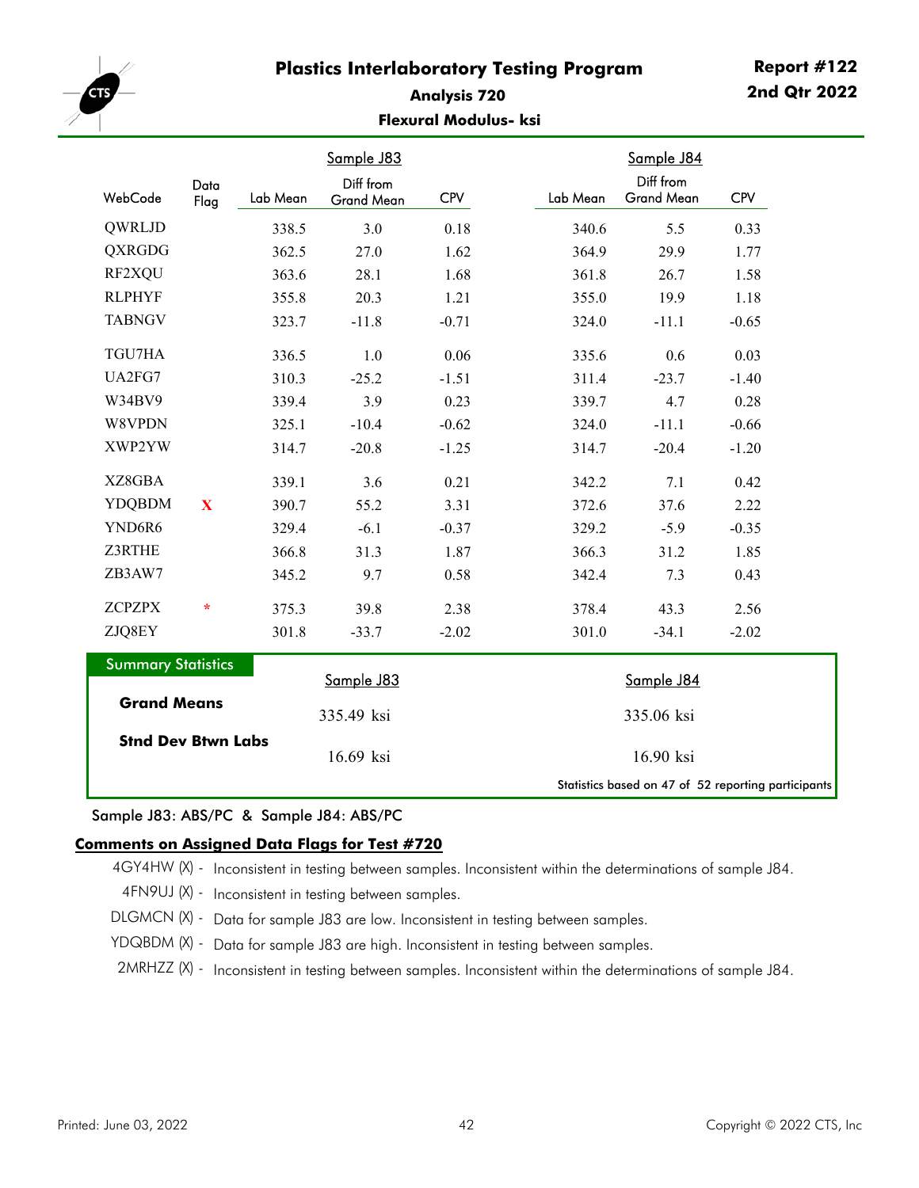# Plastics Interlaboratory Testing Program

**Report #122**
**2nd Qtr 2022**

## Analysis 720

### Flexural Modulus- ksi

| WebCode | Data Flag | Sample J83 Lab Mean | Sample J83 Diff from Grand Mean | Sample J83 CPV | Sample J84 Lab Mean | Sample J84 Diff from Grand Mean | Sample J84 CPV |
|---|---|---|---|---|---|---|---|
| QWRLJD | | 338.5 | 3.0 | 0.18 | 340.6 | 5.5 | 0.33 |
| QXRGDG | | 362.5 | 27.0 | 1.62 | 364.9 | 29.9 | 1.77 |
| RF2XQU | | 363.6 | 28.1 | 1.68 | 361.8 | 26.7 | 1.58 |
| RLPHYF | | 355.8 | 20.3 | 1.21 | 355.0 | 19.9 | 1.18 |
| TABNGV | | 323.7 | -11.8 | -0.71 | 324.0 | -11.1 | -0.65 |
| TGU7HA | | 336.5 | 1.0 | 0.06 | 335.6 | 0.6 | 0.03 |
| UA2FG7 | | 310.3 | -25.2 | -1.51 | 311.4 | -23.7 | -1.40 |
| W34BV9 | | 339.4 | 3.9 | 0.23 | 339.7 | 4.7 | 0.28 |
| W8VPDN | | 325.1 | -10.4 | -0.62 | 324.0 | -11.1 | -0.66 |
| XWP2YW | | 314.7 | -20.8 | -1.25 | 314.7 | -20.4 | -1.20 |
| XZ8GBA | | 339.1 | 3.6 | 0.21 | 342.2 | 7.1 | 0.42 |
| YDQBDM | X | 390.7 | 55.2 | 3.31 | 372.6 | 37.6 | 2.22 |
| YND6R6 | | 329.4 | -6.1 | -0.37 | 329.2 | -5.9 | -0.35 |
| Z3RTHE | | 366.8 | 31.3 | 1.87 | 366.3 | 31.2 | 1.85 |
| ZB3AW7 | | 345.2 | 9.7 | 0.58 | 342.4 | 7.3 | 0.43 |
| ZCPZPX | * | 375.3 | 39.8 | 2.38 | 378.4 | 43.3 | 2.56 |
| ZJQ8EY | | 301.8 | -33.7 | -2.02 | 301.0 | -34.1 | -2.02 |

**Summary Statistics**

| | Sample J83 | Sample J84 |
|---|---|---|
| **Grand Means** | 335.49 ksi | 335.06 ksi |
| **Stnd Dev Btwn Labs** | 16.69 ksi | 16.90 ksi |

Statistics based on 47 of 52 reporting participants

Sample J83: ABS/PC & Sample J84: ABS/PC

**Comments on Assigned Data Flags for Test #720**

- 4GY4HW (X) - Inconsistent in testing between samples. Inconsistent within the determinations of sample J84.
- 4FN9UJ (X) - Inconsistent in testing between samples.
- DLGMCN (X) - Data for sample J83 are low. Inconsistent in testing between samples.
- YDQBDM (X) - Data for sample J83 are high. Inconsistent in testing between samples.
- 2MRHZZ (X) - Inconsistent in testing between samples. Inconsistent within the determinations of sample J84.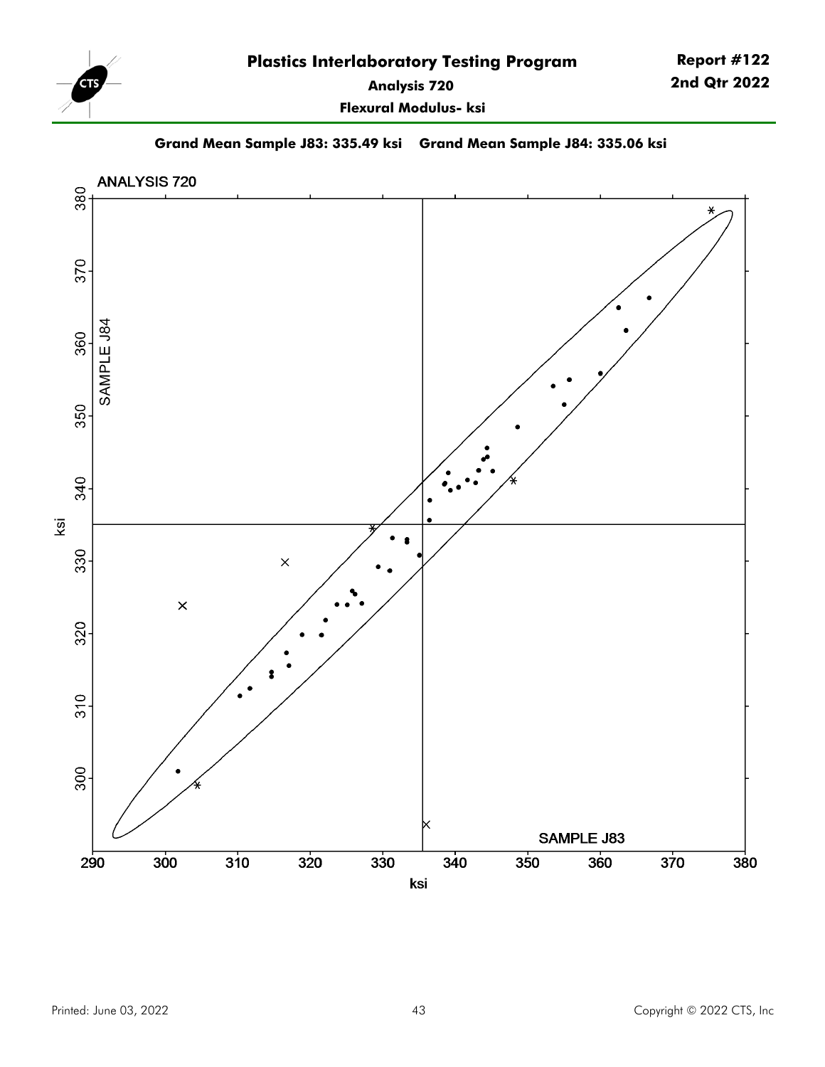# Plastics Interlaboratory Testing Program

**Report #122**
**2nd Qtr 2022**

**Analysis 720**

**Flexural Modulus- ksi**

**Grand Mean Sample J83: 335.49 ksi    Grand Mean Sample J84: 335.06 ksi**

ANALYSIS 720

SAMPLE J84

SAMPLE J83

ksi

ksi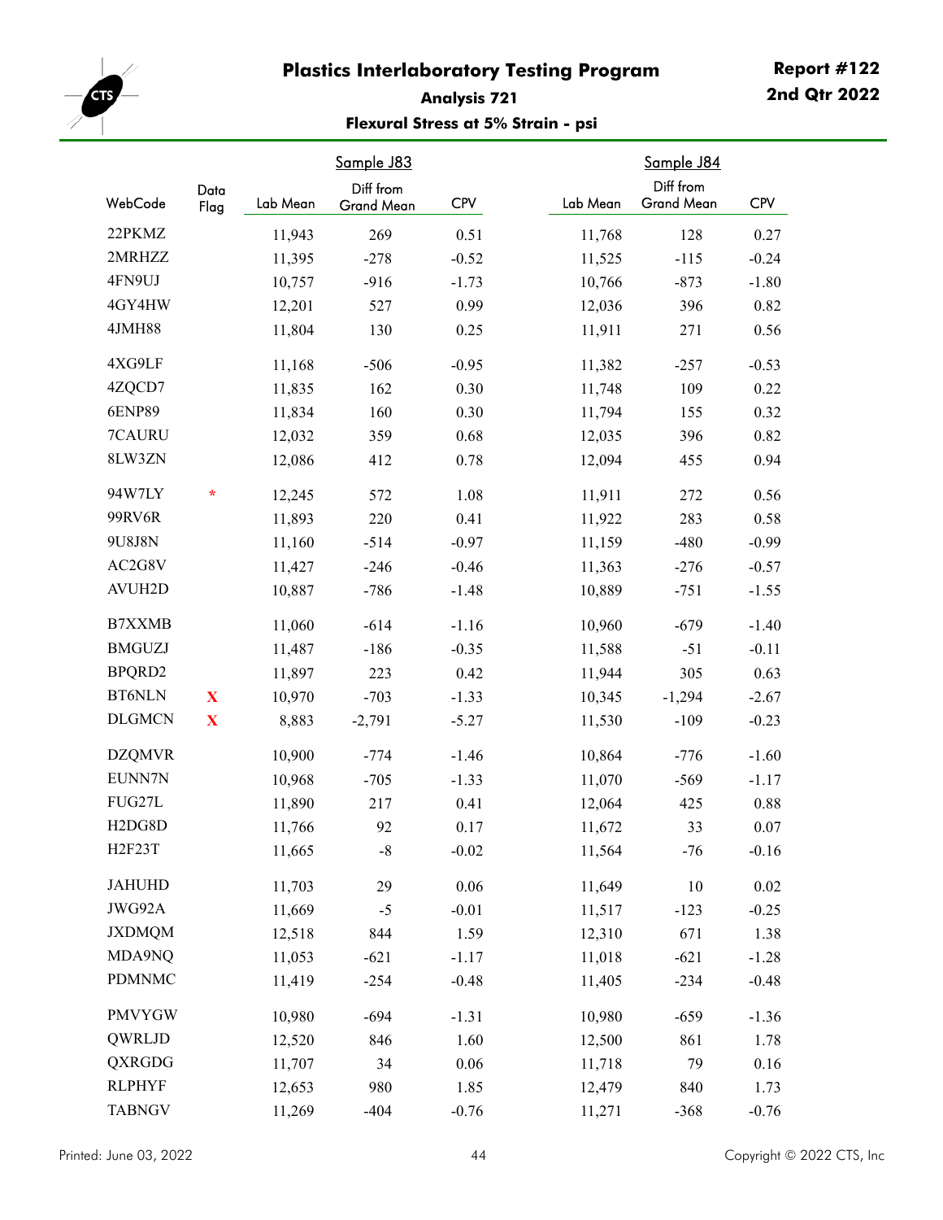# Plastics Interlaboratory Testing Program

**Report #122**
**2nd Qtr 2022**

### Analysis 721

#### Flexural Stress at 5% Strain - psi

| WebCode | Data Flag | Sample J83 Lab Mean | Diff from Grand Mean | CPV | Sample J84 Lab Mean | Diff from Grand Mean | CPV |
|---|---|---|---|---|---|---|---|
| 22PKMZ | | 11,943 | 269 | 0.51 | 11,768 | 128 | 0.27 |
| 2MRHZZ | | 11,395 | -278 | -0.52 | 11,525 | -115 | -0.24 |
| 4FN9UJ | | 10,757 | -916 | -1.73 | 10,766 | -873 | -1.80 |
| 4GY4HW | | 12,201 | 527 | 0.99 | 12,036 | 396 | 0.82 |
| 4JMH88 | | 11,804 | 130 | 0.25 | 11,911 | 271 | 0.56 |
| 4XG9LF | | 11,168 | -506 | -0.95 | 11,382 | -257 | -0.53 |
| 4ZQCD7 | | 11,835 | 162 | 0.30 | 11,748 | 109 | 0.22 |
| 6ENP89 | | 11,834 | 160 | 0.30 | 11,794 | 155 | 0.32 |
| 7CAURU | | 12,032 | 359 | 0.68 | 12,035 | 396 | 0.82 |
| 8LW3ZN | | 12,086 | 412 | 0.78 | 12,094 | 455 | 0.94 |
| 94W7LY | * | 12,245 | 572 | 1.08 | 11,911 | 272 | 0.56 |
| 99RV6R | | 11,893 | 220 | 0.41 | 11,922 | 283 | 0.58 |
| 9U8J8N | | 11,160 | -514 | -0.97 | 11,159 | -480 | -0.99 |
| AC2G8V | | 11,427 | -246 | -0.46 | 11,363 | -276 | -0.57 |
| AVUH2D | | 10,887 | -786 | -1.48 | 10,889 | -751 | -1.55 |
| B7XXMB | | 11,060 | -614 | -1.16 | 10,960 | -679 | -1.40 |
| BMGUZJ | | 11,487 | -186 | -0.35 | 11,588 | -51 | -0.11 |
| BPQRD2 | | 11,897 | 223 | 0.42 | 11,944 | 305 | 0.63 |
| BT6NLN | X | 10,970 | -703 | -1.33 | 10,345 | -1,294 | -2.67 |
| DLGMCN | X | 8,883 | -2,791 | -5.27 | 11,530 | -109 | -0.23 |
| DZQMVR | | 10,900 | -774 | -1.46 | 10,864 | -776 | -1.60 |
| EUNN7N | | 10,968 | -705 | -1.33 | 11,070 | -569 | -1.17 |
| FUG27L | | 11,890 | 217 | 0.41 | 12,064 | 425 | 0.88 |
| H2DG8D | | 11,766 | 92 | 0.17 | 11,672 | 33 | 0.07 |
| H2F23T | | 11,665 | -8 | -0.02 | 11,564 | -76 | -0.16 |
| JAHUHD | | 11,703 | 29 | 0.06 | 11,649 | 10 | 0.02 |
| JWG92A | | 11,669 | -5 | -0.01 | 11,517 | -123 | -0.25 |
| JXDMQM | | 12,518 | 844 | 1.59 | 12,310 | 671 | 1.38 |
| MDA9NQ | | 11,053 | -621 | -1.17 | 11,018 | -621 | -1.28 |
| PDMNMC | | 11,419 | -254 | -0.48 | 11,405 | -234 | -0.48 |
| PMVYGW | | 10,980 | -694 | -1.31 | 10,980 | -659 | -1.36 |
| QWRLJD | | 12,520 | 846 | 1.60 | 12,500 | 861 | 1.78 |
| QXRGDG | | 11,707 | 34 | 0.06 | 11,718 | 79 | 0.16 |
| RLPHYF | | 12,653 | 980 | 1.85 | 12,479 | 840 | 1.73 |
| TABNGV | | 11,269 | -404 | -0.76 | 11,271 | -368 | -0.76 |

Printed: June 03, 2022

Copyright © 2022 CTS, Inc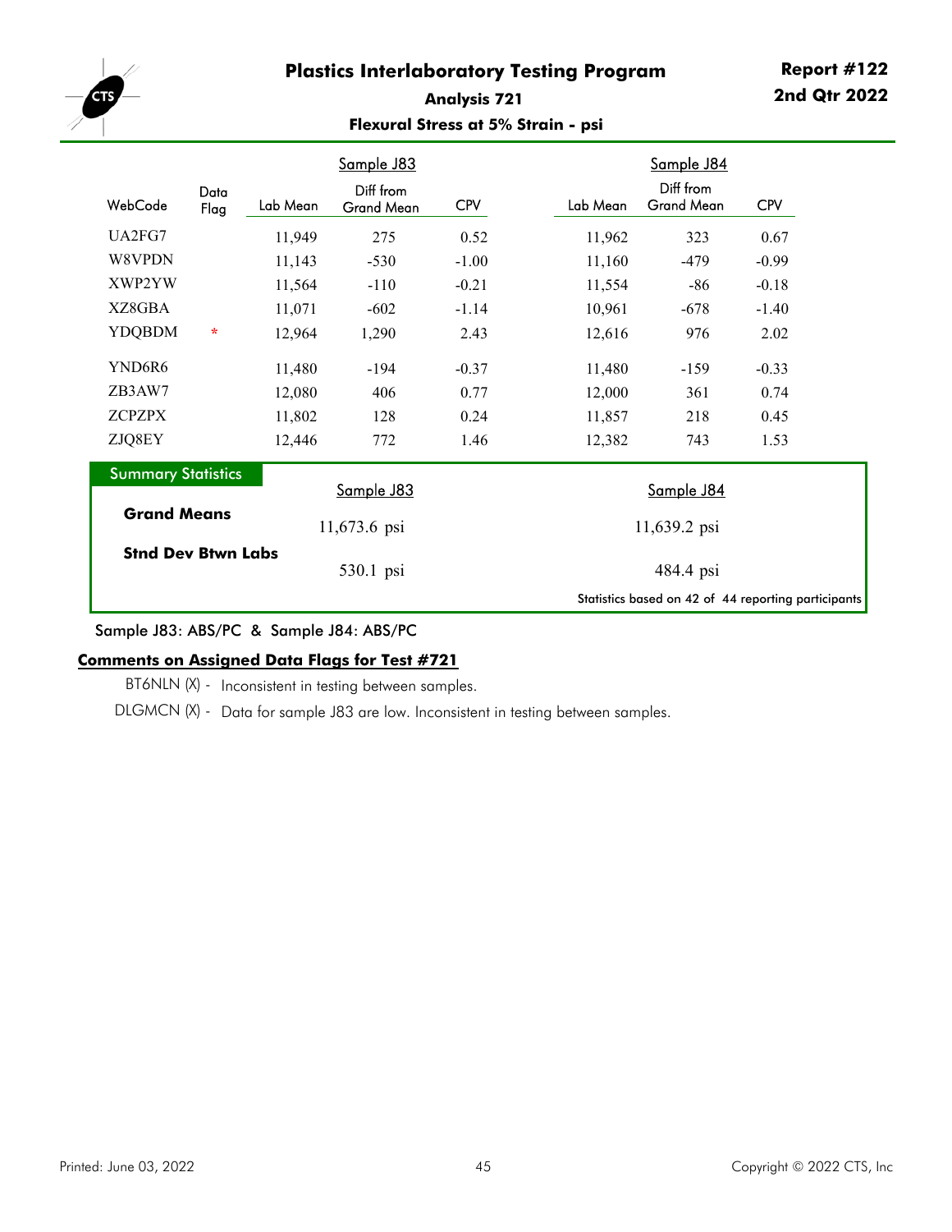# Plastics Interlaboratory Testing Program

**Report #122**
**2nd Qtr 2022**

## Analysis 721

### Flexural Stress at 5% Strain - psi

| WebCode | Data Flag | Sample J83 Lab Mean | Sample J83 Diff from Grand Mean | Sample J83 CPV | Sample J84 Lab Mean | Sample J84 Diff from Grand Mean | Sample J84 CPV |
|---|---|---|---|---|---|---|---|
| UA2FG7 | | 11,949 | 275 | 0.52 | 11,962 | 323 | 0.67 |
| W8VPDN | | 11,143 | -530 | -1.00 | 11,160 | -479 | -0.99 |
| XWP2YW | | 11,564 | -110 | -0.21 | 11,554 | -86 | -0.18 |
| XZ8GBA | | 11,071 | -602 | -1.14 | 10,961 | -678 | -1.40 |
| YDQBDM | * | 12,964 | 1,290 | 2.43 | 12,616 | 976 | 2.02 |
| YND6R6 | | 11,480 | -194 | -0.37 | 11,480 | -159 | -0.33 |
| ZB3AW7 | | 12,080 | 406 | 0.77 | 12,000 | 361 | 0.74 |
| ZCPZPX | | 11,802 | 128 | 0.24 | 11,857 | 218 | 0.45 |
| ZJQ8EY | | 12,446 | 772 | 1.46 | 12,382 | 743 | 1.53 |

**Summary Statistics**

| | Sample J83 | Sample J84 |
|---|---|---|
| **Grand Means** | 11,673.6 psi | 11,639.2 psi |
| **Stnd Dev Btwn Labs** | 530.1 psi | 484.4 psi |

Statistics based on 42 of 44 reporting participants

Sample J83: ABS/PC & Sample J84: ABS/PC

**Comments on Assigned Data Flags for Test #721**

BT6NLN (X) - Inconsistent in testing between samples.

DLGMCN (X) - Data for sample J83 are low. Inconsistent in testing between samples.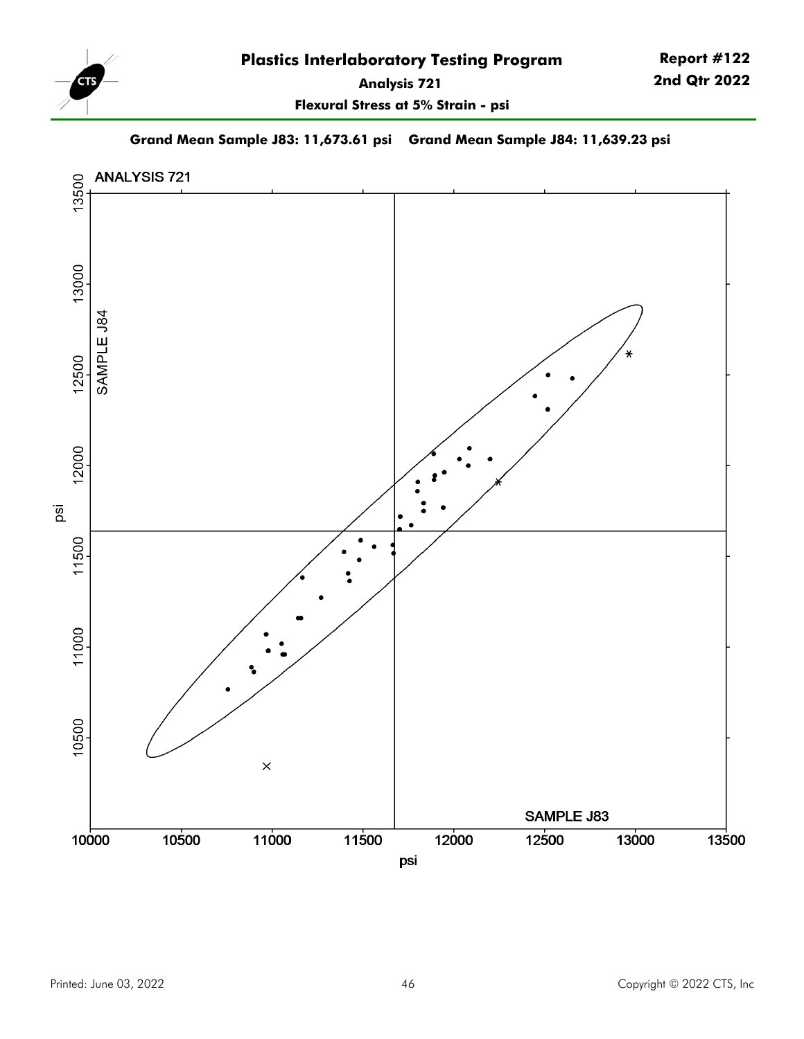# Plastics Interlaboratory Testing Program

**Report #122**
**2nd Qtr 2022**

**Analysis 721**

**Flexural Stress at 5% Strain - psi**

**Grand Mean Sample J83: 11,673.61 psi    Grand Mean Sample J84: 11,639.23 psi**

ANALYSIS 721

SAMPLE J84

psi

SAMPLE J83

psi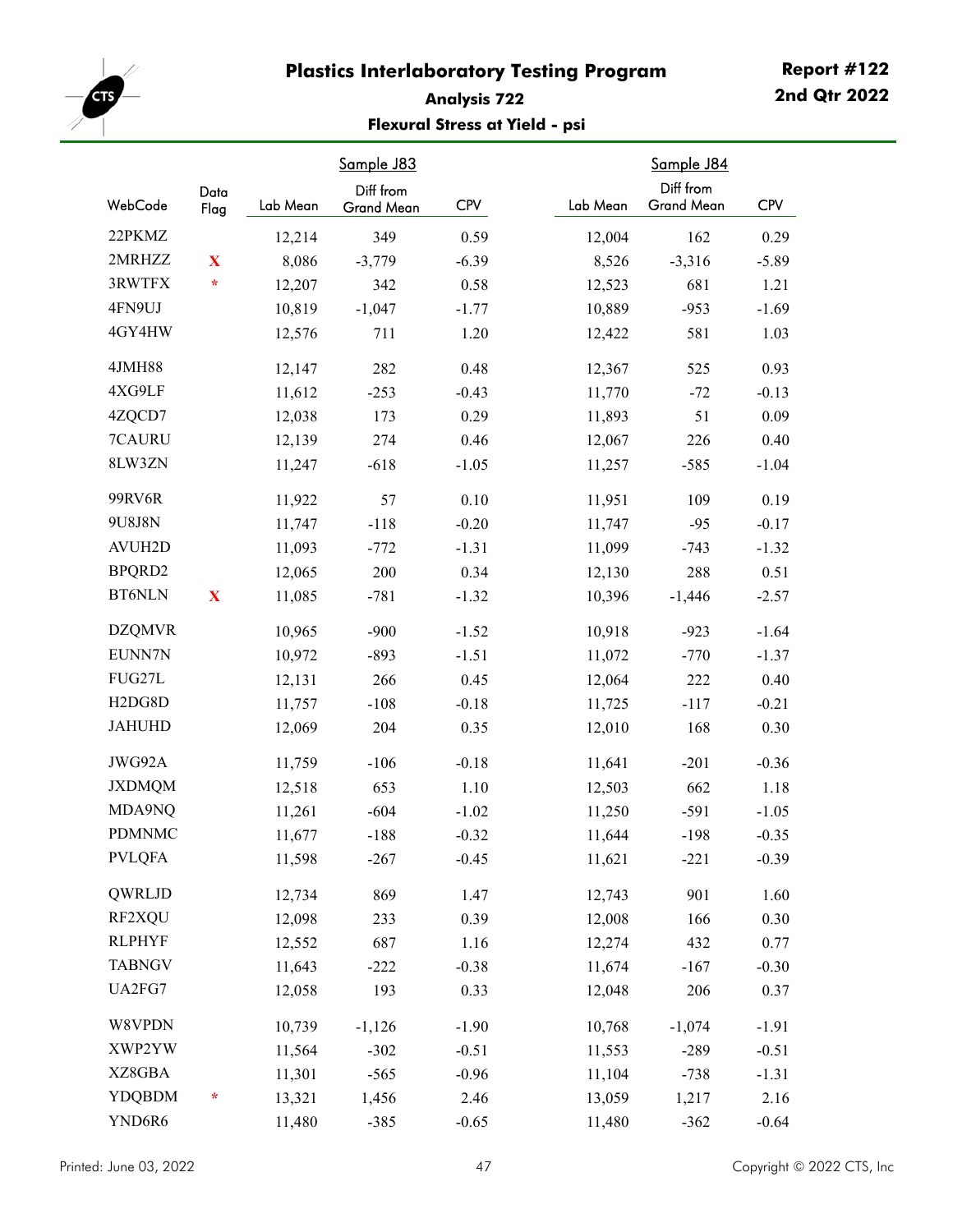# Plastics Interlaboratory Testing Program

**Report #122**
**2nd Qtr 2022**

## Analysis 722

### Flexural Stress at Yield - psi

| WebCode | Data Flag | Sample J83 Lab Mean | Sample J83 Diff from Grand Mean | Sample J83 CPV | Sample J84 Lab Mean | Sample J84 Diff from Grand Mean | Sample J84 CPV |
|---|---|---|---|---|---|---|---|
| 22PKMZ | | 12,214 | 349 | 0.59 | 12,004 | 162 | 0.29 |
| 2MRHZZ | X | 8,086 | -3,779 | -6.39 | 8,526 | -3,316 | -5.89 |
| 3RWTFX | * | 12,207 | 342 | 0.58 | 12,523 | 681 | 1.21 |
| 4FN9UJ | | 10,819 | -1,047 | -1.77 | 10,889 | -953 | -1.69 |
| 4GY4HW | | 12,576 | 711 | 1.20 | 12,422 | 581 | 1.03 |
| 4JMH88 | | 12,147 | 282 | 0.48 | 12,367 | 525 | 0.93 |
| 4XG9LF | | 11,612 | -253 | -0.43 | 11,770 | -72 | -0.13 |
| 4ZQCD7 | | 12,038 | 173 | 0.29 | 11,893 | 51 | 0.09 |
| 7CAURU | | 12,139 | 274 | 0.46 | 12,067 | 226 | 0.40 |
| 8LW3ZN | | 11,247 | -618 | -1.05 | 11,257 | -585 | -1.04 |
| 99RV6R | | 11,922 | 57 | 0.10 | 11,951 | 109 | 0.19 |
| 9U8J8N | | 11,747 | -118 | -0.20 | 11,747 | -95 | -0.17 |
| AVUH2D | | 11,093 | -772 | -1.31 | 11,099 | -743 | -1.32 |
| BPQRD2 | | 12,065 | 200 | 0.34 | 12,130 | 288 | 0.51 |
| BT6NLN | X | 11,085 | -781 | -1.32 | 10,396 | -1,446 | -2.57 |
| DZQMVR | | 10,965 | -900 | -1.52 | 10,918 | -923 | -1.64 |
| EUNN7N | | 10,972 | -893 | -1.51 | 11,072 | -770 | -1.37 |
| FUG27L | | 12,131 | 266 | 0.45 | 12,064 | 222 | 0.40 |
| H2DG8D | | 11,757 | -108 | -0.18 | 11,725 | -117 | -0.21 |
| JAHUHD | | 12,069 | 204 | 0.35 | 12,010 | 168 | 0.30 |
| JWG92A | | 11,759 | -106 | -0.18 | 11,641 | -201 | -0.36 |
| JXDMQM | | 12,518 | 653 | 1.10 | 12,503 | 662 | 1.18 |
| MDA9NQ | | 11,261 | -604 | -1.02 | 11,250 | -591 | -1.05 |
| PDMNMC | | 11,677 | -188 | -0.32 | 11,644 | -198 | -0.35 |
| PVLQFA | | 11,598 | -267 | -0.45 | 11,621 | -221 | -0.39 |
| QWRLJD | | 12,734 | 869 | 1.47 | 12,743 | 901 | 1.60 |
| RF2XQU | | 12,098 | 233 | 0.39 | 12,008 | 166 | 0.30 |
| RLPHYF | | 12,552 | 687 | 1.16 | 12,274 | 432 | 0.77 |
| TABNGV | | 11,643 | -222 | -0.38 | 11,674 | -167 | -0.30 |
| UA2FG7 | | 12,058 | 193 | 0.33 | 12,048 | 206 | 0.37 |
| W8VPDN | | 10,739 | -1,126 | -1.90 | 10,768 | -1,074 | -1.91 |
| XWP2YW | | 11,564 | -302 | -0.51 | 11,553 | -289 | -0.51 |
| XZ8GBA | | 11,301 | -565 | -0.96 | 11,104 | -738 | -1.31 |
| YDQBDM | * | 13,321 | 1,456 | 2.46 | 13,059 | 1,217 | 2.16 |
| YND6R6 | | 11,480 | -385 | -0.65 | 11,480 | -362 | -0.64 |

Printed: June 03, 2022

Copyright © 2022 CTS, Inc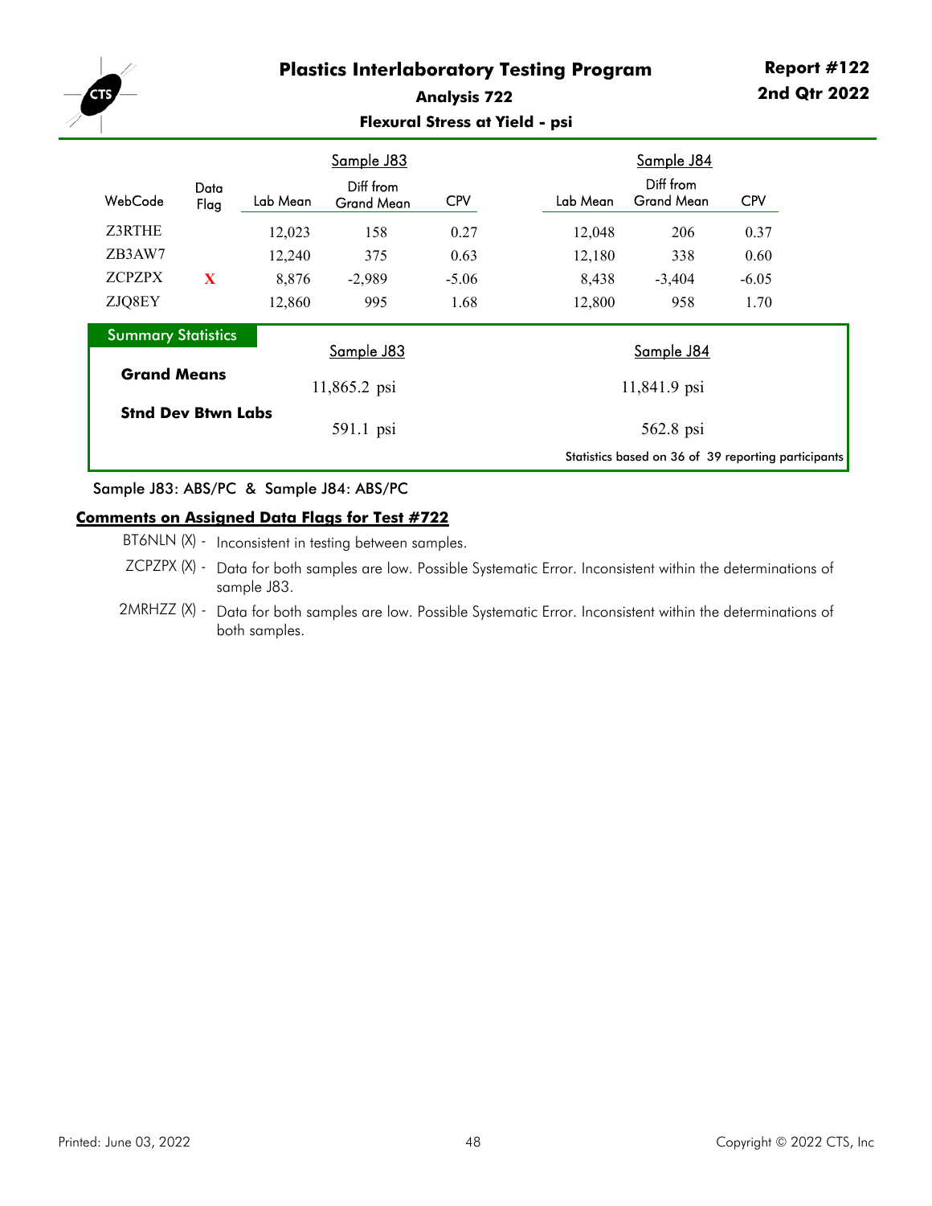# Plastics Interlaboratory Testing Program

**Report #122**
**2nd Qtr 2022**

## Analysis 722

### Flexural Stress at Yield - psi

| WebCode | Data Flag | Sample J83 Lab Mean | Sample J83 Diff from Grand Mean | Sample J83 CPV | Sample J84 Lab Mean | Sample J84 Diff from Grand Mean | Sample J84 CPV |
|---|---|---|---|---|---|---|---|
| Z3RTHE | | 12,023 | 158 | 0.27 | 12,048 | 206 | 0.37 |
| ZB3AW7 | | 12,240 | 375 | 0.63 | 12,180 | 338 | 0.60 |
| ZCPZPX | X | 8,876 | -2,989 | -5.06 | 8,438 | -3,404 | -6.05 |
| ZJQ8EY | | 12,860 | 995 | 1.68 | 12,800 | 958 | 1.70 |

**Summary Statistics**

| | Sample J83 | Sample J84 |
|---|---|---|
| **Grand Means** | 11,865.2 psi | 11,841.9 psi |
| **Stnd Dev Btwn Labs** | 591.1 psi | 562.8 psi |

Statistics based on 36 of 39 reporting participants

Sample J83: ABS/PC & Sample J84: ABS/PC

**Comments on Assigned Data Flags for Test #722**

- BT6NLN (X) - Inconsistent in testing between samples.
- ZCPZPX (X) - Data for both samples are low. Possible Systematic Error. Inconsistent within the determinations of sample J83.
- 2MRHZZ (X) - Data for both samples are low. Possible Systematic Error. Inconsistent within the determinations of both samples.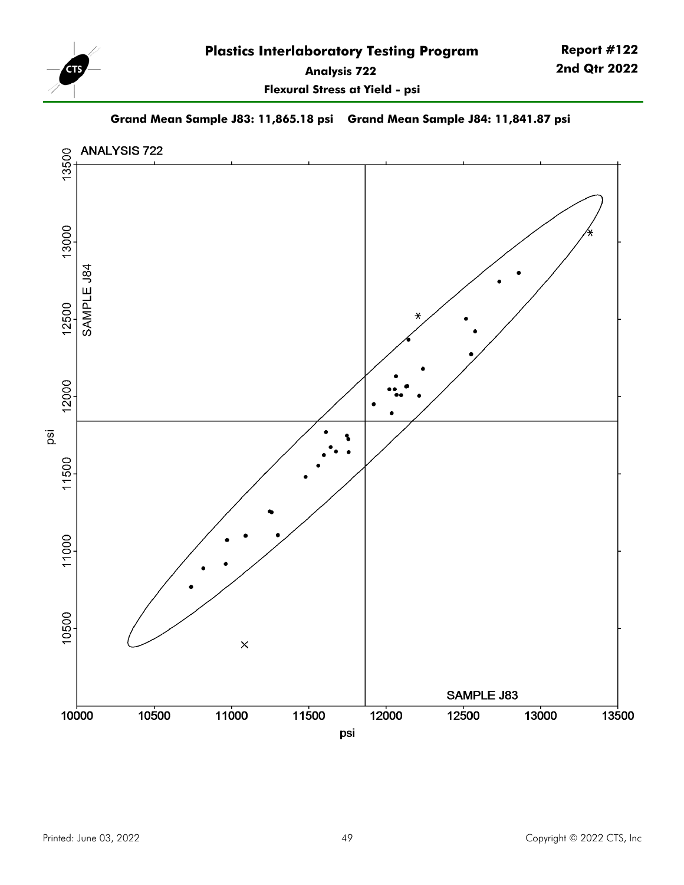# Plastics Interlaboratory Testing Program

**Report #122**
**2nd Qtr 2022**

**Analysis 722**

**Flexural Stress at Yield - psi**

**Grand Mean Sample J83: 11,865.18 psi    Grand Mean Sample J84: 11,841.87 psi**

ANALYSIS 722

SAMPLE J84

SAMPLE J83

psi

psi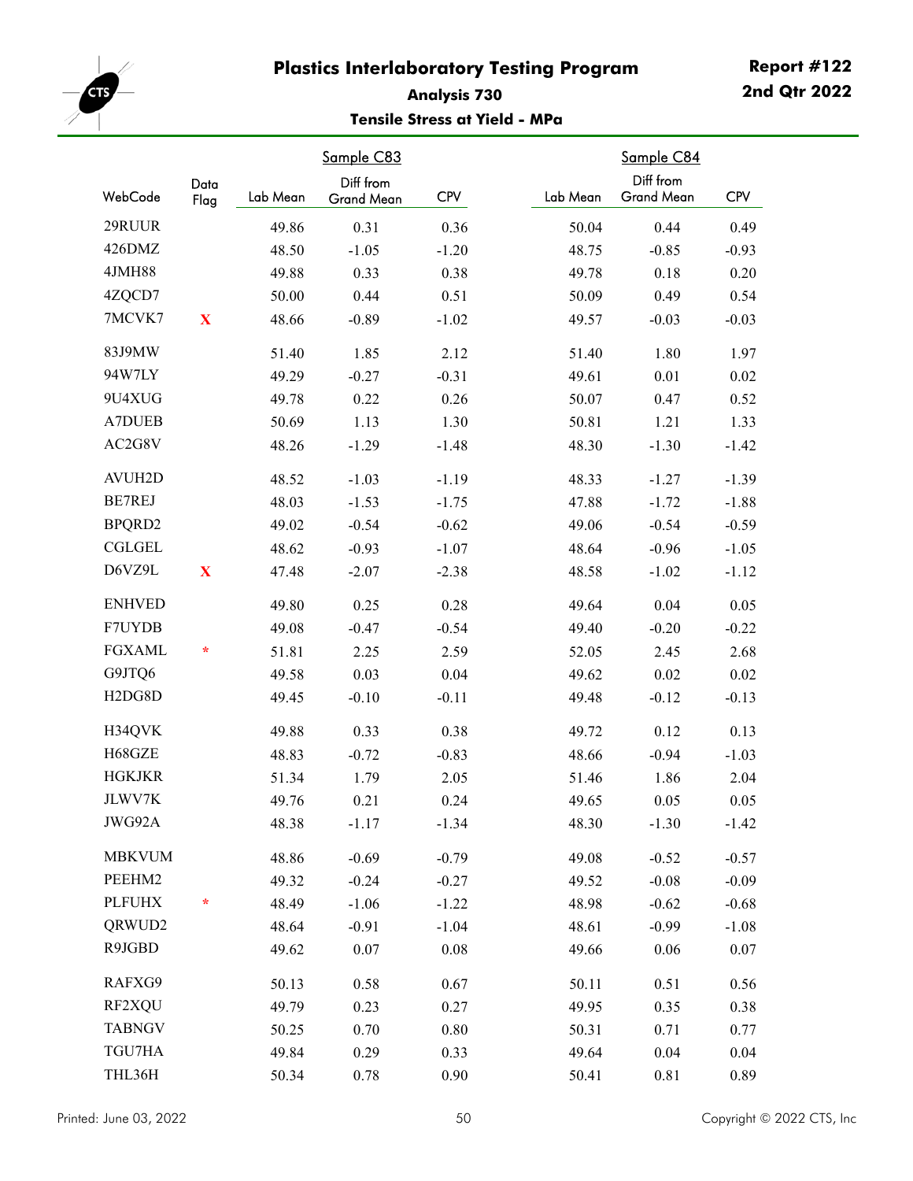# Plastics Interlaboratory Testing Program

**Report #122**
**2nd Qtr 2022**

### Analysis 730

### Tensile Stress at Yield - MPa

| | | Sample C83 | | | Sample C84 | | |
|---|---|---|---|---|---|---|---|
| WebCode | Data Flag | Lab Mean | Diff from Grand Mean | CPV | Lab Mean | Diff from Grand Mean | CPV |
| 29RUUR | | 49.86 | 0.31 | 0.36 | 50.04 | 0.44 | 0.49 |
| 426DMZ | | 48.50 | -1.05 | -1.20 | 48.75 | -0.85 | -0.93 |
| 4JMH88 | | 49.88 | 0.33 | 0.38 | 49.78 | 0.18 | 0.20 |
| 4ZQCD7 | | 50.00 | 0.44 | 0.51 | 50.09 | 0.49 | 0.54 |
| 7MCVK7 | X | 48.66 | -0.89 | -1.02 | 49.57 | -0.03 | -0.03 |
| 83J9MW | | 51.40 | 1.85 | 2.12 | 51.40 | 1.80 | 1.97 |
| 94W7LY | | 49.29 | -0.27 | -0.31 | 49.61 | 0.01 | 0.02 |
| 9U4XUG | | 49.78 | 0.22 | 0.26 | 50.07 | 0.47 | 0.52 |
| A7DUEB | | 50.69 | 1.13 | 1.30 | 50.81 | 1.21 | 1.33 |
| AC2G8V | | 48.26 | -1.29 | -1.48 | 48.30 | -1.30 | -1.42 |
| AVUH2D | | 48.52 | -1.03 | -1.19 | 48.33 | -1.27 | -1.39 |
| BE7REJ | | 48.03 | -1.53 | -1.75 | 47.88 | -1.72 | -1.88 |
| BPQRD2 | | 49.02 | -0.54 | -0.62 | 49.06 | -0.54 | -0.59 |
| CGLGEL | | 48.62 | -0.93 | -1.07 | 48.64 | -0.96 | -1.05 |
| D6VZ9L | X | 47.48 | -2.07 | -2.38 | 48.58 | -1.02 | -1.12 |
| ENHVED | | 49.80 | 0.25 | 0.28 | 49.64 | 0.04 | 0.05 |
| F7UYDB | | 49.08 | -0.47 | -0.54 | 49.40 | -0.20 | -0.22 |
| FGXAML | * | 51.81 | 2.25 | 2.59 | 52.05 | 2.45 | 2.68 |
| G9JTQ6 | | 49.58 | 0.03 | 0.04 | 49.62 | 0.02 | 0.02 |
| H2DG8D | | 49.45 | -0.10 | -0.11 | 49.48 | -0.12 | -0.13 |
| H34QVK | | 49.88 | 0.33 | 0.38 | 49.72 | 0.12 | 0.13 |
| H68GZE | | 48.83 | -0.72 | -0.83 | 48.66 | -0.94 | -1.03 |
| HGKJKR | | 51.34 | 1.79 | 2.05 | 51.46 | 1.86 | 2.04 |
| JLWV7K | | 49.76 | 0.21 | 0.24 | 49.65 | 0.05 | 0.05 |
| JWG92A | | 48.38 | -1.17 | -1.34 | 48.30 | -1.30 | -1.42 |
| MBKVUM | | 48.86 | -0.69 | -0.79 | 49.08 | -0.52 | -0.57 |
| PEEHM2 | | 49.32 | -0.24 | -0.27 | 49.52 | -0.08 | -0.09 |
| PLFUHX | * | 48.49 | -1.06 | -1.22 | 48.98 | -0.62 | -0.68 |
| QRWUD2 | | 48.64 | -0.91 | -1.04 | 48.61 | -0.99 | -1.08 |
| R9JGBD | | 49.62 | 0.07 | 0.08 | 49.66 | 0.06 | 0.07 |
| RAFXG9 | | 50.13 | 0.58 | 0.67 | 50.11 | 0.51 | 0.56 |
| RF2XQU | | 49.79 | 0.23 | 0.27 | 49.95 | 0.35 | 0.38 |
| TABNGV | | 50.25 | 0.70 | 0.80 | 50.31 | 0.71 | 0.77 |
| TGU7HA | | 49.84 | 0.29 | 0.33 | 49.64 | 0.04 | 0.04 |
| THL36H | | 50.34 | 0.78 | 0.90 | 50.41 | 0.81 | 0.89 |

Printed: June 03, 2022

Copyright © 2022 CTS, Inc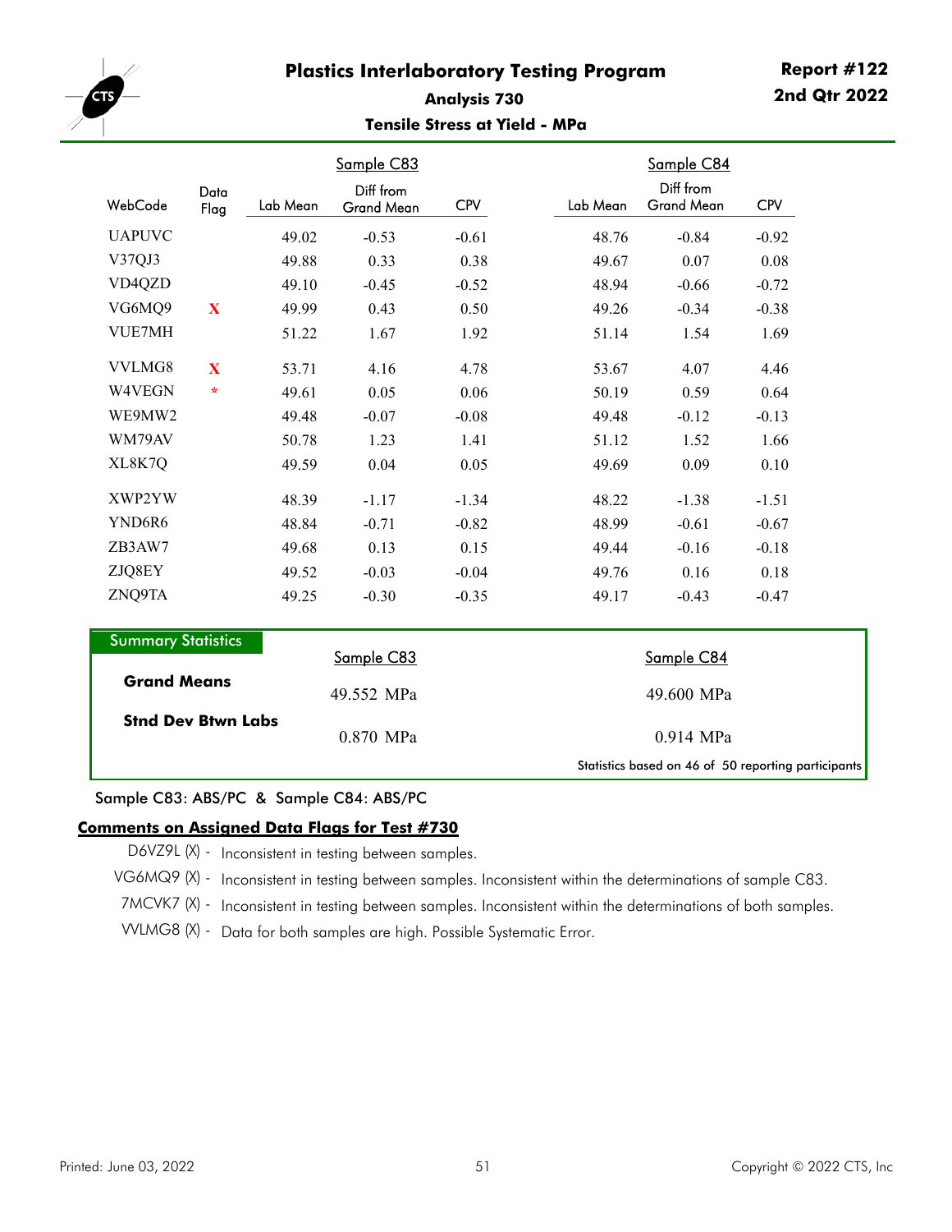# Plastics Interlaboratory Testing Program

**Report #122**
**2nd Qtr 2022**

## Analysis 730

### Tensile Stress at Yield - MPa

| WebCode | Data Flag | Sample C83 Lab Mean | Sample C83 Diff from Grand Mean | Sample C83 CPV | Sample C84 Lab Mean | Sample C84 Diff from Grand Mean | Sample C84 CPV |
|---|---|---|---|---|---|---|---|
| UAPUVC | | 49.02 | -0.53 | -0.61 | 48.76 | -0.84 | -0.92 |
| V37QJ3 | | 49.88 | 0.33 | 0.38 | 49.67 | 0.07 | 0.08 |
| VD4QZD | | 49.10 | -0.45 | -0.52 | 48.94 | -0.66 | -0.72 |
| VG6MQ9 | X | 49.99 | 0.43 | 0.50 | 49.26 | -0.34 | -0.38 |
| VUE7MH | | 51.22 | 1.67 | 1.92 | 51.14 | 1.54 | 1.69 |
| VVLMG8 | X | 53.71 | 4.16 | 4.78 | 53.67 | 4.07 | 4.46 |
| W4VEGN | * | 49.61 | 0.05 | 0.06 | 50.19 | 0.59 | 0.64 |
| WE9MW2 | | 49.48 | -0.07 | -0.08 | 49.48 | -0.12 | -0.13 |
| WM79AV | | 50.78 | 1.23 | 1.41 | 51.12 | 1.52 | 1.66 |
| XL8K7Q | | 49.59 | 0.04 | 0.05 | 49.69 | 0.09 | 0.10 |
| XWP2YW | | 48.39 | -1.17 | -1.34 | 48.22 | -1.38 | -1.51 |
| YND6R6 | | 48.84 | -0.71 | -0.82 | 48.99 | -0.61 | -0.67 |
| ZB3AW7 | | 49.68 | 0.13 | 0.15 | 49.44 | -0.16 | -0.18 |
| ZJQ8EY | | 49.52 | -0.03 | -0.04 | 49.76 | 0.16 | 0.18 |
| ZNQ9TA | | 49.25 | -0.30 | -0.35 | 49.17 | -0.43 | -0.47 |

### Summary Statistics

| | Sample C83 | Sample C84 |
|---|---|---|
| **Grand Means** | 49.552 MPa | 49.600 MPa |
| **Stnd Dev Btwn Labs** | 0.870 MPa | 0.914 MPa |

Statistics based on 46 of 50 reporting participants

Sample C83: ABS/PC & Sample C84: ABS/PC

**Comments on Assigned Data Flags for Test #730**

- D6VZ9L (X) - Inconsistent in testing between samples.
- VG6MQ9 (X) - Inconsistent in testing between samples. Inconsistent within the determinations of sample C83.
- 7MCVK7 (X) - Inconsistent in testing between samples. Inconsistent within the determinations of both samples.
- VVLMG8 (X) - Data for both samples are high. Possible Systematic Error.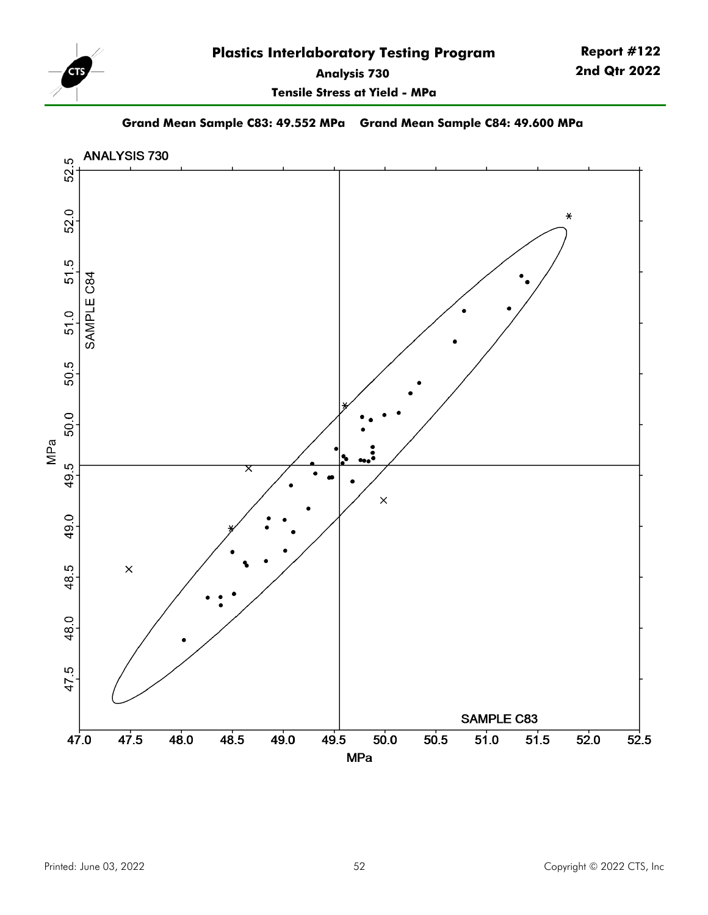# Plastics Interlaboratory Testing Program

**Report #122**
**2nd Qtr 2022**

**Analysis 730**

**Tensile Stress at Yield - MPa**

**Grand Mean Sample C83: 49.552 MPa  Grand Mean Sample C84: 49.600 MPa**

ANALYSIS 730

SAMPLE C84

SAMPLE C83

MPa

MPa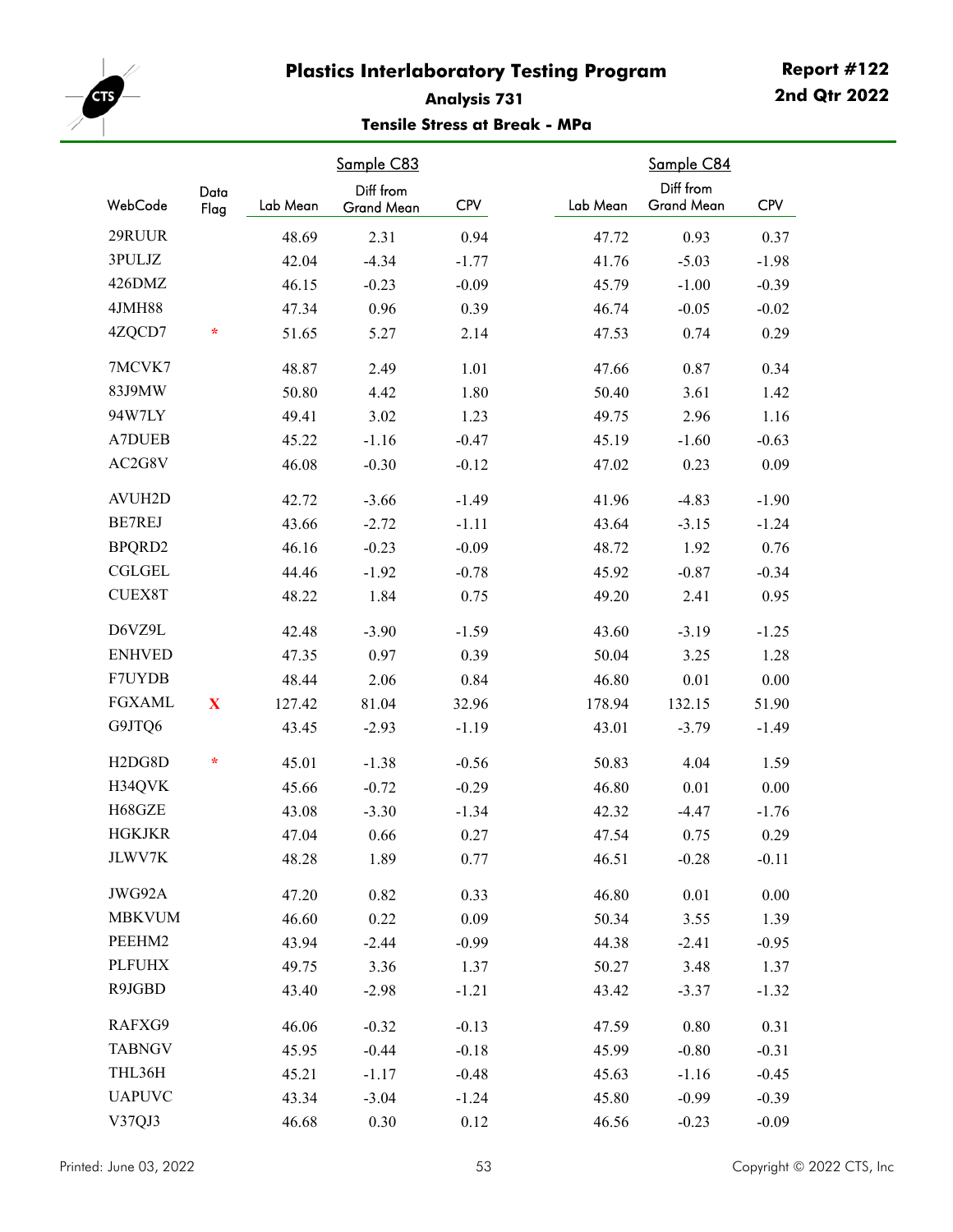# Plastics Interlaboratory Testing Program

**Report #122**
**2nd Qtr 2022**

## Analysis 731

### Tensile Stress at Break - MPa

| WebCode | Data Flag | Sample C83 Lab Mean | Sample C83 Diff from Grand Mean | Sample C83 CPV | Sample C84 Lab Mean | Sample C84 Diff from Grand Mean | Sample C84 CPV |
|---|---|---|---|---|---|---|---|
| 29RUUR | | 48.69 | 2.31 | 0.94 | 47.72 | 0.93 | 0.37 |
| 3PULJZ | | 42.04 | -4.34 | -1.77 | 41.76 | -5.03 | -1.98 |
| 426DMZ | | 46.15 | -0.23 | -0.09 | 45.79 | -1.00 | -0.39 |
| 4JMH88 | | 47.34 | 0.96 | 0.39 | 46.74 | -0.05 | -0.02 |
| 4ZQCD7 | * | 51.65 | 5.27 | 2.14 | 47.53 | 0.74 | 0.29 |
| 7MCVK7 | | 48.87 | 2.49 | 1.01 | 47.66 | 0.87 | 0.34 |
| 83J9MW | | 50.80 | 4.42 | 1.80 | 50.40 | 3.61 | 1.42 |
| 94W7LY | | 49.41 | 3.02 | 1.23 | 49.75 | 2.96 | 1.16 |
| A7DUEB | | 45.22 | -1.16 | -0.47 | 45.19 | -1.60 | -0.63 |
| AC2G8V | | 46.08 | -0.30 | -0.12 | 47.02 | 0.23 | 0.09 |
| AVUH2D | | 42.72 | -3.66 | -1.49 | 41.96 | -4.83 | -1.90 |
| BE7REJ | | 43.66 | -2.72 | -1.11 | 43.64 | -3.15 | -1.24 |
| BPQRD2 | | 46.16 | -0.23 | -0.09 | 48.72 | 1.92 | 0.76 |
| CGLGEL | | 44.46 | -1.92 | -0.78 | 45.92 | -0.87 | -0.34 |
| CUEX8T | | 48.22 | 1.84 | 0.75 | 49.20 | 2.41 | 0.95 |
| D6VZ9L | | 42.48 | -3.90 | -1.59 | 43.60 | -3.19 | -1.25 |
| ENHVED | | 47.35 | 0.97 | 0.39 | 50.04 | 3.25 | 1.28 |
| F7UYDB | | 48.44 | 2.06 | 0.84 | 46.80 | 0.01 | 0.00 |
| FGXAML | X | 127.42 | 81.04 | 32.96 | 178.94 | 132.15 | 51.90 |
| G9JTQ6 | | 43.45 | -2.93 | -1.19 | 43.01 | -3.79 | -1.49 |
| H2DG8D | * | 45.01 | -1.38 | -0.56 | 50.83 | 4.04 | 1.59 |
| H34QVK | | 45.66 | -0.72 | -0.29 | 46.80 | 0.01 | 0.00 |
| H68GZE | | 43.08 | -3.30 | -1.34 | 42.32 | -4.47 | -1.76 |
| HGKJKR | | 47.04 | 0.66 | 0.27 | 47.54 | 0.75 | 0.29 |
| JLWV7K | | 48.28 | 1.89 | 0.77 | 46.51 | -0.28 | -0.11 |
| JWG92A | | 47.20 | 0.82 | 0.33 | 46.80 | 0.01 | 0.00 |
| MBKVUM | | 46.60 | 0.22 | 0.09 | 50.34 | 3.55 | 1.39 |
| PEEHM2 | | 43.94 | -2.44 | -0.99 | 44.38 | -2.41 | -0.95 |
| PLFUHX | | 49.75 | 3.36 | 1.37 | 50.27 | 3.48 | 1.37 |
| R9JGBD | | 43.40 | -2.98 | -1.21 | 43.42 | -3.37 | -1.32 |
| RAFXG9 | | 46.06 | -0.32 | -0.13 | 47.59 | 0.80 | 0.31 |
| TABNGV | | 45.95 | -0.44 | -0.18 | 45.99 | -0.80 | -0.31 |
| THL36H | | 45.21 | -1.17 | -0.48 | 45.63 | -1.16 | -0.45 |
| UAPUVC | | 43.34 | -3.04 | -1.24 | 45.80 | -0.99 | -0.39 |
| V37QJ3 | | 46.68 | 0.30 | 0.12 | 46.56 | -0.23 | -0.09 |

Printed: June 03, 2022

Copyright © 2022 CTS, Inc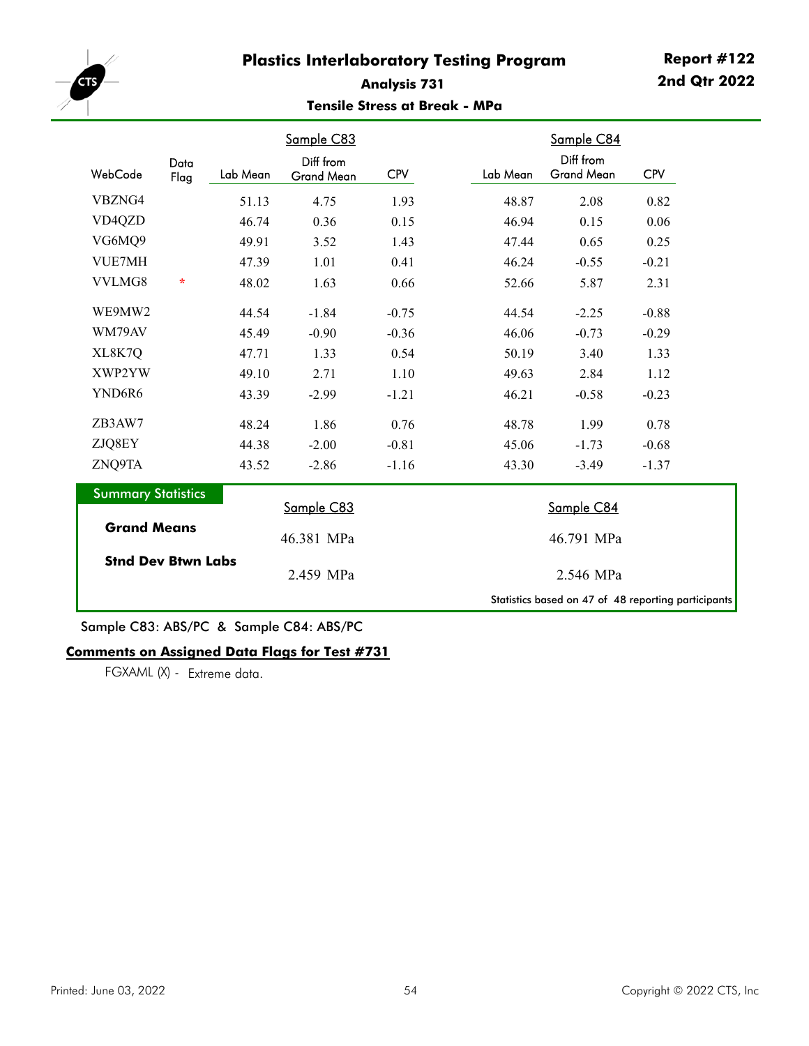# Plastics Interlaboratory Testing Program

**Report #122**
**2nd Qtr 2022**

### Analysis 731

### Tensile Stress at Break - MPa

| WebCode | Data Flag | Sample C83 Lab Mean | Sample C83 Diff from Grand Mean | Sample C83 CPV | Sample C84 Lab Mean | Sample C84 Diff from Grand Mean | Sample C84 CPV |
|---|---|---|---|---|---|---|---|
| VBZNG4 | | 51.13 | 4.75 | 1.93 | 48.87 | 2.08 | 0.82 |
| VD4QZD | | 46.74 | 0.36 | 0.15 | 46.94 | 0.15 | 0.06 |
| VG6MQ9 | | 49.91 | 3.52 | 1.43 | 47.44 | 0.65 | 0.25 |
| VUE7MH | | 47.39 | 1.01 | 0.41 | 46.24 | -0.55 | -0.21 |
| VVLMG8 | * | 48.02 | 1.63 | 0.66 | 52.66 | 5.87 | 2.31 |
| WE9MW2 | | 44.54 | -1.84 | -0.75 | 44.54 | -2.25 | -0.88 |
| WM79AV | | 45.49 | -0.90 | -0.36 | 46.06 | -0.73 | -0.29 |
| XL8K7Q | | 47.71 | 1.33 | 0.54 | 50.19 | 3.40 | 1.33 |
| XWP2YW | | 49.10 | 2.71 | 1.10 | 49.63 | 2.84 | 1.12 |
| YND6R6 | | 43.39 | -2.99 | -1.21 | 46.21 | -0.58 | -0.23 |
| ZB3AW7 | | 48.24 | 1.86 | 0.76 | 48.78 | 1.99 | 0.78 |
| ZJQ8EY | | 44.38 | -2.00 | -0.81 | 45.06 | -1.73 | -0.68 |
| ZNQ9TA | | 43.52 | -2.86 | -1.16 | 43.30 | -3.49 | -1.37 |

**Summary Statistics**

| | Sample C83 | Sample C84 |
|---|---|---|
| **Grand Means** | 46.381 MPa | 46.791 MPa |
| **Stnd Dev Btwn Labs** | 2.459 MPa | 2.546 MPa |

Statistics based on 47 of 48 reporting participants

Sample C83: ABS/PC & Sample C84: ABS/PC

**Comments on Assigned Data Flags for Test #731**

FGXAML (X) - Extreme data.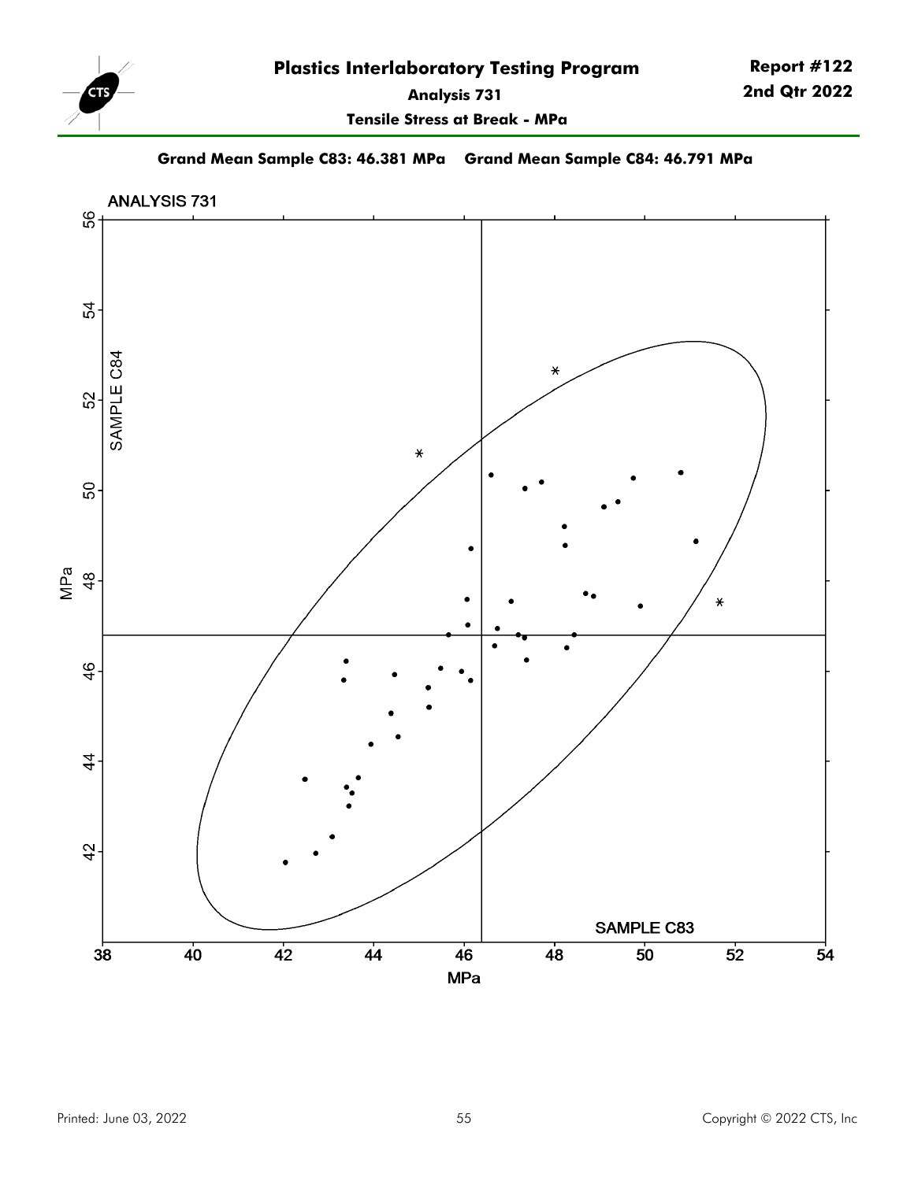## Analysis 731

### Tensile Stress at Break - MPa

**Grand Mean Sample C83: 46.381 MPa    Grand Mean Sample C84: 46.791 MPa**

ANALYSIS 731

SAMPLE C84

MPa

SAMPLE C83

MPa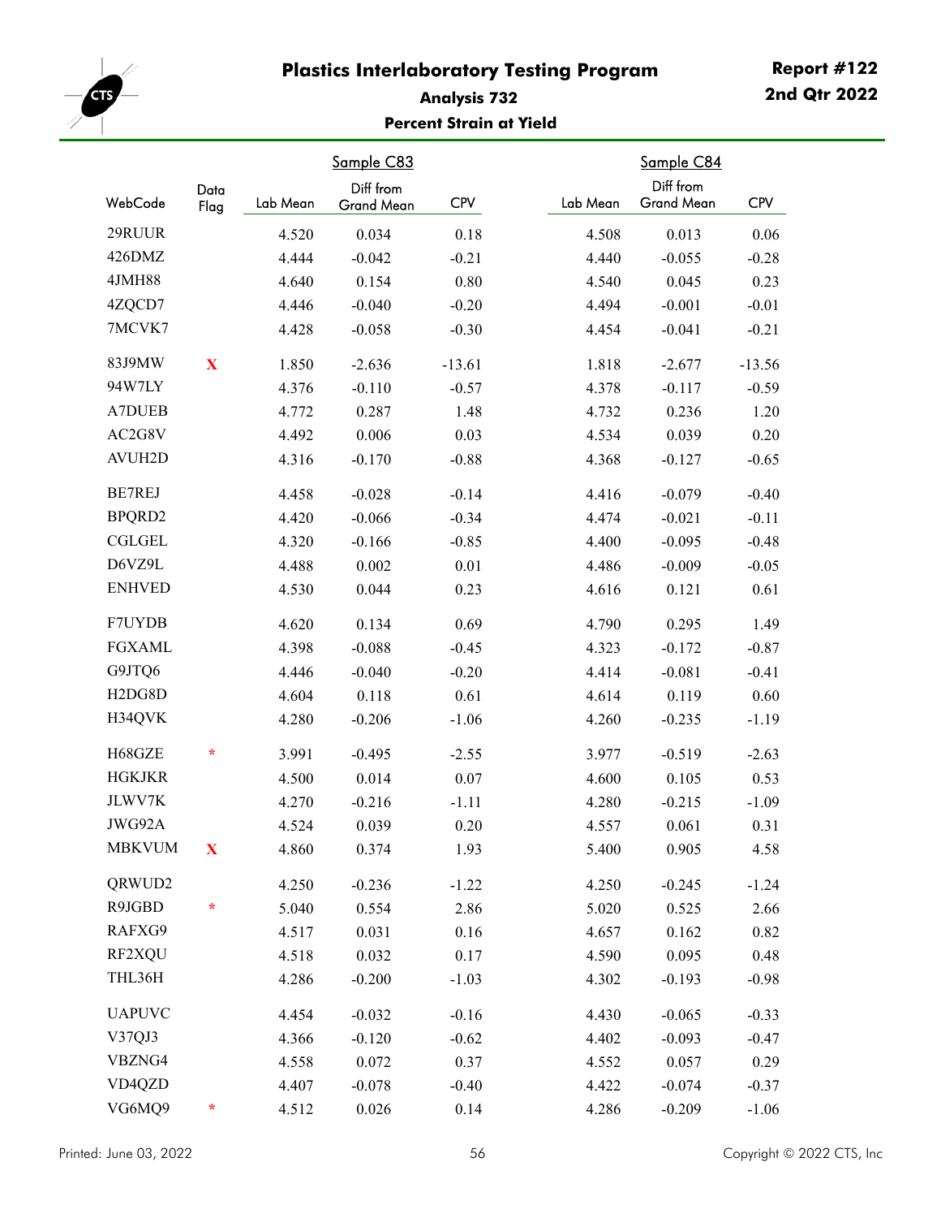# Plastics Interlaboratory Testing Program

**Report #122**
**2nd Qtr 2022**

### Analysis 732

### Percent Strain at Yield

| WebCode | Data Flag | Sample C83 Lab Mean | Sample C83 Diff from Grand Mean | Sample C83 CPV | Sample C84 Lab Mean | Sample C84 Diff from Grand Mean | Sample C84 CPV |
|---|---|---|---|---|---|---|---|
| 29RUUR | | 4.520 | 0.034 | 0.18 | 4.508 | 0.013 | 0.06 |
| 426DMZ | | 4.444 | -0.042 | -0.21 | 4.440 | -0.055 | -0.28 |
| 4JMH88 | | 4.640 | 0.154 | 0.80 | 4.540 | 0.045 | 0.23 |
| 4ZQCD7 | | 4.446 | -0.040 | -0.20 | 4.494 | -0.001 | -0.01 |
| 7MCVK7 | | 4.428 | -0.058 | -0.30 | 4.454 | -0.041 | -0.21 |
| 83J9MW | X | 1.850 | -2.636 | -13.61 | 1.818 | -2.677 | -13.56 |
| 94W7LY | | 4.376 | -0.110 | -0.57 | 4.378 | -0.117 | -0.59 |
| A7DUEB | | 4.772 | 0.287 | 1.48 | 4.732 | 0.236 | 1.20 |
| AC2G8V | | 4.492 | 0.006 | 0.03 | 4.534 | 0.039 | 0.20 |
| AVUH2D | | 4.316 | -0.170 | -0.88 | 4.368 | -0.127 | -0.65 |
| BE7REJ | | 4.458 | -0.028 | -0.14 | 4.416 | -0.079 | -0.40 |
| BPQRD2 | | 4.420 | -0.066 | -0.34 | 4.474 | -0.021 | -0.11 |
| CGLGEL | | 4.320 | -0.166 | -0.85 | 4.400 | -0.095 | -0.48 |
| D6VZ9L | | 4.488 | 0.002 | 0.01 | 4.486 | -0.009 | -0.05 |
| ENHVED | | 4.530 | 0.044 | 0.23 | 4.616 | 0.121 | 0.61 |
| F7UYDB | | 4.620 | 0.134 | 0.69 | 4.790 | 0.295 | 1.49 |
| FGXAML | | 4.398 | -0.088 | -0.45 | 4.323 | -0.172 | -0.87 |
| G9JTQ6 | | 4.446 | -0.040 | -0.20 | 4.414 | -0.081 | -0.41 |
| H2DG8D | | 4.604 | 0.118 | 0.61 | 4.614 | 0.119 | 0.60 |
| H34QVK | | 4.280 | -0.206 | -1.06 | 4.260 | -0.235 | -1.19 |
| H68GZE | * | 3.991 | -0.495 | -2.55 | 3.977 | -0.519 | -2.63 |
| HGKJKR | | 4.500 | 0.014 | 0.07 | 4.600 | 0.105 | 0.53 |
| JLWV7K | | 4.270 | -0.216 | -1.11 | 4.280 | -0.215 | -1.09 |
| JWG92A | | 4.524 | 0.039 | 0.20 | 4.557 | 0.061 | 0.31 |
| MBKVUM | X | 4.860 | 0.374 | 1.93 | 5.400 | 0.905 | 4.58 |
| QRWUD2 | | 4.250 | -0.236 | -1.22 | 4.250 | -0.245 | -1.24 |
| R9JGBD | * | 5.040 | 0.554 | 2.86 | 5.020 | 0.525 | 2.66 |
| RAFXG9 | | 4.517 | 0.031 | 0.16 | 4.657 | 0.162 | 0.82 |
| RF2XQU | | 4.518 | 0.032 | 0.17 | 4.590 | 0.095 | 0.48 |
| THL36H | | 4.286 | -0.200 | -1.03 | 4.302 | -0.193 | -0.98 |
| UAPUVC | | 4.454 | -0.032 | -0.16 | 4.430 | -0.065 | -0.33 |
| V37QJ3 | | 4.366 | -0.120 | -0.62 | 4.402 | -0.093 | -0.47 |
| VBZNG4 | | 4.558 | 0.072 | 0.37 | 4.552 | 0.057 | 0.29 |
| VD4QZD | | 4.407 | -0.078 | -0.40 | 4.422 | -0.074 | -0.37 |
| VG6MQ9 | * | 4.512 | 0.026 | 0.14 | 4.286 | -0.209 | -1.06 |

Printed: June 03, 2022

Copyright © 2022 CTS, Inc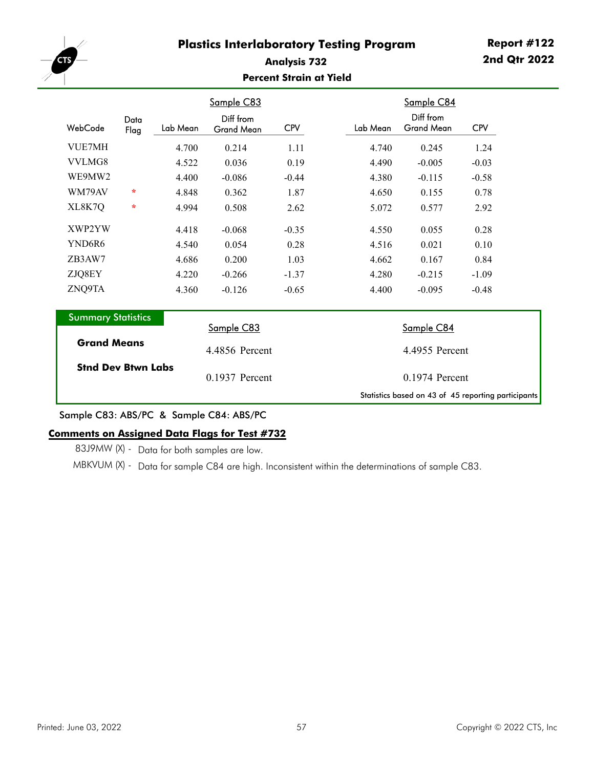# Plastics Interlaboratory Testing Program

**Report #122**
**2nd Qtr 2022**

### Analysis 732

### Percent Strain at Yield

| WebCode | Data Flag | Sample C83 Lab Mean | Sample C83 Diff from Grand Mean | Sample C83 CPV | Sample C84 Lab Mean | Sample C84 Diff from Grand Mean | Sample C84 CPV |
|---|---|---|---|---|---|---|---|
| VUE7MH | | 4.700 | 0.214 | 1.11 | 4.740 | 0.245 | 1.24 |
| VVLMG8 | | 4.522 | 0.036 | 0.19 | 4.490 | -0.005 | -0.03 |
| WE9MW2 | | 4.400 | -0.086 | -0.44 | 4.380 | -0.115 | -0.58 |
| WM79AV | * | 4.848 | 0.362 | 1.87 | 4.650 | 0.155 | 0.78 |
| XL8K7Q | * | 4.994 | 0.508 | 2.62 | 5.072 | 0.577 | 2.92 |
| XWP2YW | | 4.418 | -0.068 | -0.35 | 4.550 | 0.055 | 0.28 |
| YND6R6 | | 4.540 | 0.054 | 0.28 | 4.516 | 0.021 | 0.10 |
| ZB3AW7 | | 4.686 | 0.200 | 1.03 | 4.662 | 0.167 | 0.84 |
| ZJQ8EY | | 4.220 | -0.266 | -1.37 | 4.280 | -0.215 | -1.09 |
| ZNQ9TA | | 4.360 | -0.126 | -0.65 | 4.400 | -0.095 | -0.48 |

**Summary Statistics**

| | Sample C83 | Sample C84 |
|---|---|---|
| **Grand Means** | 4.4856 Percent | 4.4955 Percent |
| **Stnd Dev Btwn Labs** | 0.1937 Percent | 0.1974 Percent |

Statistics based on 43 of 45 reporting participants

Sample C83: ABS/PC & Sample C84: ABS/PC

**Comments on Assigned Data Flags for Test #732**

83J9MW (X) - Data for both samples are low.

MBKVUM (X) - Data for sample C84 are high. Inconsistent within the determinations of sample C83.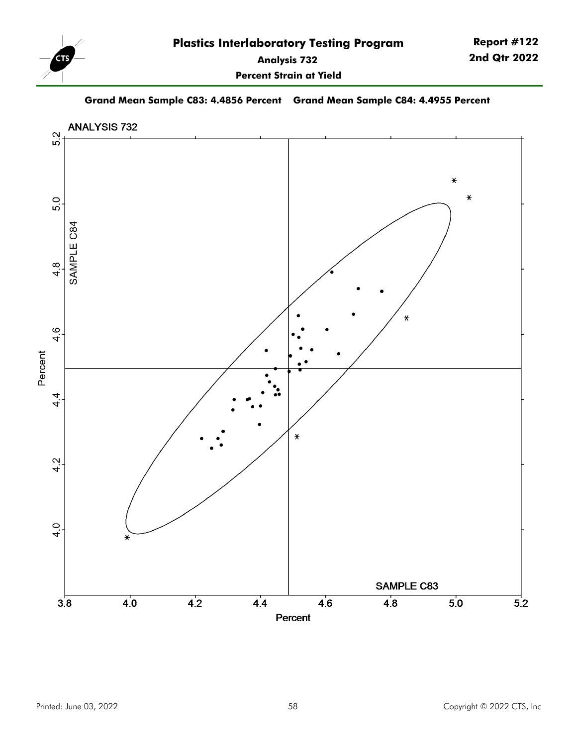# Plastics Interlaboratory Testing Program

**Report #122**
**2nd Qtr 2022**

**Analysis 732**

**Percent Strain at Yield**

**Grand Mean Sample C83: 4.4856 Percent    Grand Mean Sample C84: 4.4955 Percent**

ANALYSIS 732

SAMPLE C84

SAMPLE C83

Percent

Percent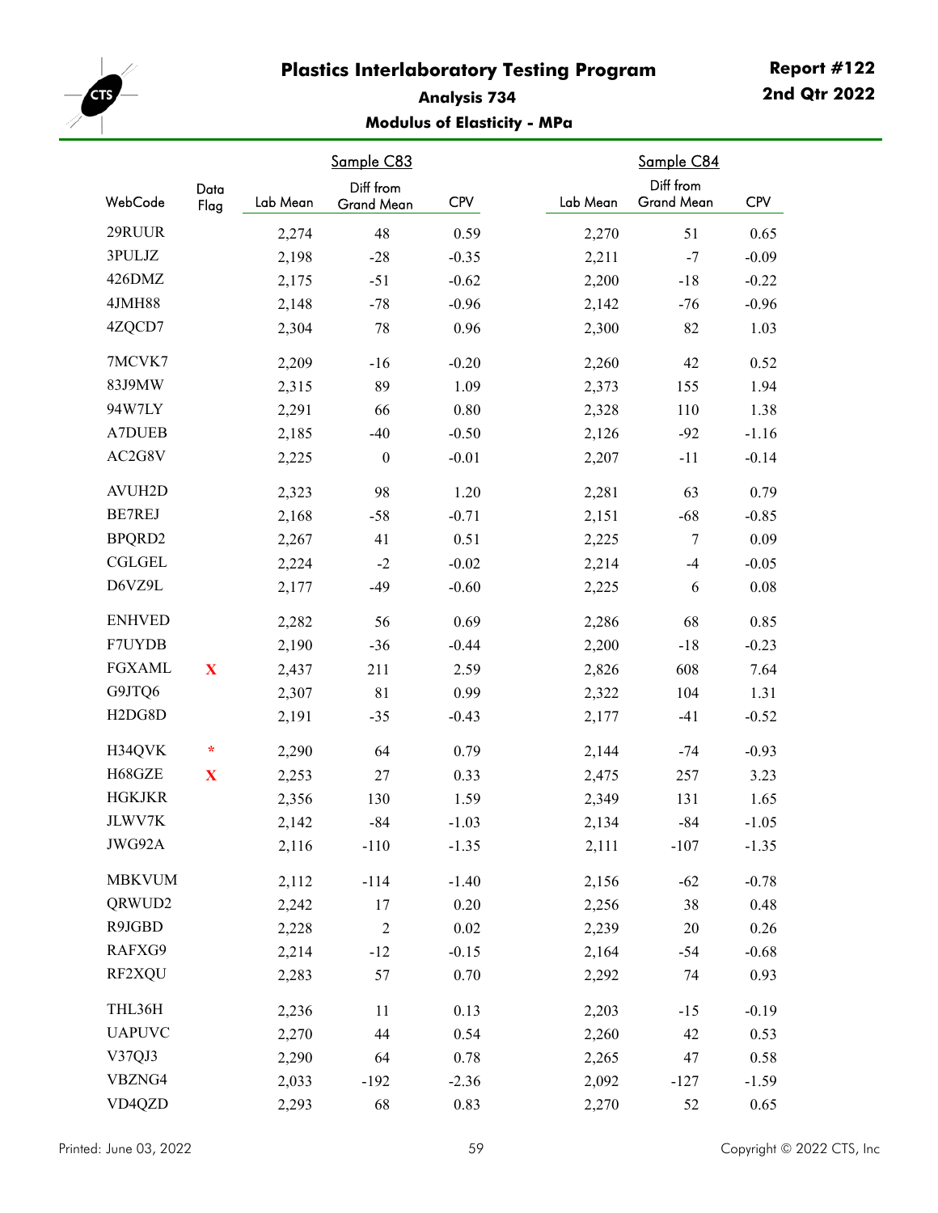# Plastics Interlaboratory Testing Program

**Report #122**
**2nd Qtr 2022**

### Analysis 734

### Modulus of Elasticity - MPa

| WebCode | Data Flag | Sample C83 Lab Mean | Sample C83 Diff from Grand Mean | Sample C83 CPV | Sample C84 Lab Mean | Sample C84 Diff from Grand Mean | Sample C84 CPV |
|---|---|---|---|---|---|---|---|
| 29RUUR | | 2,274 | 48 | 0.59 | 2,270 | 51 | 0.65 |
| 3PULJZ | | 2,198 | -28 | -0.35 | 2,211 | -7 | -0.09 |
| 426DMZ | | 2,175 | -51 | -0.62 | 2,200 | -18 | -0.22 |
| 4JMH88 | | 2,148 | -78 | -0.96 | 2,142 | -76 | -0.96 |
| 4ZQCD7 | | 2,304 | 78 | 0.96 | 2,300 | 82 | 1.03 |
| 7MCVK7 | | 2,209 | -16 | -0.20 | 2,260 | 42 | 0.52 |
| 83J9MW | | 2,315 | 89 | 1.09 | 2,373 | 155 | 1.94 |
| 94W7LY | | 2,291 | 66 | 0.80 | 2,328 | 110 | 1.38 |
| A7DUEB | | 2,185 | -40 | -0.50 | 2,126 | -92 | -1.16 |
| AC2G8V | | 2,225 | 0 | -0.01 | 2,207 | -11 | -0.14 |
| AVUH2D | | 2,323 | 98 | 1.20 | 2,281 | 63 | 0.79 |
| BE7REJ | | 2,168 | -58 | -0.71 | 2,151 | -68 | -0.85 |
| BPQRD2 | | 2,267 | 41 | 0.51 | 2,225 | 7 | 0.09 |
| CGLGEL | | 2,224 | -2 | -0.02 | 2,214 | -4 | -0.05 |
| D6VZ9L | | 2,177 | -49 | -0.60 | 2,225 | 6 | 0.08 |
| ENHVED | | 2,282 | 56 | 0.69 | 2,286 | 68 | 0.85 |
| F7UYDB | | 2,190 | -36 | -0.44 | 2,200 | -18 | -0.23 |
| FGXAML | X | 2,437 | 211 | 2.59 | 2,826 | 608 | 7.64 |
| G9JTQ6 | | 2,307 | 81 | 0.99 | 2,322 | 104 | 1.31 |
| H2DG8D | | 2,191 | -35 | -0.43 | 2,177 | -41 | -0.52 |
| H34QVK | * | 2,290 | 64 | 0.79 | 2,144 | -74 | -0.93 |
| H68GZE | X | 2,253 | 27 | 0.33 | 2,475 | 257 | 3.23 |
| HGKJKR | | 2,356 | 130 | 1.59 | 2,349 | 131 | 1.65 |
| JLWV7K | | 2,142 | -84 | -1.03 | 2,134 | -84 | -1.05 |
| JWG92A | | 2,116 | -110 | -1.35 | 2,111 | -107 | -1.35 |
| MBKVUM | | 2,112 | -114 | -1.40 | 2,156 | -62 | -0.78 |
| QRWUD2 | | 2,242 | 17 | 0.20 | 2,256 | 38 | 0.48 |
| R9JGBD | | 2,228 | 2 | 0.02 | 2,239 | 20 | 0.26 |
| RAFXG9 | | 2,214 | -12 | -0.15 | 2,164 | -54 | -0.68 |
| RF2XQU | | 2,283 | 57 | 0.70 | 2,292 | 74 | 0.93 |
| THL36H | | 2,236 | 11 | 0.13 | 2,203 | -15 | -0.19 |
| UAPUVC | | 2,270 | 44 | 0.54 | 2,260 | 42 | 0.53 |
| V37QJ3 | | 2,290 | 64 | 0.78 | 2,265 | 47 | 0.58 |
| VBZNG4 | | 2,033 | -192 | -2.36 | 2,092 | -127 | -1.59 |
| VD4QZD | | 2,293 | 68 | 0.83 | 2,270 | 52 | 0.65 |

Printed: June 03, 2022

Copyright © 2022 CTS, Inc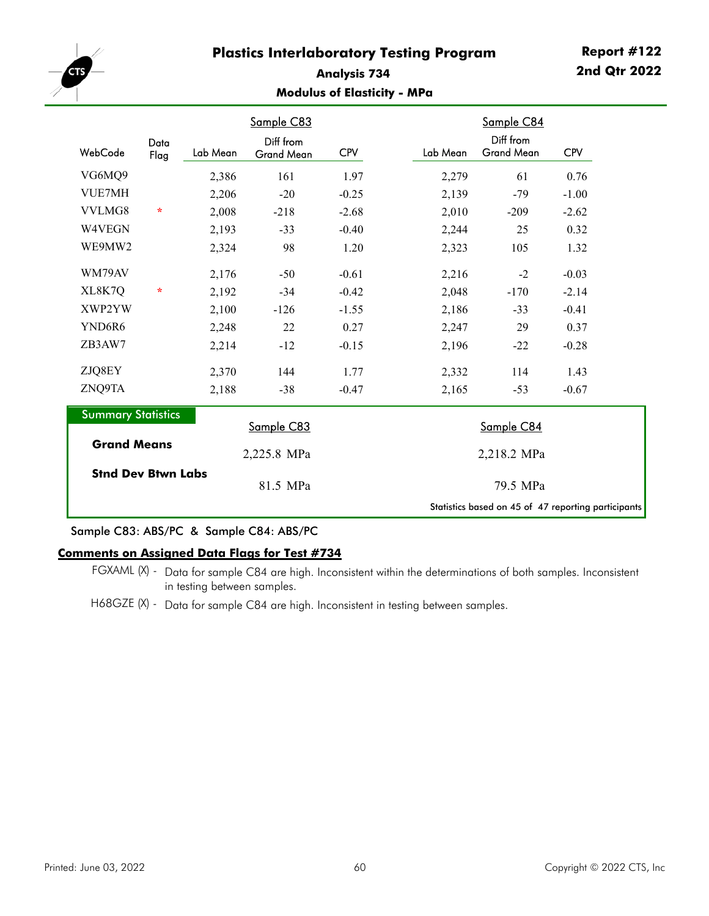# Plastics Interlaboratory Testing Program

**Report #122**
**2nd Qtr 2022**

## Analysis 734

### Modulus of Elasticity - MPa

| WebCode | Data Flag | Sample C83 Lab Mean | Sample C83 Diff from Grand Mean | Sample C83 CPV | Sample C84 Lab Mean | Sample C84 Diff from Grand Mean | Sample C84 CPV |
|---|---|---|---|---|---|---|---|
| VG6MQ9 | | 2,386 | 161 | 1.97 | 2,279 | 61 | 0.76 |
| VUE7MH | | 2,206 | -20 | -0.25 | 2,139 | -79 | -1.00 |
| VVLMG8 | * | 2,008 | -218 | -2.68 | 2,010 | -209 | -2.62 |
| W4VEGN | | 2,193 | -33 | -0.40 | 2,244 | 25 | 0.32 |
| WE9MW2 | | 2,324 | 98 | 1.20 | 2,323 | 105 | 1.32 |
| WM79AV | | 2,176 | -50 | -0.61 | 2,216 | -2 | -0.03 |
| XL8K7Q | * | 2,192 | -34 | -0.42 | 2,048 | -170 | -2.14 |
| XWP2YW | | 2,100 | -126 | -1.55 | 2,186 | -33 | -0.41 |
| YND6R6 | | 2,248 | 22 | 0.27 | 2,247 | 29 | 0.37 |
| ZB3AW7 | | 2,214 | -12 | -0.15 | 2,196 | -22 | -0.28 |
| ZJQ8EY | | 2,370 | 144 | 1.77 | 2,332 | 114 | 1.43 |
| ZNQ9TA | | 2,188 | -38 | -0.47 | 2,165 | -53 | -0.67 |

**Summary Statistics**

| | Sample C83 | Sample C84 |
|---|---|---|
| **Grand Means** | 2,225.8 MPa | 2,218.2 MPa |
| **Stnd Dev Btwn Labs** | 81.5 MPa | 79.5 MPa |

Statistics based on 45 of 47 reporting participants

Sample C83: ABS/PC & Sample C84: ABS/PC

**Comments on Assigned Data Flags for Test #734**

FGXAML (X) - Data for sample C84 are high. Inconsistent within the determinations of both samples. Inconsistent in testing between samples.

H68GZE (X) - Data for sample C84 are high. Inconsistent in testing between samples.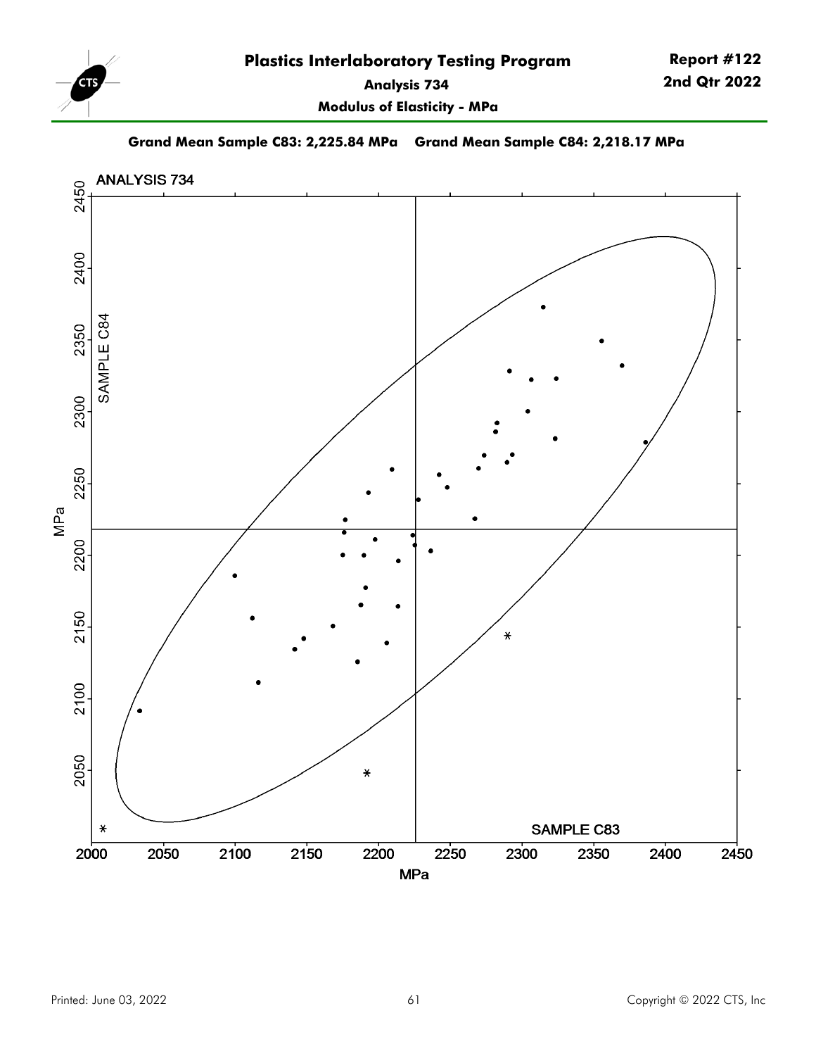# Plastics Interlaboratory Testing Program

**Report #122**
**2nd Qtr 2022**

**Analysis 734**

**Modulus of Elasticity - MPa**

**Grand Mean Sample C83: 2,225.84 MPa    Grand Mean Sample C84: 2,218.17 MPa**

ANALYSIS 734

SAMPLE C84

SAMPLE C83

MPa

Printed: June 03, 2022

Copyright © 2022 CTS, Inc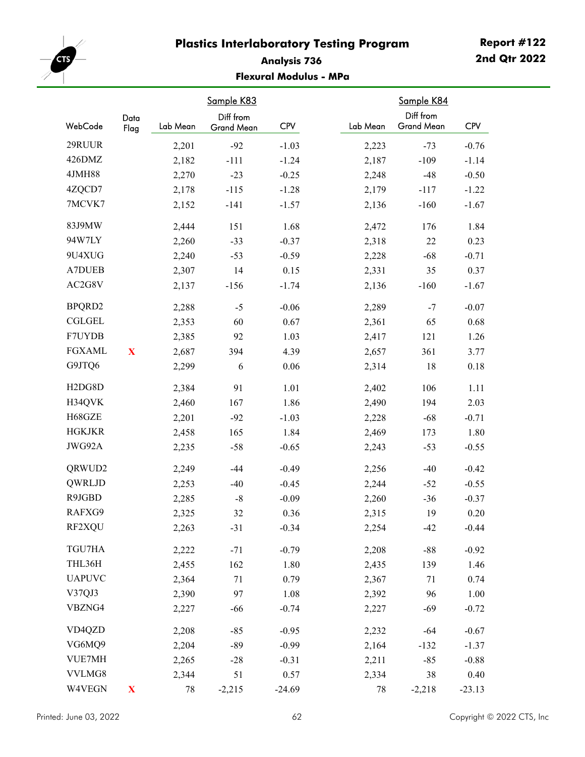# Plastics Interlaboratory Testing Program

**Report #122**
**2nd Qtr 2022**

### Analysis 736

### Flexural Modulus - MPa

| WebCode | Data Flag | Sample K83 Lab Mean | Sample K83 Diff from Grand Mean | Sample K83 CPV | Sample K84 Lab Mean | Sample K84 Diff from Grand Mean | Sample K84 CPV |
|---|---|---|---|---|---|---|---|
| 29RUUR | | 2,201 | -92 | -1.03 | 2,223 | -73 | -0.76 |
| 426DMZ | | 2,182 | -111 | -1.24 | 2,187 | -109 | -1.14 |
| 4JMH88 | | 2,270 | -23 | -0.25 | 2,248 | -48 | -0.50 |
| 4ZQCD7 | | 2,178 | -115 | -1.28 | 2,179 | -117 | -1.22 |
| 7MCVK7 | | 2,152 | -141 | -1.57 | 2,136 | -160 | -1.67 |
| 83J9MW | | 2,444 | 151 | 1.68 | 2,472 | 176 | 1.84 |
| 94W7LY | | 2,260 | -33 | -0.37 | 2,318 | 22 | 0.23 |
| 9U4XUG | | 2,240 | -53 | -0.59 | 2,228 | -68 | -0.71 |
| A7DUEB | | 2,307 | 14 | 0.15 | 2,331 | 35 | 0.37 |
| AC2G8V | | 2,137 | -156 | -1.74 | 2,136 | -160 | -1.67 |
| BPQRD2 | | 2,288 | -5 | -0.06 | 2,289 | -7 | -0.07 |
| CGLGEL | | 2,353 | 60 | 0.67 | 2,361 | 65 | 0.68 |
| F7UYDB | | 2,385 | 92 | 1.03 | 2,417 | 121 | 1.26 |
| FGXAML | X | 2,687 | 394 | 4.39 | 2,657 | 361 | 3.77 |
| G9JTQ6 | | 2,299 | 6 | 0.06 | 2,314 | 18 | 0.18 |
| H2DG8D | | 2,384 | 91 | 1.01 | 2,402 | 106 | 1.11 |
| H34QVK | | 2,460 | 167 | 1.86 | 2,490 | 194 | 2.03 |
| H68GZE | | 2,201 | -92 | -1.03 | 2,228 | -68 | -0.71 |
| HGKJKR | | 2,458 | 165 | 1.84 | 2,469 | 173 | 1.80 |
| JWG92A | | 2,235 | -58 | -0.65 | 2,243 | -53 | -0.55 |
| QRWUD2 | | 2,249 | -44 | -0.49 | 2,256 | -40 | -0.42 |
| QWRLJD | | 2,253 | -40 | -0.45 | 2,244 | -52 | -0.55 |
| R9JGBD | | 2,285 | -8 | -0.09 | 2,260 | -36 | -0.37 |
| RAFXG9 | | 2,325 | 32 | 0.36 | 2,315 | 19 | 0.20 |
| RF2XQU | | 2,263 | -31 | -0.34 | 2,254 | -42 | -0.44 |
| TGU7HA | | 2,222 | -71 | -0.79 | 2,208 | -88 | -0.92 |
| THL36H | | 2,455 | 162 | 1.80 | 2,435 | 139 | 1.46 |
| UAPUVC | | 2,364 | 71 | 0.79 | 2,367 | 71 | 0.74 |
| V37QJ3 | | 2,390 | 97 | 1.08 | 2,392 | 96 | 1.00 |
| VBZNG4 | | 2,227 | -66 | -0.74 | 2,227 | -69 | -0.72 |
| VD4QZD | | 2,208 | -85 | -0.95 | 2,232 | -64 | -0.67 |
| VG6MQ9 | | 2,204 | -89 | -0.99 | 2,164 | -132 | -1.37 |
| VUE7MH | | 2,265 | -28 | -0.31 | 2,211 | -85 | -0.88 |
| VVLMG8 | | 2,344 | 51 | 0.57 | 2,334 | 38 | 0.40 |
| W4VEGN | X | 78 | -2,215 | -24.69 | 78 | -2,218 | -23.13 |

Printed: June 03, 2022

Copyright © 2022 CTS, Inc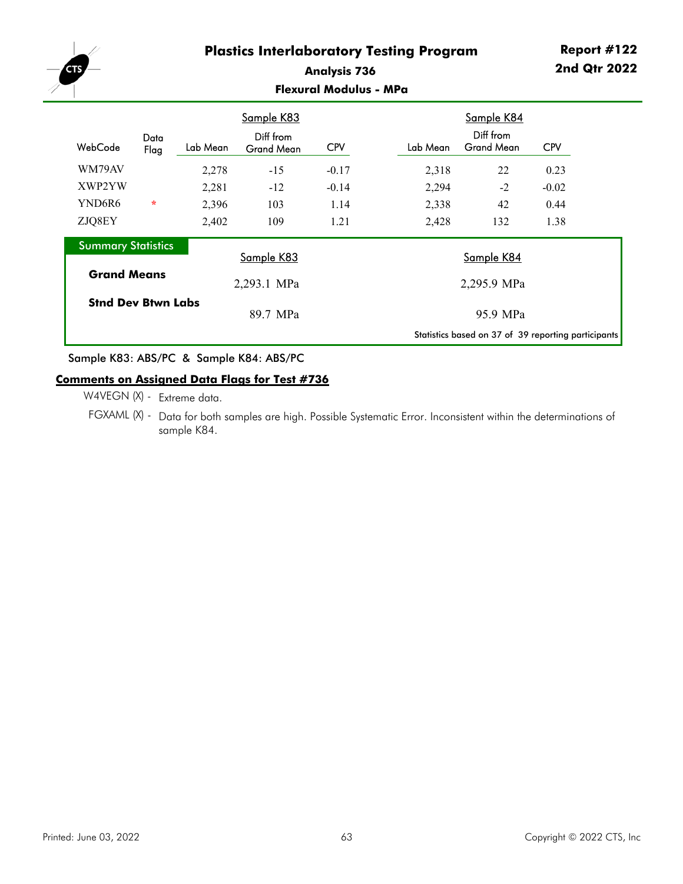# Plastics Interlaboratory Testing Program

**Report #122**
**2nd Qtr 2022**

## Analysis 736

### Flexural Modulus - MPa

| WebCode | Data Flag | Sample K83 Lab Mean | Sample K83 Diff from Grand Mean | Sample K83 CPV | Sample K84 Lab Mean | Sample K84 Diff from Grand Mean | Sample K84 CPV |
|---|---|---|---|---|---|---|---|
| WM79AV | | 2,278 | -15 | -0.17 | 2,318 | 22 | 0.23 |
| XWP2YW | | 2,281 | -12 | -0.14 | 2,294 | -2 | -0.02 |
| YND6R6 | * | 2,396 | 103 | 1.14 | 2,338 | 42 | 0.44 |
| ZJQ8EY | | 2,402 | 109 | 1.21 | 2,428 | 132 | 1.38 |

**Summary Statistics**

| | Sample K83 | Sample K84 |
|---|---|---|
| **Grand Means** | 2,293.1 MPa | 2,295.9 MPa |
| **Stnd Dev Btwn Labs** | 89.7 MPa | 95.9 MPa |

Statistics based on 37 of 39 reporting participants

Sample K83: ABS/PC & Sample K84: ABS/PC

**Comments on Assigned Data Flags for Test #736**

W4VEGN (X) - Extreme data.

FGXAML (X) - Data for both samples are high. Possible Systematic Error. Inconsistent within the determinations of sample K84.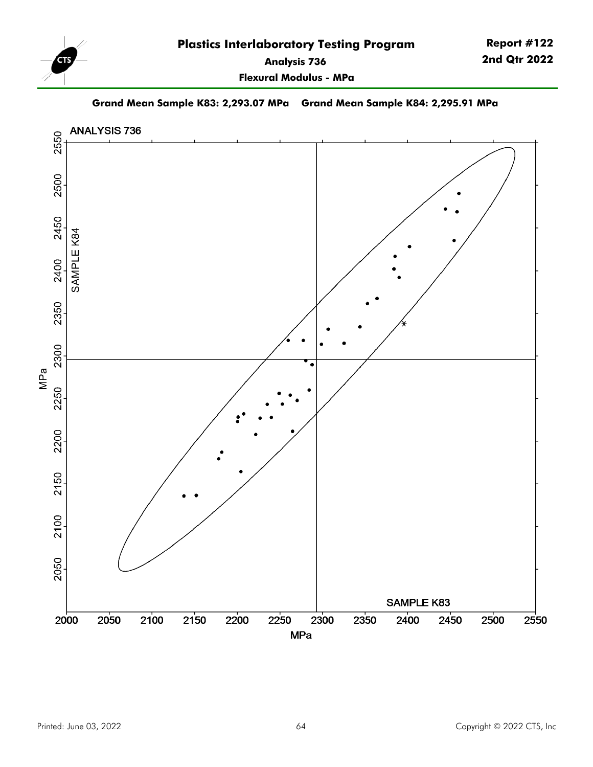# Plastics Interlaboratory Testing Program

**Report #122**
**2nd Qtr 2022**

**Analysis 736**

**Flexural Modulus - MPa**

**Grand Mean Sample K83: 2,293.07 MPa    Grand Mean Sample K84: 2,295.91 MPa**

ANALYSIS 736

SAMPLE K84

SAMPLE K83

MPa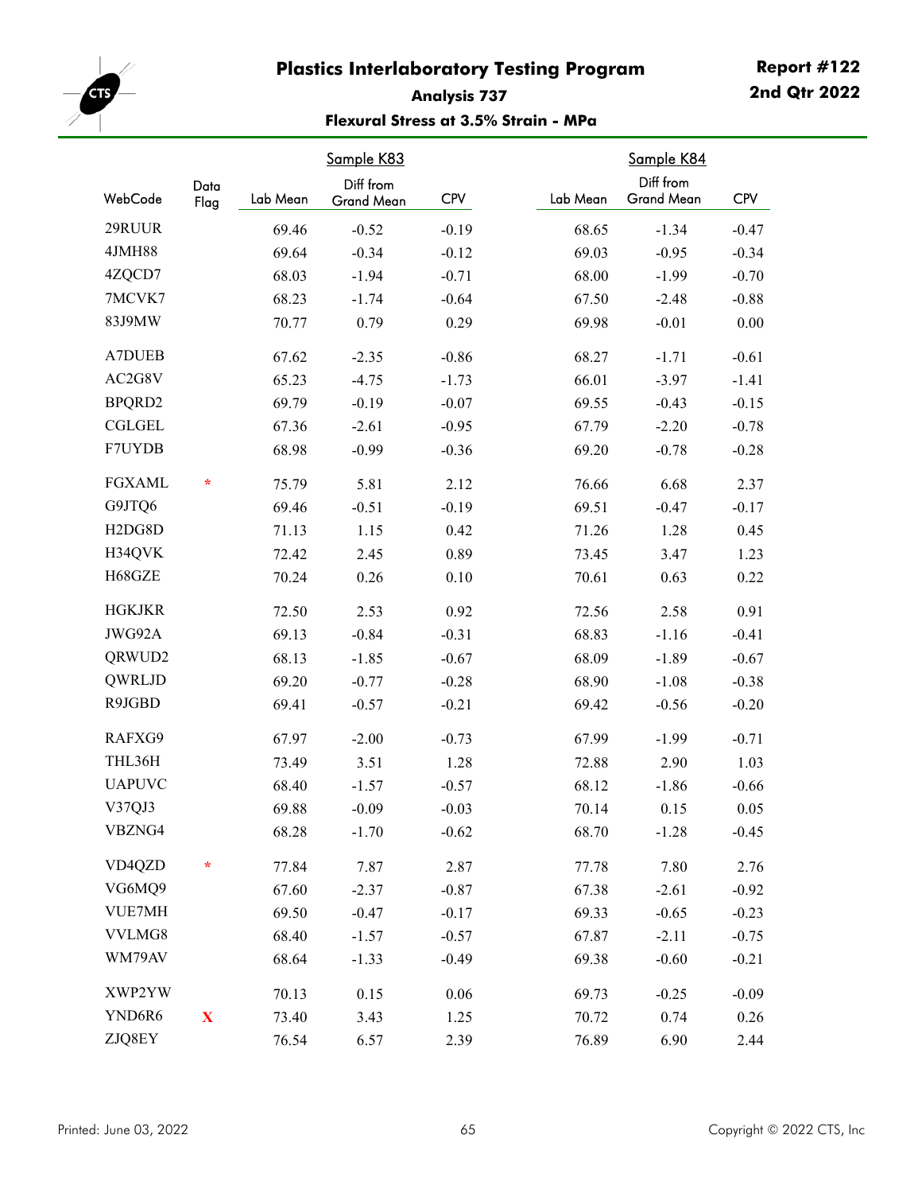# Plastics Interlaboratory Testing Program

**Report #122**
**2nd Qtr 2022**

### Analysis 737

### Flexural Stress at 3.5% Strain - MPa

| WebCode | Data Flag | Sample K83 Lab Mean | Sample K83 Diff from Grand Mean | Sample K83 CPV | Sample K84 Lab Mean | Sample K84 Diff from Grand Mean | Sample K84 CPV |
|---|---|---|---|---|---|---|---|
| 29RUUR | | 69.46 | -0.52 | -0.19 | 68.65 | -1.34 | -0.47 |
| 4JMH88 | | 69.64 | -0.34 | -0.12 | 69.03 | -0.95 | -0.34 |
| 4ZQCD7 | | 68.03 | -1.94 | -0.71 | 68.00 | -1.99 | -0.70 |
| 7MCVK7 | | 68.23 | -1.74 | -0.64 | 67.50 | -2.48 | -0.88 |
| 83J9MW | | 70.77 | 0.79 | 0.29 | 69.98 | -0.01 | 0.00 |
| A7DUEB | | 67.62 | -2.35 | -0.86 | 68.27 | -1.71 | -0.61 |
| AC2G8V | | 65.23 | -4.75 | -1.73 | 66.01 | -3.97 | -1.41 |
| BPQRD2 | | 69.79 | -0.19 | -0.07 | 69.55 | -0.43 | -0.15 |
| CGLGEL | | 67.36 | -2.61 | -0.95 | 67.79 | -2.20 | -0.78 |
| F7UYDB | | 68.98 | -0.99 | -0.36 | 69.20 | -0.78 | -0.28 |
| FGXAML | * | 75.79 | 5.81 | 2.12 | 76.66 | 6.68 | 2.37 |
| G9JTQ6 | | 69.46 | -0.51 | -0.19 | 69.51 | -0.47 | -0.17 |
| H2DG8D | | 71.13 | 1.15 | 0.42 | 71.26 | 1.28 | 0.45 |
| H34QVK | | 72.42 | 2.45 | 0.89 | 73.45 | 3.47 | 1.23 |
| H68GZE | | 70.24 | 0.26 | 0.10 | 70.61 | 0.63 | 0.22 |
| HGKJKR | | 72.50 | 2.53 | 0.92 | 72.56 | 2.58 | 0.91 |
| JWG92A | | 69.13 | -0.84 | -0.31 | 68.83 | -1.16 | -0.41 |
| QRWUD2 | | 68.13 | -1.85 | -0.67 | 68.09 | -1.89 | -0.67 |
| QWRLJD | | 69.20 | -0.77 | -0.28 | 68.90 | -1.08 | -0.38 |
| R9JGBD | | 69.41 | -0.57 | -0.21 | 69.42 | -0.56 | -0.20 |
| RAFXG9 | | 67.97 | -2.00 | -0.73 | 67.99 | -1.99 | -0.71 |
| THL36H | | 73.49 | 3.51 | 1.28 | 72.88 | 2.90 | 1.03 |
| UAPUVC | | 68.40 | -1.57 | -0.57 | 68.12 | -1.86 | -0.66 |
| V37QJ3 | | 69.88 | -0.09 | -0.03 | 70.14 | 0.15 | 0.05 |
| VBZNG4 | | 68.28 | -1.70 | -0.62 | 68.70 | -1.28 | -0.45 |
| VD4QZD | * | 77.84 | 7.87 | 2.87 | 77.78 | 7.80 | 2.76 |
| VG6MQ9 | | 67.60 | -2.37 | -0.87 | 67.38 | -2.61 | -0.92 |
| VUE7MH | | 69.50 | -0.47 | -0.17 | 69.33 | -0.65 | -0.23 |
| VVLMG8 | | 68.40 | -1.57 | -0.57 | 67.87 | -2.11 | -0.75 |
| WM79AV | | 68.64 | -1.33 | -0.49 | 69.38 | -0.60 | -0.21 |
| XWP2YW | | 70.13 | 0.15 | 0.06 | 69.73 | -0.25 | -0.09 |
| YND6R6 | X | 73.40 | 3.43 | 1.25 | 70.72 | 0.74 | 0.26 |
| ZJQ8EY | | 76.54 | 6.57 | 2.39 | 76.89 | 6.90 | 2.44 |

Printed: June 03, 2022

Copyright © 2022 CTS, Inc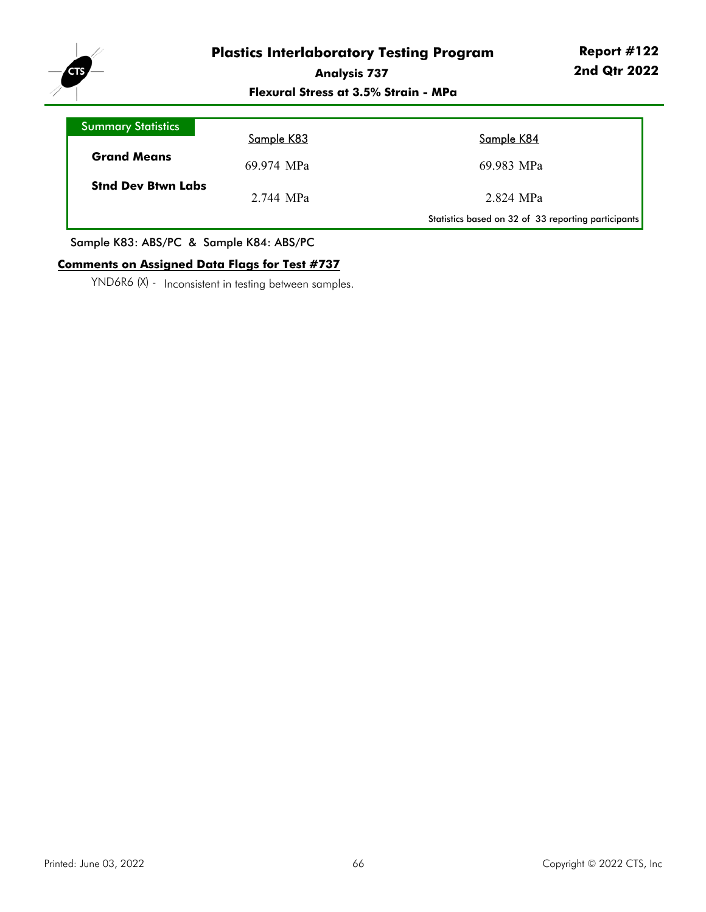# Plastics Interlaboratory Testing Program

**Report #122**
**2nd Qtr 2022**

## Analysis 737

### Flexural Stress at 3.5% Strain - MPa

| Summary Statistics | Sample K83 | Sample K84 |
| --- | --- | --- |
| **Grand Means** | 69.974 MPa | 69.983 MPa |
| **Stnd Dev Btwn Labs** | 2.744 MPa | 2.824 MPa |

Statistics based on 32 of 33 reporting participants

Sample K83: ABS/PC & Sample K84: ABS/PC

**Comments on Assigned Data Flags for Test #737**

YND6R6 (X) - Inconsistent in testing between samples.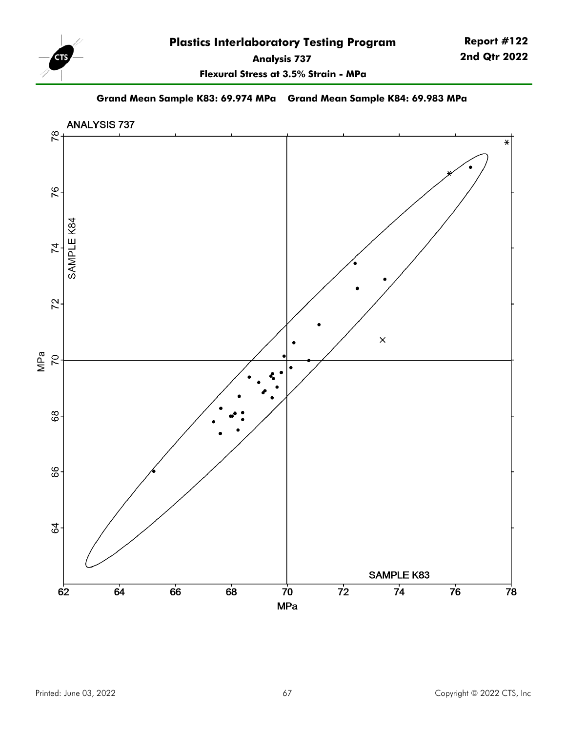# Plastics Interlaboratory Testing Program

**Report #122**
**2nd Qtr 2022**

**Analysis 737**

**Flexural Stress at 3.5% Strain - MPa**

**Grand Mean Sample K83: 69.974 MPa    Grand Mean Sample K84: 69.983 MPa**

ANALYSIS 737

SAMPLE K84 (MPa)

SAMPLE K83 (MPa)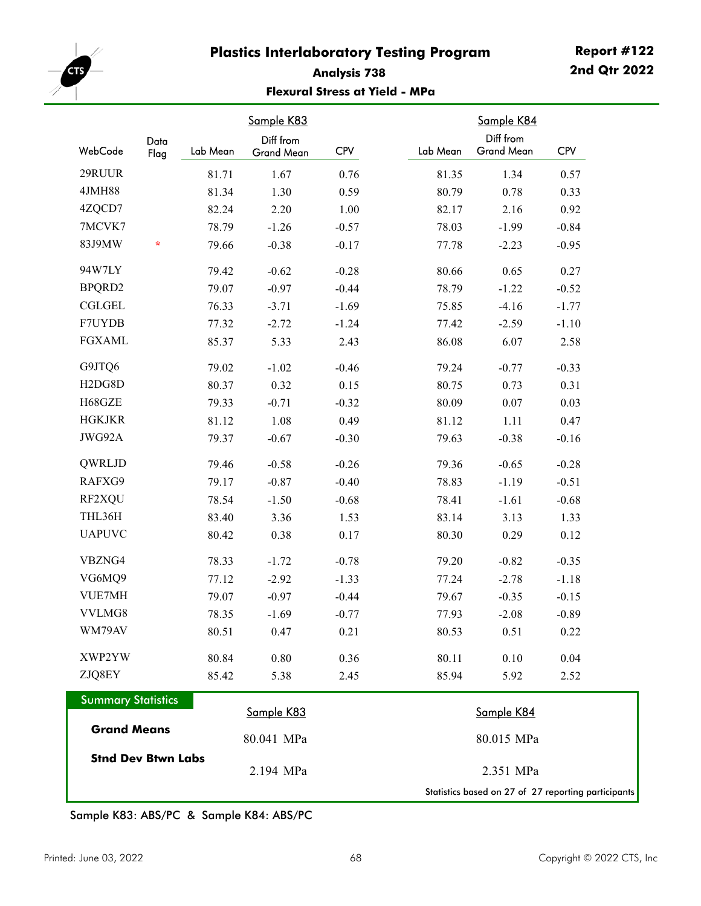# Plastics Interlaboratory Testing Program

**Report #122**
**2nd Qtr 2022**

## Analysis 738

### Flexural Stress at Yield - MPa

| WebCode | Data Flag | Sample K83 Lab Mean | Sample K83 Diff from Grand Mean | Sample K83 CPV | Sample K84 Lab Mean | Sample K84 Diff from Grand Mean | Sample K84 CPV |
|---|---|---|---|---|---|---|---|
| 29RUUR | | 81.71 | 1.67 | 0.76 | 81.35 | 1.34 | 0.57 |
| 4JMH88 | | 81.34 | 1.30 | 0.59 | 80.79 | 0.78 | 0.33 |
| 4ZQCD7 | | 82.24 | 2.20 | 1.00 | 82.17 | 2.16 | 0.92 |
| 7MCVK7 | | 78.79 | -1.26 | -0.57 | 78.03 | -1.99 | -0.84 |
| 83J9MW | * | 79.66 | -0.38 | -0.17 | 77.78 | -2.23 | -0.95 |
| 94W7LY | | 79.42 | -0.62 | -0.28 | 80.66 | 0.65 | 0.27 |
| BPQRD2 | | 79.07 | -0.97 | -0.44 | 78.79 | -1.22 | -0.52 |
| CGLGEL | | 76.33 | -3.71 | -1.69 | 75.85 | -4.16 | -1.77 |
| F7UYDB | | 77.32 | -2.72 | -1.24 | 77.42 | -2.59 | -1.10 |
| FGXAML | | 85.37 | 5.33 | 2.43 | 86.08 | 6.07 | 2.58 |
| G9JTQ6 | | 79.02 | -1.02 | -0.46 | 79.24 | -0.77 | -0.33 |
| H2DG8D | | 80.37 | 0.32 | 0.15 | 80.75 | 0.73 | 0.31 |
| H68GZE | | 79.33 | -0.71 | -0.32 | 80.09 | 0.07 | 0.03 |
| HGKJKR | | 81.12 | 1.08 | 0.49 | 81.12 | 1.11 | 0.47 |
| JWG92A | | 79.37 | -0.67 | -0.30 | 79.63 | -0.38 | -0.16 |
| QWRLJD | | 79.46 | -0.58 | -0.26 | 79.36 | -0.65 | -0.28 |
| RAFXG9 | | 79.17 | -0.87 | -0.40 | 78.83 | -1.19 | -0.51 |
| RF2XQU | | 78.54 | -1.50 | -0.68 | 78.41 | -1.61 | -0.68 |
| THL36H | | 83.40 | 3.36 | 1.53 | 83.14 | 3.13 | 1.33 |
| UAPUVC | | 80.42 | 0.38 | 0.17 | 80.30 | 0.29 | 0.12 |
| VBZNG4 | | 78.33 | -1.72 | -0.78 | 79.20 | -0.82 | -0.35 |
| VG6MQ9 | | 77.12 | -2.92 | -1.33 | 77.24 | -2.78 | -1.18 |
| VUE7MH | | 79.07 | -0.97 | -0.44 | 79.67 | -0.35 | -0.15 |
| VVLMG8 | | 78.35 | -1.69 | -0.77 | 77.93 | -2.08 | -0.89 |
| WM79AV | | 80.51 | 0.47 | 0.21 | 80.53 | 0.51 | 0.22 |
| XWP2YW | | 80.84 | 0.80 | 0.36 | 80.11 | 0.10 | 0.04 |
| ZJQ8EY | | 85.42 | 5.38 | 2.45 | 85.94 | 5.92 | 2.52 |

### Summary Statistics

| | Sample K83 | Sample K84 |
|---|---|---|
| **Grand Means** | 80.041 MPa | 80.015 MPa |
| **Stnd Dev Btwn Labs** | 2.194 MPa | 2.351 MPa |

Statistics based on 27 of 27 reporting participants

Sample K83: ABS/PC & Sample K84: ABS/PC

Printed: June 03, 2022

Copyright © 2022 CTS, Inc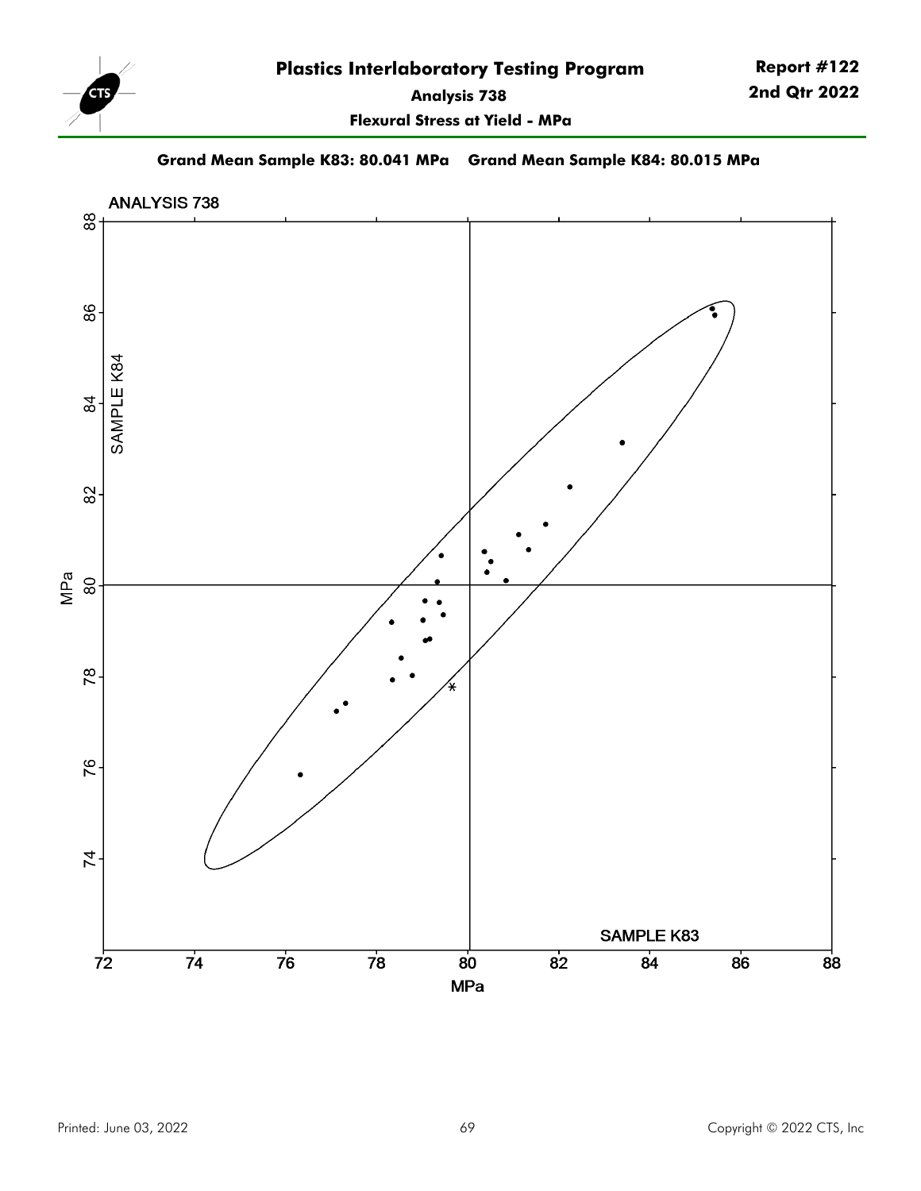# Plastics Interlaboratory Testing Program

**Report #122**
**2nd Qtr 2022**

**Analysis 738**

**Flexural Stress at Yield - MPa**

**Grand Mean Sample K83: 80.041 MPa    Grand Mean Sample K84: 80.015 MPa**

ANALYSIS 738

SAMPLE K84

SAMPLE K83

MPa

MPa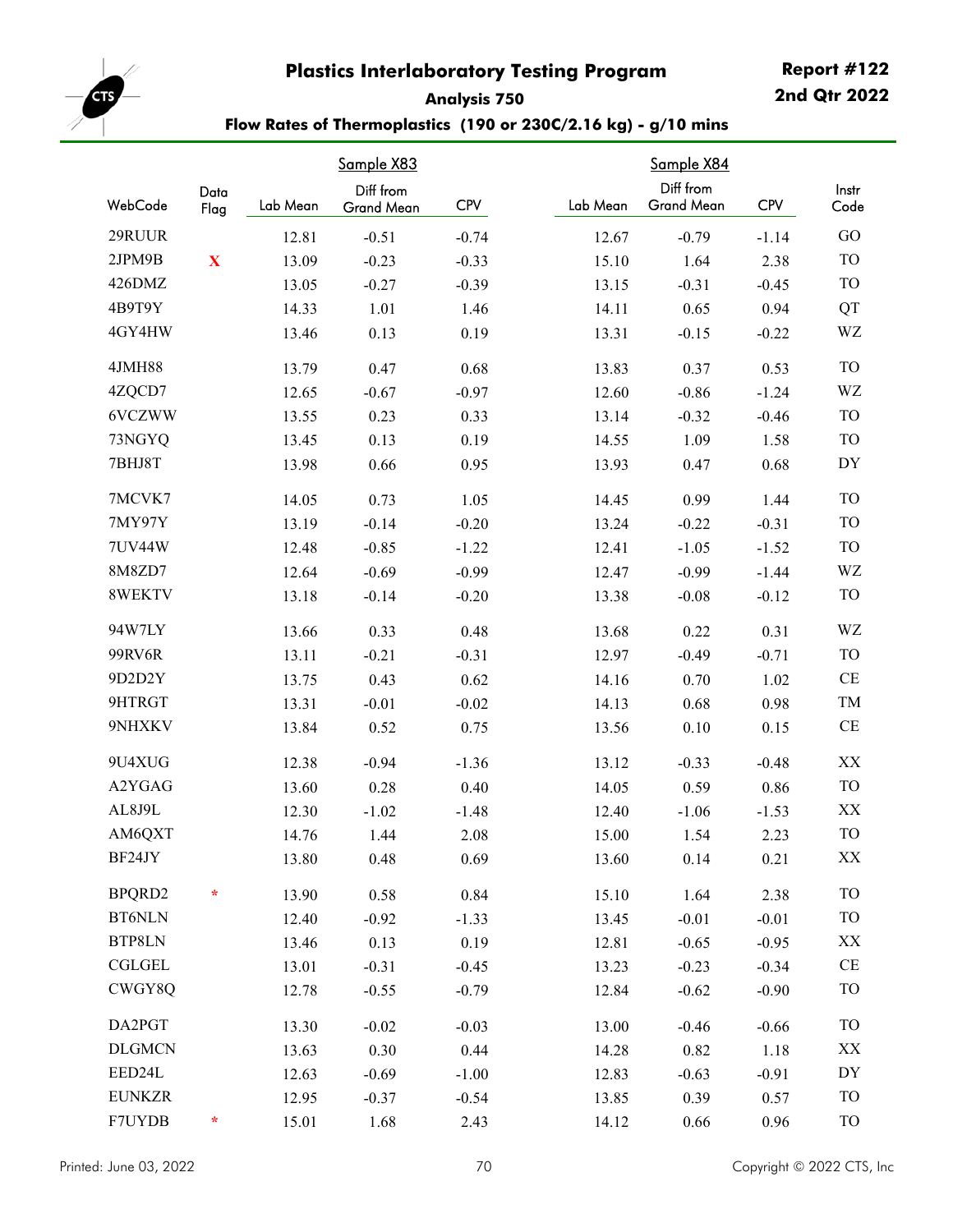# Plastics Interlaboratory Testing Program

**Report #122**
**2nd Qtr 2022**

## Analysis 750

### Flow Rates of Thermoplastics (190 or 230C/2.16 kg) - g/10 mins

| WebCode | Data Flag | Sample X83 Lab Mean | Sample X83 Diff from Grand Mean | Sample X83 CPV | Sample X84 Lab Mean | Sample X84 Diff from Grand Mean | Sample X84 CPV | Instr Code |
|---|---|---|---|---|---|---|---|---|
| 29RUUR | | 12.81 | -0.51 | -0.74 | 12.67 | -0.79 | -1.14 | GO |
| 2JPM9B | X | 13.09 | -0.23 | -0.33 | 15.10 | 1.64 | 2.38 | TO |
| 426DMZ | | 13.05 | -0.27 | -0.39 | 13.15 | -0.31 | -0.45 | TO |
| 4B9T9Y | | 14.33 | 1.01 | 1.46 | 14.11 | 0.65 | 0.94 | QT |
| 4GY4HW | | 13.46 | 0.13 | 0.19 | 13.31 | -0.15 | -0.22 | WZ |
| 4JMH88 | | 13.79 | 0.47 | 0.68 | 13.83 | 0.37 | 0.53 | TO |
| 4ZQCD7 | | 12.65 | -0.67 | -0.97 | 12.60 | -0.86 | -1.24 | WZ |
| 6VCZWW | | 13.55 | 0.23 | 0.33 | 13.14 | -0.32 | -0.46 | TO |
| 73NGYQ | | 13.45 | 0.13 | 0.19 | 14.55 | 1.09 | 1.58 | TO |
| 7BHJ8T | | 13.98 | 0.66 | 0.95 | 13.93 | 0.47 | 0.68 | DY |
| 7MCVK7 | | 14.05 | 0.73 | 1.05 | 14.45 | 0.99 | 1.44 | TO |
| 7MY97Y | | 13.19 | -0.14 | -0.20 | 13.24 | -0.22 | -0.31 | TO |
| 7UV44W | | 12.48 | -0.85 | -1.22 | 12.41 | -1.05 | -1.52 | TO |
| 8M8ZD7 | | 12.64 | -0.69 | -0.99 | 12.47 | -0.99 | -1.44 | WZ |
| 8WEKTV | | 13.18 | -0.14 | -0.20 | 13.38 | -0.08 | -0.12 | TO |
| 94W7LY | | 13.66 | 0.33 | 0.48 | 13.68 | 0.22 | 0.31 | WZ |
| 99RV6R | | 13.11 | -0.21 | -0.31 | 12.97 | -0.49 | -0.71 | TO |
| 9D2D2Y | | 13.75 | 0.43 | 0.62 | 14.16 | 0.70 | 1.02 | CE |
| 9HTRGT | | 13.31 | -0.01 | -0.02 | 14.13 | 0.68 | 0.98 | TM |
| 9NHXKV | | 13.84 | 0.52 | 0.75 | 13.56 | 0.10 | 0.15 | CE |
| 9U4XUG | | 12.38 | -0.94 | -1.36 | 13.12 | -0.33 | -0.48 | XX |
| A2YGAG | | 13.60 | 0.28 | 0.40 | 14.05 | 0.59 | 0.86 | TO |
| AL8J9L | | 12.30 | -1.02 | -1.48 | 12.40 | -1.06 | -1.53 | XX |
| AM6QXT | | 14.76 | 1.44 | 2.08 | 15.00 | 1.54 | 2.23 | TO |
| BF24JY | | 13.80 | 0.48 | 0.69 | 13.60 | 0.14 | 0.21 | XX |
| BPQRD2 | * | 13.90 | 0.58 | 0.84 | 15.10 | 1.64 | 2.38 | TO |
| BT6NLN | | 12.40 | -0.92 | -1.33 | 13.45 | -0.01 | -0.01 | TO |
| BTP8LN | | 13.46 | 0.13 | 0.19 | 12.81 | -0.65 | -0.95 | XX |
| CGLGEL | | 13.01 | -0.31 | -0.45 | 13.23 | -0.23 | -0.34 | CE |
| CWGY8Q | | 12.78 | -0.55 | -0.79 | 12.84 | -0.62 | -0.90 | TO |
| DA2PGT | | 13.30 | -0.02 | -0.03 | 13.00 | -0.46 | -0.66 | TO |
| DLGMCN | | 13.63 | 0.30 | 0.44 | 14.28 | 0.82 | 1.18 | XX |
| EED24L | | 12.63 | -0.69 | -1.00 | 12.83 | -0.63 | -0.91 | DY |
| EUNKZR | | 12.95 | -0.37 | -0.54 | 13.85 | 0.39 | 0.57 | TO |
| F7UYDB | * | 15.01 | 1.68 | 2.43 | 14.12 | 0.66 | 0.96 | TO |

Printed: June 03, 2022

Copyright © 2022 CTS, Inc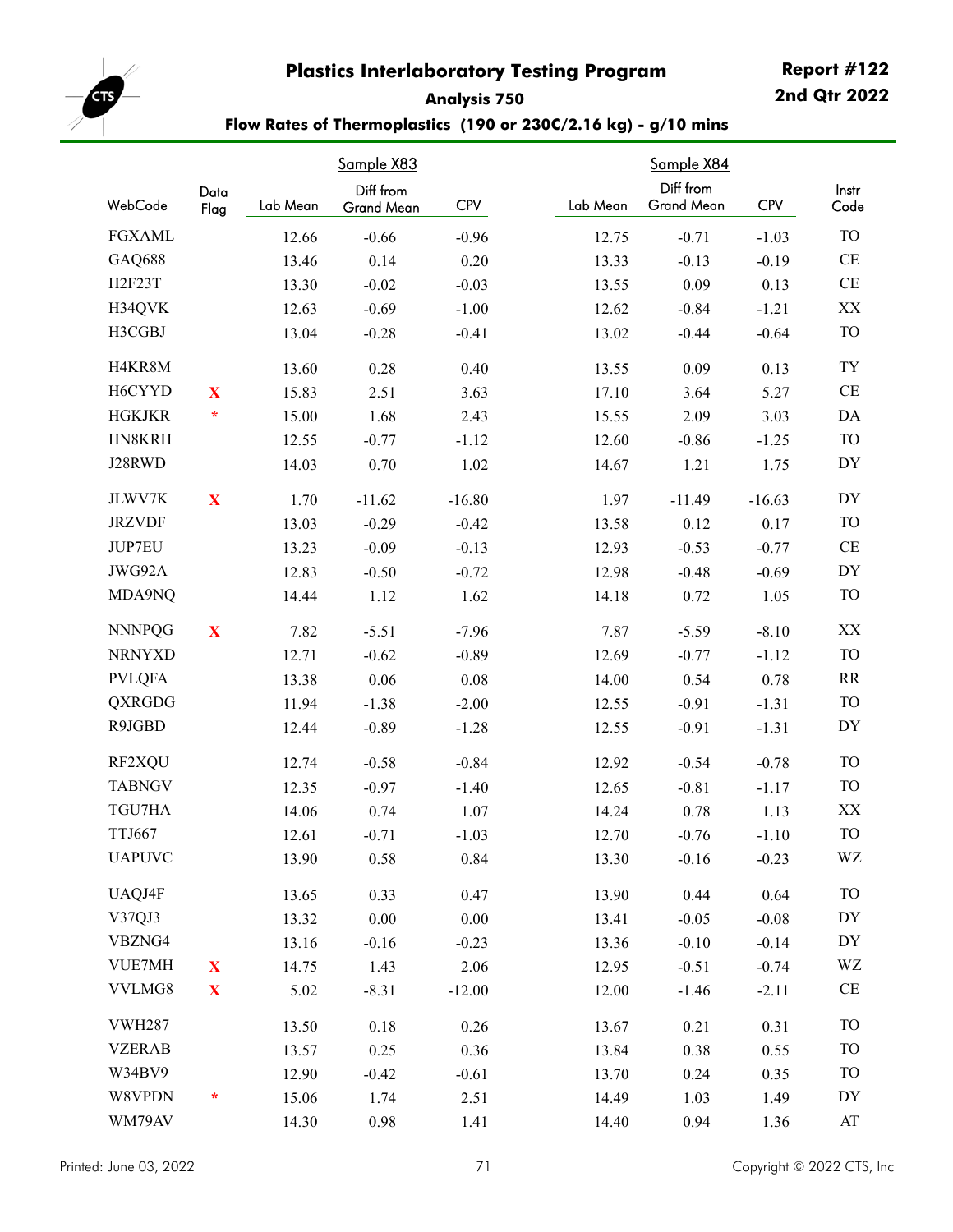# Plastics Interlaboratory Testing Program

**Report #122**
**2nd Qtr 2022**

## Analysis 750

### Flow Rates of Thermoplastics (190 or 230C/2.16 kg) - g/10 mins

| WebCode | Data Flag | Sample X83 Lab Mean | Sample X83 Diff from Grand Mean | Sample X83 CPV | Sample X84 Lab Mean | Sample X84 Diff from Grand Mean | Sample X84 CPV | Instr Code |
|---|---|---|---|---|---|---|---|---|
| FGXAML | | 12.66 | -0.66 | -0.96 | 12.75 | -0.71 | -1.03 | TO |
| GAQ688 | | 13.46 | 0.14 | 0.20 | 13.33 | -0.13 | -0.19 | CE |
| H2F23T | | 13.30 | -0.02 | -0.03 | 13.55 | 0.09 | 0.13 | CE |
| H34QVK | | 12.63 | -0.69 | -1.00 | 12.62 | -0.84 | -1.21 | XX |
| H3CGBJ | | 13.04 | -0.28 | -0.41 | 13.02 | -0.44 | -0.64 | TO |
| H4KR8M | | 13.60 | 0.28 | 0.40 | 13.55 | 0.09 | 0.13 | TY |
| H6CYYD | X | 15.83 | 2.51 | 3.63 | 17.10 | 3.64 | 5.27 | CE |
| HGKJKR | * | 15.00 | 1.68 | 2.43 | 15.55 | 2.09 | 3.03 | DA |
| HN8KRH | | 12.55 | -0.77 | -1.12 | 12.60 | -0.86 | -1.25 | TO |
| J28RWD | | 14.03 | 0.70 | 1.02 | 14.67 | 1.21 | 1.75 | DY |
| JLWV7K | X | 1.70 | -11.62 | -16.80 | 1.97 | -11.49 | -16.63 | DY |
| JRZVDF | | 13.03 | -0.29 | -0.42 | 13.58 | 0.12 | 0.17 | TO |
| JUP7EU | | 13.23 | -0.09 | -0.13 | 12.93 | -0.53 | -0.77 | CE |
| JWG92A | | 12.83 | -0.50 | -0.72 | 12.98 | -0.48 | -0.69 | DY |
| MDA9NQ | | 14.44 | 1.12 | 1.62 | 14.18 | 0.72 | 1.05 | TO |
| NNNPQG | X | 7.82 | -5.51 | -7.96 | 7.87 | -5.59 | -8.10 | XX |
| NRNYXD | | 12.71 | -0.62 | -0.89 | 12.69 | -0.77 | -1.12 | TO |
| PVLQFA | | 13.38 | 0.06 | 0.08 | 14.00 | 0.54 | 0.78 | RR |
| QXRGDG | | 11.94 | -1.38 | -2.00 | 12.55 | -0.91 | -1.31 | TO |
| R9JGBD | | 12.44 | -0.89 | -1.28 | 12.55 | -0.91 | -1.31 | DY |
| RF2XQU | | 12.74 | -0.58 | -0.84 | 12.92 | -0.54 | -0.78 | TO |
| TABNGV | | 12.35 | -0.97 | -1.40 | 12.65 | -0.81 | -1.17 | TO |
| TGU7HA | | 14.06 | 0.74 | 1.07 | 14.24 | 0.78 | 1.13 | XX |
| TTJ667 | | 12.61 | -0.71 | -1.03 | 12.70 | -0.76 | -1.10 | TO |
| UAPUVC | | 13.90 | 0.58 | 0.84 | 13.30 | -0.16 | -0.23 | WZ |
| UAQJ4F | | 13.65 | 0.33 | 0.47 | 13.90 | 0.44 | 0.64 | TO |
| V37QJ3 | | 13.32 | 0.00 | 0.00 | 13.41 | -0.05 | -0.08 | DY |
| VBZNG4 | | 13.16 | -0.16 | -0.23 | 13.36 | -0.10 | -0.14 | DY |
| VUE7MH | X | 14.75 | 1.43 | 2.06 | 12.95 | -0.51 | -0.74 | WZ |
| VVLMG8 | X | 5.02 | -8.31 | -12.00 | 12.00 | -1.46 | -2.11 | CE |
| VWH287 | | 13.50 | 0.18 | 0.26 | 13.67 | 0.21 | 0.31 | TO |
| VZERAB | | 13.57 | 0.25 | 0.36 | 13.84 | 0.38 | 0.55 | TO |
| W34BV9 | | 12.90 | -0.42 | -0.61 | 13.70 | 0.24 | 0.35 | TO |
| W8VPDN | * | 15.06 | 1.74 | 2.51 | 14.49 | 1.03 | 1.49 | DY |
| WM79AV | | 14.30 | 0.98 | 1.41 | 14.40 | 0.94 | 1.36 | AT |

Printed: June 03, 2022

Copyright © 2022 CTS, Inc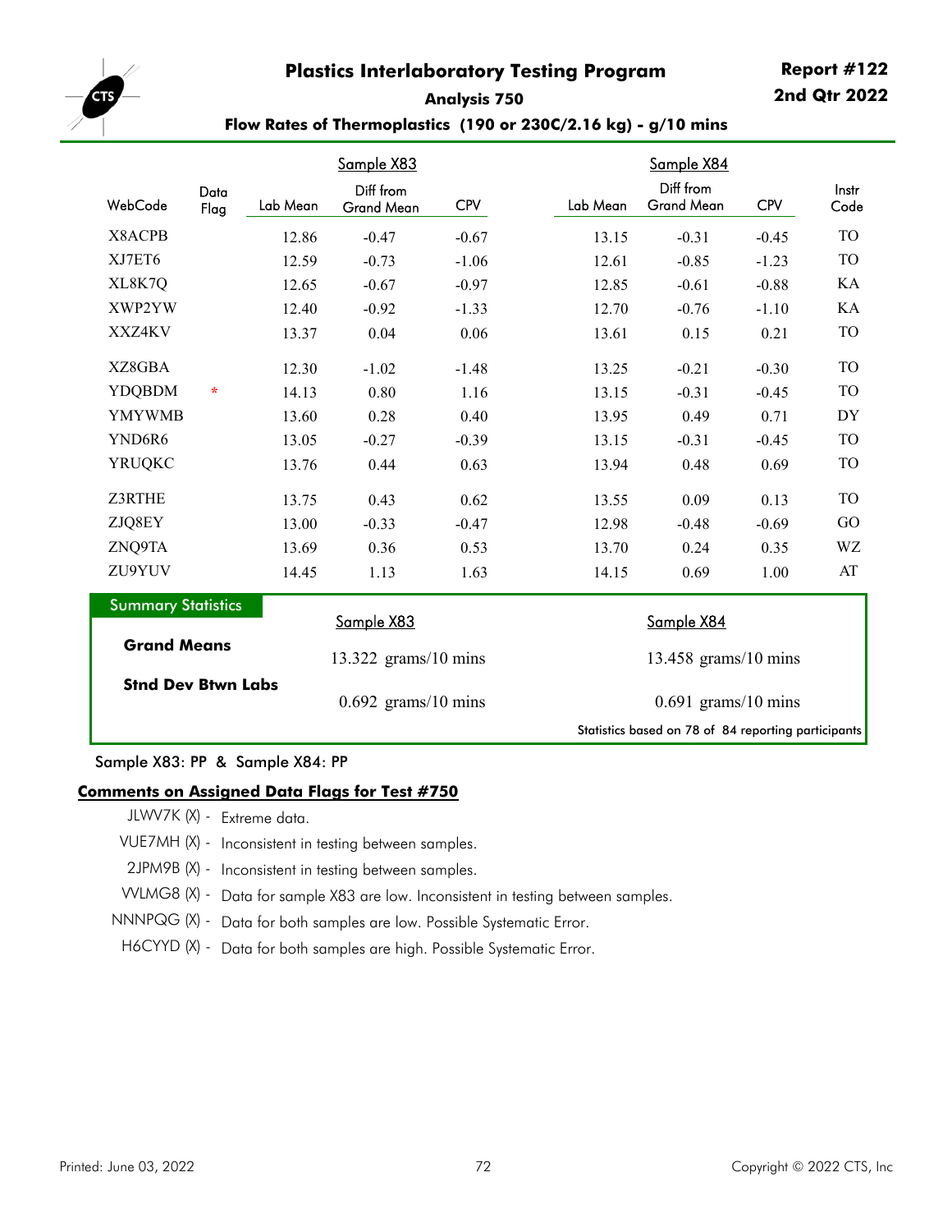# Plastics Interlaboratory Testing Program

**Report #122**
**2nd Qtr 2022**

**Analysis 750**

**Flow Rates of Thermoplastics (190 or 230C/2.16 kg) - g/10 mins**

| WebCode | Data Flag | Sample X83 Lab Mean | Sample X83 Diff from Grand Mean | Sample X83 CPV | Sample X84 Lab Mean | Sample X84 Diff from Grand Mean | Sample X84 CPV | Instr Code |
|---|---|---|---|---|---|---|---|---|
| X8ACPB | | 12.86 | -0.47 | -0.67 | 13.15 | -0.31 | -0.45 | TO |
| XJ7ET6 | | 12.59 | -0.73 | -1.06 | 12.61 | -0.85 | -1.23 | TO |
| XL8K7Q | | 12.65 | -0.67 | -0.97 | 12.85 | -0.61 | -0.88 | KA |
| XWP2YW | | 12.40 | -0.92 | -1.33 | 12.70 | -0.76 | -1.10 | KA |
| XXZ4KV | | 13.37 | 0.04 | 0.06 | 13.61 | 0.15 | 0.21 | TO |
| XZ8GBA | | 12.30 | -1.02 | -1.48 | 13.25 | -0.21 | -0.30 | TO |
| YDQBDM | * | 14.13 | 0.80 | 1.16 | 13.15 | -0.31 | -0.45 | TO |
| YMYWMB | | 13.60 | 0.28 | 0.40 | 13.95 | 0.49 | 0.71 | DY |
| YND6R6 | | 13.05 | -0.27 | -0.39 | 13.15 | -0.31 | -0.45 | TO |
| YRUQKC | | 13.76 | 0.44 | 0.63 | 13.94 | 0.48 | 0.69 | TO |
| Z3RTHE | | 13.75 | 0.43 | 0.62 | 13.55 | 0.09 | 0.13 | TO |
| ZJQ8EY | | 13.00 | -0.33 | -0.47 | 12.98 | -0.48 | -0.69 | GO |
| ZNQ9TA | | 13.69 | 0.36 | 0.53 | 13.70 | 0.24 | 0.35 | WZ |
| ZU9YUV | | 14.45 | 1.13 | 1.63 | 14.15 | 0.69 | 1.00 | AT |

**Summary Statistics**

| | Sample X83 | Sample X84 |
|---|---|---|
| **Grand Means** | 13.322 grams/10 mins | 13.458 grams/10 mins |
| **Stnd Dev Btwn Labs** | 0.692 grams/10 mins | 0.691 grams/10 mins |

Statistics based on 78 of 84 reporting participants

Sample X83: PP & Sample X84: PP

**Comments on Assigned Data Flags for Test #750**

- JLWV7K (X) - Extreme data.
- VUE7MH (X) - Inconsistent in testing between samples.
- 2JPM9B (X) - Inconsistent in testing between samples.
- VWLMG8 (X) - Data for sample X83 are low. Inconsistent in testing between samples.
- NNNPQG (X) - Data for both samples are low. Possible Systematic Error.
- H6CYYD (X) - Data for both samples are high. Possible Systematic Error.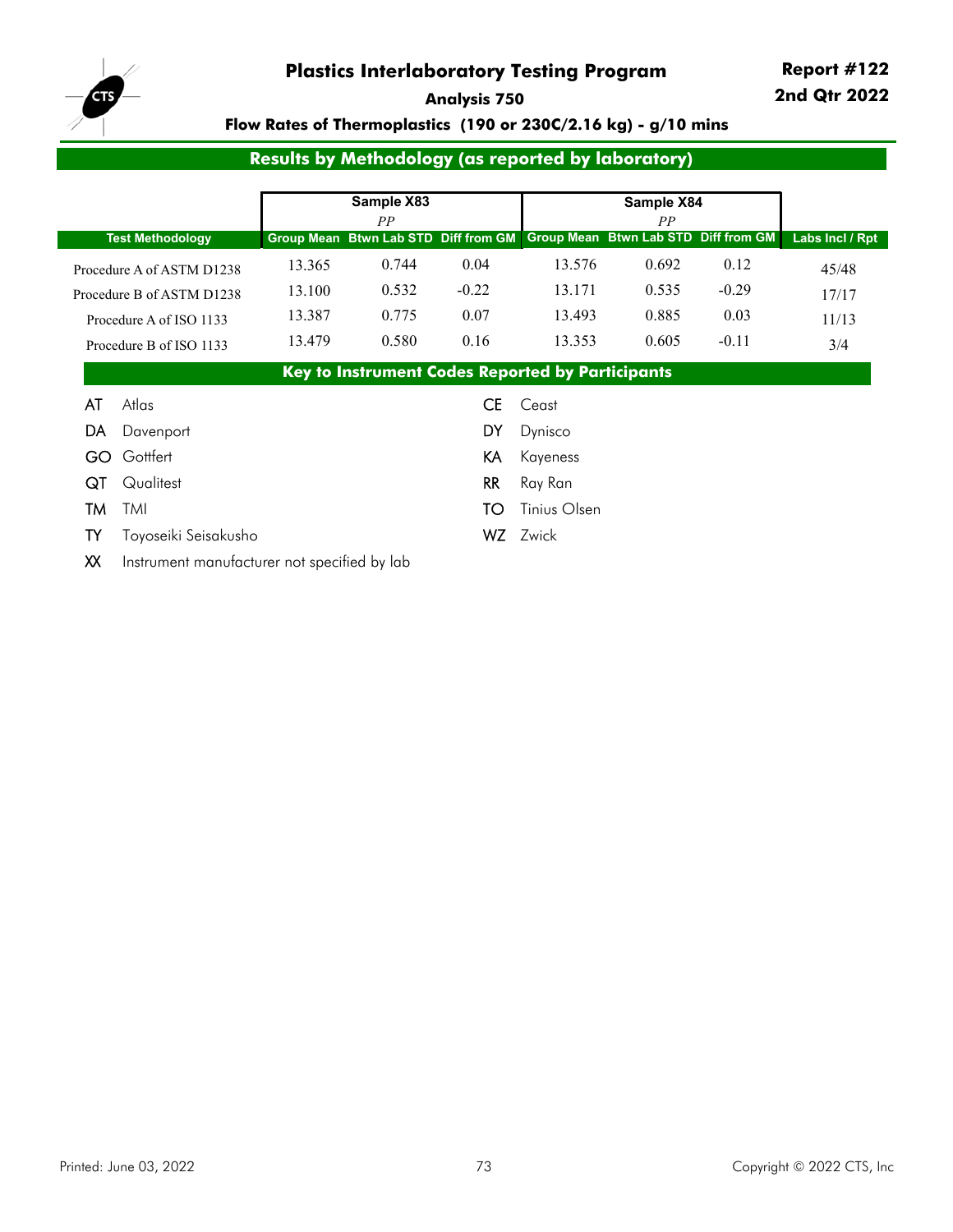# Plastics Interlaboratory Testing Program

**Report #122**
**2nd Qtr 2022**

**Analysis 750**

**Flow Rates of Thermoplastics (190 or 230C/2.16 kg) - g/10 mins**

## Results by Methodology (as reported by laboratory)

| | Sample X83 *PP* | | | Sample X84 *PP* | | | |
|---|---|---|---|---|---|---|---|
| **Test Methodology** | **Group Mean** | **Btwn Lab STD** | **Diff from GM** | **Group Mean** | **Btwn Lab STD** | **Diff from GM** | **Labs Incl / Rpt** |
| Procedure A of ASTM D1238 | 13.365 | 0.744 | 0.04 | 13.576 | 0.692 | 0.12 | 45/48 |
| Procedure B of ASTM D1238 | 13.100 | 0.532 | -0.22 | 13.171 | 0.535 | -0.29 | 17/17 |
| Procedure A of ISO 1133 | 13.387 | 0.775 | 0.07 | 13.493 | 0.885 | 0.03 | 11/13 |
| Procedure B of ISO 1133 | 13.479 | 0.580 | 0.16 | 13.353 | 0.605 | -0.11 | 3/4 |

## Key to Instrument Codes Reported by Participants

- **AT** Atlas
- **CE** Ceast
- **DA** Davenport
- **DY** Dynisco
- **GO** Gottfert
- **KA** Kayeness
- **QT** Qualitest
- **RR** Ray Ran
- **TM** TMI
- **TO** Tinius Olsen
- **TY** Toyoseiki Seisakusho
- **WZ** Zwick
- **XX** Instrument manufacturer not specified by lab

Printed: June 03, 2022

Copyright © 2022 CTS, Inc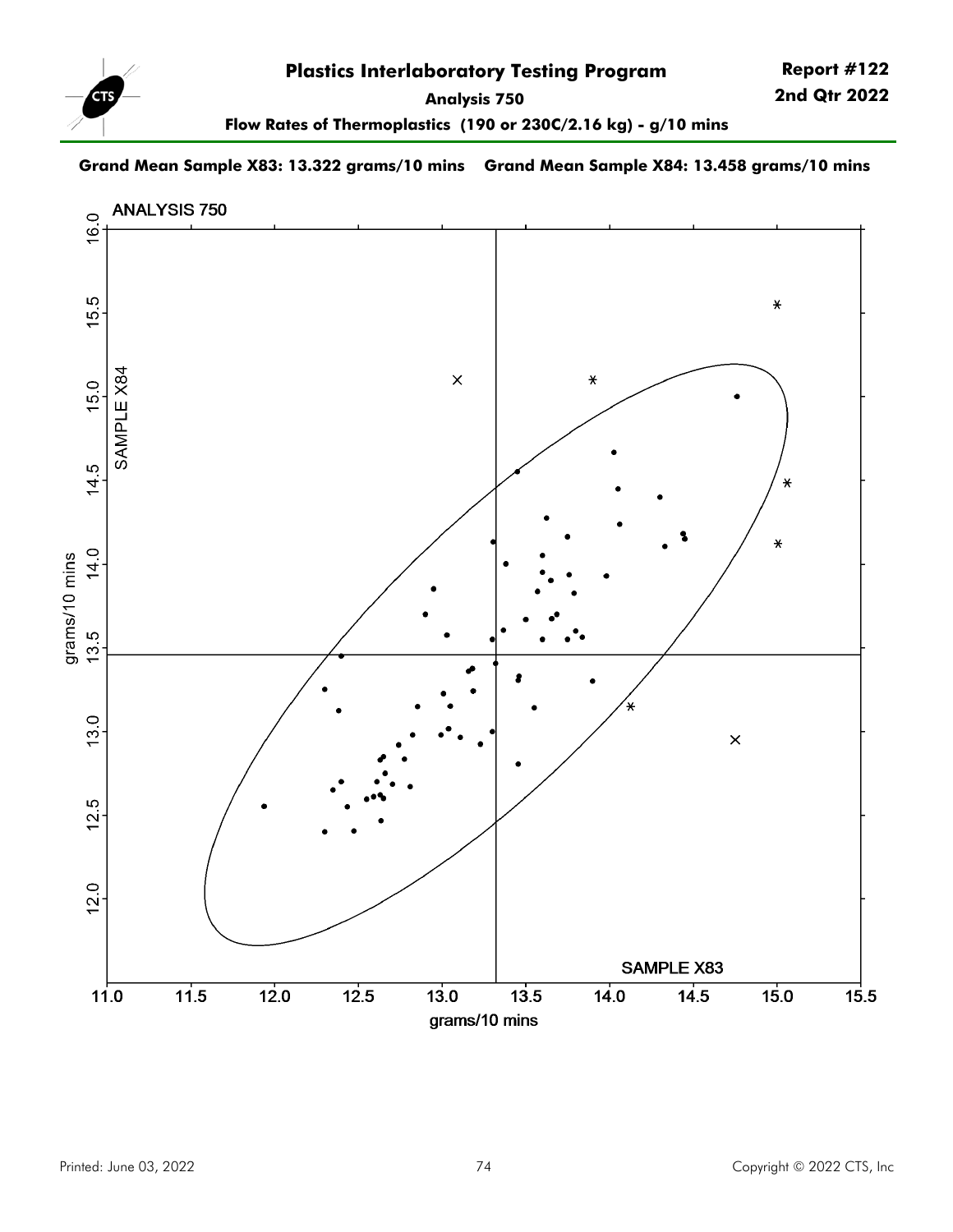# Plastics Interlaboratory Testing Program

**Report #122**
**2nd Qtr 2022**

**Analysis 750**

**Flow Rates of Thermoplastics (190 or 230C/2.16 kg) - g/10 mins**

**Grand Mean Sample X83: 13.322 grams/10 mins    Grand Mean Sample X84: 13.458 grams/10 mins**

ANALYSIS 750

SAMPLE X84

SAMPLE X83

grams/10 mins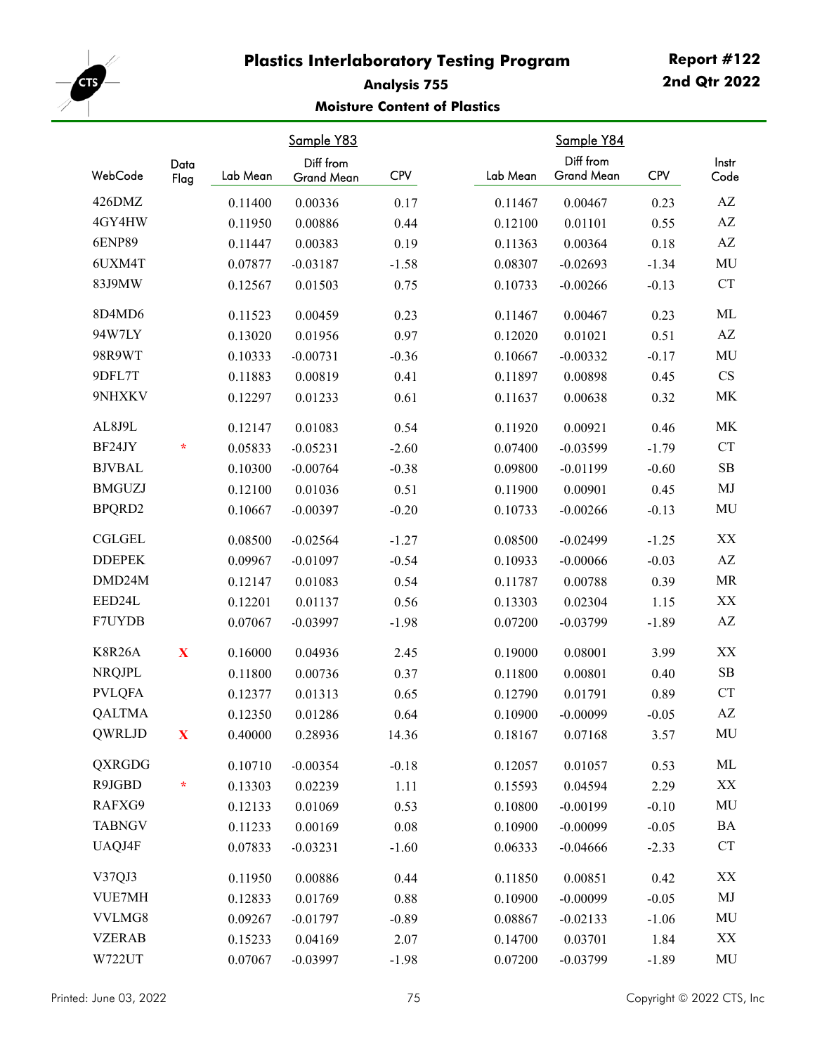# Plastics Interlaboratory Testing Program

**Report #122**
**2nd Qtr 2022**

## Analysis 755

### Moisture Content of Plastics

| WebCode | Data Flag | Sample Y83 Lab Mean | Sample Y83 Diff from Grand Mean | Sample Y83 CPV | Sample Y84 Lab Mean | Sample Y84 Diff from Grand Mean | Sample Y84 CPV | Instr Code |
|---|---|---|---|---|---|---|---|---|
| 426DMZ | | 0.11400 | 0.00336 | 0.17 | 0.11467 | 0.00467 | 0.23 | AZ |
| 4GY4HW | | 0.11950 | 0.00886 | 0.44 | 0.12100 | 0.01101 | 0.55 | AZ |
| 6ENP89 | | 0.11447 | 0.00383 | 0.19 | 0.11363 | 0.00364 | 0.18 | AZ |
| 6UXM4T | | 0.07877 | -0.03187 | -1.58 | 0.08307 | -0.02693 | -1.34 | MU |
| 83J9MW | | 0.12567 | 0.01503 | 0.75 | 0.10733 | -0.00266 | -0.13 | CT |
| 8D4MD6 | | 0.11523 | 0.00459 | 0.23 | 0.11467 | 0.00467 | 0.23 | ML |
| 94W7LY | | 0.13020 | 0.01956 | 0.97 | 0.12020 | 0.01021 | 0.51 | AZ |
| 98R9WT | | 0.10333 | -0.00731 | -0.36 | 0.10667 | -0.00332 | -0.17 | MU |
| 9DFL7T | | 0.11883 | 0.00819 | 0.41 | 0.11897 | 0.00898 | 0.45 | CS |
| 9NHXKV | | 0.12297 | 0.01233 | 0.61 | 0.11637 | 0.00638 | 0.32 | MK |
| AL8J9L | | 0.12147 | 0.01083 | 0.54 | 0.11920 | 0.00921 | 0.46 | MK |
| BF24JY | * | 0.05833 | -0.05231 | -2.60 | 0.07400 | -0.03599 | -1.79 | CT |
| BJVBAL | | 0.10300 | -0.00764 | -0.38 | 0.09800 | -0.01199 | -0.60 | SB |
| BMGUZJ | | 0.12100 | 0.01036 | 0.51 | 0.11900 | 0.00901 | 0.45 | MJ |
| BPQRD2 | | 0.10667 | -0.00397 | -0.20 | 0.10733 | -0.00266 | -0.13 | MU |
| CGLGEL | | 0.08500 | -0.02564 | -1.27 | 0.08500 | -0.02499 | -1.25 | XX |
| DDEPEK | | 0.09967 | -0.01097 | -0.54 | 0.10933 | -0.00066 | -0.03 | AZ |
| DMD24M | | 0.12147 | 0.01083 | 0.54 | 0.11787 | 0.00788 | 0.39 | MR |
| EED24L | | 0.12201 | 0.01137 | 0.56 | 0.13303 | 0.02304 | 1.15 | XX |
| F7UYDB | | 0.07067 | -0.03997 | -1.98 | 0.07200 | -0.03799 | -1.89 | AZ |
| K8R26A | X | 0.16000 | 0.04936 | 2.45 | 0.19000 | 0.08001 | 3.99 | XX |
| NRQJPL | | 0.11800 | 0.00736 | 0.37 | 0.11800 | 0.00801 | 0.40 | SB |
| PVLQFA | | 0.12377 | 0.01313 | 0.65 | 0.12790 | 0.01791 | 0.89 | CT |
| QALTMA | | 0.12350 | 0.01286 | 0.64 | 0.10900 | -0.00099 | -0.05 | AZ |
| QWRLJD | X | 0.40000 | 0.28936 | 14.36 | 0.18167 | 0.07168 | 3.57 | MU |
| QXRGDG | | 0.10710 | -0.00354 | -0.18 | 0.12057 | 0.01057 | 0.53 | ML |
| R9JGBD | * | 0.13303 | 0.02239 | 1.11 | 0.15593 | 0.04594 | 2.29 | XX |
| RAFXG9 | | 0.12133 | 0.01069 | 0.53 | 0.10800 | -0.00199 | -0.10 | MU |
| TABNGV | | 0.11233 | 0.00169 | 0.08 | 0.10900 | -0.00099 | -0.05 | BA |
| UAQJ4F | | 0.07833 | -0.03231 | -1.60 | 0.06333 | -0.04666 | -2.33 | CT |
| V37QJ3 | | 0.11950 | 0.00886 | 0.44 | 0.11850 | 0.00851 | 0.42 | XX |
| VUE7MH | | 0.12833 | 0.01769 | 0.88 | 0.10900 | -0.00099 | -0.05 | MJ |
| VVLMG8 | | 0.09267 | -0.01797 | -0.89 | 0.08867 | -0.02133 | -1.06 | MU |
| VZERAB | | 0.15233 | 0.04169 | 2.07 | 0.14700 | 0.03701 | 1.84 | XX |
| W722UT | | 0.07067 | -0.03997 | -1.98 | 0.07200 | -0.03799 | -1.89 | MU |

Printed: June 03, 2022

Copyright © 2022 CTS, Inc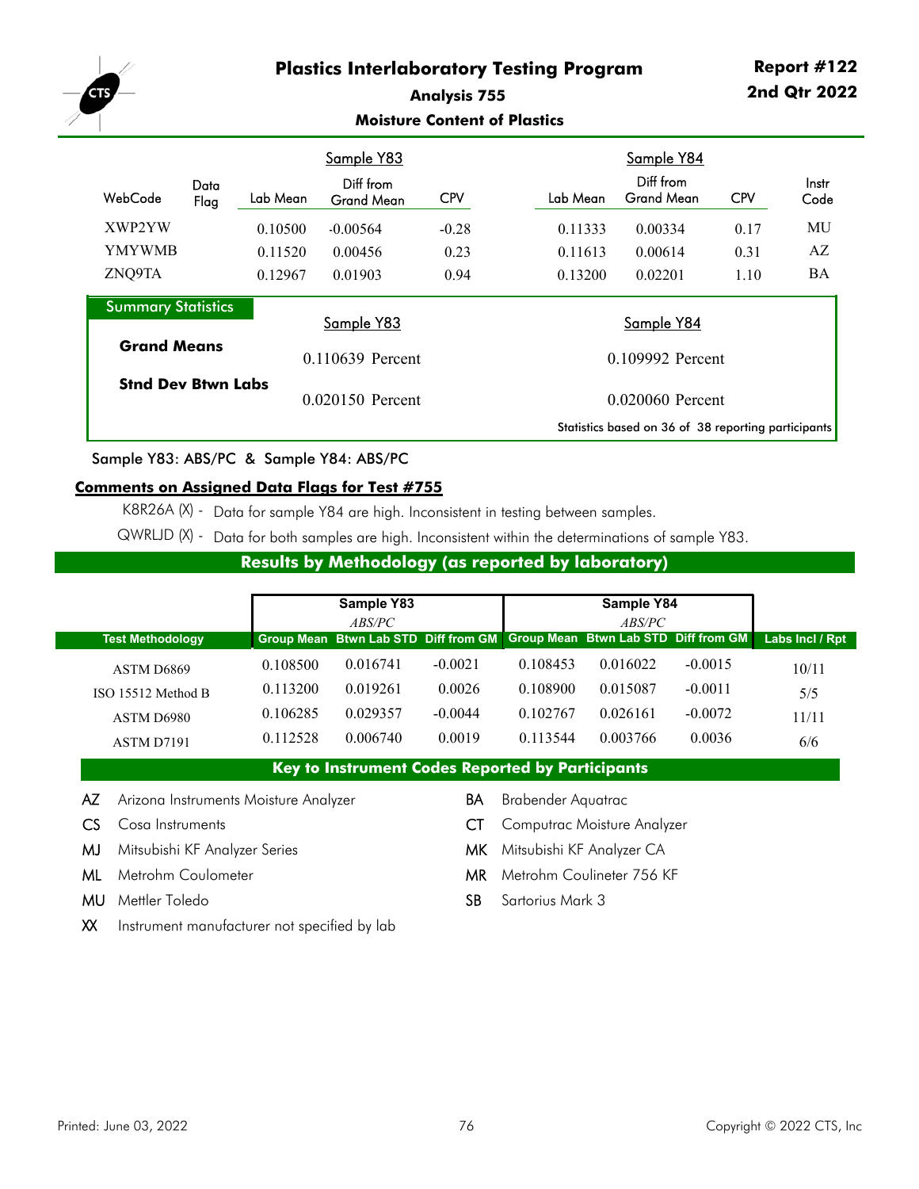# Plastics Interlaboratory Testing Program

**Report #122**
**2nd Qtr 2022**

## Analysis 755

### Moisture Content of Plastics

| WebCode | Data Flag | Sample Y83 Lab Mean | Sample Y83 Diff from Grand Mean | Sample Y83 CPV | Sample Y84 Lab Mean | Sample Y84 Diff from Grand Mean | Sample Y84 CPV | Instr Code |
|---|---|---|---|---|---|---|---|---|
| XWP2YW | | 0.10500 | -0.00564 | -0.28 | 0.11333 | 0.00334 | 0.17 | MU |
| YMYWMB | | 0.11520 | 0.00456 | 0.23 | 0.11613 | 0.00614 | 0.31 | AZ |
| ZNQ9TA | | 0.12967 | 0.01903 | 0.94 | 0.13200 | 0.02201 | 1.10 | BA |

**Summary Statistics**

| | Sample Y83 | Sample Y84 |
|---|---|---|
| **Grand Means** | 0.110639 Percent | 0.109992 Percent |
| **Stnd Dev Btwn Labs** | 0.020150 Percent | 0.020060 Percent |

Statistics based on 36 of 38 reporting participants

Sample Y83: ABS/PC & Sample Y84: ABS/PC

**Comments on Assigned Data Flags for Test #755**

K8R26A (X) - Data for sample Y84 are high. Inconsistent in testing between samples.

QWRLJD (X) - Data for both samples are high. Inconsistent within the determinations of sample Y83.

## Results by Methodology (as reported by laboratory)

| | Sample Y83 *ABS/PC* | | | Sample Y84 *ABS/PC* | | | |
|---|---|---|---|---|---|---|---|
| **Test Methodology** | **Group Mean** | **Btwn Lab STD** | **Diff from GM** | **Group Mean** | **Btwn Lab STD** | **Diff from GM** | **Labs Incl / Rpt** |
| ASTM D6869 | 0.108500 | 0.016741 | -0.0021 | 0.108453 | 0.016022 | -0.0015 | 10/11 |
| ISO 15512 Method B | 0.113200 | 0.019261 | 0.0026 | 0.108900 | 0.015087 | -0.0011 | 5/5 |
| ASTM D6980 | 0.106285 | 0.029357 | -0.0044 | 0.102767 | 0.026161 | -0.0072 | 11/11 |
| ASTM D7191 | 0.112528 | 0.006740 | 0.0019 | 0.113544 | 0.003766 | 0.0036 | 6/6 |

## Key to Instrument Codes Reported by Participants

- **AZ** Arizona Instruments Moisture Analyzer
- **CS** Cosa Instruments
- **MJ** Mitsubishi KF Analyzer Series
- **ML** Metrohm Coulometer
- **MU** Mettler Toledo
- **XX** Instrument manufacturer not specified by lab
- **BA** Brabender Aquatrac
- **CT** Computrac Moisture Analyzer
- **MK** Mitsubishi KF Analyzer CA
- **MR** Metrohm Coulineter 756 KF
- **SB** Sartorius Mark 3

Printed: June 03, 2022 — Copyright © 2022 CTS, Inc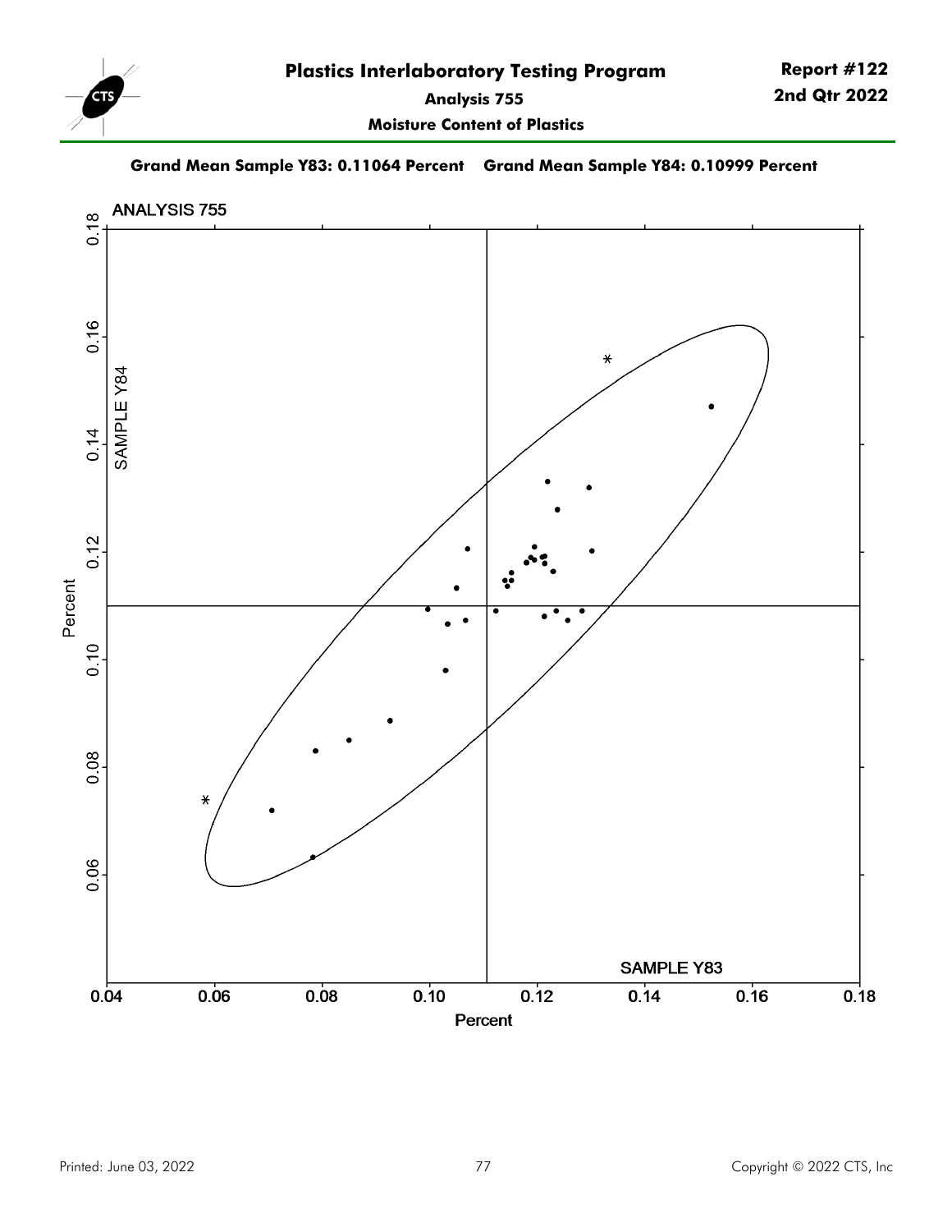# Plastics Interlaboratory Testing Program

**Report #122**
**2nd Qtr 2022**

**Analysis 755**

**Moisture Content of Plastics**

**Grand Mean Sample Y83: 0.11064 Percent    Grand Mean Sample Y84: 0.10999 Percent**

ANALYSIS 755

SAMPLE Y84

SAMPLE Y83

Percent

Printed: June 03, 2022

Copyright © 2022 CTS, Inc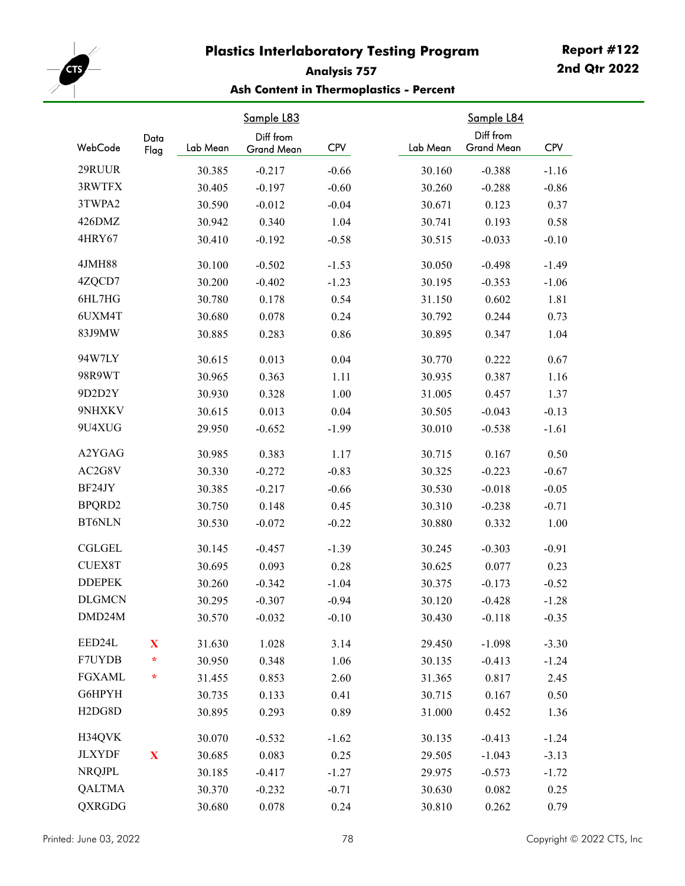# Plastics Interlaboratory Testing Program

**Report #122**
**2nd Qtr 2022**

### Analysis 757

### Ash Content in Thermoplastics - Percent

| | | Sample L83 | | | Sample L84 | | |
|---|---|---|---|---|---|---|---|
| WebCode | Data Flag | Lab Mean | Diff from Grand Mean | CPV | Lab Mean | Diff from Grand Mean | CPV |
| 29RUUR | | 30.385 | -0.217 | -0.66 | 30.160 | -0.388 | -1.16 |
| 3RWTFX | | 30.405 | -0.197 | -0.60 | 30.260 | -0.288 | -0.86 |
| 3TWPA2 | | 30.590 | -0.012 | -0.04 | 30.671 | 0.123 | 0.37 |
| 426DMZ | | 30.942 | 0.340 | 1.04 | 30.741 | 0.193 | 0.58 |
| 4HRY67 | | 30.410 | -0.192 | -0.58 | 30.515 | -0.033 | -0.10 |
| 4JMH88 | | 30.100 | -0.502 | -1.53 | 30.050 | -0.498 | -1.49 |
| 4ZQCD7 | | 30.200 | -0.402 | -1.23 | 30.195 | -0.353 | -1.06 |
| 6HL7HG | | 30.780 | 0.178 | 0.54 | 31.150 | 0.602 | 1.81 |
| 6UXM4T | | 30.680 | 0.078 | 0.24 | 30.792 | 0.244 | 0.73 |
| 83J9MW | | 30.885 | 0.283 | 0.86 | 30.895 | 0.347 | 1.04 |
| 94W7LY | | 30.615 | 0.013 | 0.04 | 30.770 | 0.222 | 0.67 |
| 98R9WT | | 30.965 | 0.363 | 1.11 | 30.935 | 0.387 | 1.16 |
| 9D2D2Y | | 30.930 | 0.328 | 1.00 | 31.005 | 0.457 | 1.37 |
| 9NHXKV | | 30.615 | 0.013 | 0.04 | 30.505 | -0.043 | -0.13 |
| 9U4XUG | | 29.950 | -0.652 | -1.99 | 30.010 | -0.538 | -1.61 |
| A2YGAG | | 30.985 | 0.383 | 1.17 | 30.715 | 0.167 | 0.50 |
| AC2G8V | | 30.330 | -0.272 | -0.83 | 30.325 | -0.223 | -0.67 |
| BF24JY | | 30.385 | -0.217 | -0.66 | 30.530 | -0.018 | -0.05 |
| BPQRD2 | | 30.750 | 0.148 | 0.45 | 30.310 | -0.238 | -0.71 |
| BT6NLN | | 30.530 | -0.072 | -0.22 | 30.880 | 0.332 | 1.00 |
| CGLGEL | | 30.145 | -0.457 | -1.39 | 30.245 | -0.303 | -0.91 |
| CUEX8T | | 30.695 | 0.093 | 0.28 | 30.625 | 0.077 | 0.23 |
| DDEPEK | | 30.260 | -0.342 | -1.04 | 30.375 | -0.173 | -0.52 |
| DLGMCN | | 30.295 | -0.307 | -0.94 | 30.120 | -0.428 | -1.28 |
| DMD24M | | 30.570 | -0.032 | -0.10 | 30.430 | -0.118 | -0.35 |
| EED24L | X | 31.630 | 1.028 | 3.14 | 29.450 | -1.098 | -3.30 |
| F7UYDB | * | 30.950 | 0.348 | 1.06 | 30.135 | -0.413 | -1.24 |
| FGXAML | * | 31.455 | 0.853 | 2.60 | 31.365 | 0.817 | 2.45 |
| G6HPYH | | 30.735 | 0.133 | 0.41 | 30.715 | 0.167 | 0.50 |
| H2DG8D | | 30.895 | 0.293 | 0.89 | 31.000 | 0.452 | 1.36 |
| H34QVK | | 30.070 | -0.532 | -1.62 | 30.135 | -0.413 | -1.24 |
| JLXYDF | X | 30.685 | 0.083 | 0.25 | 29.505 | -1.043 | -3.13 |
| NRQJPL | | 30.185 | -0.417 | -1.27 | 29.975 | -0.573 | -1.72 |
| QALTMA | | 30.370 | -0.232 | -0.71 | 30.630 | 0.082 | 0.25 |
| QXRGDG | | 30.680 | 0.078 | 0.24 | 30.810 | 0.262 | 0.79 |

Printed: June 03, 2022

Copyright © 2022 CTS, Inc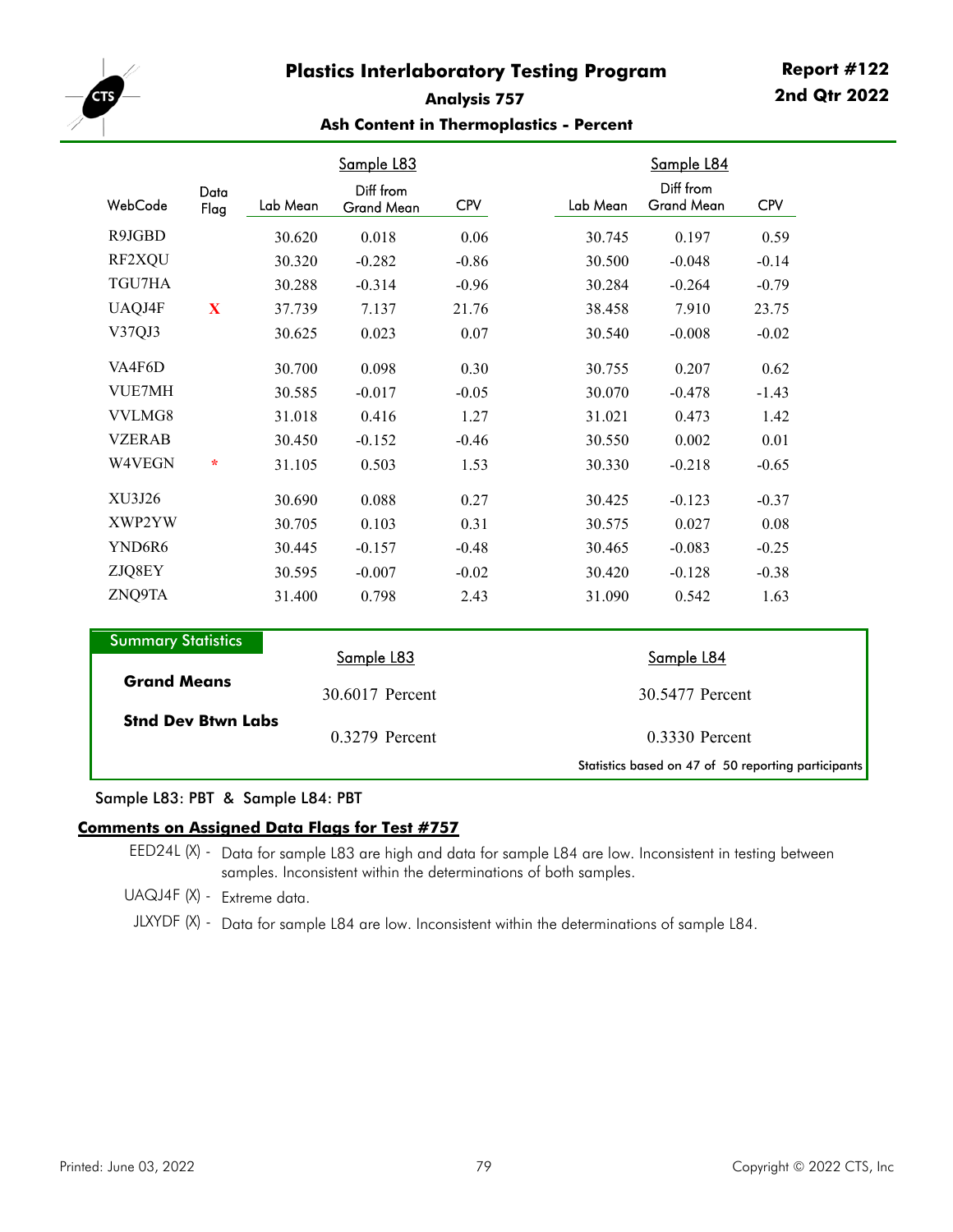# Plastics Interlaboratory Testing Program

**Report #122**
**2nd Qtr 2022**

### Analysis 757

### Ash Content in Thermoplastics - Percent

| WebCode | Data Flag | Sample L83 Lab Mean | Sample L83 Diff from Grand Mean | Sample L83 CPV | Sample L84 Lab Mean | Sample L84 Diff from Grand Mean | Sample L84 CPV |
|---|---|---|---|---|---|---|---|
| R9JGBD | | 30.620 | 0.018 | 0.06 | 30.745 | 0.197 | 0.59 |
| RF2XQU | | 30.320 | -0.282 | -0.86 | 30.500 | -0.048 | -0.14 |
| TGU7HA | | 30.288 | -0.314 | -0.96 | 30.284 | -0.264 | -0.79 |
| UAQJ4F | X | 37.739 | 7.137 | 21.76 | 38.458 | 7.910 | 23.75 |
| V37QJ3 | | 30.625 | 0.023 | 0.07 | 30.540 | -0.008 | -0.02 |
| VA4F6D | | 30.700 | 0.098 | 0.30 | 30.755 | 0.207 | 0.62 |
| VUE7MH | | 30.585 | -0.017 | -0.05 | 30.070 | -0.478 | -1.43 |
| VVLMG8 | | 31.018 | 0.416 | 1.27 | 31.021 | 0.473 | 1.42 |
| VZERAB | | 30.450 | -0.152 | -0.46 | 30.550 | 0.002 | 0.01 |
| W4VEGN | * | 31.105 | 0.503 | 1.53 | 30.330 | -0.218 | -0.65 |
| XU3J26 | | 30.690 | 0.088 | 0.27 | 30.425 | -0.123 | -0.37 |
| XWP2YW | | 30.705 | 0.103 | 0.31 | 30.575 | 0.027 | 0.08 |
| YND6R6 | | 30.445 | -0.157 | -0.48 | 30.465 | -0.083 | -0.25 |
| ZJQ8EY | | 30.595 | -0.007 | -0.02 | 30.420 | -0.128 | -0.38 |
| ZNQ9TA | | 31.400 | 0.798 | 2.43 | 31.090 | 0.542 | 1.63 |

**Summary Statistics**

| | Sample L83 | Sample L84 |
|---|---|---|
| **Grand Means** | 30.6017 Percent | 30.5477 Percent |
| **Stnd Dev Btwn Labs** | 0.3279 Percent | 0.3330 Percent |

Statistics based on 47 of 50 reporting participants

Sample L83: PBT & Sample L84: PBT

**Comments on Assigned Data Flags for Test #757**

EED24L (X) - Data for sample L83 are high and data for sample L84 are low. Inconsistent in testing between samples. Inconsistent within the determinations of both samples.

UAQJ4F (X) - Extreme data.

JLXYDF (X) - Data for sample L84 are low. Inconsistent within the determinations of sample L84.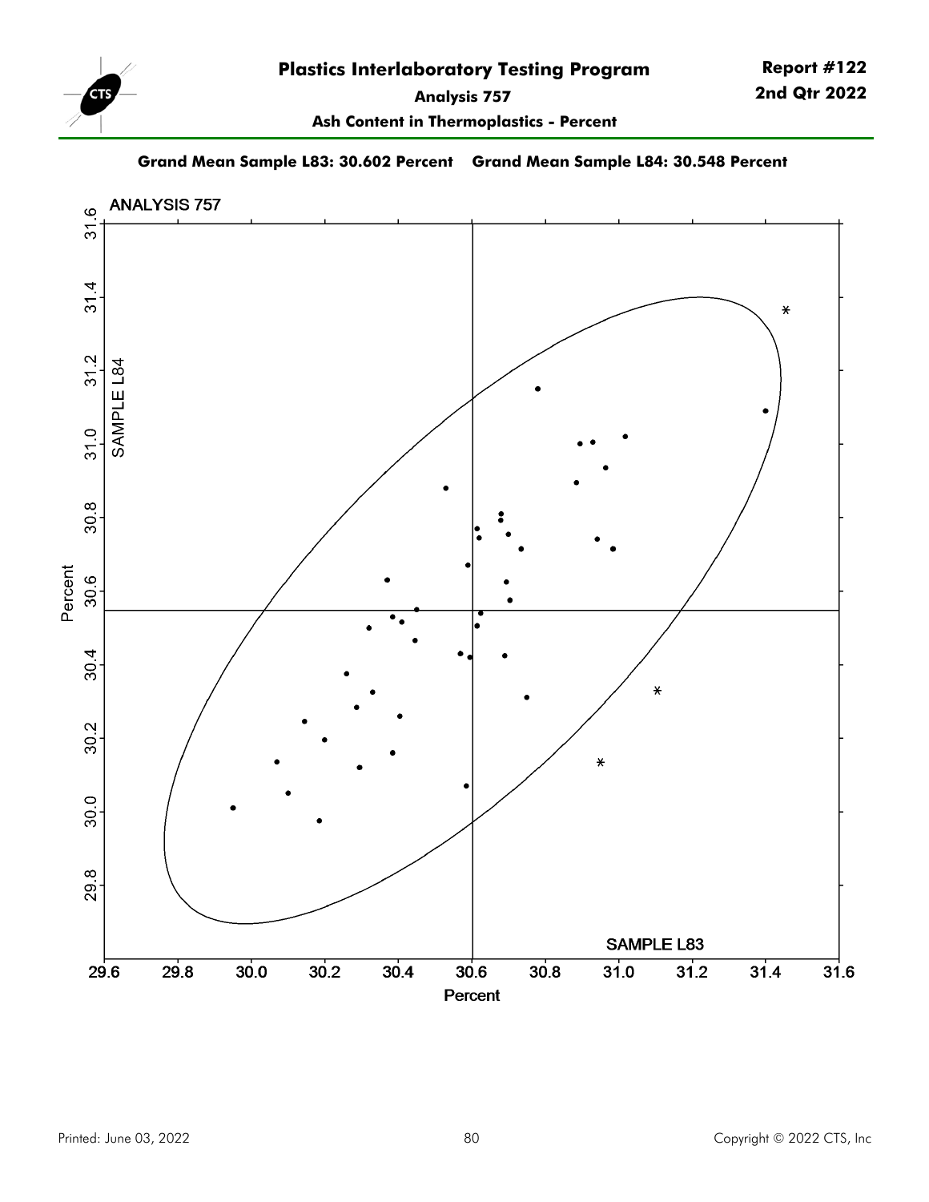# Plastics Interlaboratory Testing Program

**Report #122**
**2nd Qtr 2022**

**Analysis 757**

**Ash Content in Thermoplastics - Percent**

**Grand Mean Sample L83: 30.602 Percent    Grand Mean Sample L84: 30.548 Percent**

ANALYSIS 757

SAMPLE L84

SAMPLE L83

Percent

Percent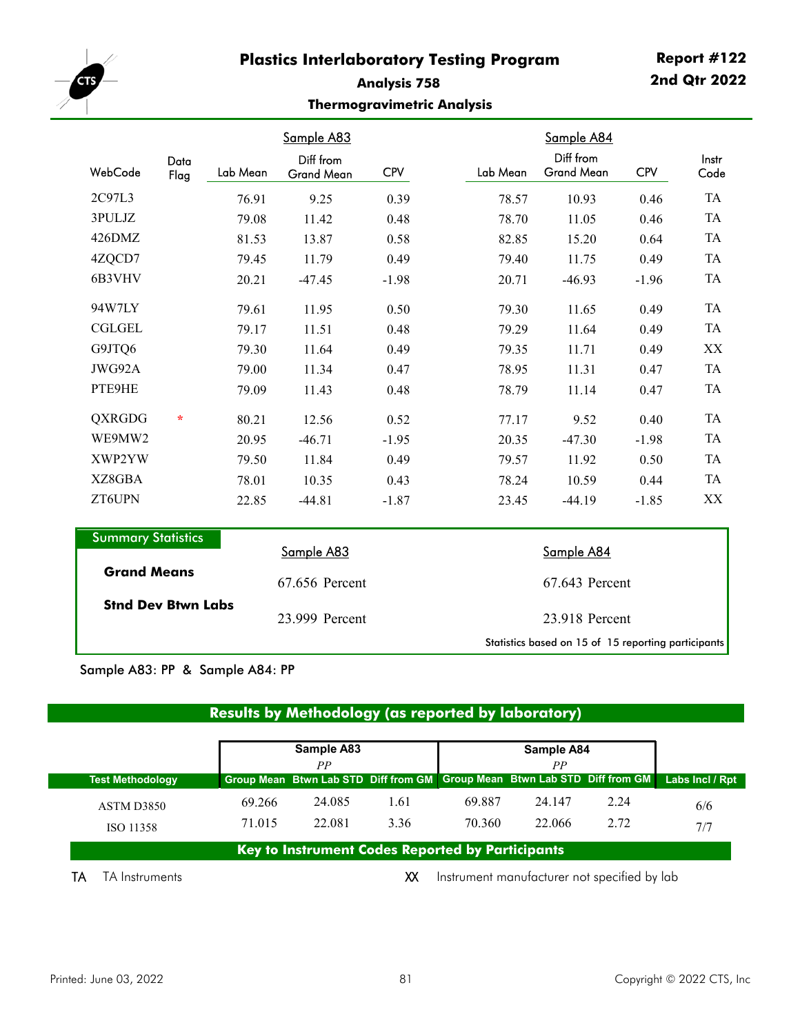# Plastics Interlaboratory Testing Program

**Report #122**
**2nd Qtr 2022**

## Analysis 758

### Thermogravimetric Analysis

| WebCode | Data Flag | Sample A83 Lab Mean | Sample A83 Diff from Grand Mean | Sample A83 CPV | Sample A84 Lab Mean | Sample A84 Diff from Grand Mean | Sample A84 CPV | Instr Code |
|---|---|---|---|---|---|---|---|---|
| 2C97L3 | | 76.91 | 9.25 | 0.39 | 78.57 | 10.93 | 0.46 | TA |
| 3PULJZ | | 79.08 | 11.42 | 0.48 | 78.70 | 11.05 | 0.46 | TA |
| 426DMZ | | 81.53 | 13.87 | 0.58 | 82.85 | 15.20 | 0.64 | TA |
| 4ZQCD7 | | 79.45 | 11.79 | 0.49 | 79.40 | 11.75 | 0.49 | TA |
| 6B3VHV | | 20.21 | -47.45 | -1.98 | 20.71 | -46.93 | -1.96 | TA |
| 94W7LY | | 79.61 | 11.95 | 0.50 | 79.30 | 11.65 | 0.49 | TA |
| CGLGEL | | 79.17 | 11.51 | 0.48 | 79.29 | 11.64 | 0.49 | TA |
| G9JTQ6 | | 79.30 | 11.64 | 0.49 | 79.35 | 11.71 | 0.49 | XX |
| JWG92A | | 79.00 | 11.34 | 0.47 | 78.95 | 11.31 | 0.47 | TA |
| PTE9HE | | 79.09 | 11.43 | 0.48 | 78.79 | 11.14 | 0.47 | TA |
| QXRGDG | * | 80.21 | 12.56 | 0.52 | 77.17 | 9.52 | 0.40 | TA |
| WE9MW2 | | 20.95 | -46.71 | -1.95 | 20.35 | -47.30 | -1.98 | TA |
| XWP2YW | | 79.50 | 11.84 | 0.49 | 79.57 | 11.92 | 0.50 | TA |
| XZ8GBA | | 78.01 | 10.35 | 0.43 | 78.24 | 10.59 | 0.44 | TA |
| ZT6UPN | | 22.85 | -44.81 | -1.87 | 23.45 | -44.19 | -1.85 | XX |

### Summary Statistics

| | Sample A83 | Sample A84 |
|---|---|---|
| **Grand Means** | 67.656 Percent | 67.643 Percent |
| **Stnd Dev Btwn Labs** | 23.999 Percent | 23.918 Percent |

Statistics based on 15 of 15 reporting participants

Sample A83: PP & Sample A84: PP

## Results by Methodology (as reported by laboratory)

| Test Methodology | Sample A83 (PP) Group Mean | Sample A83 (PP) Btwn Lab STD | Sample A83 (PP) Diff from GM | Sample A84 (PP) Group Mean | Sample A84 (PP) Btwn Lab STD | Sample A84 (PP) Diff from GM | Labs Incl / Rpt |
|---|---|---|---|---|---|---|---|
| ASTM D3850 | 69.266 | 24.085 | 1.61 | 69.887 | 24.147 | 2.24 | 6/6 |
| ISO 11358 | 71.015 | 22.081 | 3.36 | 70.360 | 22.066 | 2.72 | 7/7 |

## Key to Instrument Codes Reported by Participants

| Code | Description |
|---|---|
| TA | TA Instruments |
| XX | Instrument manufacturer not specified by lab |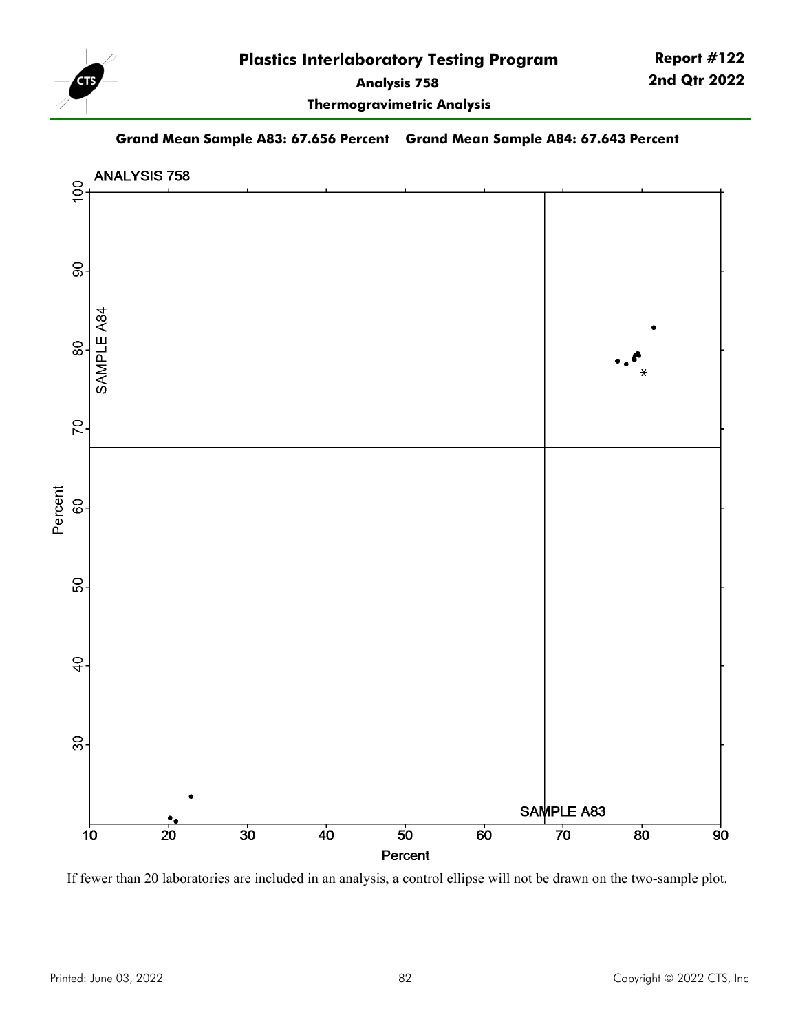# Plastics Interlaboratory Testing Program

**Report #122**
**2nd Qtr 2022**

**Analysis 758**

**Thermogravimetric Analysis**

**Grand Mean Sample A83: 67.656 Percent    Grand Mean Sample A84: 67.643 Percent**

ANALYSIS 758

If fewer than 20 laboratories are included in an analysis, a control ellipse will not be drawn on the two-sample plot.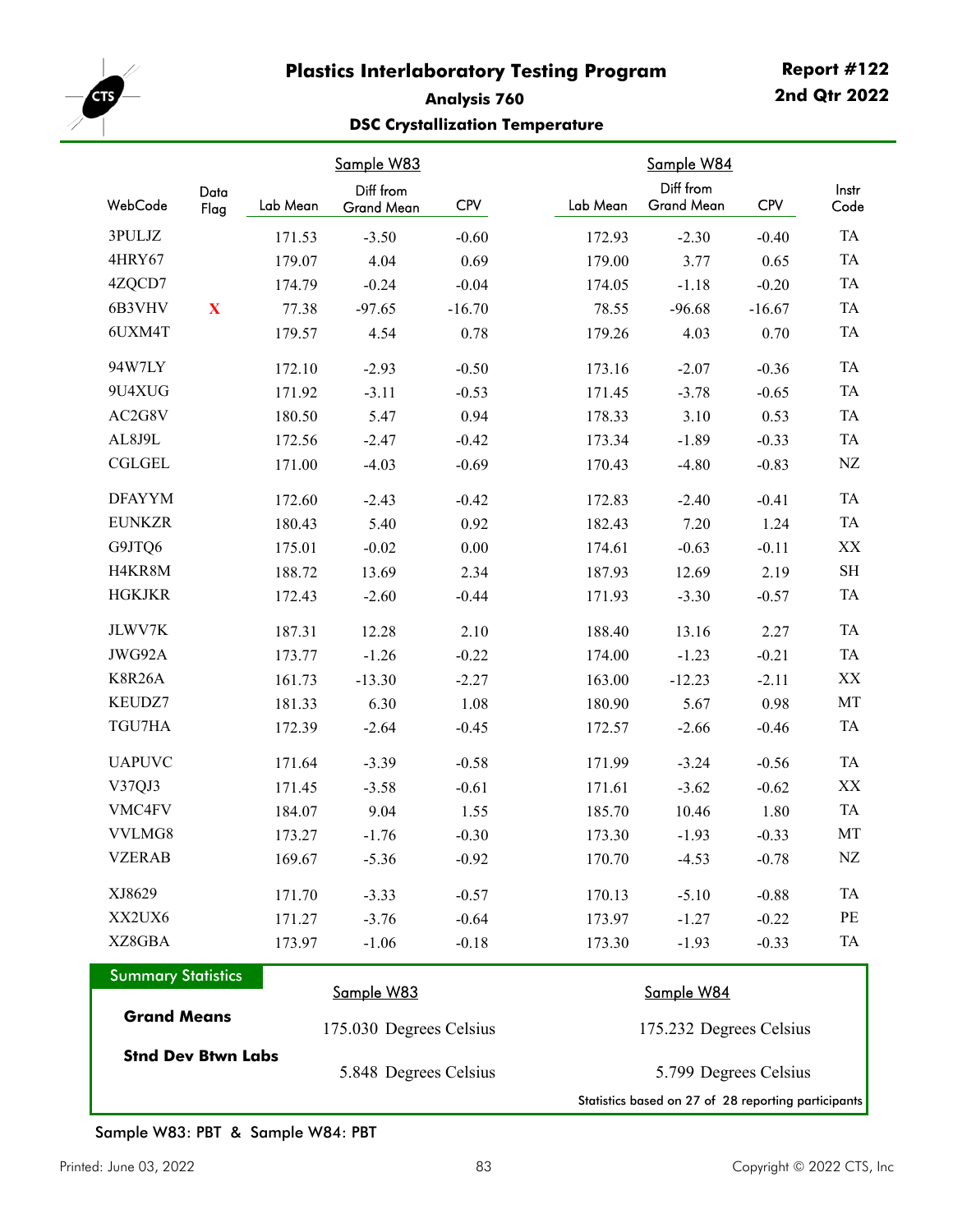# Plastics Interlaboratory Testing Program

**Report #122**
**2nd Qtr 2022**

### Analysis 760

### DSC Crystallization Temperature

| WebCode | Data Flag | Sample W83 Lab Mean | Sample W83 Diff from Grand Mean | Sample W83 CPV | Sample W84 Lab Mean | Sample W84 Diff from Grand Mean | Sample W84 CPV | Instr Code |
|---|---|---|---|---|---|---|---|---|
| 3PULJZ | | 171.53 | -3.50 | -0.60 | 172.93 | -2.30 | -0.40 | TA |
| 4HRY67 | | 179.07 | 4.04 | 0.69 | 179.00 | 3.77 | 0.65 | TA |
| 4ZQCD7 | | 174.79 | -0.24 | -0.04 | 174.05 | -1.18 | -0.20 | TA |
| 6B3VHV | X | 77.38 | -97.65 | -16.70 | 78.55 | -96.68 | -16.67 | TA |
| 6UXM4T | | 179.57 | 4.54 | 0.78 | 179.26 | 4.03 | 0.70 | TA |
| 94W7LY | | 172.10 | -2.93 | -0.50 | 173.16 | -2.07 | -0.36 | TA |
| 9U4XUG | | 171.92 | -3.11 | -0.53 | 171.45 | -3.78 | -0.65 | TA |
| AC2G8V | | 180.50 | 5.47 | 0.94 | 178.33 | 3.10 | 0.53 | TA |
| AL8J9L | | 172.56 | -2.47 | -0.42 | 173.34 | -1.89 | -0.33 | TA |
| CGLGEL | | 171.00 | -4.03 | -0.69 | 170.43 | -4.80 | -0.83 | NZ |
| DFAYYM | | 172.60 | -2.43 | -0.42 | 172.83 | -2.40 | -0.41 | TA |
| EUNKZR | | 180.43 | 5.40 | 0.92 | 182.43 | 7.20 | 1.24 | TA |
| G9JTQ6 | | 175.01 | -0.02 | 0.00 | 174.61 | -0.63 | -0.11 | XX |
| H4KR8M | | 188.72 | 13.69 | 2.34 | 187.93 | 12.69 | 2.19 | SH |
| HGKJKR | | 172.43 | -2.60 | -0.44 | 171.93 | -3.30 | -0.57 | TA |
| JLWV7K | | 187.31 | 12.28 | 2.10 | 188.40 | 13.16 | 2.27 | TA |
| JWG92A | | 173.77 | -1.26 | -0.22 | 174.00 | -1.23 | -0.21 | TA |
| K8R26A | | 161.73 | -13.30 | -2.27 | 163.00 | -12.23 | -2.11 | XX |
| KEUDZ7 | | 181.33 | 6.30 | 1.08 | 180.90 | 5.67 | 0.98 | MT |
| TGU7HA | | 172.39 | -2.64 | -0.45 | 172.57 | -2.66 | -0.46 | TA |
| UAPUVC | | 171.64 | -3.39 | -0.58 | 171.99 | -3.24 | -0.56 | TA |
| V37QJ3 | | 171.45 | -3.58 | -0.61 | 171.61 | -3.62 | -0.62 | XX |
| VMC4FV | | 184.07 | 9.04 | 1.55 | 185.70 | 10.46 | 1.80 | TA |
| VVLMG8 | | 173.27 | -1.76 | -0.30 | 173.30 | -1.93 | -0.33 | MT |
| VZERAB | | 169.67 | -5.36 | -0.92 | 170.70 | -4.53 | -0.78 | NZ |
| XJ8629 | | 171.70 | -3.33 | -0.57 | 170.13 | -5.10 | -0.88 | TA |
| XX2UX6 | | 171.27 | -3.76 | -0.64 | 173.97 | -1.27 | -0.22 | PE |
| XZ8GBA | | 173.97 | -1.06 | -0.18 | 173.30 | -1.93 | -0.33 | TA |

**Summary Statistics**

| | Sample W83 | Sample W84 |
|---|---|---|
| **Grand Means** | 175.030 Degrees Celsius | 175.232 Degrees Celsius |
| **Stnd Dev Btwn Labs** | 5.848 Degrees Celsius | 5.799 Degrees Celsius |

Statistics based on 27 of 28 reporting participants

Sample W83: PBT & Sample W84: PBT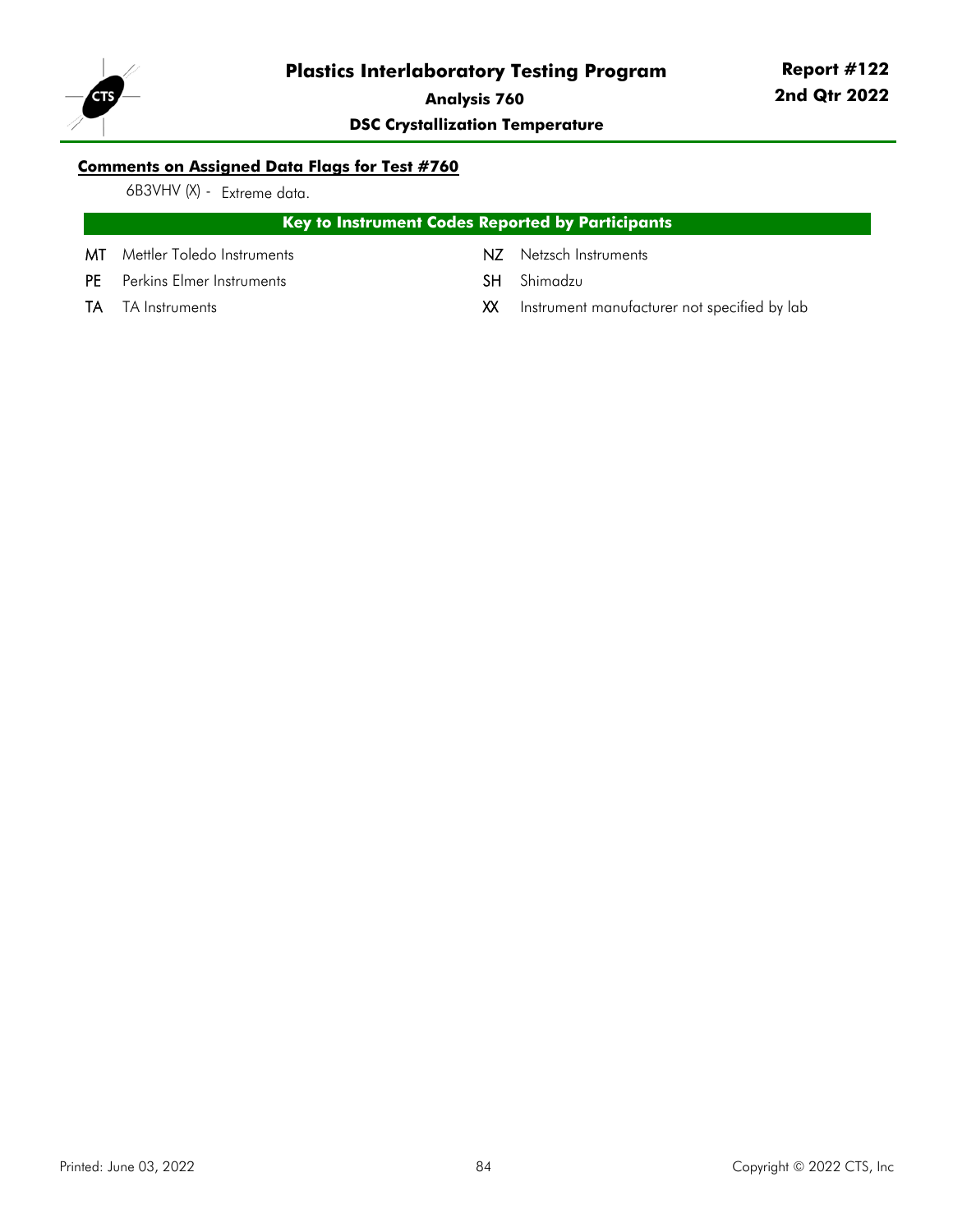## Comments on Assigned Data Flags for Test #760

6B3VHV (X) - Extreme data.

### Key to Instrument Codes Reported by Participants

| Code | Manufacturer | Code | Manufacturer |
| --- | --- | --- | --- |
| MT | Mettler Toledo Instruments | NZ | Netzsch Instruments |
| PE | Perkins Elmer Instruments | SH | Shimadzu |
| TA | TA Instruments | XX | Instrument manufacturer not specified by lab |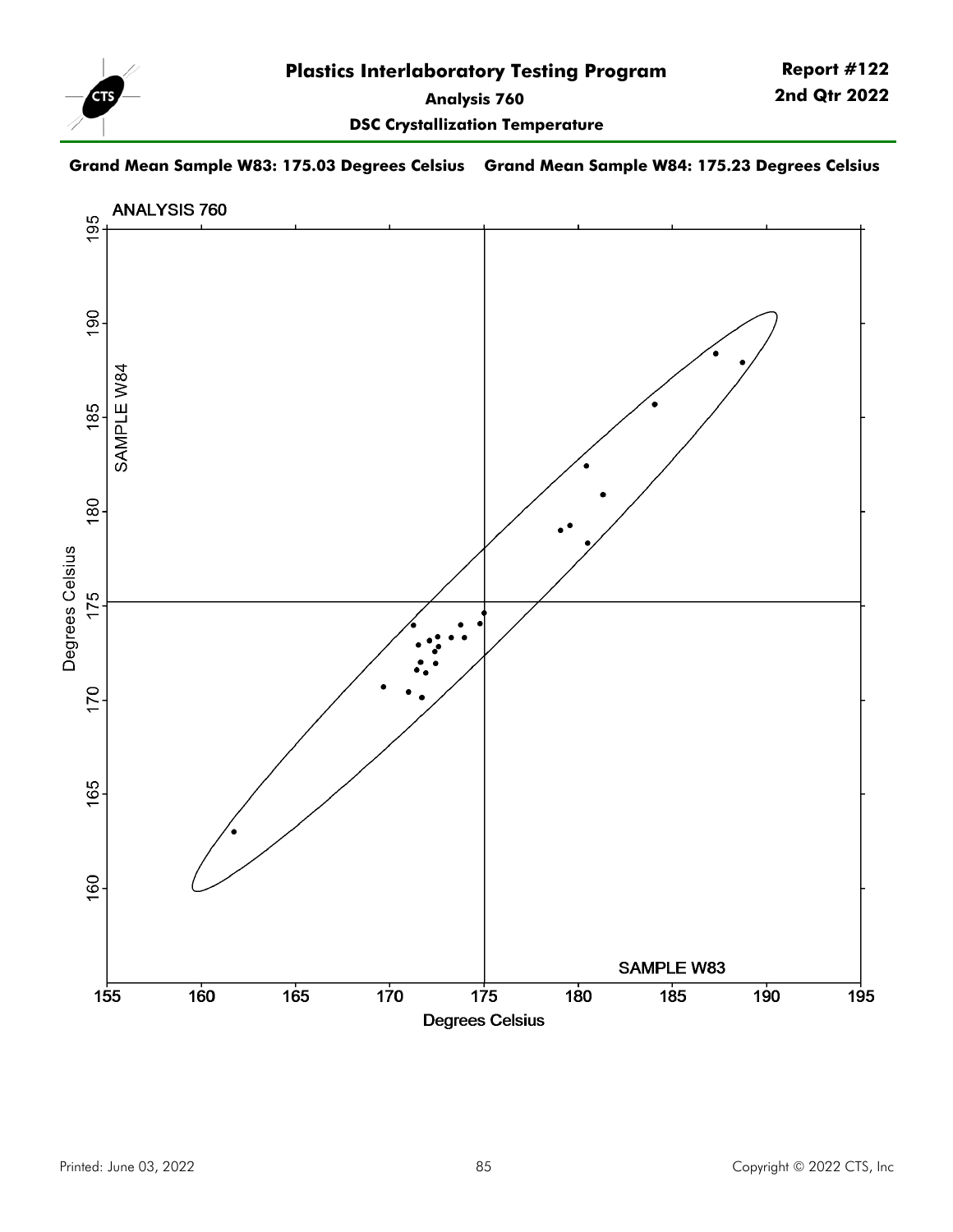# Plastics Interlaboratory Testing Program

**Report #122**
**2nd Qtr 2022**

## Analysis 760

### DSC Crystallization Temperature

**Grand Mean Sample W83: 175.03 Degrees Celsius    Grand Mean Sample W84: 175.23 Degrees Celsius**

ANALYSIS 760

SAMPLE W84

SAMPLE W83

Degrees Celsius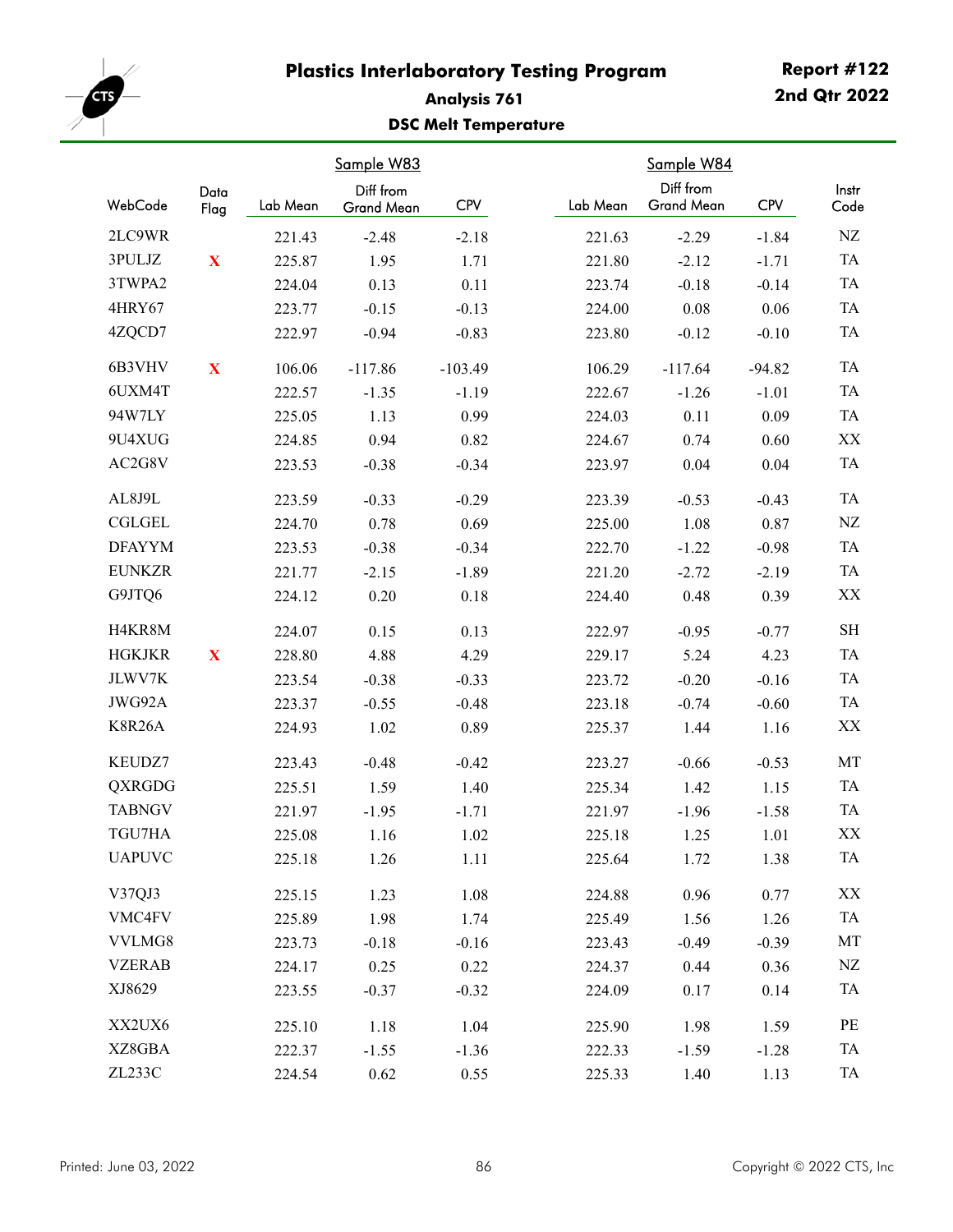# Plastics Interlaboratory Testing Program

**Report #122**
**2nd Qtr 2022**

## Analysis 761

### DSC Melt Temperature

| | | Sample W83 | | | Sample W84 | | | |
|---|---|---|---|---|---|---|---|---|
| WebCode | Data Flag | Lab Mean | Diff from Grand Mean | CPV | Lab Mean | Diff from Grand Mean | CPV | Instr Code |
| 2LC9WR | | 221.43 | -2.48 | -2.18 | 221.63 | -2.29 | -1.84 | NZ |
| 3PULJZ | X | 225.87 | 1.95 | 1.71 | 221.80 | -2.12 | -1.71 | TA |
| 3TWPA2 | | 224.04 | 0.13 | 0.11 | 223.74 | -0.18 | -0.14 | TA |
| 4HRY67 | | 223.77 | -0.15 | -0.13 | 224.00 | 0.08 | 0.06 | TA |
| 4ZQCD7 | | 222.97 | -0.94 | -0.83 | 223.80 | -0.12 | -0.10 | TA |
| 6B3VHV | X | 106.06 | -117.86 | -103.49 | 106.29 | -117.64 | -94.82 | TA |
| 6UXM4T | | 222.57 | -1.35 | -1.19 | 222.67 | -1.26 | -1.01 | TA |
| 94W7LY | | 225.05 | 1.13 | 0.99 | 224.03 | 0.11 | 0.09 | TA |
| 9U4XUG | | 224.85 | 0.94 | 0.82 | 224.67 | 0.74 | 0.60 | XX |
| AC2G8V | | 223.53 | -0.38 | -0.34 | 223.97 | 0.04 | 0.04 | TA |
| AL8J9L | | 223.59 | -0.33 | -0.29 | 223.39 | -0.53 | -0.43 | TA |
| CGLGEL | | 224.70 | 0.78 | 0.69 | 225.00 | 1.08 | 0.87 | NZ |
| DFAYYM | | 223.53 | -0.38 | -0.34 | 222.70 | -1.22 | -0.98 | TA |
| EUNKZR | | 221.77 | -2.15 | -1.89 | 221.20 | -2.72 | -2.19 | TA |
| G9JTQ6 | | 224.12 | 0.20 | 0.18 | 224.40 | 0.48 | 0.39 | XX |
| H4KR8M | | 224.07 | 0.15 | 0.13 | 222.97 | -0.95 | -0.77 | SH |
| HGKJKR | X | 228.80 | 4.88 | 4.29 | 229.17 | 5.24 | 4.23 | TA |
| JLWV7K | | 223.54 | -0.38 | -0.33 | 223.72 | -0.20 | -0.16 | TA |
| JWG92A | | 223.37 | -0.55 | -0.48 | 223.18 | -0.74 | -0.60 | TA |
| K8R26A | | 224.93 | 1.02 | 0.89 | 225.37 | 1.44 | 1.16 | XX |
| KEUDZ7 | | 223.43 | -0.48 | -0.42 | 223.27 | -0.66 | -0.53 | MT |
| QXRGDG | | 225.51 | 1.59 | 1.40 | 225.34 | 1.42 | 1.15 | TA |
| TABNGV | | 221.97 | -1.95 | -1.71 | 221.97 | -1.96 | -1.58 | TA |
| TGU7HA | | 225.08 | 1.16 | 1.02 | 225.18 | 1.25 | 1.01 | XX |
| UAPUVC | | 225.18 | 1.26 | 1.11 | 225.64 | 1.72 | 1.38 | TA |
| V37QJ3 | | 225.15 | 1.23 | 1.08 | 224.88 | 0.96 | 0.77 | XX |
| VMC4FV | | 225.89 | 1.98 | 1.74 | 225.49 | 1.56 | 1.26 | TA |
| VVLMG8 | | 223.73 | -0.18 | -0.16 | 223.43 | -0.49 | -0.39 | MT |
| VZERAB | | 224.17 | 0.25 | 0.22 | 224.37 | 0.44 | 0.36 | NZ |
| XJ8629 | | 223.55 | -0.37 | -0.32 | 224.09 | 0.17 | 0.14 | TA |
| XX2UX6 | | 225.10 | 1.18 | 1.04 | 225.90 | 1.98 | 1.59 | PE |
| XZ8GBA | | 222.37 | -1.55 | -1.36 | 222.33 | -1.59 | -1.28 | TA |
| ZL233C | | 224.54 | 0.62 | 0.55 | 225.33 | 1.40 | 1.13 | TA |

Printed: June 03, 2022

Copyright © 2022 CTS, Inc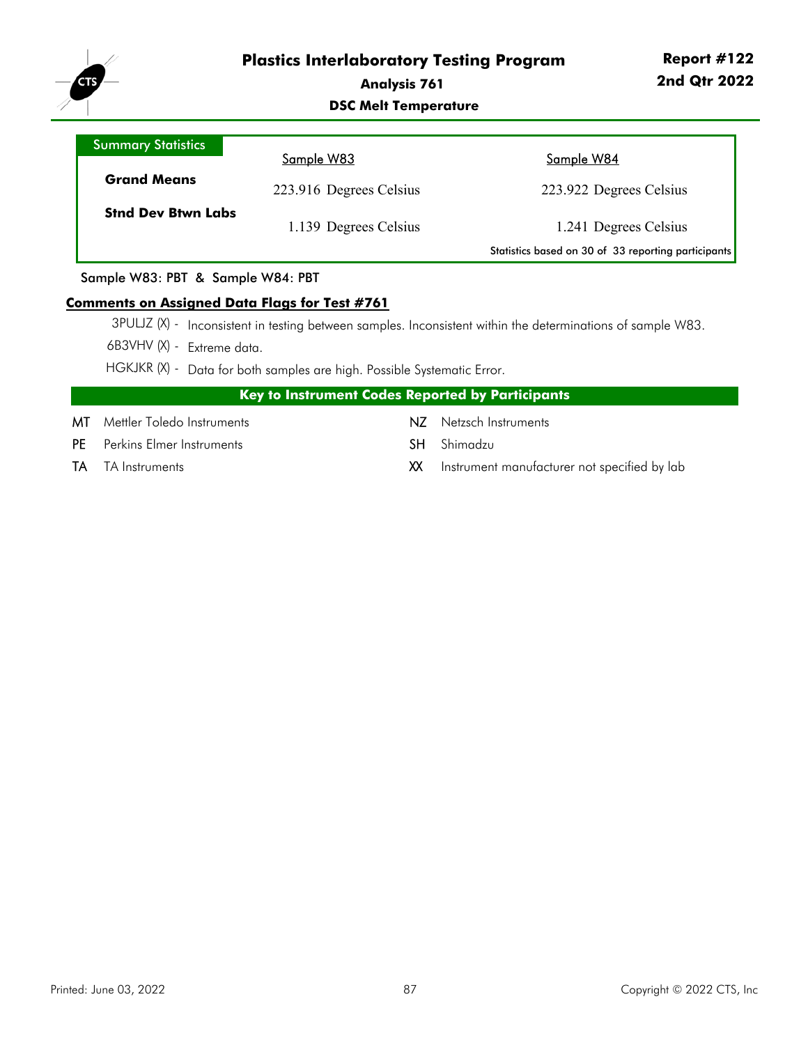# Plastics Interlaboratory Testing Program

## Analysis 761

## DSC Melt Temperature

**Report #122**
**2nd Qtr 2022**

| Summary Statistics | Sample W83 | Sample W84 |
|---|---|---|
| **Grand Means** | 223.916 Degrees Celsius | 223.922 Degrees Celsius |
| **Stnd Dev Btwn Labs** | 1.139 Degrees Celsius | 1.241 Degrees Celsius |

Statistics based on 30 of 33 reporting participants

Sample W83: PBT & Sample W84: PBT

**Comments on Assigned Data Flags for Test #761**

- 3PULJZ (X) - Inconsistent in testing between samples. Inconsistent within the determinations of sample W83.
- 6B3VHV (X) - Extreme data.
- HGKJKR (X) - Data for both samples are high. Possible Systematic Error.

**Key to Instrument Codes Reported by Participants**

| Code | Instrument | Code | Instrument |
|---|---|---|---|
| MT | Mettler Toledo Instruments | NZ | Netzsch Instruments |
| PE | Perkins Elmer Instruments | SH | Shimadzu |
| TA | TA Instruments | XX | Instrument manufacturer not specified by lab |

Printed: June 03, 2022

Copyright © 2022 CTS, Inc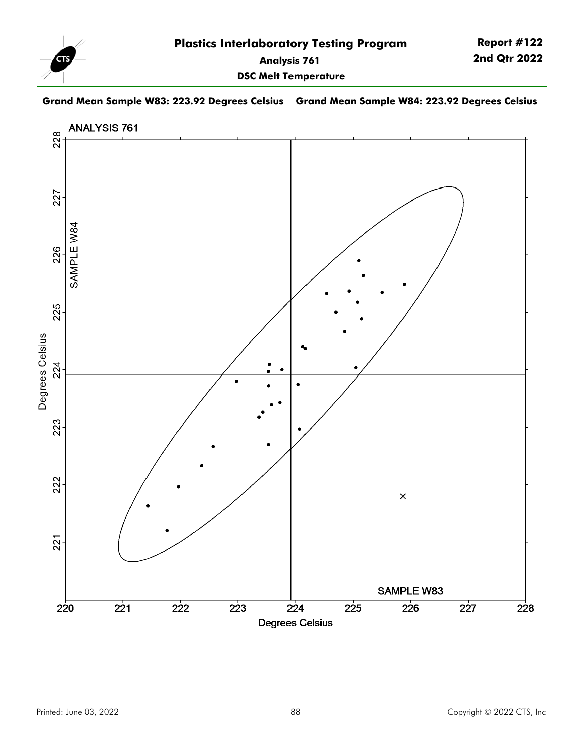# Plastics Interlaboratory Testing Program

**Report #122**
**2nd Qtr 2022**

**Analysis 761**

**DSC Melt Temperature**

**Grand Mean Sample W83: 223.92 Degrees Celsius** **Grand Mean Sample W84: 223.92 Degrees Celsius**

ANALYSIS 761

SAMPLE W84

SAMPLE W83

Degrees Celsius

Degrees Celsius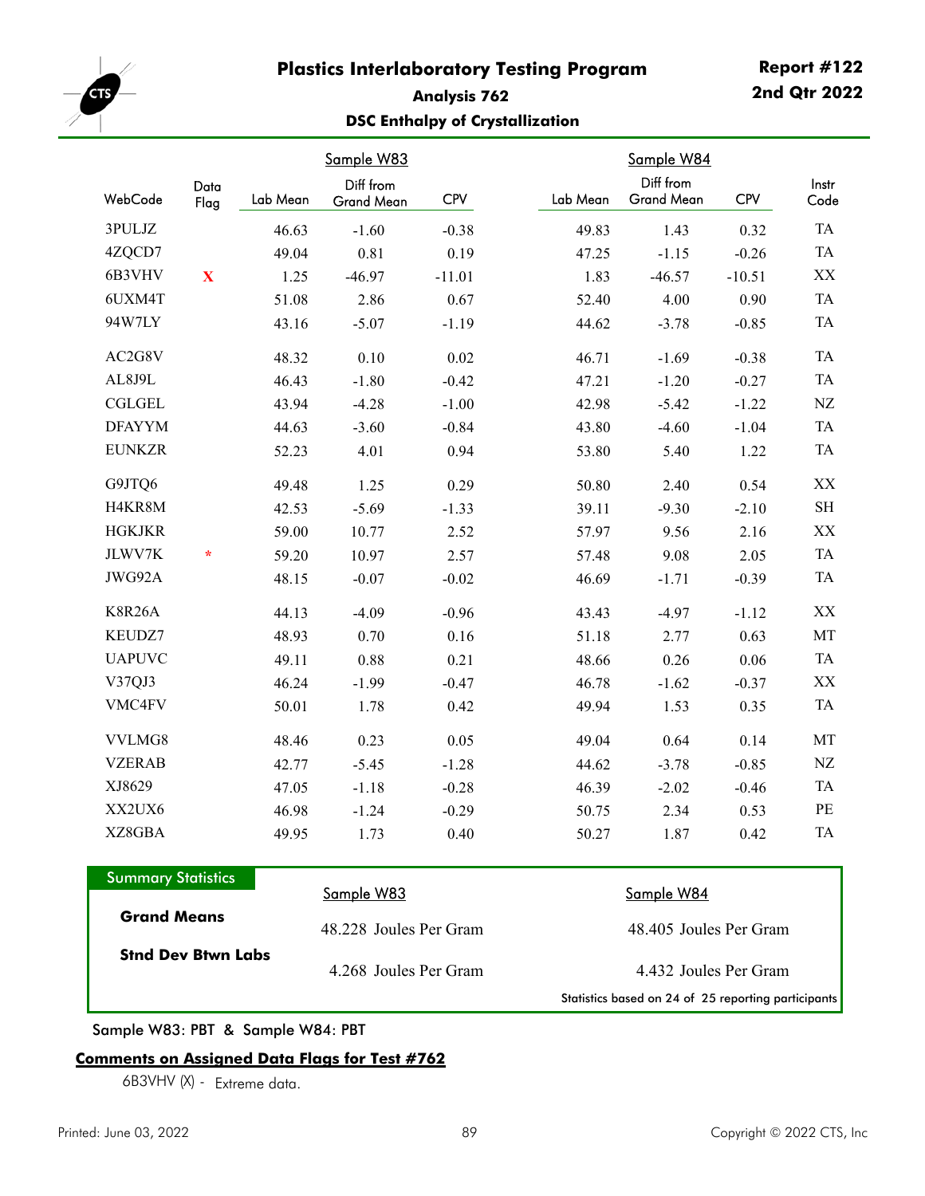# Plastics Interlaboratory Testing Program

**Report #122**
**2nd Qtr 2022**

## Analysis 762

### DSC Enthalpy of Crystallization

| WebCode | Data Flag | Sample W83 Lab Mean | Sample W83 Diff from Grand Mean | Sample W83 CPV | Sample W84 Lab Mean | Sample W84 Diff from Grand Mean | Sample W84 CPV | Instr Code |
|---|---|---|---|---|---|---|---|---|
| 3PULJZ | | 46.63 | -1.60 | -0.38 | 49.83 | 1.43 | 0.32 | TA |
| 4ZQCD7 | | 49.04 | 0.81 | 0.19 | 47.25 | -1.15 | -0.26 | TA |
| 6B3VHV | X | 1.25 | -46.97 | -11.01 | 1.83 | -46.57 | -10.51 | XX |
| 6UXM4T | | 51.08 | 2.86 | 0.67 | 52.40 | 4.00 | 0.90 | TA |
| 94W7LY | | 43.16 | -5.07 | -1.19 | 44.62 | -3.78 | -0.85 | TA |
| AC2G8V | | 48.32 | 0.10 | 0.02 | 46.71 | -1.69 | -0.38 | TA |
| AL8J9L | | 46.43 | -1.80 | -0.42 | 47.21 | -1.20 | -0.27 | TA |
| CGLGEL | | 43.94 | -4.28 | -1.00 | 42.98 | -5.42 | -1.22 | NZ |
| DFAYYM | | 44.63 | -3.60 | -0.84 | 43.80 | -4.60 | -1.04 | TA |
| EUNKZR | | 52.23 | 4.01 | 0.94 | 53.80 | 5.40 | 1.22 | TA |
| G9JTQ6 | | 49.48 | 1.25 | 0.29 | 50.80 | 2.40 | 0.54 | XX |
| H4KR8M | | 42.53 | -5.69 | -1.33 | 39.11 | -9.30 | -2.10 | SH |
| HGKJKR | | 59.00 | 10.77 | 2.52 | 57.97 | 9.56 | 2.16 | XX |
| JLWV7K | * | 59.20 | 10.97 | 2.57 | 57.48 | 9.08 | 2.05 | TA |
| JWG92A | | 48.15 | -0.07 | -0.02 | 46.69 | -1.71 | -0.39 | TA |
| K8R26A | | 44.13 | -4.09 | -0.96 | 43.43 | -4.97 | -1.12 | XX |
| KEUDZ7 | | 48.93 | 0.70 | 0.16 | 51.18 | 2.77 | 0.63 | MT |
| UAPUVC | | 49.11 | 0.88 | 0.21 | 48.66 | 0.26 | 0.06 | TA |
| V37QJ3 | | 46.24 | -1.99 | -0.47 | 46.78 | -1.62 | -0.37 | XX |
| VMC4FV | | 50.01 | 1.78 | 0.42 | 49.94 | 1.53 | 0.35 | TA |
| VVLMG8 | | 48.46 | 0.23 | 0.05 | 49.04 | 0.64 | 0.14 | MT |
| VZERAB | | 42.77 | -5.45 | -1.28 | 44.62 | -3.78 | -0.85 | NZ |
| XJ8629 | | 47.05 | -1.18 | -0.28 | 46.39 | -2.02 | -0.46 | TA |
| XX2UX6 | | 46.98 | -1.24 | -0.29 | 50.75 | 2.34 | 0.53 | PE |
| XZ8GBA | | 49.95 | 1.73 | 0.40 | 50.27 | 1.87 | 0.42 | TA |

### Summary Statistics

| | Sample W83 | Sample W84 |
|---|---|---|
| **Grand Means** | 48.228 Joules Per Gram | 48.405 Joules Per Gram |
| **Stnd Dev Btwn Labs** | 4.268 Joules Per Gram | 4.432 Joules Per Gram |

Statistics based on 24 of 25 reporting participants

Sample W83: PBT & Sample W84: PBT

**Comments on Assigned Data Flags for Test #762**

6B3VHV (X) - Extreme data.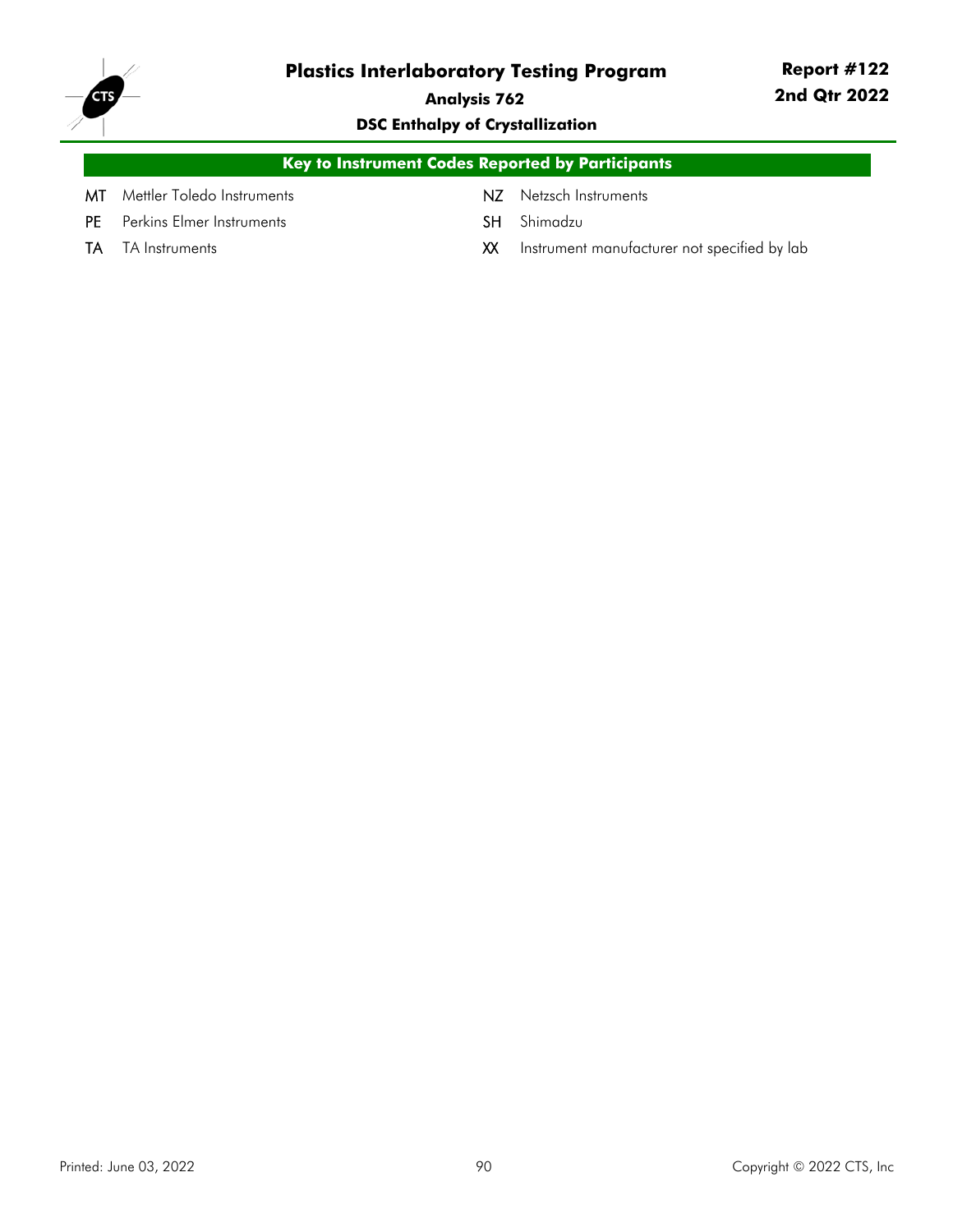## Key to Instrument Codes Reported by Participants

| Code | Instrument | Code | Instrument |
|---|---|---|---|
| MT | Mettler Toledo Instruments | NZ | Netzsch Instruments |
| PE | Perkins Elmer Instruments | SH | Shimadzu |
| TA | TA Instruments | XX | Instrument manufacturer not specified by lab |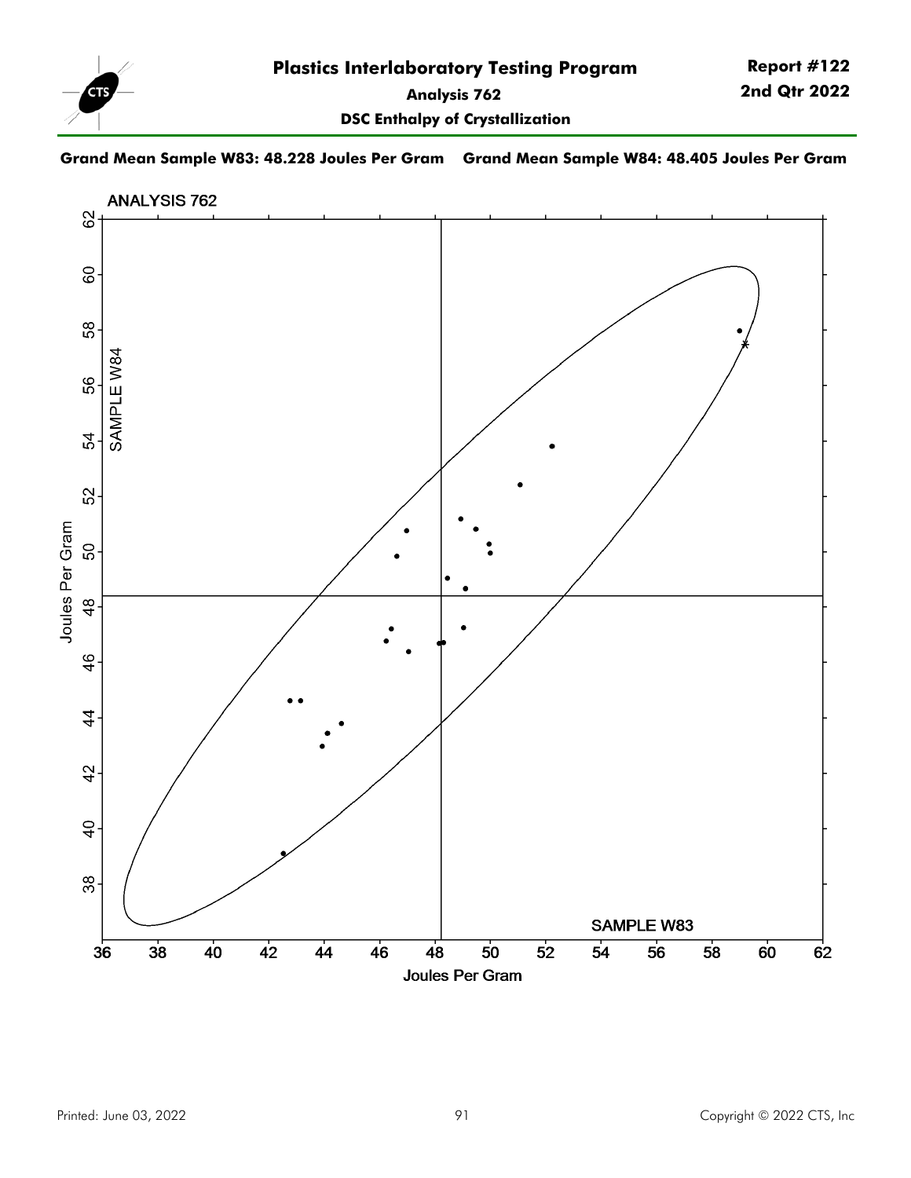# Plastics Interlaboratory Testing Program

**Report #122**
**2nd Qtr 2022**

## Analysis 762

### DSC Enthalpy of Crystallization

**Grand Mean Sample W83: 48.228 Joules Per Gram** **Grand Mean Sample W84: 48.405 Joules Per Gram**

ANALYSIS 762

SAMPLE W84 — Joules Per Gram

SAMPLE W83 — Joules Per Gram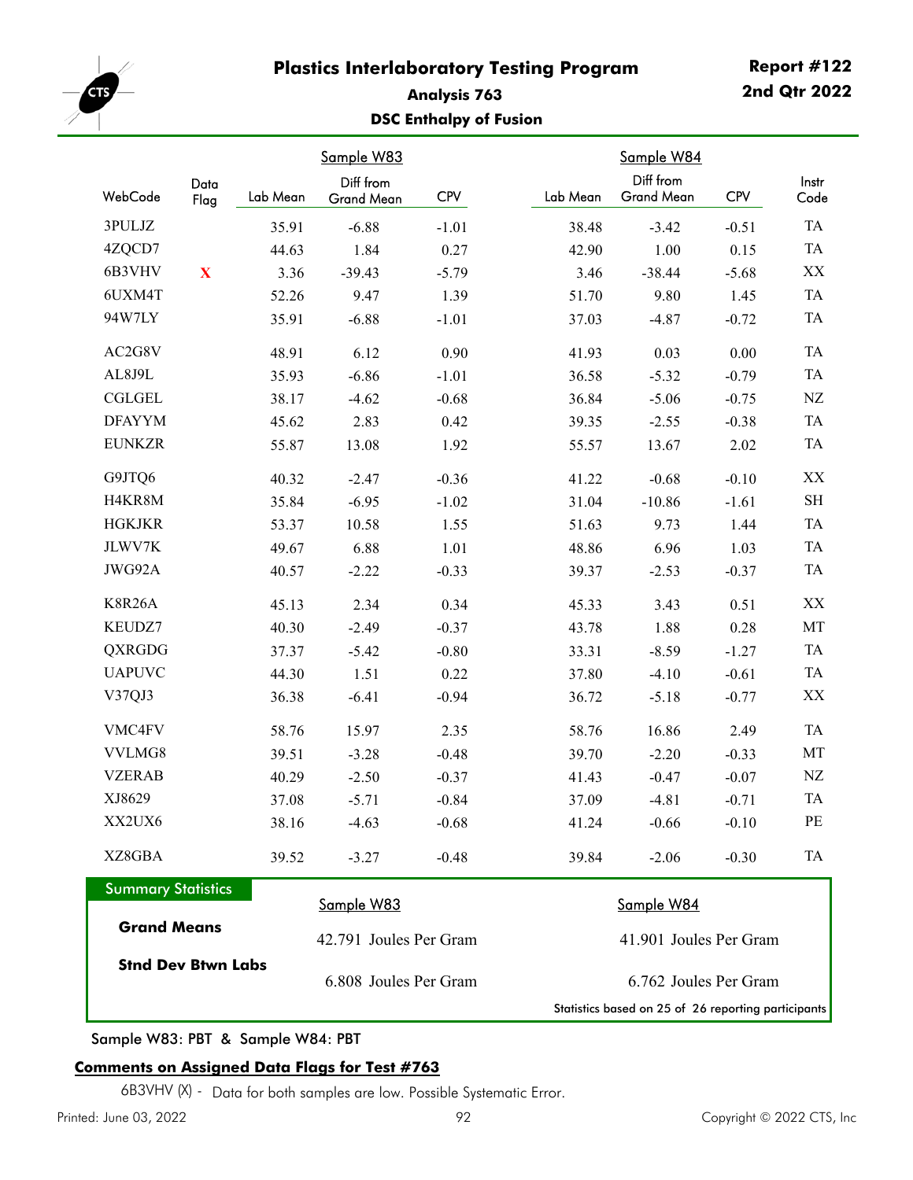# Plastics Interlaboratory Testing Program

**Report #122**
**2nd Qtr 2022**

### Analysis 763

### DSC Enthalpy of Fusion

| | | Sample W83 | | | Sample W84 | | | |
|---|---|---|---|---|---|---|---|---|
| WebCode | Data Flag | Lab Mean | Diff from Grand Mean | CPV | Lab Mean | Diff from Grand Mean | CPV | Instr Code |
| 3PULJZ | | 35.91 | -6.88 | -1.01 | 38.48 | -3.42 | -0.51 | TA |
| 4ZQCD7 | | 44.63 | 1.84 | 0.27 | 42.90 | 1.00 | 0.15 | TA |
| 6B3VHV | X | 3.36 | -39.43 | -5.79 | 3.46 | -38.44 | -5.68 | XX |
| 6UXM4T | | 52.26 | 9.47 | 1.39 | 51.70 | 9.80 | 1.45 | TA |
| 94W7LY | | 35.91 | -6.88 | -1.01 | 37.03 | -4.87 | -0.72 | TA |
| AC2G8V | | 48.91 | 6.12 | 0.90 | 41.93 | 0.03 | 0.00 | TA |
| AL8J9L | | 35.93 | -6.86 | -1.01 | 36.58 | -5.32 | -0.79 | TA |
| CGLGEL | | 38.17 | -4.62 | -0.68 | 36.84 | -5.06 | -0.75 | NZ |
| DFAYYM | | 45.62 | 2.83 | 0.42 | 39.35 | -2.55 | -0.38 | TA |
| EUNKZR | | 55.87 | 13.08 | 1.92 | 55.57 | 13.67 | 2.02 | TA |
| G9JTQ6 | | 40.32 | -2.47 | -0.36 | 41.22 | -0.68 | -0.10 | XX |
| H4KR8M | | 35.84 | -6.95 | -1.02 | 31.04 | -10.86 | -1.61 | SH |
| HGKJKR | | 53.37 | 10.58 | 1.55 | 51.63 | 9.73 | 1.44 | TA |
| JLWV7K | | 49.67 | 6.88 | 1.01 | 48.86 | 6.96 | 1.03 | TA |
| JWG92A | | 40.57 | -2.22 | -0.33 | 39.37 | -2.53 | -0.37 | TA |
| K8R26A | | 45.13 | 2.34 | 0.34 | 45.33 | 3.43 | 0.51 | XX |
| KEUDZ7 | | 40.30 | -2.49 | -0.37 | 43.78 | 1.88 | 0.28 | MT |
| QXRGDG | | 37.37 | -5.42 | -0.80 | 33.31 | -8.59 | -1.27 | TA |
| UAPUVC | | 44.30 | 1.51 | 0.22 | 37.80 | -4.10 | -0.61 | TA |
| V37QJ3 | | 36.38 | -6.41 | -0.94 | 36.72 | -5.18 | -0.77 | XX |
| VMC4FV | | 58.76 | 15.97 | 2.35 | 58.76 | 16.86 | 2.49 | TA |
| VVLMG8 | | 39.51 | -3.28 | -0.48 | 39.70 | -2.20 | -0.33 | MT |
| VZERAB | | 40.29 | -2.50 | -0.37 | 41.43 | -0.47 | -0.07 | NZ |
| XJ8629 | | 37.08 | -5.71 | -0.84 | 37.09 | -4.81 | -0.71 | TA |
| XX2UX6 | | 38.16 | -4.63 | -0.68 | 41.24 | -0.66 | -0.10 | PE |
| XZ8GBA | | 39.52 | -3.27 | -0.48 | 39.84 | -2.06 | -0.30 | TA |

**Summary Statistics**

| | Sample W83 | Sample W84 |
|---|---|---|
| **Grand Means** | 42.791 Joules Per Gram | 41.901 Joules Per Gram |
| **Stnd Dev Btwn Labs** | 6.808 Joules Per Gram | 6.762 Joules Per Gram |

Statistics based on 25 of 26 reporting participants

Sample W83: PBT & Sample W84: PBT

**Comments on Assigned Data Flags for Test #763**

6B3VHV (X) - Data for both samples are low. Possible Systematic Error.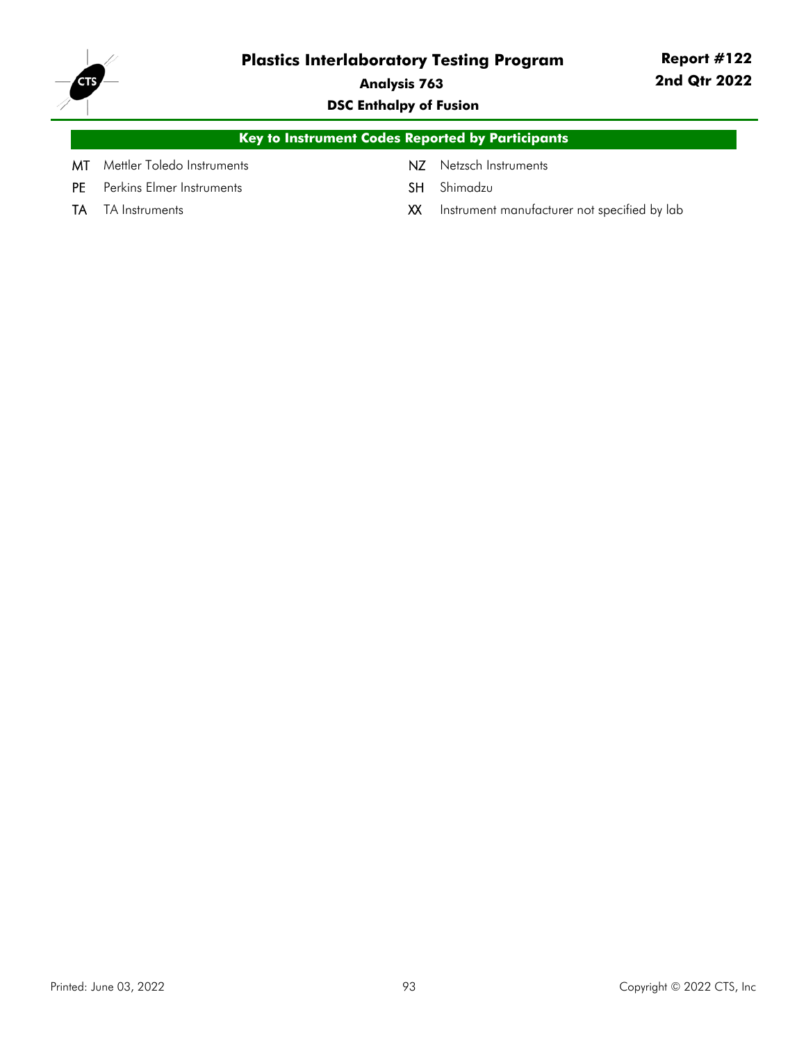## Key to Instrument Codes Reported by Participants

| Code | Instrument | Code | Instrument |
|---|---|---|---|
| MT | Mettler Toledo Instruments | NZ | Netzsch Instruments |
| PE | Perkins Elmer Instruments | SH | Shimadzu |
| TA | TA Instruments | XX | Instrument manufacturer not specified by lab |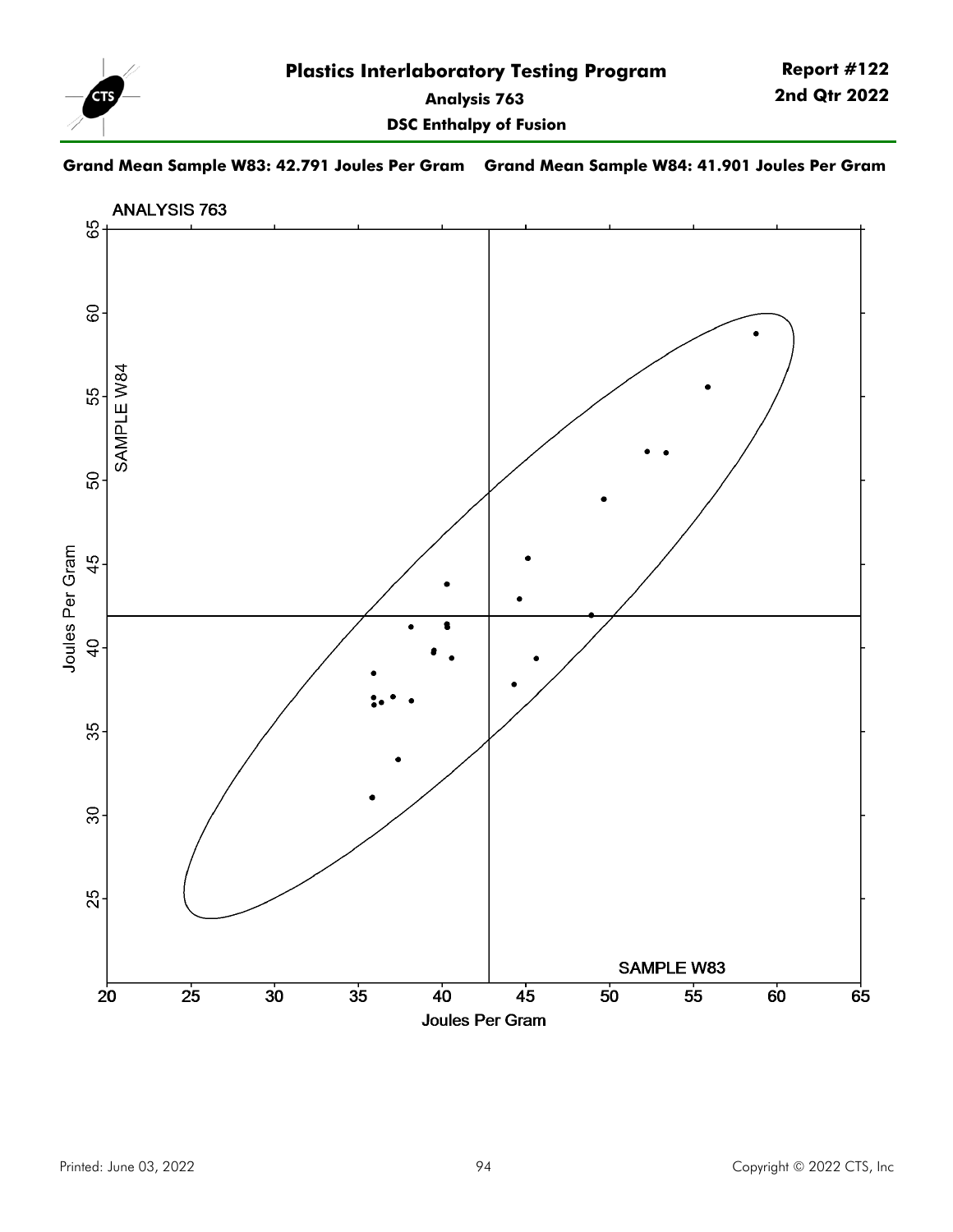# Plastics Interlaboratory Testing Program

**Report #122**
**2nd Qtr 2022**

**Analysis 763**

**DSC Enthalpy of Fusion**

**Grand Mean Sample W83: 42.791 Joules Per Gram    Grand Mean Sample W84: 41.901 Joules Per Gram**

ANALYSIS 763

SAMPLE W84

SAMPLE W83

Joules Per Gram

Joules Per Gram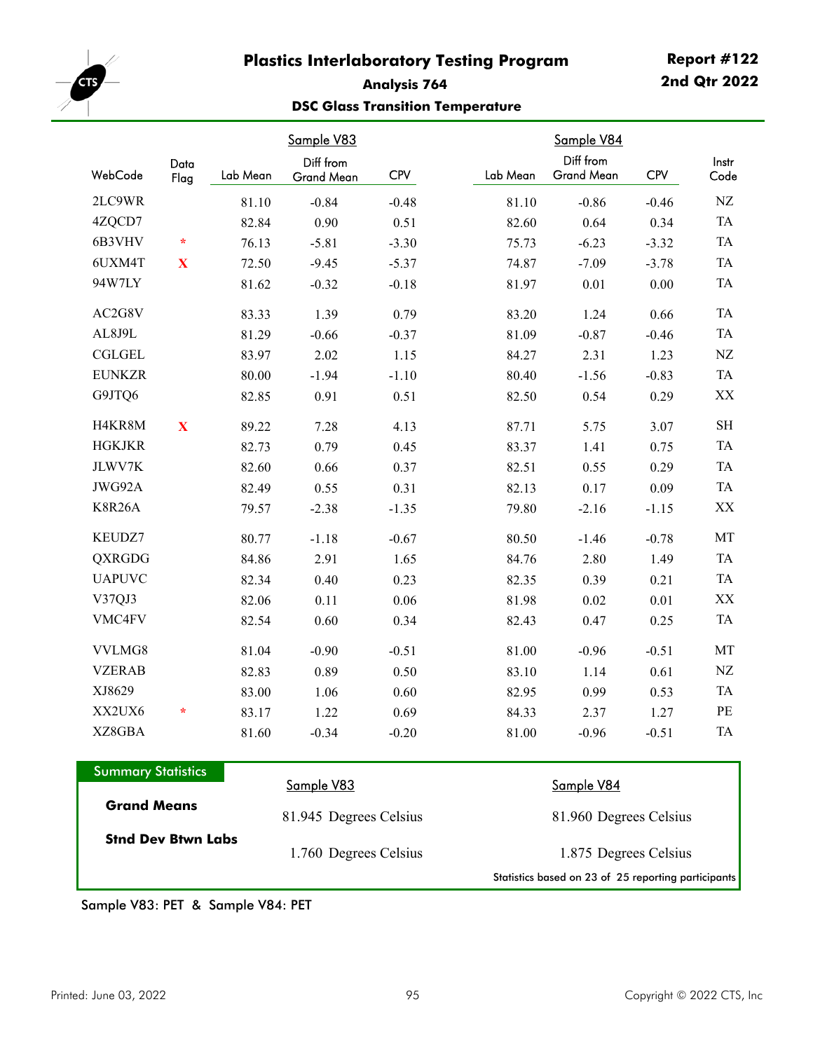# Plastics Interlaboratory Testing Program

**Report #122**
**2nd Qtr 2022**

## Analysis 764

### DSC Glass Transition Temperature

| WebCode | Data Flag | Sample V83 Lab Mean | Sample V83 Diff from Grand Mean | Sample V83 CPV | Sample V84 Lab Mean | Sample V84 Diff from Grand Mean | Sample V84 CPV | Instr Code |
|---|---|---|---|---|---|---|---|---|
| 2LC9WR | | 81.10 | -0.84 | -0.48 | 81.10 | -0.86 | -0.46 | NZ |
| 4ZQCD7 | | 82.84 | 0.90 | 0.51 | 82.60 | 0.64 | 0.34 | TA |
| 6B3VHV | * | 76.13 | -5.81 | -3.30 | 75.73 | -6.23 | -3.32 | TA |
| 6UXM4T | X | 72.50 | -9.45 | -5.37 | 74.87 | -7.09 | -3.78 | TA |
| 94W7LY | | 81.62 | -0.32 | -0.18 | 81.97 | 0.01 | 0.00 | TA |
| AC2G8V | | 83.33 | 1.39 | 0.79 | 83.20 | 1.24 | 0.66 | TA |
| AL8J9L | | 81.29 | -0.66 | -0.37 | 81.09 | -0.87 | -0.46 | TA |
| CGLGEL | | 83.97 | 2.02 | 1.15 | 84.27 | 2.31 | 1.23 | NZ |
| EUNKZR | | 80.00 | -1.94 | -1.10 | 80.40 | -1.56 | -0.83 | TA |
| G9JTQ6 | | 82.85 | 0.91 | 0.51 | 82.50 | 0.54 | 0.29 | XX |
| H4KR8M | X | 89.22 | 7.28 | 4.13 | 87.71 | 5.75 | 3.07 | SH |
| HGKJKR | | 82.73 | 0.79 | 0.45 | 83.37 | 1.41 | 0.75 | TA |
| JLWV7K | | 82.60 | 0.66 | 0.37 | 82.51 | 0.55 | 0.29 | TA |
| JWG92A | | 82.49 | 0.55 | 0.31 | 82.13 | 0.17 | 0.09 | TA |
| K8R26A | | 79.57 | -2.38 | -1.35 | 79.80 | -2.16 | -1.15 | XX |
| KEUDZ7 | | 80.77 | -1.18 | -0.67 | 80.50 | -1.46 | -0.78 | MT |
| QXRGDG | | 84.86 | 2.91 | 1.65 | 84.76 | 2.80 | 1.49 | TA |
| UAPUVC | | 82.34 | 0.40 | 0.23 | 82.35 | 0.39 | 0.21 | TA |
| V37QJ3 | | 82.06 | 0.11 | 0.06 | 81.98 | 0.02 | 0.01 | XX |
| VMC4FV | | 82.54 | 0.60 | 0.34 | 82.43 | 0.47 | 0.25 | TA |
| VVLMG8 | | 81.04 | -0.90 | -0.51 | 81.00 | -0.96 | -0.51 | MT |
| VZERAB | | 82.83 | 0.89 | 0.50 | 83.10 | 1.14 | 0.61 | NZ |
| XJ8629 | | 83.00 | 1.06 | 0.60 | 82.95 | 0.99 | 0.53 | TA |
| XX2UX6 | * | 83.17 | 1.22 | 0.69 | 84.33 | 2.37 | 1.27 | PE |
| XZ8GBA | | 81.60 | -0.34 | -0.20 | 81.00 | -0.96 | -0.51 | TA |

**Summary Statistics**

| | Sample V83 | Sample V84 |
|---|---|---|
| **Grand Means** | 81.945 Degrees Celsius | 81.960 Degrees Celsius |
| **Stnd Dev Btwn Labs** | 1.760 Degrees Celsius | 1.875 Degrees Celsius |

Statistics based on 23 of 25 reporting participants

Sample V83: PET & Sample V84: PET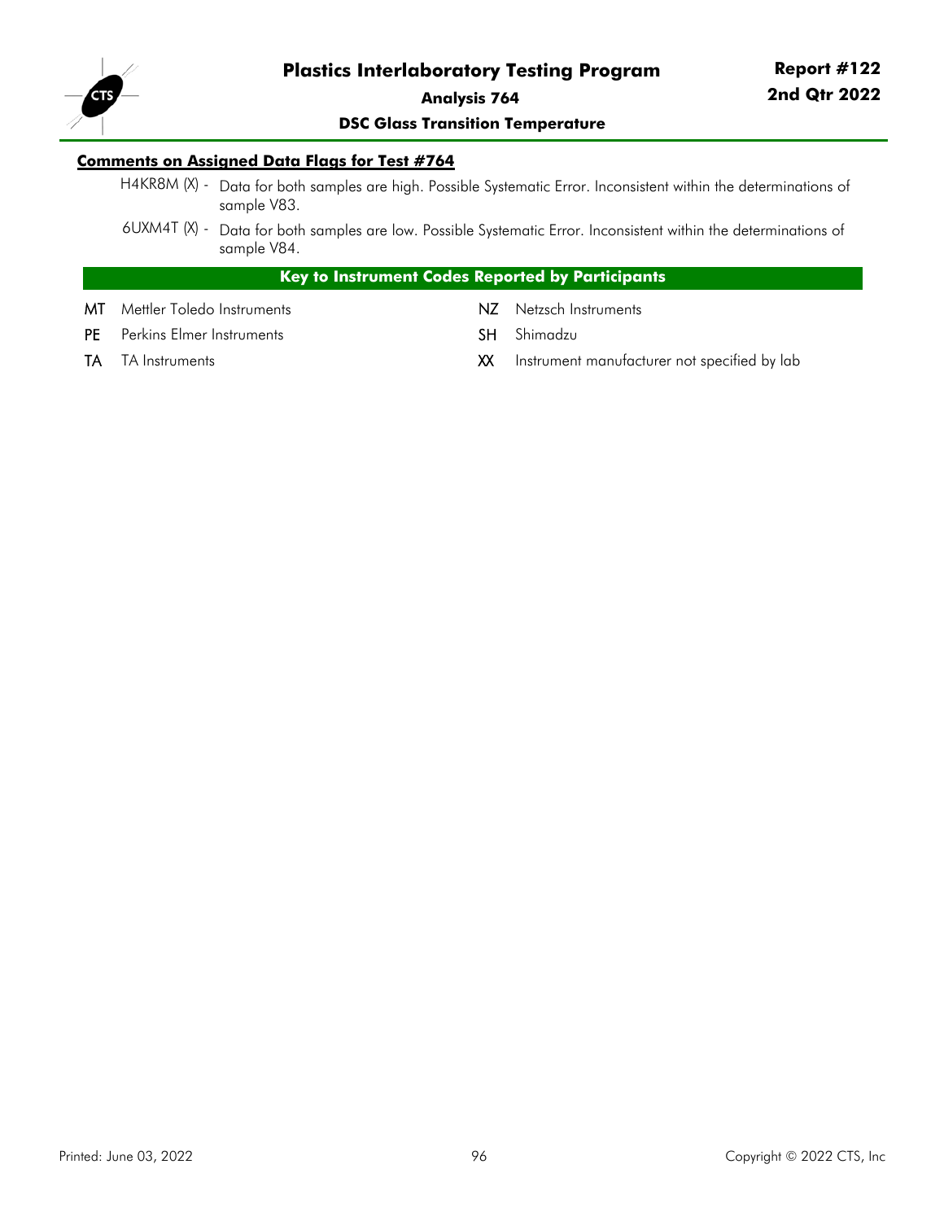## Comments on Assigned Data Flags for Test #764

H4KR8M (X) - Data for both samples are high. Possible Systematic Error. Inconsistent within the determinations of sample V83.

6UXM4T (X) - Data for both samples are low. Possible Systematic Error. Inconsistent within the determinations of sample V84.

## Key to Instrument Codes Reported by Participants

**MT** Mettler Toledo Instruments

**PE** Perkins Elmer Instruments

**TA** TA Instruments

**NZ** Netzsch Instruments

**SH** Shimadzu

**XX** Instrument manufacturer not specified by lab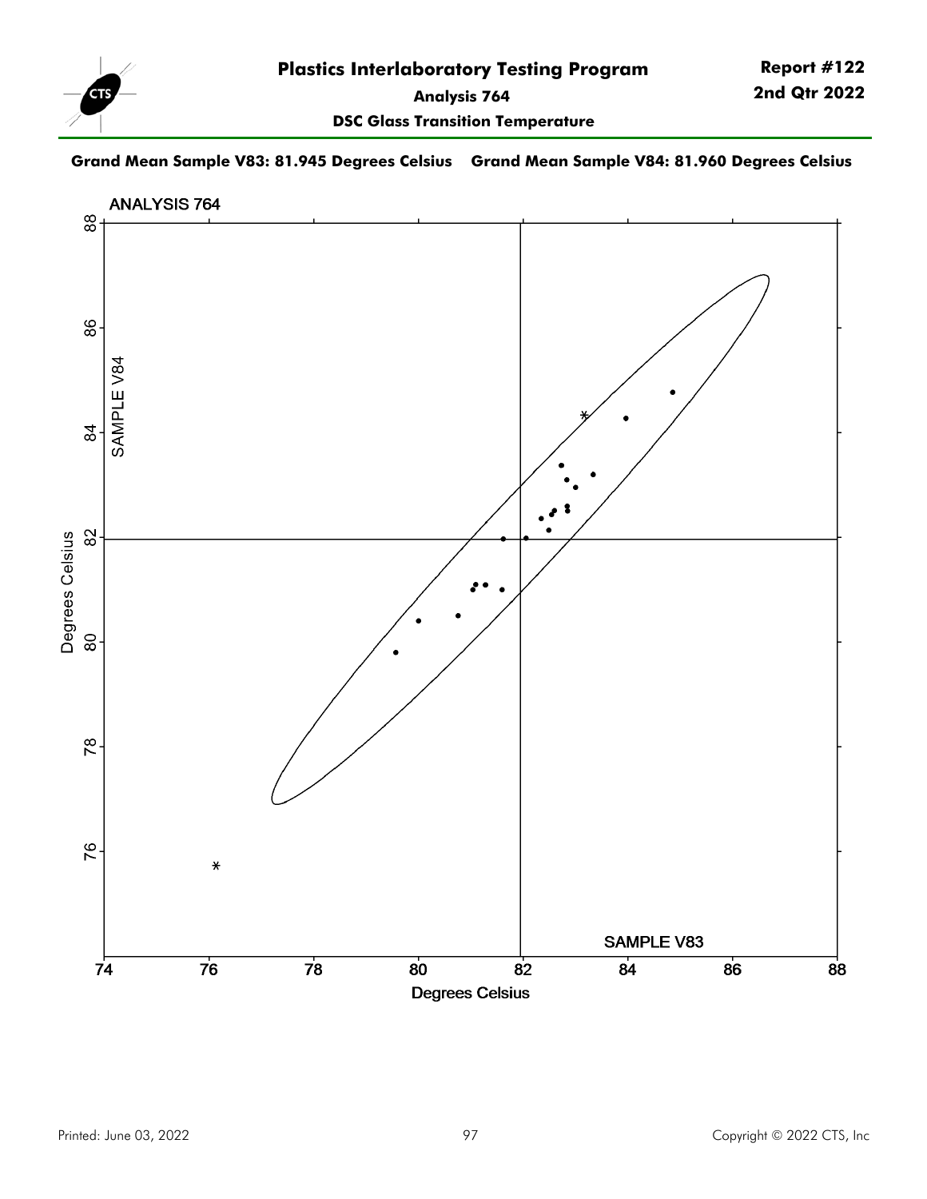# Plastics Interlaboratory Testing Program

**Report #122**
**2nd Qtr 2022**

**Analysis 764**

**DSC Glass Transition Temperature**

**Grand Mean Sample V83: 81.945 Degrees Celsius    Grand Mean Sample V84: 81.960 Degrees Celsius**

ANALYSIS 764

SAMPLE V84

Degrees Celsius

SAMPLE V83

Degrees Celsius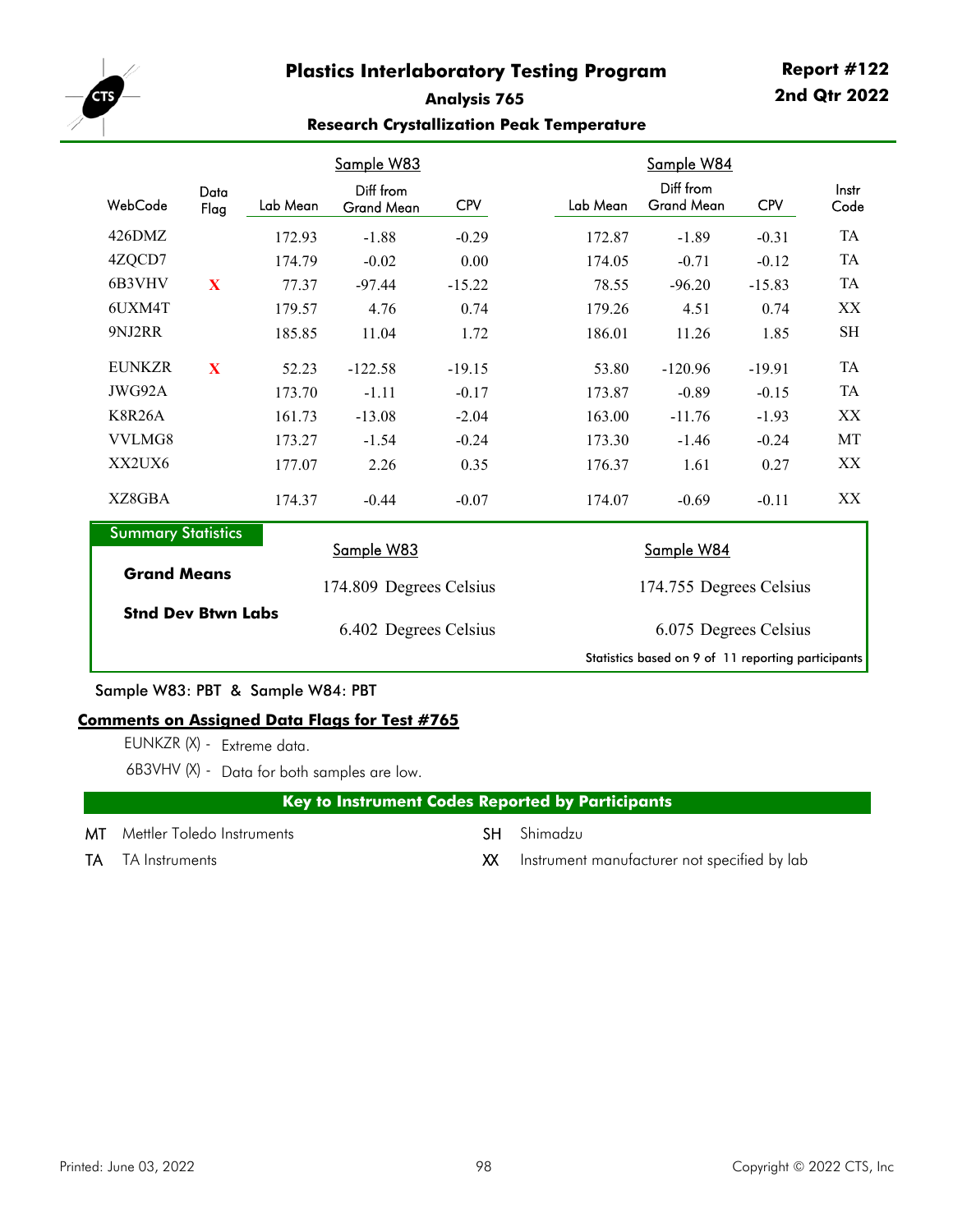# Plastics Interlaboratory Testing Program

**Report #122**
**2nd Qtr 2022**

## Analysis 765

### Research Crystallization Peak Temperature

| WebCode | Data Flag | Sample W83 Lab Mean | Sample W83 Diff from Grand Mean | Sample W83 CPV | Sample W84 Lab Mean | Sample W84 Diff from Grand Mean | Sample W84 CPV | Instr Code |
|---|---|---|---|---|---|---|---|---|
| 426DMZ | | 172.93 | -1.88 | -0.29 | 172.87 | -1.89 | -0.31 | TA |
| 4ZQCD7 | | 174.79 | -0.02 | 0.00 | 174.05 | -0.71 | -0.12 | TA |
| 6B3VHV | X | 77.37 | -97.44 | -15.22 | 78.55 | -96.20 | -15.83 | TA |
| 6UXM4T | | 179.57 | 4.76 | 0.74 | 179.26 | 4.51 | 0.74 | XX |
| 9NJ2RR | | 185.85 | 11.04 | 1.72 | 186.01 | 11.26 | 1.85 | SH |
| EUNKZR | X | 52.23 | -122.58 | -19.15 | 53.80 | -120.96 | -19.91 | TA |
| JWG92A | | 173.70 | -1.11 | -0.17 | 173.87 | -0.89 | -0.15 | TA |
| K8R26A | | 161.73 | -13.08 | -2.04 | 163.00 | -11.76 | -1.93 | XX |
| VVLMG8 | | 173.27 | -1.54 | -0.24 | 173.30 | -1.46 | -0.24 | MT |
| XX2UX6 | | 177.07 | 2.26 | 0.35 | 176.37 | 1.61 | 0.27 | XX |
| XZ8GBA | | 174.37 | -0.44 | -0.07 | 174.07 | -0.69 | -0.11 | XX |

**Summary Statistics**

| | Sample W83 | Sample W84 |
|---|---|---|
| **Grand Means** | 174.809 Degrees Celsius | 174.755 Degrees Celsius |
| **Stnd Dev Btwn Labs** | 6.402 Degrees Celsius | 6.075 Degrees Celsius |

Statistics based on 9 of 11 reporting participants

Sample W83: PBT & Sample W84: PBT

**Comments on Assigned Data Flags for Test #765**

EUNKZR (X) - Extreme data.

6B3VHV (X) - Data for both samples are low.

**Key to Instrument Codes Reported by Participants**

| Code | Instrument |
|---|---|
| MT | Mettler Toledo Instruments |
| TA | TA Instruments |
| SH | Shimadzu |
| XX | Instrument manufacturer not specified by lab |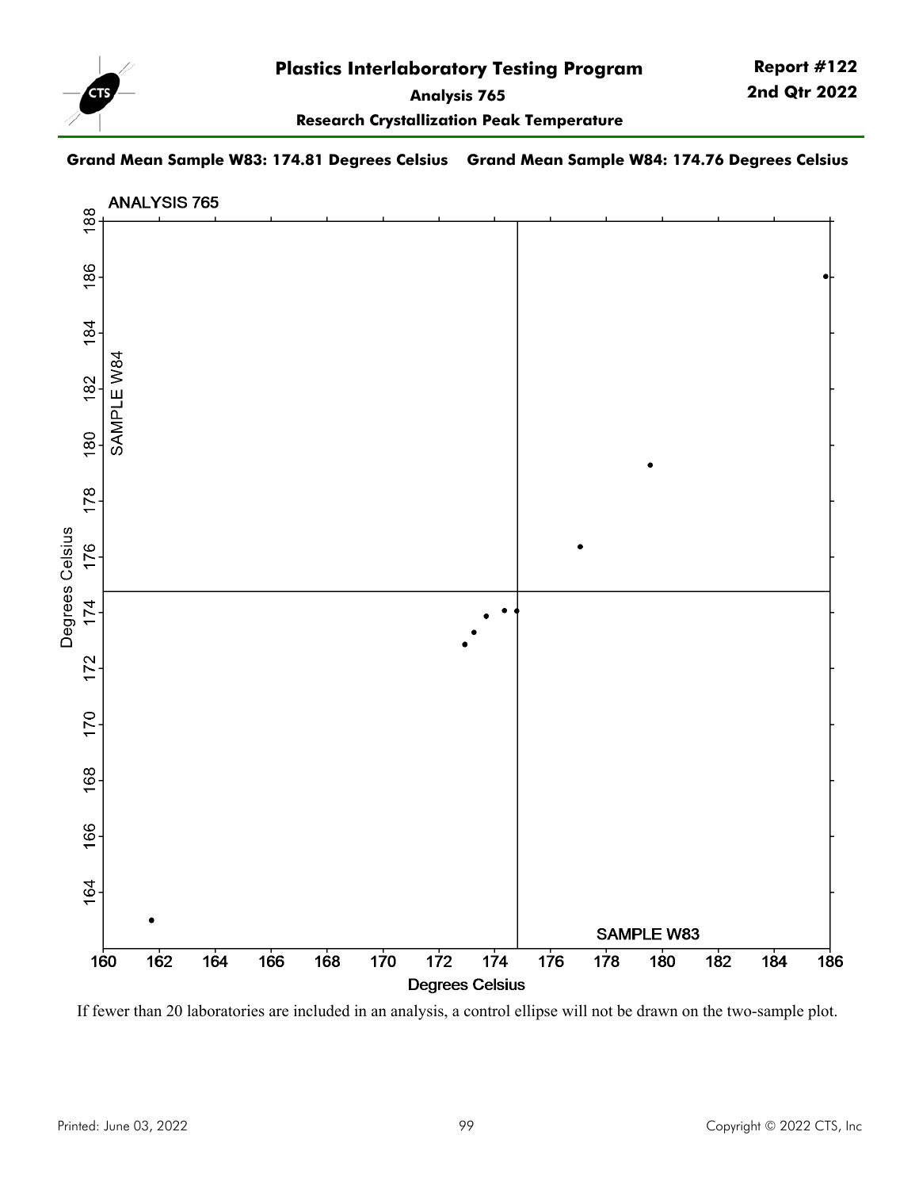**Grand Mean Sample W83: 174.81 Degrees Celsius** **Grand Mean Sample W84: 174.76 Degrees Celsius**

If fewer than 20 laboratories are included in an analysis, a control ellipse will not be drawn on the two-sample plot.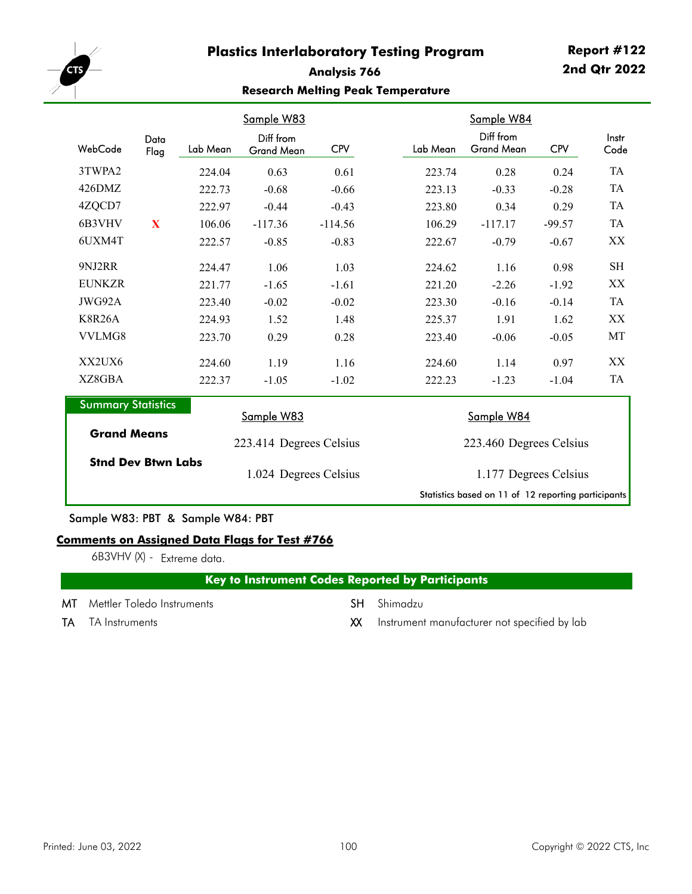# Plastics Interlaboratory Testing Program

**Report #122**
**2nd Qtr 2022**

## Analysis 766

### Research Melting Peak Temperature

| WebCode | Data Flag | Sample W83 Lab Mean | Sample W83 Diff from Grand Mean | Sample W83 CPV | Sample W84 Lab Mean | Sample W84 Diff from Grand Mean | Sample W84 CPV | Instr Code |
|---|---|---|---|---|---|---|---|---|
| 3TWPA2 | | 224.04 | 0.63 | 0.61 | 223.74 | 0.28 | 0.24 | TA |
| 426DMZ | | 222.73 | -0.68 | -0.66 | 223.13 | -0.33 | -0.28 | TA |
| 4ZQCD7 | | 222.97 | -0.44 | -0.43 | 223.80 | 0.34 | 0.29 | TA |
| 6B3VHV | X | 106.06 | -117.36 | -114.56 | 106.29 | -117.17 | -99.57 | TA |
| 6UXM4T | | 222.57 | -0.85 | -0.83 | 222.67 | -0.79 | -0.67 | XX |
| 9NJ2RR | | 224.47 | 1.06 | 1.03 | 224.62 | 1.16 | 0.98 | SH |
| EUNKZR | | 221.77 | -1.65 | -1.61 | 221.20 | -2.26 | -1.92 | XX |
| JWG92A | | 223.40 | -0.02 | -0.02 | 223.30 | -0.16 | -0.14 | TA |
| K8R26A | | 224.93 | 1.52 | 1.48 | 225.37 | 1.91 | 1.62 | XX |
| VVLMG8 | | 223.70 | 0.29 | 0.28 | 223.40 | -0.06 | -0.05 | MT |
| XX2UX6 | | 224.60 | 1.19 | 1.16 | 224.60 | 1.14 | 0.97 | XX |
| XZ8GBA | | 222.37 | -1.05 | -1.02 | 222.23 | -1.23 | -1.04 | TA |

**Summary Statistics**

| | Sample W83 | Sample W84 |
|---|---|---|
| **Grand Means** | 223.414 Degrees Celsius | 223.460 Degrees Celsius |
| **Stnd Dev Btwn Labs** | 1.024 Degrees Celsius | 1.177 Degrees Celsius |

Statistics based on 11 of 12 reporting participants

Sample W83: PBT & Sample W84: PBT

**Comments on Assigned Data Flags for Test #766**

6B3VHV (X) - Extreme data.

**Key to Instrument Codes Reported by Participants**

| Code | Manufacturer |
|---|---|
| MT | Mettler Toledo Instruments |
| TA | TA Instruments |
| SH | Shimadzu |
| XX | Instrument manufacturer not specified by lab |

Printed: June 03, 2022

Copyright © 2022 CTS, Inc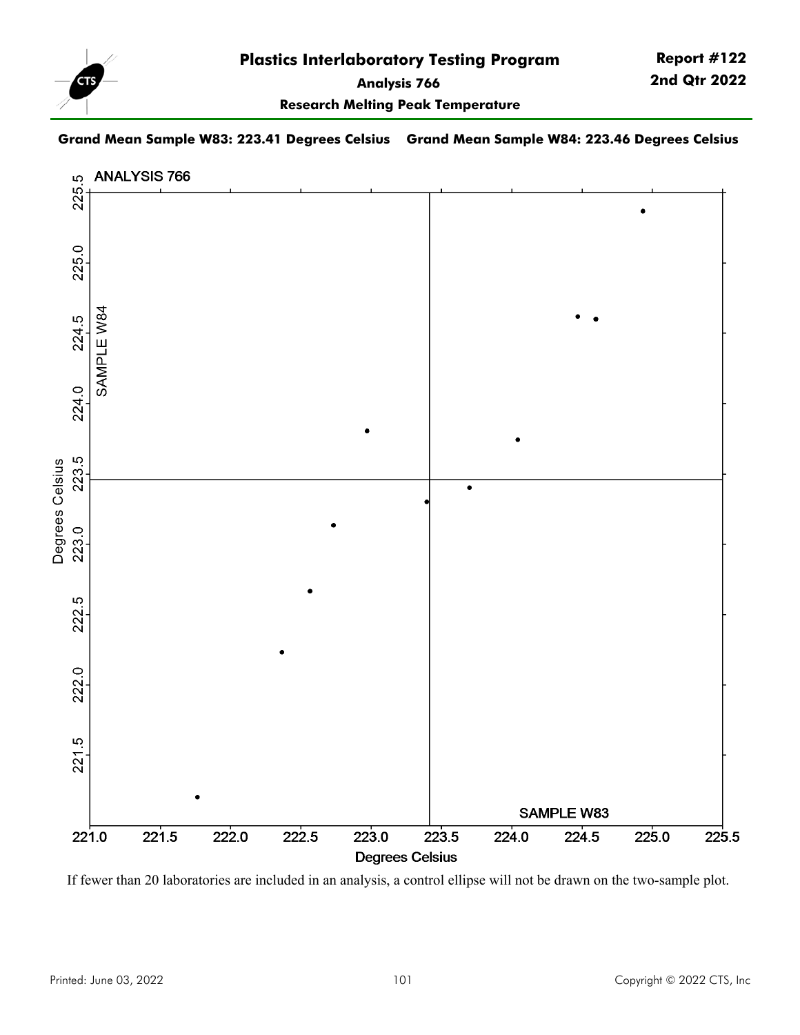# Plastics Interlaboratory Testing Program

**Report #122**
**2nd Qtr 2022**

**Analysis 766**

**Research Melting Peak Temperature**

**Grand Mean Sample W83: 223.41 Degrees Celsius    Grand Mean Sample W84: 223.46 Degrees Celsius**

If fewer than 20 laboratories are included in an analysis, a control ellipse will not be drawn on the two-sample plot.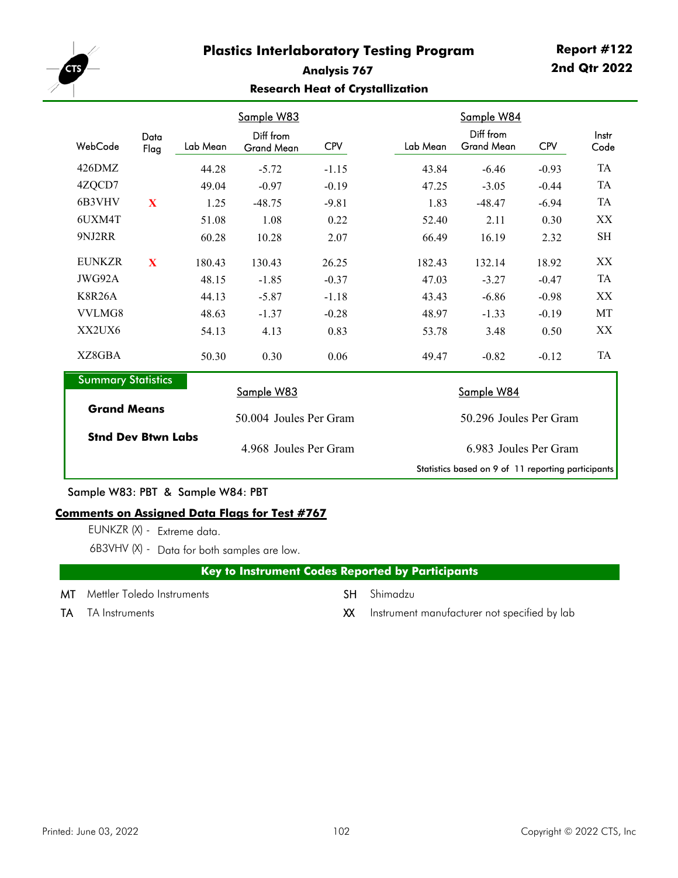# Plastics Interlaboratory Testing Program

**Report #122**
**2nd Qtr 2022**

## Analysis 767

### Research Heat of Crystallization

| WebCode | Data Flag | Sample W83 Lab Mean | Sample W83 Diff from Grand Mean | Sample W83 CPV | Sample W84 Lab Mean | Sample W84 Diff from Grand Mean | Sample W84 CPV | Instr Code |
|---|---|---|---|---|---|---|---|---|
| 426DMZ | | 44.28 | -5.72 | -1.15 | 43.84 | -6.46 | -0.93 | TA |
| 4ZQCD7 | | 49.04 | -0.97 | -0.19 | 47.25 | -3.05 | -0.44 | TA |
| 6B3VHV | X | 1.25 | -48.75 | -9.81 | 1.83 | -48.47 | -6.94 | TA |
| 6UXM4T | | 51.08 | 1.08 | 0.22 | 52.40 | 2.11 | 0.30 | XX |
| 9NJ2RR | | 60.28 | 10.28 | 2.07 | 66.49 | 16.19 | 2.32 | SH |
| EUNKZR | X | 180.43 | 130.43 | 26.25 | 182.43 | 132.14 | 18.92 | XX |
| JWG92A | | 48.15 | -1.85 | -0.37 | 47.03 | -3.27 | -0.47 | TA |
| K8R26A | | 44.13 | -5.87 | -1.18 | 43.43 | -6.86 | -0.98 | XX |
| VVLMG8 | | 48.63 | -1.37 | -0.28 | 48.97 | -1.33 | -0.19 | MT |
| XX2UX6 | | 54.13 | 4.13 | 0.83 | 53.78 | 3.48 | 0.50 | XX |
| XZ8GBA | | 50.30 | 0.30 | 0.06 | 49.47 | -0.82 | -0.12 | TA |

**Summary Statistics**

| | Sample W83 | Sample W84 |
|---|---|---|
| **Grand Means** | 50.004 Joules Per Gram | 50.296 Joules Per Gram |
| **Stnd Dev Btwn Labs** | 4.968 Joules Per Gram | 6.983 Joules Per Gram |

Statistics based on 9 of 11 reporting participants

Sample W83: PBT & Sample W84: PBT

**Comments on Assigned Data Flags for Test #767**

EUNKZR (X) - Extreme data.

6B3VHV (X) - Data for both samples are low.

**Key to Instrument Codes Reported by Participants**

| Code | Manufacturer |
|---|---|
| MT | Mettler Toledo Instruments |
| TA | TA Instruments |
| SH | Shimadzu |
| XX | Instrument manufacturer not specified by lab |

Printed: June 03, 2022

Copyright © 2022 CTS, Inc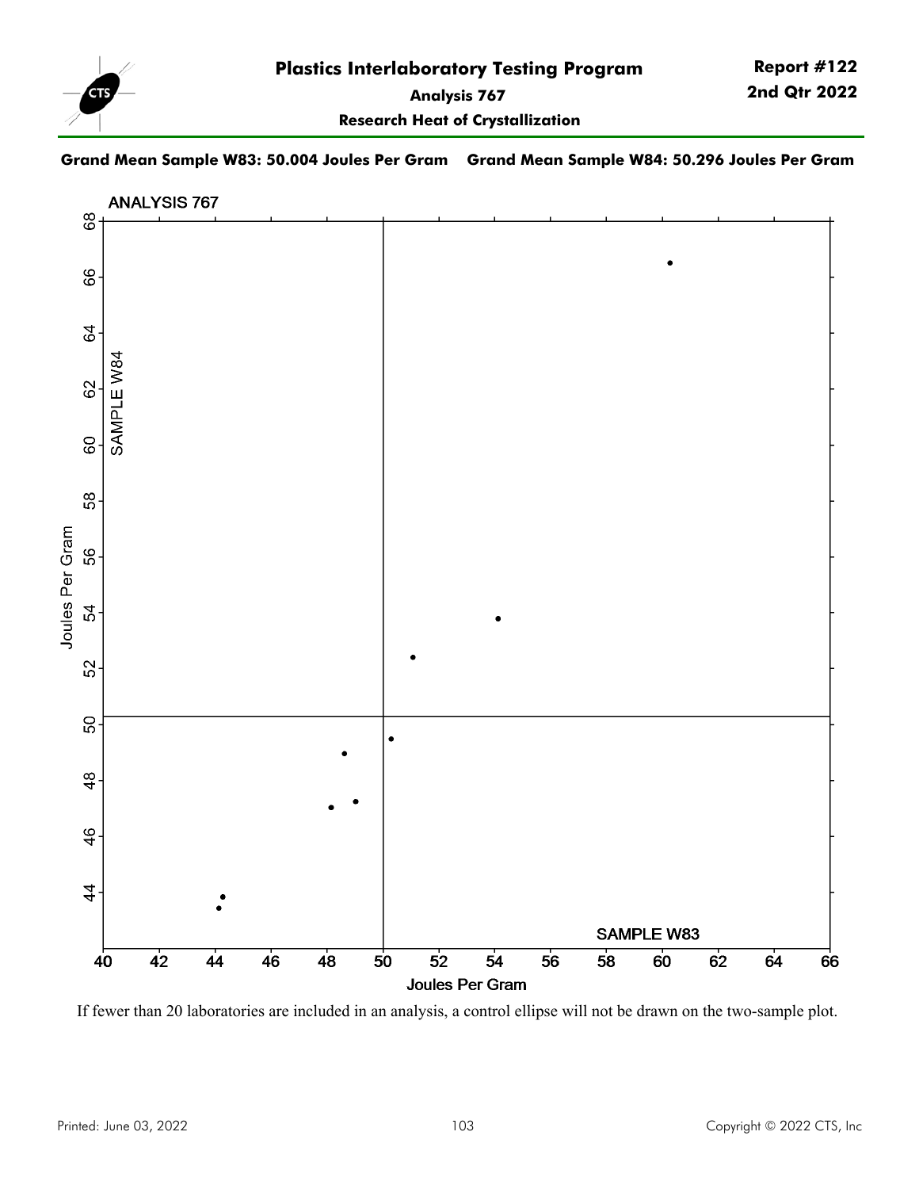# Plastics Interlaboratory Testing Program

**Report #122**
**2nd Qtr 2022**

**Analysis 767**

**Research Heat of Crystallization**

**Grand Mean Sample W83: 50.004 Joules Per Gram Grand Mean Sample W84: 50.296 Joules Per Gram**

If fewer than 20 laboratories are included in an analysis, a control ellipse will not be drawn on the two-sample plot.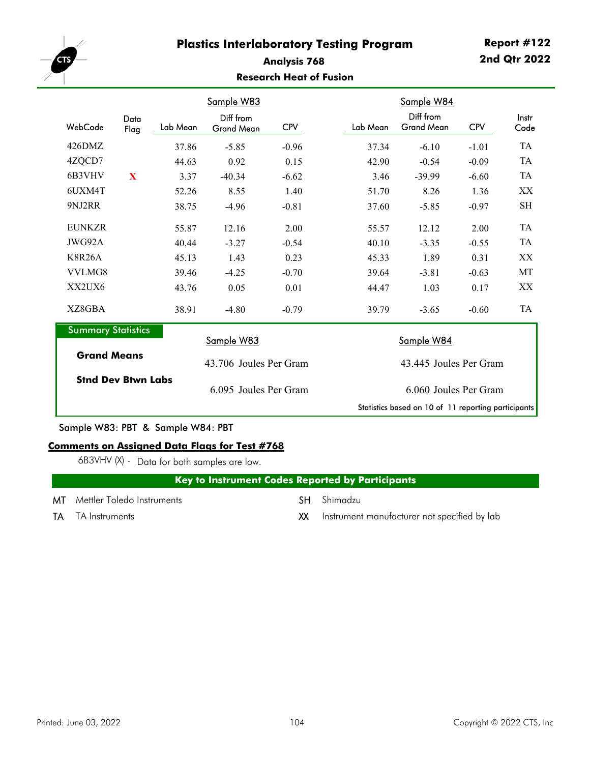# Plastics Interlaboratory Testing Program

**Report #122**
**2nd Qtr 2022**

## Analysis 768

### Research Heat of Fusion

| WebCode | Data Flag | Sample W83 Lab Mean | Sample W83 Diff from Grand Mean | Sample W83 CPV | Sample W84 Lab Mean | Sample W84 Diff from Grand Mean | Sample W84 CPV | Instr Code |
|---|---|---|---|---|---|---|---|---|
| 426DMZ | | 37.86 | -5.85 | -0.96 | 37.34 | -6.10 | -1.01 | TA |
| 4ZQCD7 | | 44.63 | 0.92 | 0.15 | 42.90 | -0.54 | -0.09 | TA |
| 6B3VHV | X | 3.37 | -40.34 | -6.62 | 3.46 | -39.99 | -6.60 | TA |
| 6UXM4T | | 52.26 | 8.55 | 1.40 | 51.70 | 8.26 | 1.36 | XX |
| 9NJ2RR | | 38.75 | -4.96 | -0.81 | 37.60 | -5.85 | -0.97 | SH |
| EUNKZR | | 55.87 | 12.16 | 2.00 | 55.57 | 12.12 | 2.00 | TA |
| JWG92A | | 40.44 | -3.27 | -0.54 | 40.10 | -3.35 | -0.55 | TA |
| K8R26A | | 45.13 | 1.43 | 0.23 | 45.33 | 1.89 | 0.31 | XX |
| VVLMG8 | | 39.46 | -4.25 | -0.70 | 39.64 | -3.81 | -0.63 | MT |
| XX2UX6 | | 43.76 | 0.05 | 0.01 | 44.47 | 1.03 | 0.17 | XX |
| XZ8GBA | | 38.91 | -4.80 | -0.79 | 39.79 | -3.65 | -0.60 | TA |

**Summary Statistics**

| | Sample W83 | Sample W84 |
|---|---|---|
| **Grand Means** | 43.706 Joules Per Gram | 43.445 Joules Per Gram |
| **Stnd Dev Btwn Labs** | 6.095 Joules Per Gram | 6.060 Joules Per Gram |

Statistics based on 10 of 11 reporting participants

Sample W83: PBT & Sample W84: PBT

**Comments on Assigned Data Flags for Test #768**

6B3VHV (X) - Data for both samples are low.

**Key to Instrument Codes Reported by Participants**

| Code | Description |
|---|---|
| MT | Mettler Toledo Instruments |
| TA | TA Instruments |
| SH | Shimadzu |
| XX | Instrument manufacturer not specified by lab |

Printed: June 03, 2022

Copyright © 2022 CTS, Inc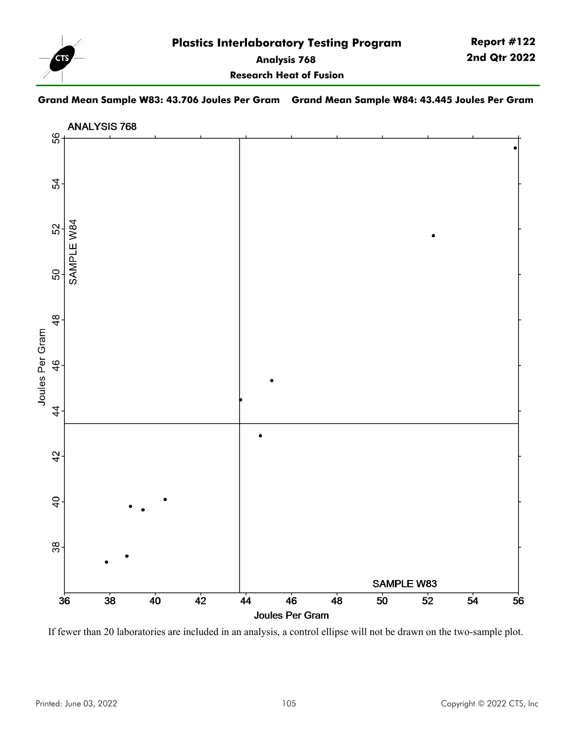# Plastics Interlaboratory Testing Program

**Report #122**
**2nd Qtr 2022**

**Analysis 768**

**Research Heat of Fusion**

**Grand Mean Sample W83: 43.706 Joules Per Gram** **Grand Mean Sample W84: 43.445 Joules Per Gram**

If fewer than 20 laboratories are included in an analysis, a control ellipse will not be drawn on the two-sample plot.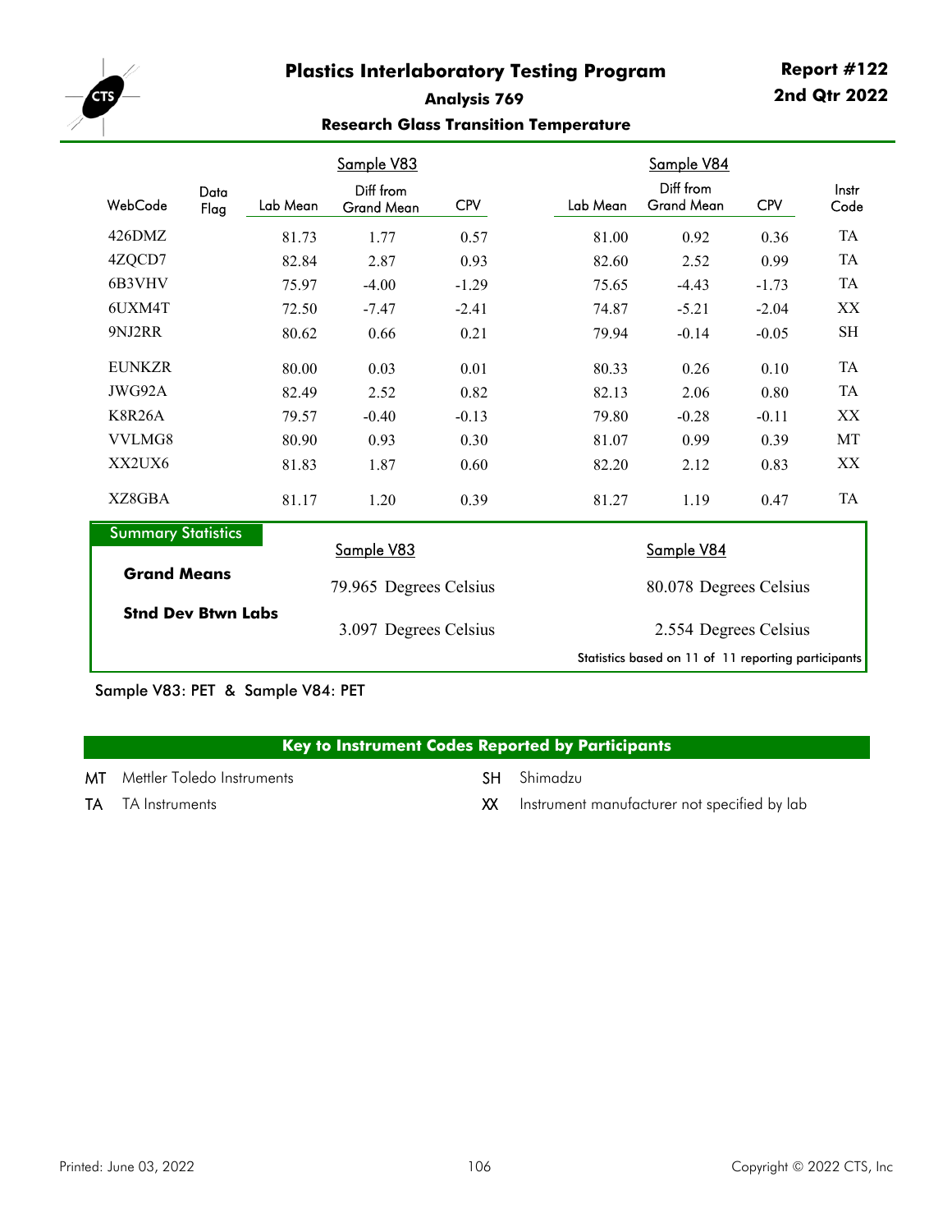# Plastics Interlaboratory Testing Program

**Report #122**
**2nd Qtr 2022**

## Analysis 769

### Research Glass Transition Temperature

| WebCode | Data Flag | Sample V83 Lab Mean | Sample V83 Diff from Grand Mean | Sample V83 CPV | Sample V84 Lab Mean | Sample V84 Diff from Grand Mean | Sample V84 CPV | Instr Code |
|---|---|---|---|---|---|---|---|---|
| 426DMZ | | 81.73 | 1.77 | 0.57 | 81.00 | 0.92 | 0.36 | TA |
| 4ZQCD7 | | 82.84 | 2.87 | 0.93 | 82.60 | 2.52 | 0.99 | TA |
| 6B3VHV | | 75.97 | -4.00 | -1.29 | 75.65 | -4.43 | -1.73 | TA |
| 6UXM4T | | 72.50 | -7.47 | -2.41 | 74.87 | -5.21 | -2.04 | XX |
| 9NJ2RR | | 80.62 | 0.66 | 0.21 | 79.94 | -0.14 | -0.05 | SH |
| EUNKZR | | 80.00 | 0.03 | 0.01 | 80.33 | 0.26 | 0.10 | TA |
| JWG92A | | 82.49 | 2.52 | 0.82 | 82.13 | 2.06 | 0.80 | TA |
| K8R26A | | 79.57 | -0.40 | -0.13 | 79.80 | -0.28 | -0.11 | XX |
| VVLMG8 | | 80.90 | 0.93 | 0.30 | 81.07 | 0.99 | 0.39 | MT |
| XX2UX6 | | 81.83 | 1.87 | 0.60 | 82.20 | 2.12 | 0.83 | XX |
| XZ8GBA | | 81.17 | 1.20 | 0.39 | 81.27 | 1.19 | 0.47 | TA |

**Summary Statistics**

| | Sample V83 | Sample V84 |
|---|---|---|
| **Grand Means** | 79.965 Degrees Celsius | 80.078 Degrees Celsius |
| **Stnd Dev Btwn Labs** | 3.097 Degrees Celsius | 2.554 Degrees Celsius |

Statistics based on 11 of 11 reporting participants

Sample V83: PET & Sample V84: PET

**Key to Instrument Codes Reported by Participants**

| Code | Description |
|---|---|
| MT | Mettler Toledo Instruments |
| TA | TA Instruments |
| SH | Shimadzu |
| XX | Instrument manufacturer not specified by lab |

Printed: June 03, 2022

Copyright © 2022 CTS, Inc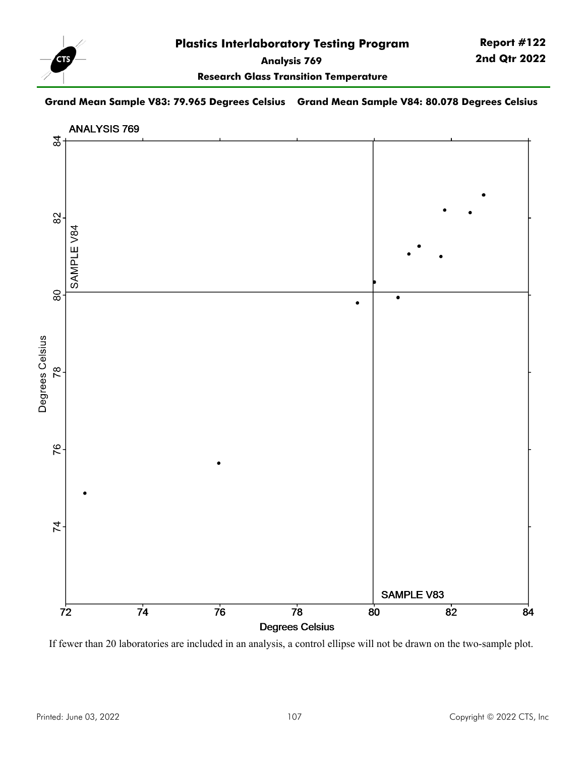# Plastics Interlaboratory Testing Program

**Analysis 769**

**Research Glass Transition Temperature**

**Report #122**
**2nd Qtr 2022**

**Grand Mean Sample V83: 79.965 Degrees Celsius    Grand Mean Sample V84: 80.078 Degrees Celsius**

If fewer than 20 laboratories are included in an analysis, a control ellipse will not be drawn on the two-sample plot.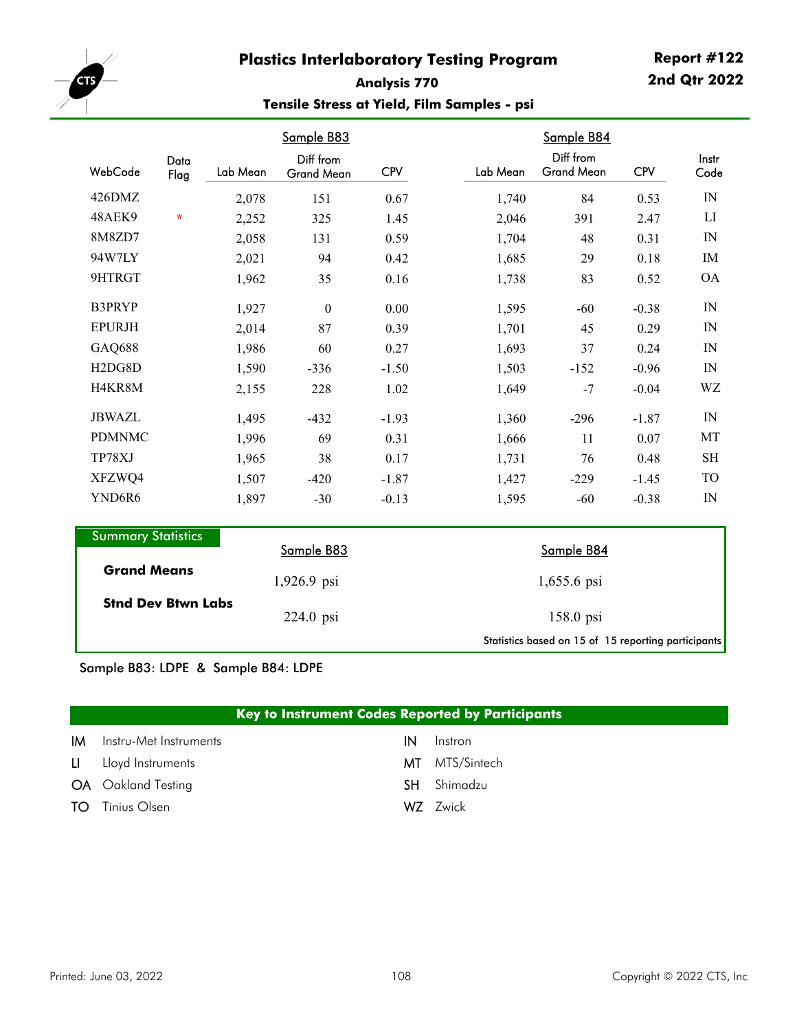# Plastics Interlaboratory Testing Program

**Report #122**
**2nd Qtr 2022**

**Analysis 770**

**Tensile Stress at Yield, Film Samples - psi**

| WebCode | Data Flag | Sample B83 Lab Mean | Sample B83 Diff from Grand Mean | Sample B83 CPV | Sample B84 Lab Mean | Sample B84 Diff from Grand Mean | Sample B84 CPV | Instr Code |
|---|---|---|---|---|---|---|---|---|
| 426DMZ | | 2,078 | 151 | 0.67 | 1,740 | 84 | 0.53 | IN |
| 48AEK9 | * | 2,252 | 325 | 1.45 | 2,046 | 391 | 2.47 | LI |
| 8M8ZD7 | | 2,058 | 131 | 0.59 | 1,704 | 48 | 0.31 | IN |
| 94W7LY | | 2,021 | 94 | 0.42 | 1,685 | 29 | 0.18 | IM |
| 9HTRGT | | 1,962 | 35 | 0.16 | 1,738 | 83 | 0.52 | OA |
| B3PRYP | | 1,927 | 0 | 0.00 | 1,595 | -60 | -0.38 | IN |
| EPURJH | | 2,014 | 87 | 0.39 | 1,701 | 45 | 0.29 | IN |
| GAQ688 | | 1,986 | 60 | 0.27 | 1,693 | 37 | 0.24 | IN |
| H2DG8D | | 1,590 | -336 | -1.50 | 1,503 | -152 | -0.96 | IN |
| H4KR8M | | 2,155 | 228 | 1.02 | 1,649 | -7 | -0.04 | WZ |
| JBWAZL | | 1,495 | -432 | -1.93 | 1,360 | -296 | -1.87 | IN |
| PDMNMC | | 1,996 | 69 | 0.31 | 1,666 | 11 | 0.07 | MT |
| TP78XJ | | 1,965 | 38 | 0.17 | 1,731 | 76 | 0.48 | SH |
| XFZWQ4 | | 1,507 | -420 | -1.87 | 1,427 | -229 | -1.45 | TO |
| YND6R6 | | 1,897 | -30 | -0.13 | 1,595 | -60 | -0.38 | IN |

**Summary Statistics**

| | Sample B83 | Sample B84 |
|---|---|---|
| **Grand Means** | 1,926.9 psi | 1,655.6 psi |
| **Stnd Dev Btwn Labs** | 224.0 psi | 158.0 psi |

Statistics based on 15 of 15 reporting participants

Sample B83: LDPE & Sample B84: LDPE

**Key to Instrument Codes Reported by Participants**

| Code | Instrument | Code | Instrument |
|---|---|---|---|
| IM | Instru-Met Instruments | IN | Instron |
| LI | Lloyd Instruments | MT | MTS/Sintech |
| OA | Oakland Testing | SH | Shimadzu |
| TO | Tinius Olsen | WZ | Zwick |

Printed: June 03, 2022

Copyright © 2022 CTS, Inc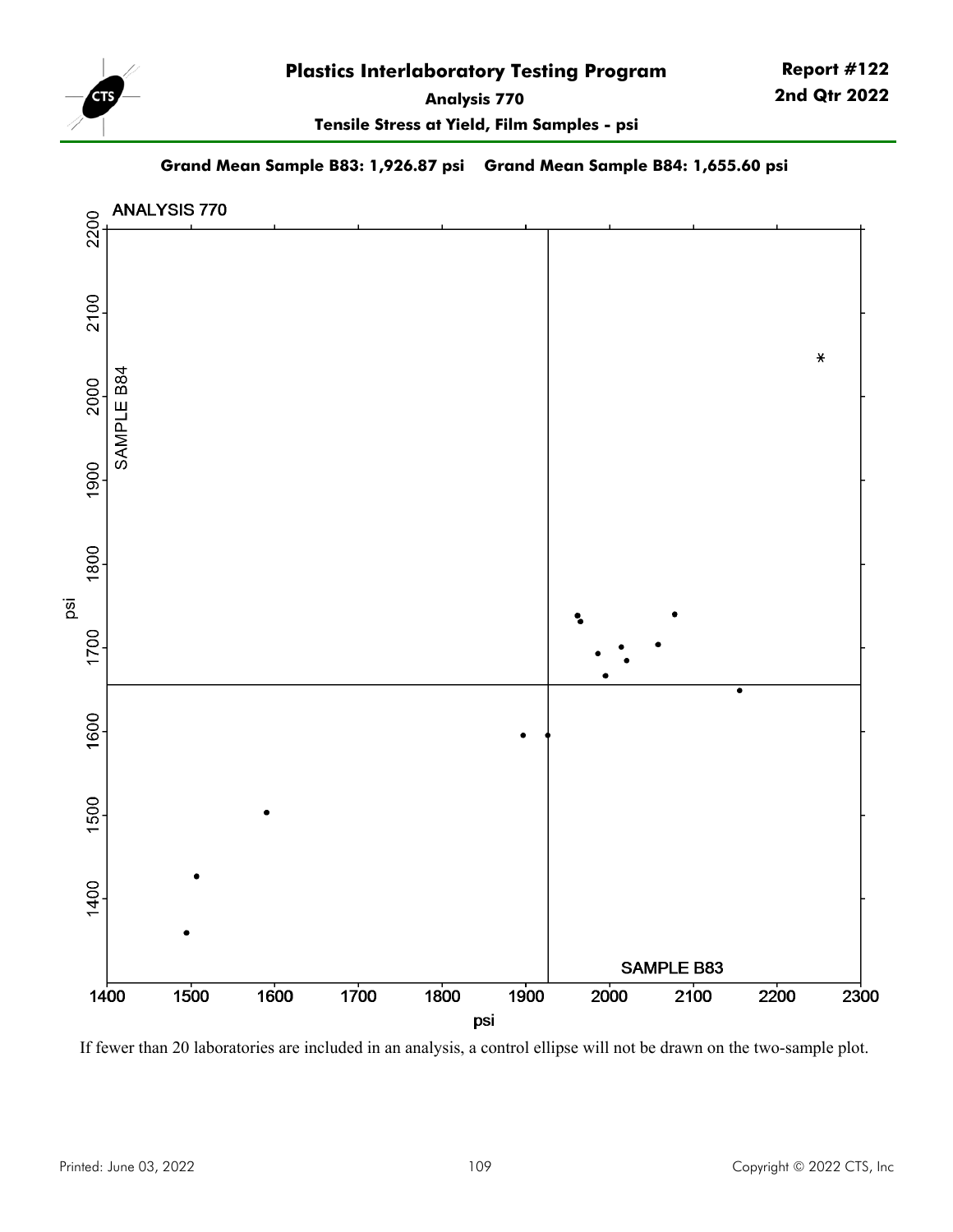# Plastics Interlaboratory Testing Program

**Report #122**
**2nd Qtr 2022**

**Analysis 770**

**Tensile Stress at Yield, Film Samples - psi**

**Grand Mean Sample B83: 1,926.87 psi    Grand Mean Sample B84: 1,655.60 psi**

ANALYSIS 770

If fewer than 20 laboratories are included in an analysis, a control ellipse will not be drawn on the two-sample plot.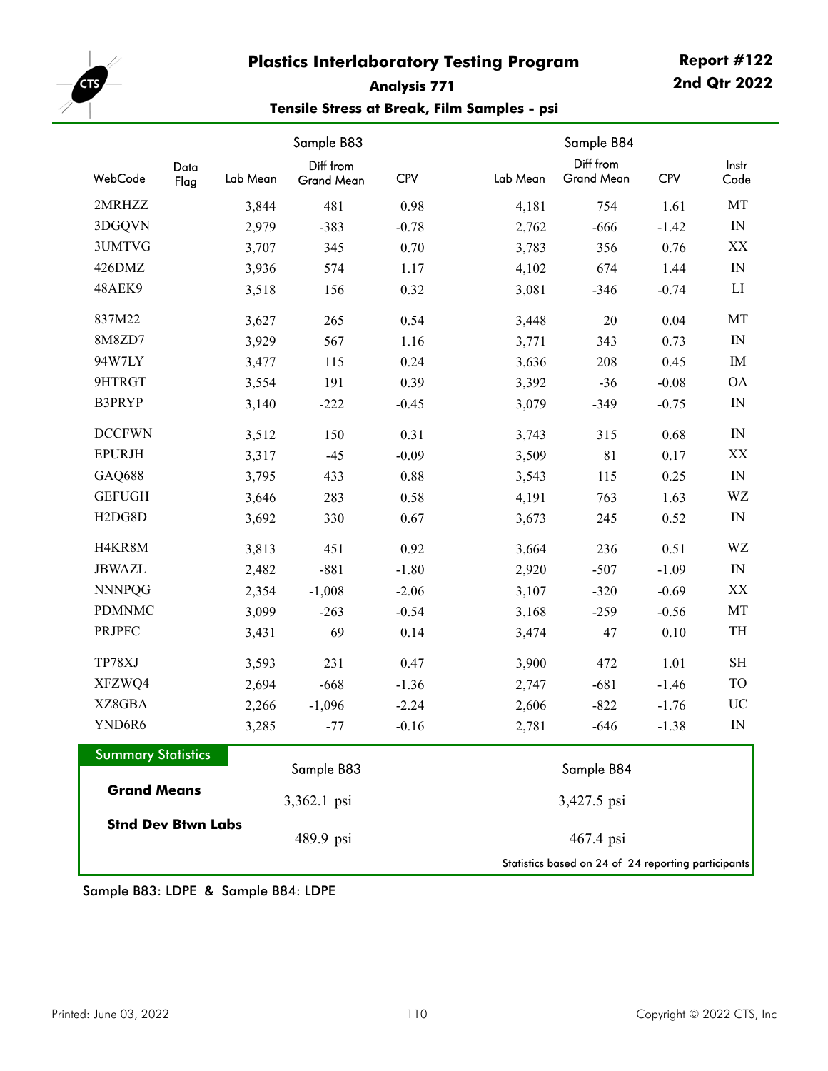# Plastics Interlaboratory Testing Program

**Report #122**
**2nd Qtr 2022**

## Analysis 771

### Tensile Stress at Break, Film Samples - psi

| WebCode | Data Flag | Sample B83 Lab Mean | Sample B83 Diff from Grand Mean | Sample B83 CPV | Sample B84 Lab Mean | Sample B84 Diff from Grand Mean | Sample B84 CPV | Instr Code |
|---|---|---|---|---|---|---|---|---|
| 2MRHZZ | | 3,844 | 481 | 0.98 | 4,181 | 754 | 1.61 | MT |
| 3DGQVN | | 2,979 | -383 | -0.78 | 2,762 | -666 | -1.42 | IN |
| 3UMTVG | | 3,707 | 345 | 0.70 | 3,783 | 356 | 0.76 | XX |
| 426DMZ | | 3,936 | 574 | 1.17 | 4,102 | 674 | 1.44 | IN |
| 48AEK9 | | 3,518 | 156 | 0.32 | 3,081 | -346 | -0.74 | LI |
| 837M22 | | 3,627 | 265 | 0.54 | 3,448 | 20 | 0.04 | MT |
| 8M8ZD7 | | 3,929 | 567 | 1.16 | 3,771 | 343 | 0.73 | IN |
| 94W7LY | | 3,477 | 115 | 0.24 | 3,636 | 208 | 0.45 | IM |
| 9HTRGT | | 3,554 | 191 | 0.39 | 3,392 | -36 | -0.08 | OA |
| B3PRYP | | 3,140 | -222 | -0.45 | 3,079 | -349 | -0.75 | IN |
| DCCFWN | | 3,512 | 150 | 0.31 | 3,743 | 315 | 0.68 | IN |
| EPURJH | | 3,317 | -45 | -0.09 | 3,509 | 81 | 0.17 | XX |
| GAQ688 | | 3,795 | 433 | 0.88 | 3,543 | 115 | 0.25 | IN |
| GEFUGH | | 3,646 | 283 | 0.58 | 4,191 | 763 | 1.63 | WZ |
| H2DG8D | | 3,692 | 330 | 0.67 | 3,673 | 245 | 0.52 | IN |
| H4KR8M | | 3,813 | 451 | 0.92 | 3,664 | 236 | 0.51 | WZ |
| JBWAZL | | 2,482 | -881 | -1.80 | 2,920 | -507 | -1.09 | IN |
| NNNPQG | | 2,354 | -1,008 | -2.06 | 3,107 | -320 | -0.69 | XX |
| PDMNMC | | 3,099 | -263 | -0.54 | 3,168 | -259 | -0.56 | MT |
| PRJPFC | | 3,431 | 69 | 0.14 | 3,474 | 47 | 0.10 | TH |
| TP78XJ | | 3,593 | 231 | 0.47 | 3,900 | 472 | 1.01 | SH |
| XFZWQ4 | | 2,694 | -668 | -1.36 | 2,747 | -681 | -1.46 | TO |
| XZ8GBA | | 2,266 | -1,096 | -2.24 | 2,606 | -822 | -1.76 | UC |
| YND6R6 | | 3,285 | -77 | -0.16 | 2,781 | -646 | -1.38 | IN |

**Summary Statistics**

| | Sample B83 | Sample B84 |
|---|---|---|
| **Grand Means** | 3,362.1 psi | 3,427.5 psi |
| **Stnd Dev Btwn Labs** | 489.9 psi | 467.4 psi |

Statistics based on 24 of 24 reporting participants

Sample B83: LDPE & Sample B84: LDPE

Printed: June 03, 2022

Copyright © 2022 CTS, Inc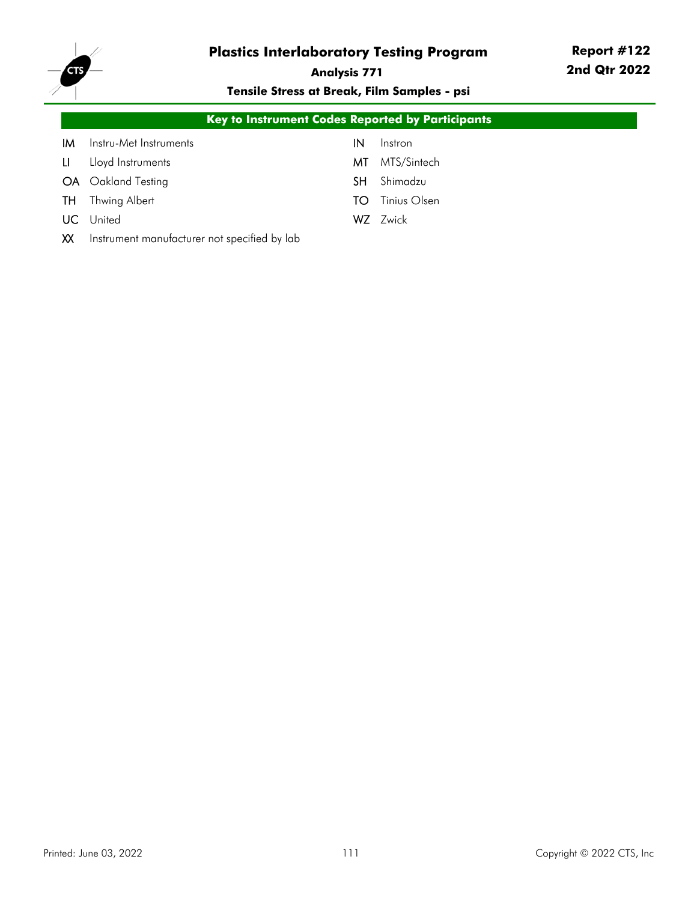## Key to Instrument Codes Reported by Participants

| Code | Manufacturer | Code | Manufacturer |
|---|---|---|---|
| IM | Instru-Met Instruments | IN | Instron |
| LI | Lloyd Instruments | MT | MTS/Sintech |
| OA | Oakland Testing | SH | Shimadzu |
| TH | Thwing Albert | TO | Tinius Olsen |
| UC | United | WZ | Zwick |
| XX | Instrument manufacturer not specified by lab | | |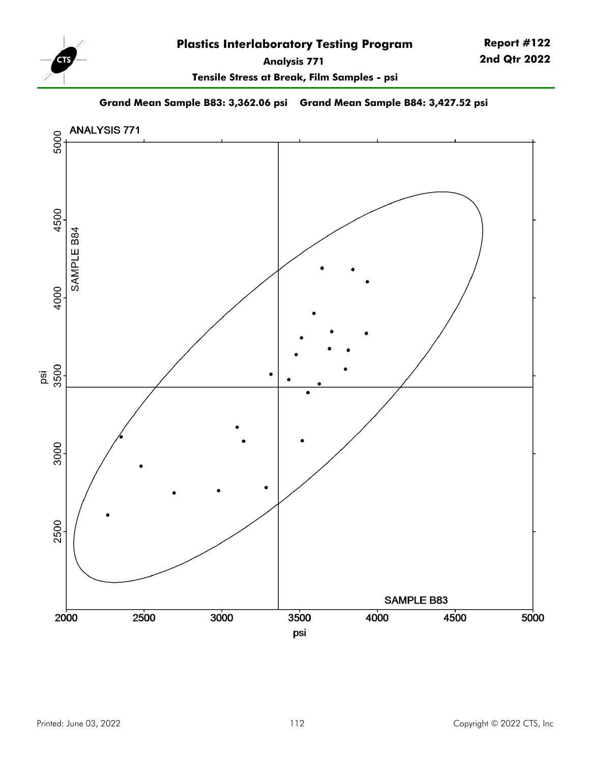# Plastics Interlaboratory Testing Program

**Report #122**
**2nd Qtr 2022**

**Analysis 771**

**Tensile Stress at Break, Film Samples - psi**

**Grand Mean Sample B83: 3,362.06 psi    Grand Mean Sample B84: 3,427.52 psi**

ANALYSIS 771

SAMPLE B84

SAMPLE B83

psi

psi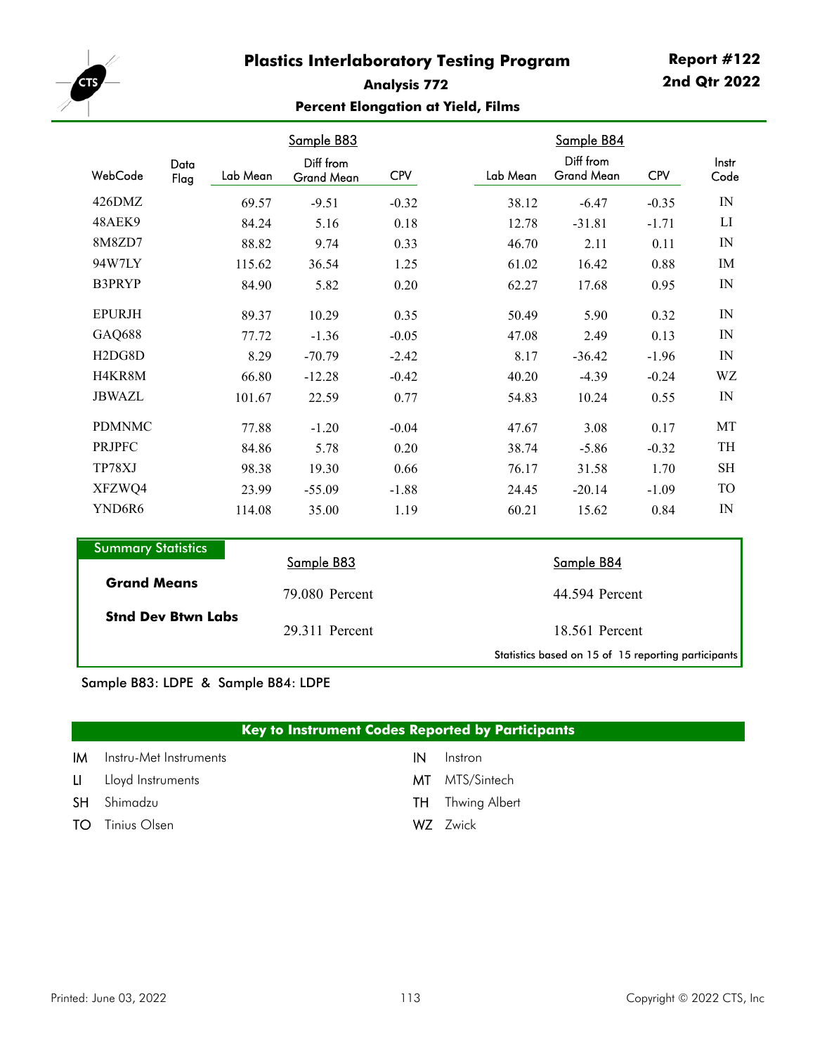# Plastics Interlaboratory Testing Program

**Report #122**
**2nd Qtr 2022**

### Analysis 772

### Percent Elongation at Yield, Films

| | | Sample B83 | | | Sample B84 | | | |
|---|---|---|---|---|---|---|---|---|
| WebCode | Data Flag | Lab Mean | Diff from Grand Mean | CPV | Lab Mean | Diff from Grand Mean | CPV | Instr Code |
| 426DMZ | | 69.57 | -9.51 | -0.32 | 38.12 | -6.47 | -0.35 | IN |
| 48AEK9 | | 84.24 | 5.16 | 0.18 | 12.78 | -31.81 | -1.71 | LI |
| 8M8ZD7 | | 88.82 | 9.74 | 0.33 | 46.70 | 2.11 | 0.11 | IN |
| 94W7LY | | 115.62 | 36.54 | 1.25 | 61.02 | 16.42 | 0.88 | IM |
| B3PRYP | | 84.90 | 5.82 | 0.20 | 62.27 | 17.68 | 0.95 | IN |
| EPURJH | | 89.37 | 10.29 | 0.35 | 50.49 | 5.90 | 0.32 | IN |
| GAQ688 | | 77.72 | -1.36 | -0.05 | 47.08 | 2.49 | 0.13 | IN |
| H2DG8D | | 8.29 | -70.79 | -2.42 | 8.17 | -36.42 | -1.96 | IN |
| H4KR8M | | 66.80 | -12.28 | -0.42 | 40.20 | -4.39 | -0.24 | WZ |
| JBWAZL | | 101.67 | 22.59 | 0.77 | 54.83 | 10.24 | 0.55 | IN |
| PDMNMC | | 77.88 | -1.20 | -0.04 | 47.67 | 3.08 | 0.17 | MT |
| PRJPFC | | 84.86 | 5.78 | 0.20 | 38.74 | -5.86 | -0.32 | TH |
| TP78XJ | | 98.38 | 19.30 | 0.66 | 76.17 | 31.58 | 1.70 | SH |
| XFZWQ4 | | 23.99 | -55.09 | -1.88 | 24.45 | -20.14 | -1.09 | TO |
| YND6R6 | | 114.08 | 35.00 | 1.19 | 60.21 | 15.62 | 0.84 | IN |

**Summary Statistics**

| | Sample B83 | Sample B84 |
|---|---|---|
| **Grand Means** | 79.080 Percent | 44.594 Percent |
| **Stnd Dev Btwn Labs** | 29.311 Percent | 18.561 Percent |

Statistics based on 15 of 15 reporting participants

Sample B83: LDPE & Sample B84: LDPE

**Key to Instrument Codes Reported by Participants**

| Code | Instrument | Code | Instrument |
|---|---|---|---|
| IM | Instru-Met Instruments | IN | Instron |
| LI | Lloyd Instruments | MT | MTS/Sintech |
| SH | Shimadzu | TH | Thwing Albert |
| TO | Tinius Olsen | WZ | Zwick |

Printed: June 03, 2022

Copyright © 2022 CTS, Inc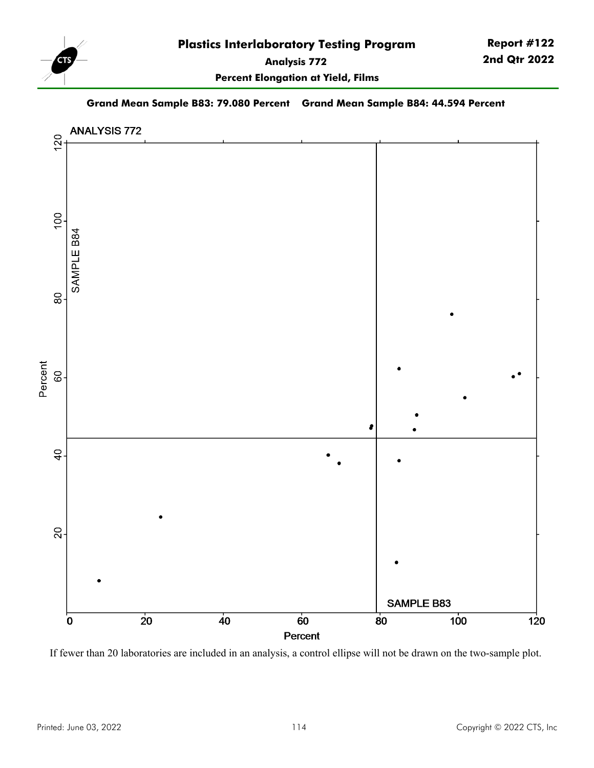# Plastics Interlaboratory Testing Program

**Report #122**
**2nd Qtr 2022**

**Analysis 772**

**Percent Elongation at Yield, Films**

**Grand Mean Sample B83: 79.080 Percent    Grand Mean Sample B84: 44.594 Percent**

If fewer than 20 laboratories are included in an analysis, a control ellipse will not be drawn on the two-sample plot.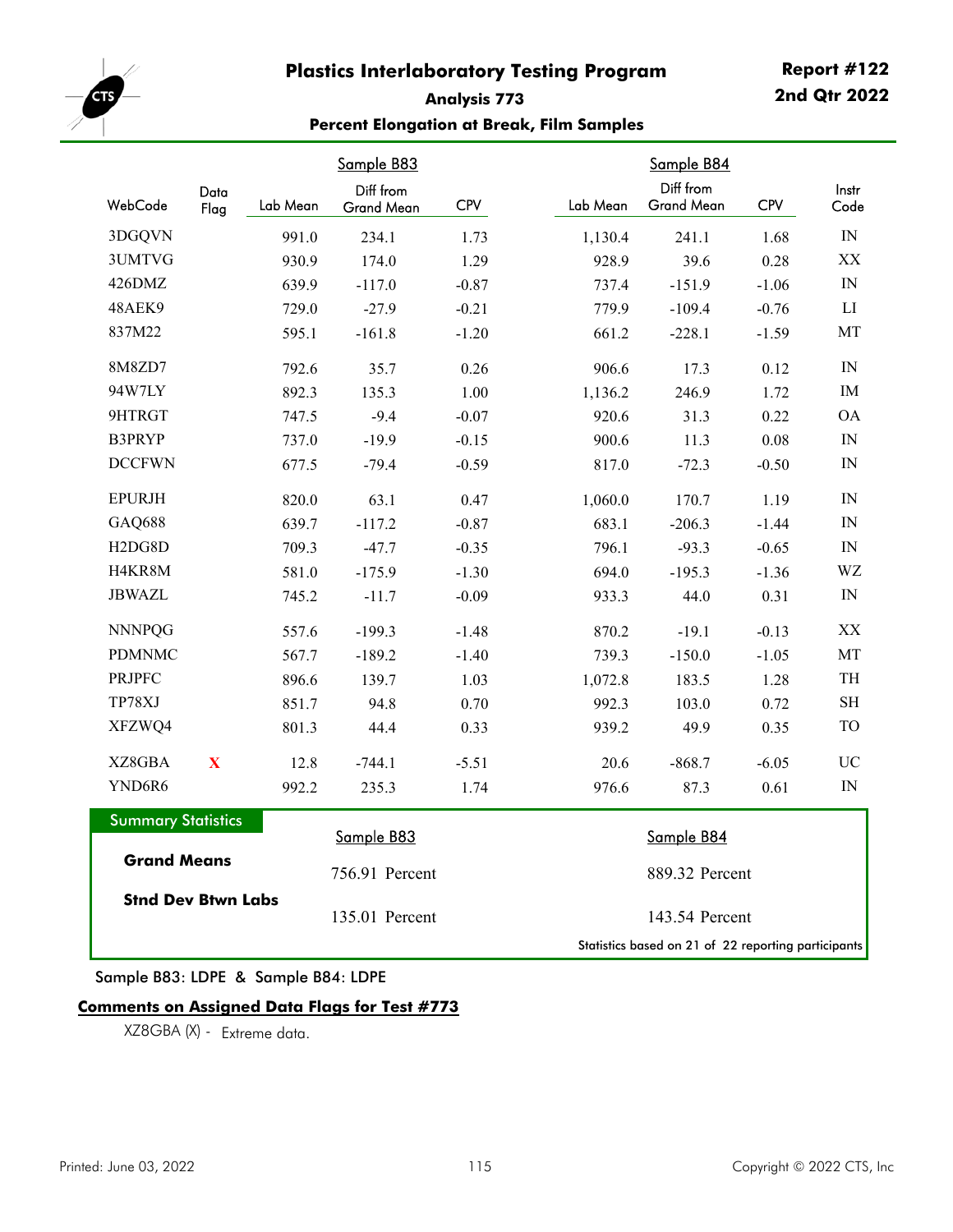# Plastics Interlaboratory Testing Program

**Report #122**
**2nd Qtr 2022**

## Analysis 773

### Percent Elongation at Break, Film Samples

| WebCode | Data Flag | Sample B83 Lab Mean | Sample B83 Diff from Grand Mean | Sample B83 CPV | Sample B84 Lab Mean | Sample B84 Diff from Grand Mean | Sample B84 CPV | Instr Code |
|---|---|---|---|---|---|---|---|---|
| 3DGQVN | | 991.0 | 234.1 | 1.73 | 1,130.4 | 241.1 | 1.68 | IN |
| 3UMTVG | | 930.9 | 174.0 | 1.29 | 928.9 | 39.6 | 0.28 | XX |
| 426DMZ | | 639.9 | -117.0 | -0.87 | 737.4 | -151.9 | -1.06 | IN |
| 48AEK9 | | 729.0 | -27.9 | -0.21 | 779.9 | -109.4 | -0.76 | LI |
| 837M22 | | 595.1 | -161.8 | -1.20 | 661.2 | -228.1 | -1.59 | MT |
| 8M8ZD7 | | 792.6 | 35.7 | 0.26 | 906.6 | 17.3 | 0.12 | IN |
| 94W7LY | | 892.3 | 135.3 | 1.00 | 1,136.2 | 246.9 | 1.72 | IM |
| 9HTRGT | | 747.5 | -9.4 | -0.07 | 920.6 | 31.3 | 0.22 | OA |
| B3PRYP | | 737.0 | -19.9 | -0.15 | 900.6 | 11.3 | 0.08 | IN |
| DCCFWN | | 677.5 | -79.4 | -0.59 | 817.0 | -72.3 | -0.50 | IN |
| EPURJH | | 820.0 | 63.1 | 0.47 | 1,060.0 | 170.7 | 1.19 | IN |
| GAQ688 | | 639.7 | -117.2 | -0.87 | 683.1 | -206.3 | -1.44 | IN |
| H2DG8D | | 709.3 | -47.7 | -0.35 | 796.1 | -93.3 | -0.65 | IN |
| H4KR8M | | 581.0 | -175.9 | -1.30 | 694.0 | -195.3 | -1.36 | WZ |
| JBWAZL | | 745.2 | -11.7 | -0.09 | 933.3 | 44.0 | 0.31 | IN |
| NNNPQG | | 557.6 | -199.3 | -1.48 | 870.2 | -19.1 | -0.13 | XX |
| PDMNMC | | 567.7 | -189.2 | -1.40 | 739.3 | -150.0 | -1.05 | MT |
| PRJPFC | | 896.6 | 139.7 | 1.03 | 1,072.8 | 183.5 | 1.28 | TH |
| TP78XJ | | 851.7 | 94.8 | 0.70 | 992.3 | 103.0 | 0.72 | SH |
| XFZWQ4 | | 801.3 | 44.4 | 0.33 | 939.2 | 49.9 | 0.35 | TO |
| XZ8GBA | X | 12.8 | -744.1 | -5.51 | 20.6 | -868.7 | -6.05 | UC |
| YND6R6 | | 992.2 | 235.3 | 1.74 | 976.6 | 87.3 | 0.61 | IN |

**Summary Statistics**

| | Sample B83 | Sample B84 |
|---|---|---|
| **Grand Means** | 756.91 Percent | 889.32 Percent |
| **Stnd Dev Btwn Labs** | 135.01 Percent | 143.54 Percent |

Statistics based on 21 of 22 reporting participants

Sample B83: LDPE & Sample B84: LDPE

**Comments on Assigned Data Flags for Test #773**

XZ8GBA (X) - Extreme data.

Printed: June 03, 2022

Copyright © 2022 CTS, Inc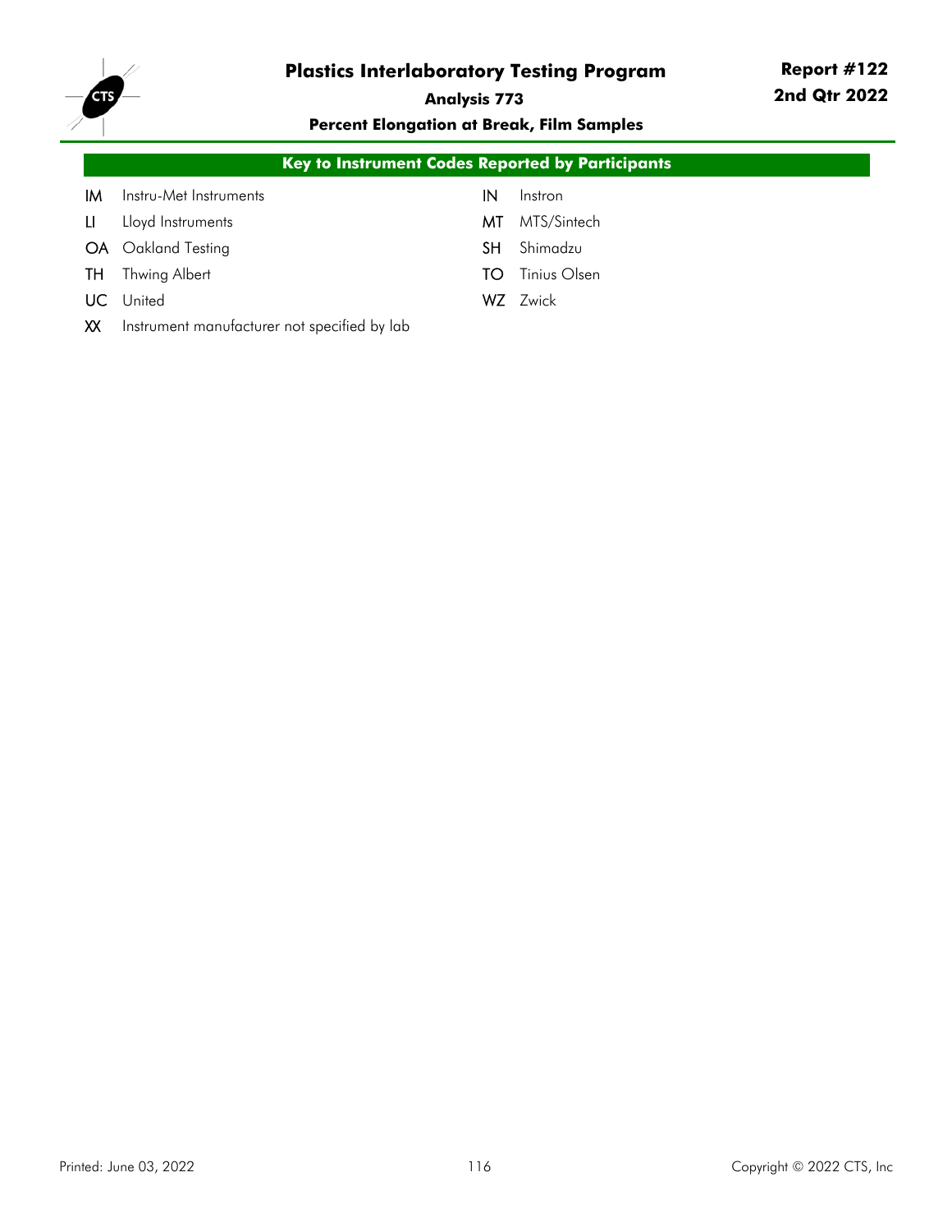## Key to Instrument Codes Reported by Participants

| Code | Manufacturer | Code | Manufacturer |
|---|---|---|---|
| IM | Instru-Met Instruments | IN | Instron |
| LI | Lloyd Instruments | MT | MTS/Sintech |
| OA | Oakland Testing | SH | Shimadzu |
| TH | Thwing Albert | TO | Tinius Olsen |
| UC | United | WZ | Zwick |
| XX | Instrument manufacturer not specified by lab | | |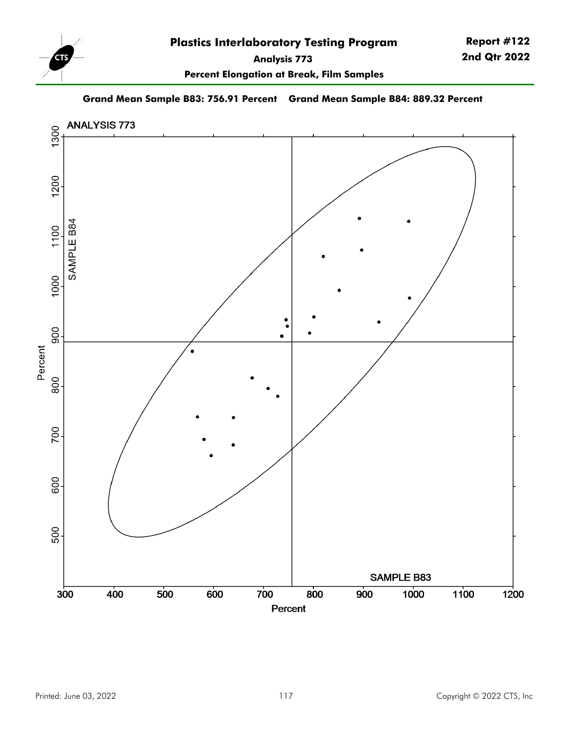# Plastics Interlaboratory Testing Program

**Report #122**
**2nd Qtr 2022**

**Analysis 773**

**Percent Elongation at Break, Film Samples**

**Grand Mean Sample B83: 756.91 Percent    Grand Mean Sample B84: 889.32 Percent**

ANALYSIS 773

SAMPLE B84

SAMPLE B83

Percent

Percent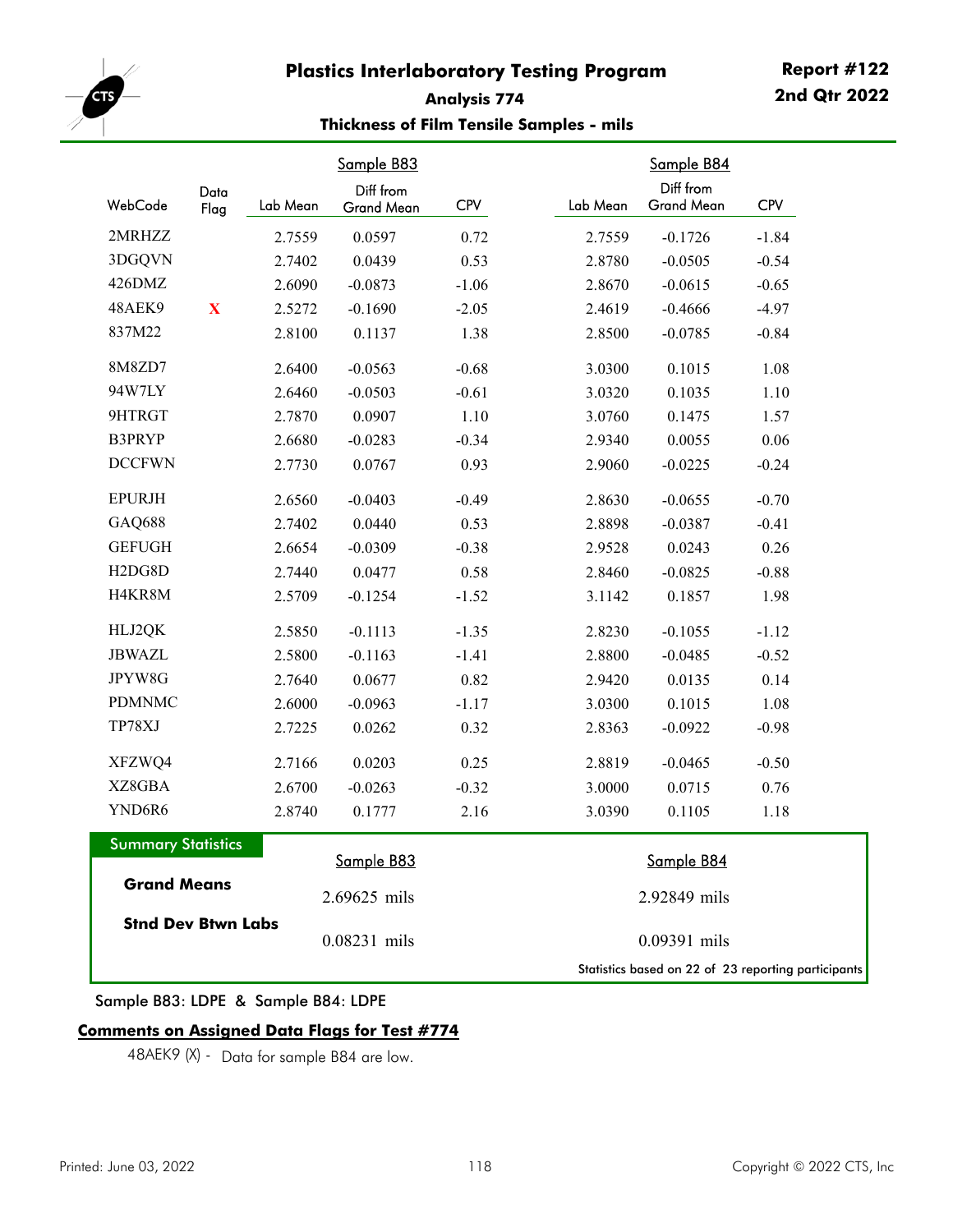# Plastics Interlaboratory Testing Program

**Report #122**
**2nd Qtr 2022**

## Analysis 774

### Thickness of Film Tensile Samples - mils

| WebCode | Data Flag | Sample B83 Lab Mean | Sample B83 Diff from Grand Mean | Sample B83 CPV | Sample B84 Lab Mean | Sample B84 Diff from Grand Mean | Sample B84 CPV |
|---|---|---|---|---|---|---|---|
| 2MRHZZ | | 2.7559 | 0.0597 | 0.72 | 2.7559 | -0.1726 | -1.84 |
| 3DGQVN | | 2.7402 | 0.0439 | 0.53 | 2.8780 | -0.0505 | -0.54 |
| 426DMZ | | 2.6090 | -0.0873 | -1.06 | 2.8670 | -0.0615 | -0.65 |
| 48AEK9 | X | 2.5272 | -0.1690 | -2.05 | 2.4619 | -0.4666 | -4.97 |
| 837M22 | | 2.8100 | 0.1137 | 1.38 | 2.8500 | -0.0785 | -0.84 |
| 8M8ZD7 | | 2.6400 | -0.0563 | -0.68 | 3.0300 | 0.1015 | 1.08 |
| 94W7LY | | 2.6460 | -0.0503 | -0.61 | 3.0320 | 0.1035 | 1.10 |
| 9HTRGT | | 2.7870 | 0.0907 | 1.10 | 3.0760 | 0.1475 | 1.57 |
| B3PRYP | | 2.6680 | -0.0283 | -0.34 | 2.9340 | 0.0055 | 0.06 |
| DCCFWN | | 2.7730 | 0.0767 | 0.93 | 2.9060 | -0.0225 | -0.24 |
| EPURJH | | 2.6560 | -0.0403 | -0.49 | 2.8630 | -0.0655 | -0.70 |
| GAQ688 | | 2.7402 | 0.0440 | 0.53 | 2.8898 | -0.0387 | -0.41 |
| GEFUGH | | 2.6654 | -0.0309 | -0.38 | 2.9528 | 0.0243 | 0.26 |
| H2DG8D | | 2.7440 | 0.0477 | 0.58 | 2.8460 | -0.0825 | -0.88 |
| H4KR8M | | 2.5709 | -0.1254 | -1.52 | 3.1142 | 0.1857 | 1.98 |
| HLJ2QK | | 2.5850 | -0.1113 | -1.35 | 2.8230 | -0.1055 | -1.12 |
| JBWAZL | | 2.5800 | -0.1163 | -1.41 | 2.8800 | -0.0485 | -0.52 |
| JPYW8G | | 2.7640 | 0.0677 | 0.82 | 2.9420 | 0.0135 | 0.14 |
| PDMNMC | | 2.6000 | -0.0963 | -1.17 | 3.0300 | 0.1015 | 1.08 |
| TP78XJ | | 2.7225 | 0.0262 | 0.32 | 2.8363 | -0.0922 | -0.98 |
| XFZWQ4 | | 2.7166 | 0.0203 | 0.25 | 2.8819 | -0.0465 | -0.50 |
| XZ8GBA | | 2.6700 | -0.0263 | -0.32 | 3.0000 | 0.0715 | 0.76 |
| YND6R6 | | 2.8740 | 0.1777 | 2.16 | 3.0390 | 0.1105 | 1.18 |

**Summary Statistics**

| | Sample B83 | Sample B84 |
|---|---|---|
| **Grand Means** | 2.69625 mils | 2.92849 mils |
| **Stnd Dev Btwn Labs** | 0.08231 mils | 0.09391 mils |

Statistics based on 22 of 23 reporting participants

Sample B83: LDPE & Sample B84: LDPE

**Comments on Assigned Data Flags for Test #774**

48AEK9 (X) - Data for sample B84 are low.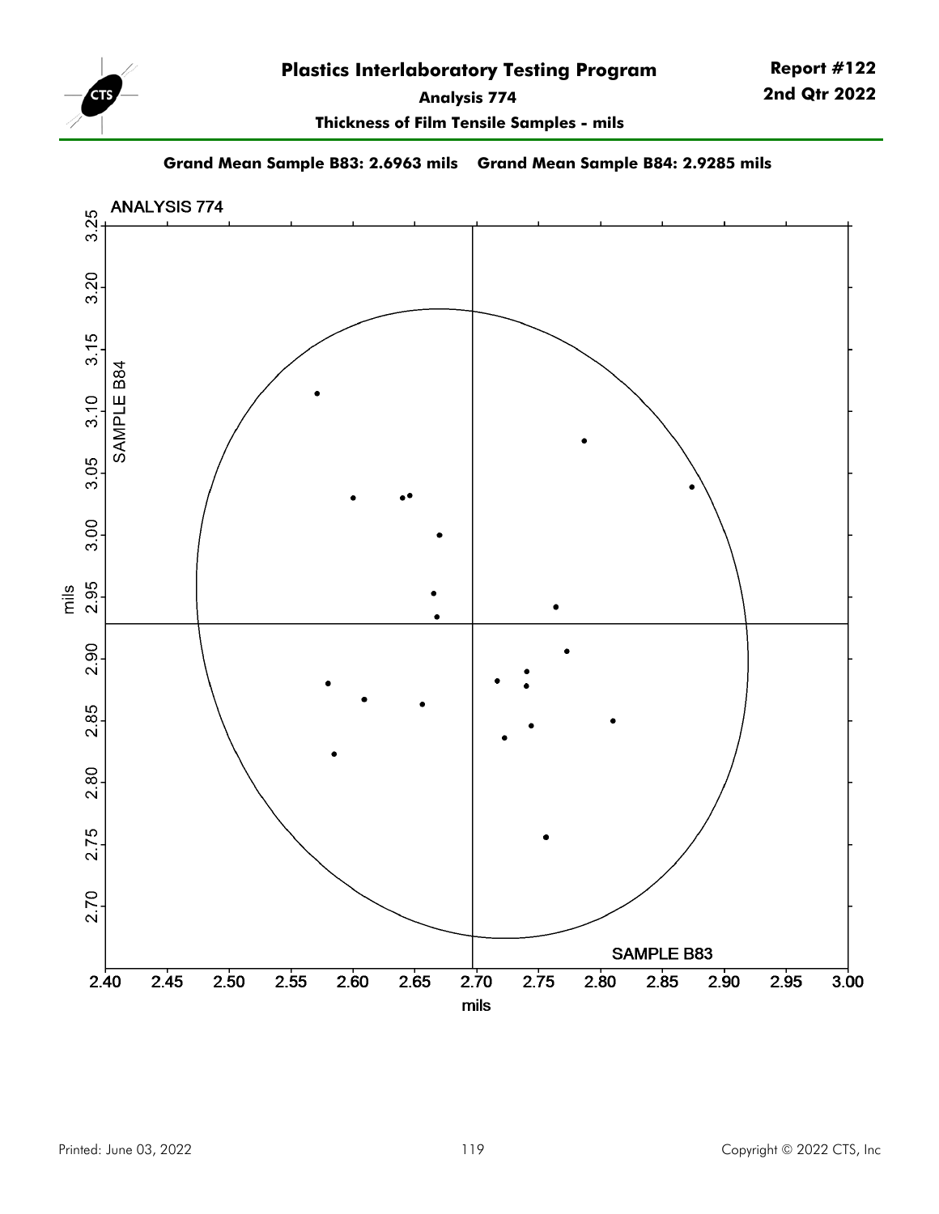## Analysis 774

### Thickness of Film Tensile Samples - mils

**Grand Mean Sample B83: 2.6963 mils    Grand Mean Sample B84: 2.9285 mils**

ANALYSIS 774

SAMPLE B84

SAMPLE B83

mils

mils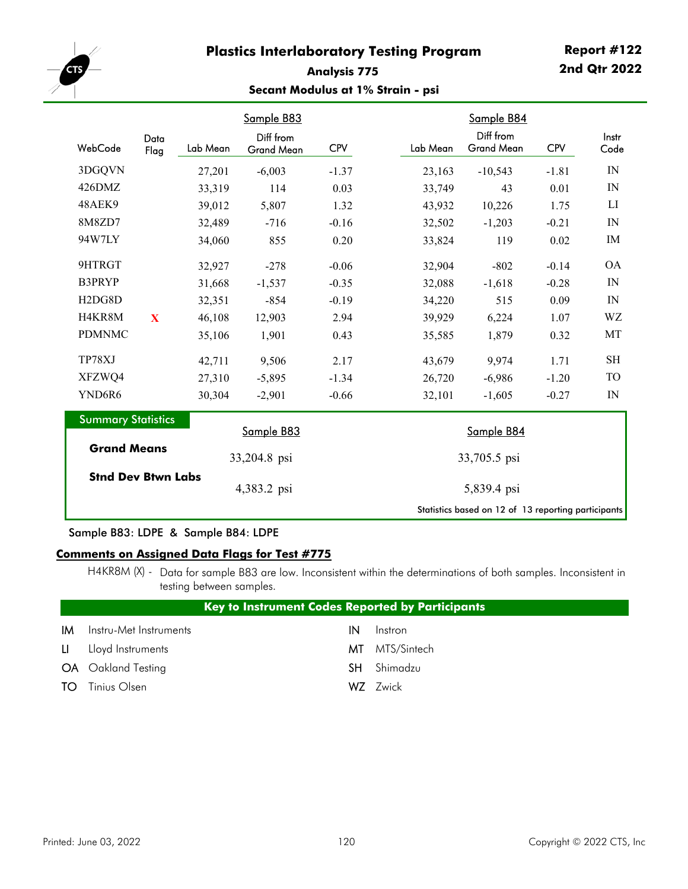# Plastics Interlaboratory Testing Program

**Report #122**
**2nd Qtr 2022**

### Analysis 775

### Secant Modulus at 1% Strain - psi

| | | Sample B83 | | | Sample B84 | | | |
|---|---|---|---|---|---|---|---|---|
| WebCode | Data Flag | Lab Mean | Diff from Grand Mean | CPV | Lab Mean | Diff from Grand Mean | CPV | Instr Code |
| 3DGQVN | | 27,201 | -6,003 | -1.37 | 23,163 | -10,543 | -1.81 | IN |
| 426DMZ | | 33,319 | 114 | 0.03 | 33,749 | 43 | 0.01 | IN |
| 48AEK9 | | 39,012 | 5,807 | 1.32 | 43,932 | 10,226 | 1.75 | LI |
| 8M8ZD7 | | 32,489 | -716 | -0.16 | 32,502 | -1,203 | -0.21 | IN |
| 94W7LY | | 34,060 | 855 | 0.20 | 33,824 | 119 | 0.02 | IM |
| 9HTRGT | | 32,927 | -278 | -0.06 | 32,904 | -802 | -0.14 | OA |
| B3PRYP | | 31,668 | -1,537 | -0.35 | 32,088 | -1,618 | -0.28 | IN |
| H2DG8D | | 32,351 | -854 | -0.19 | 34,220 | 515 | 0.09 | IN |
| H4KR8M | X | 46,108 | 12,903 | 2.94 | 39,929 | 6,224 | 1.07 | WZ |
| PDMNMC | | 35,106 | 1,901 | 0.43 | 35,585 | 1,879 | 0.32 | MT |
| TP78XJ | | 42,711 | 9,506 | 2.17 | 43,679 | 9,974 | 1.71 | SH |
| XFZWQ4 | | 27,310 | -5,895 | -1.34 | 26,720 | -6,986 | -1.20 | TO |
| YND6R6 | | 30,304 | -2,901 | -0.66 | 32,101 | -1,605 | -0.27 | IN |

**Summary Statistics**

| | Sample B83 | Sample B84 |
|---|---|---|
| **Grand Means** | 33,204.8 psi | 33,705.5 psi |
| **Stnd Dev Btwn Labs** | 4,383.2 psi | 5,839.4 psi |

Statistics based on 12 of 13 reporting participants

Sample B83: LDPE & Sample B84: LDPE

## Comments on Assigned Data Flags for Test #775

H4KR8M (X) - Data for sample B83 are low. Inconsistent within the determinations of both samples. Inconsistent in testing between samples.

**Key to Instrument Codes Reported by Participants**

| Code | Instrument | Code | Instrument |
|---|---|---|---|
| IM | Instru-Met Instruments | IN | Instron |
| LI | Lloyd Instruments | MT | MTS/Sintech |
| OA | Oakland Testing | SH | Shimadzu |
| TO | Tinius Olsen | WZ | Zwick |

Printed: June 03, 2022 &nbsp;&nbsp;&nbsp;&nbsp; Copyright © 2022 CTS, Inc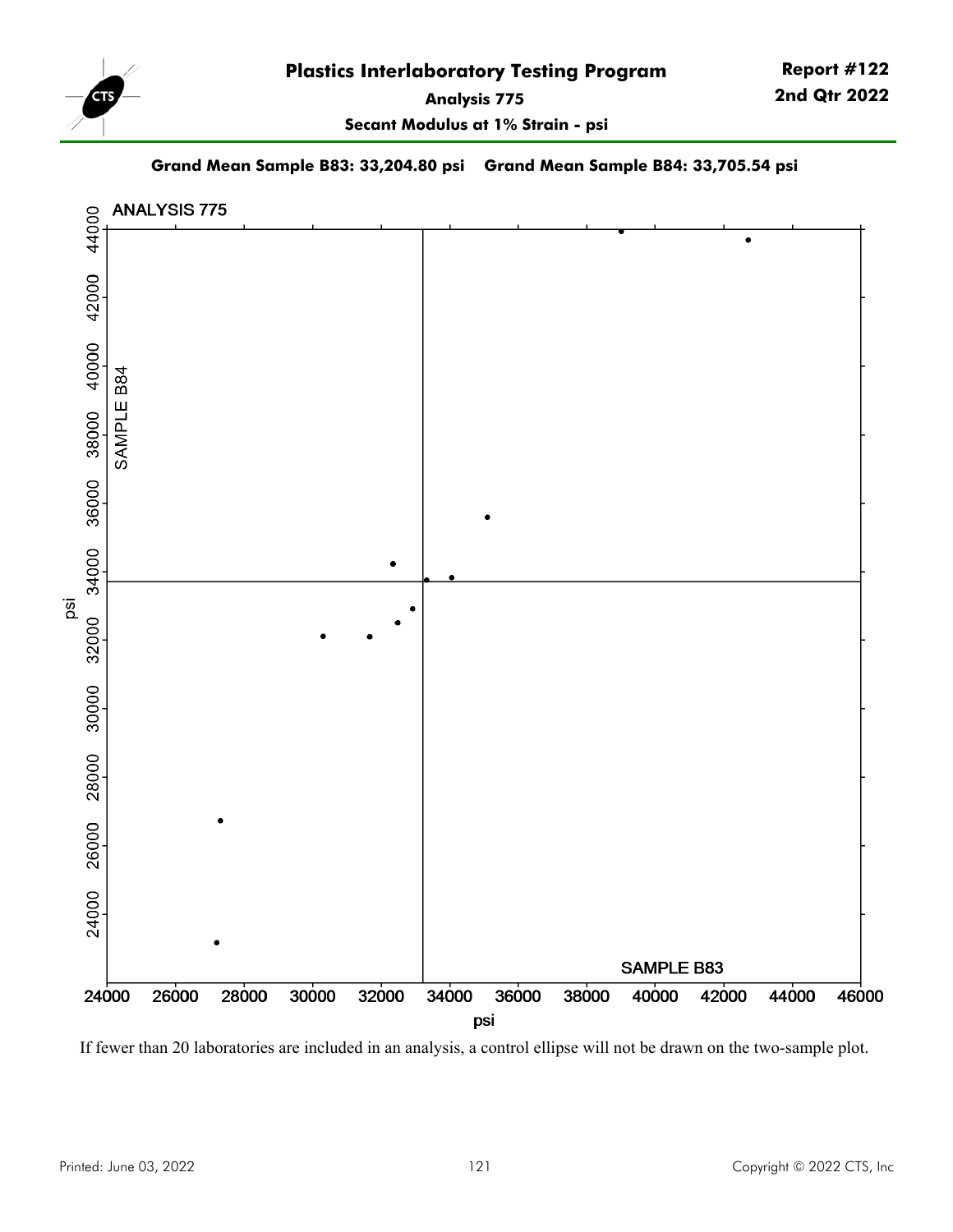# Plastics Interlaboratory Testing Program

**Report #122**
**2nd Qtr 2022**

**Analysis 775**

**Secant Modulus at 1% Strain - psi**

**Grand Mean Sample B83: 33,204.80 psi    Grand Mean Sample B84: 33,705.54 psi**

If fewer than 20 laboratories are included in an analysis, a control ellipse will not be drawn on the two-sample plot.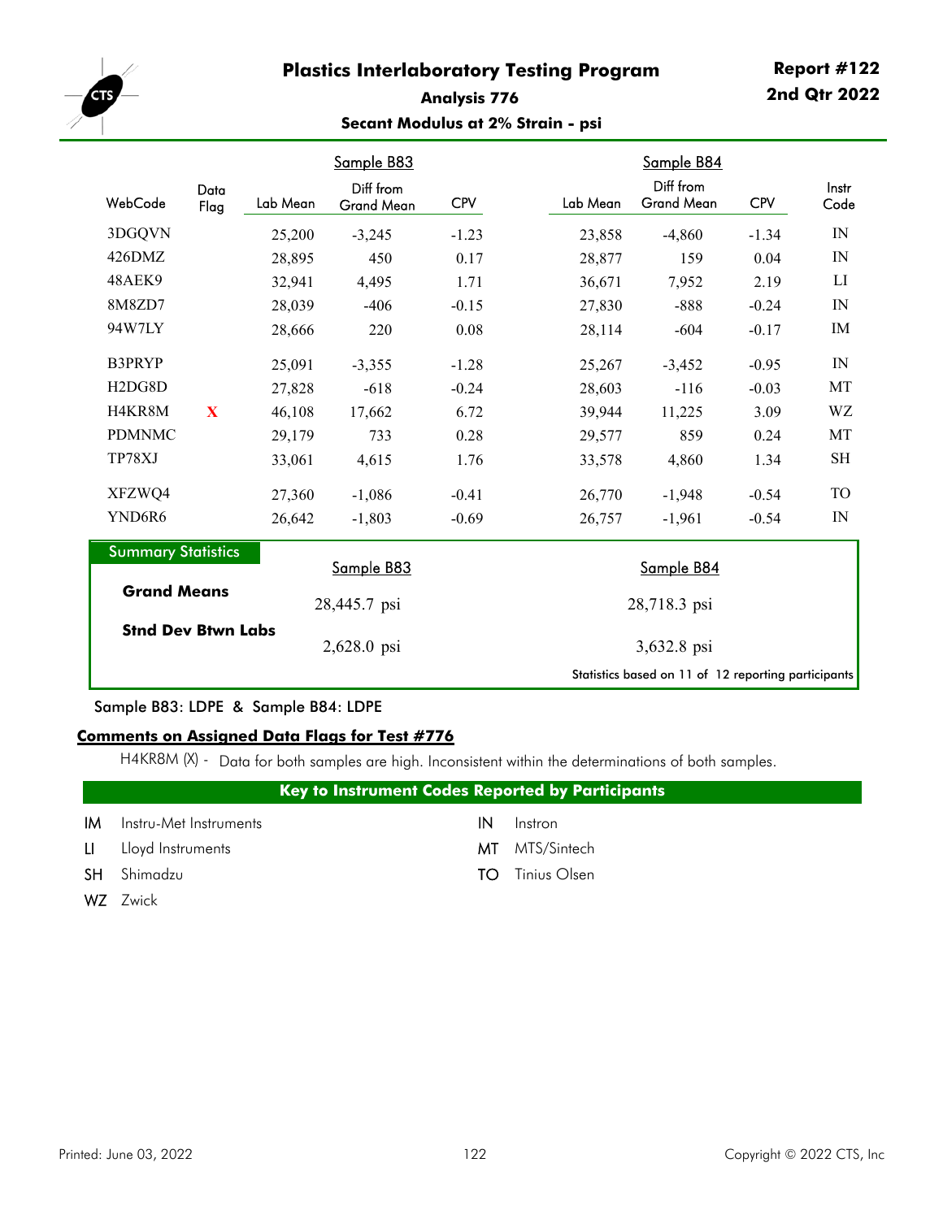# Plastics Interlaboratory Testing Program

**Report #122**
**2nd Qtr 2022**

## Analysis 776

### Secant Modulus at 2% Strain - psi

| WebCode | Data Flag | Sample B83 Lab Mean | Sample B83 Diff from Grand Mean | Sample B83 CPV | Sample B84 Lab Mean | Sample B84 Diff from Grand Mean | Sample B84 CPV | Instr Code |
|---|---|---|---|---|---|---|---|---|
| 3DGQVN | | 25,200 | -3,245 | -1.23 | 23,858 | -4,860 | -1.34 | IN |
| 426DMZ | | 28,895 | 450 | 0.17 | 28,877 | 159 | 0.04 | IN |
| 48AEK9 | | 32,941 | 4,495 | 1.71 | 36,671 | 7,952 | 2.19 | LI |
| 8M8ZD7 | | 28,039 | -406 | -0.15 | 27,830 | -888 | -0.24 | IN |
| 94W7LY | | 28,666 | 220 | 0.08 | 28,114 | -604 | -0.17 | IM |
| B3PRYP | | 25,091 | -3,355 | -1.28 | 25,267 | -3,452 | -0.95 | IN |
| H2DG8D | | 27,828 | -618 | -0.24 | 28,603 | -116 | -0.03 | MT |
| H4KR8M | X | 46,108 | 17,662 | 6.72 | 39,944 | 11,225 | 3.09 | WZ |
| PDMNMC | | 29,179 | 733 | 0.28 | 29,577 | 859 | 0.24 | MT |
| TP78XJ | | 33,061 | 4,615 | 1.76 | 33,578 | 4,860 | 1.34 | SH |
| XFZWQ4 | | 27,360 | -1,086 | -0.41 | 26,770 | -1,948 | -0.54 | TO |
| YND6R6 | | 26,642 | -1,803 | -0.69 | 26,757 | -1,961 | -0.54 | IN |

**Summary Statistics**

| | Sample B83 | Sample B84 |
|---|---|---|
| **Grand Means** | 28,445.7 psi | 28,718.3 psi |
| **Stnd Dev Btwn Labs** | 2,628.0 psi | 3,632.8 psi |

Statistics based on 11 of 12 reporting participants

Sample B83: LDPE & Sample B84: LDPE

**Comments on Assigned Data Flags for Test #776**

H4KR8M (X) - Data for both samples are high. Inconsistent within the determinations of both samples.

**Key to Instrument Codes Reported by Participants**

- IM Instru-Met Instruments
- IN Instron
- LI Lloyd Instruments
- MT MTS/Sintech
- SH Shimadzu
- TO Tinius Olsen
- WZ Zwick

Printed: June 03, 2022 Copyright © 2022 CTS, Inc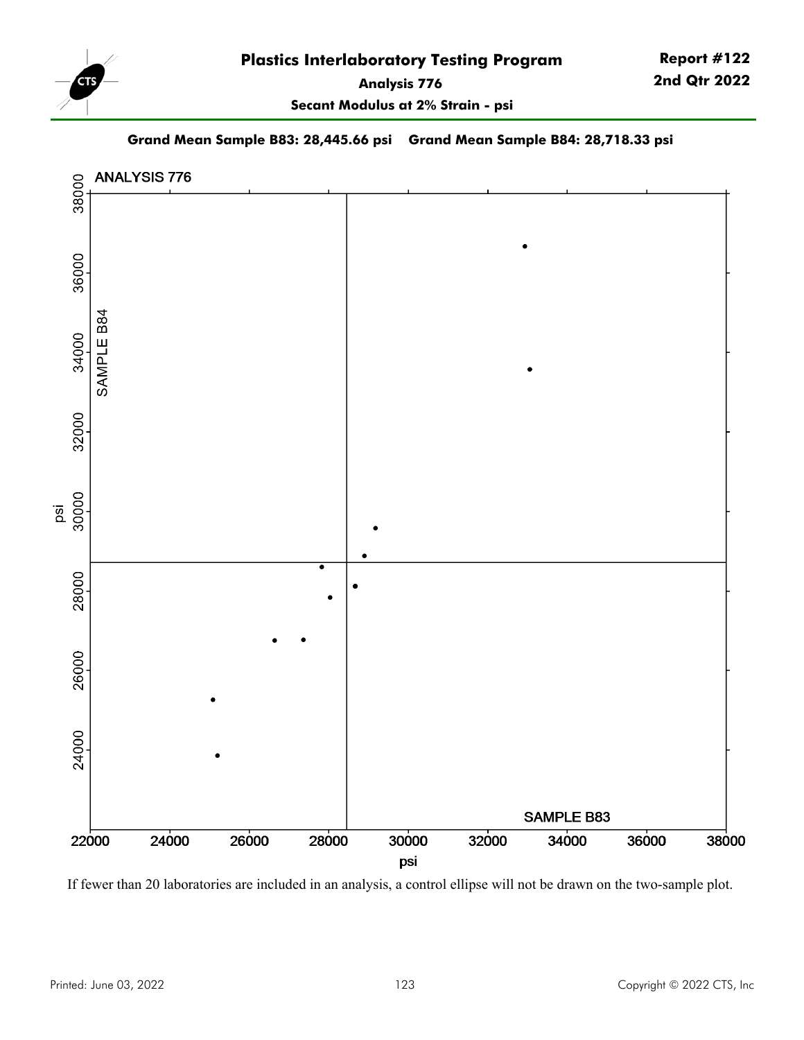# Plastics Interlaboratory Testing Program

**Report #122**
**2nd Qtr 2022**

**Analysis 776**

**Secant Modulus at 2% Strain - psi**

**Grand Mean Sample B83: 28,445.66 psi    Grand Mean Sample B84: 28,718.33 psi**

If fewer than 20 laboratories are included in an analysis, a control ellipse will not be drawn on the two-sample plot.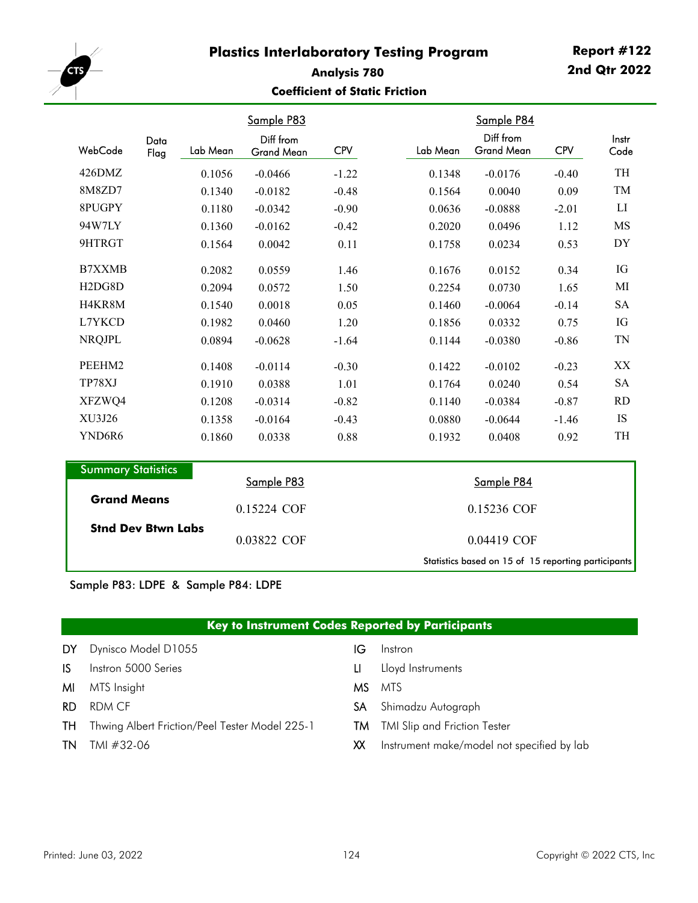# Plastics Interlaboratory Testing Program

**Report #122**
**2nd Qtr 2022**

## Analysis 780

### Coefficient of Static Friction

| WebCode | Data Flag | Sample P83 Lab Mean | Sample P83 Diff from Grand Mean | Sample P83 CPV | Sample P84 Lab Mean | Sample P84 Diff from Grand Mean | Sample P84 CPV | Instr Code |
|---|---|---|---|---|---|---|---|---|
| 426DMZ | | 0.1056 | -0.0466 | -1.22 | 0.1348 | -0.0176 | -0.40 | TH |
| 8M8ZD7 | | 0.1340 | -0.0182 | -0.48 | 0.1564 | 0.0040 | 0.09 | TM |
| 8PUGPY | | 0.1180 | -0.0342 | -0.90 | 0.0636 | -0.0888 | -2.01 | LI |
| 94W7LY | | 0.1360 | -0.0162 | -0.42 | 0.2020 | 0.0496 | 1.12 | MS |
| 9HTRGT | | 0.1564 | 0.0042 | 0.11 | 0.1758 | 0.0234 | 0.53 | DY |
| B7XXMB | | 0.2082 | 0.0559 | 1.46 | 0.1676 | 0.0152 | 0.34 | IG |
| H2DG8D | | 0.2094 | 0.0572 | 1.50 | 0.2254 | 0.0730 | 1.65 | MI |
| H4KR8M | | 0.1540 | 0.0018 | 0.05 | 0.1460 | -0.0064 | -0.14 | SA |
| L7YKCD | | 0.1982 | 0.0460 | 1.20 | 0.1856 | 0.0332 | 0.75 | IG |
| NRQJPL | | 0.0894 | -0.0628 | -1.64 | 0.1144 | -0.0380 | -0.86 | TN |
| PEEHM2 | | 0.1408 | -0.0114 | -0.30 | 0.1422 | -0.0102 | -0.23 | XX |
| TP78XJ | | 0.1910 | 0.0388 | 1.01 | 0.1764 | 0.0240 | 0.54 | SA |
| XFZWQ4 | | 0.1208 | -0.0314 | -0.82 | 0.1140 | -0.0384 | -0.87 | RD |
| XU3J26 | | 0.1358 | -0.0164 | -0.43 | 0.0880 | -0.0644 | -1.46 | IS |
| YND6R6 | | 0.1860 | 0.0338 | 0.88 | 0.1932 | 0.0408 | 0.92 | TH |

**Summary Statistics**

| | Sample P83 | Sample P84 |
|---|---|---|
| **Grand Means** | 0.15224 COF | 0.15236 COF |
| **Stnd Dev Btwn Labs** | 0.03822 COF | 0.04419 COF |

Statistics based on 15 of 15 reporting participants

Sample P83: LDPE & Sample P84: LDPE

**Key to Instrument Codes Reported by Participants**

| Code | Instrument | Code | Instrument |
|---|---|---|---|
| DY | Dynisco Model D1055 | IG | Instron |
| IS | Instron 5000 Series | LI | Lloyd Instruments |
| MI | MTS Insight | MS | MTS |
| RD | RDM CF | SA | Shimadzu Autograph |
| TH | Thwing Albert Friction/Peel Tester Model 225-1 | TM | TMI Slip and Friction Tester |
| TN | TMI #32-06 | XX | Instrument make/model not specified by lab |

Printed: June 03, 2022    Copyright © 2022 CTS, Inc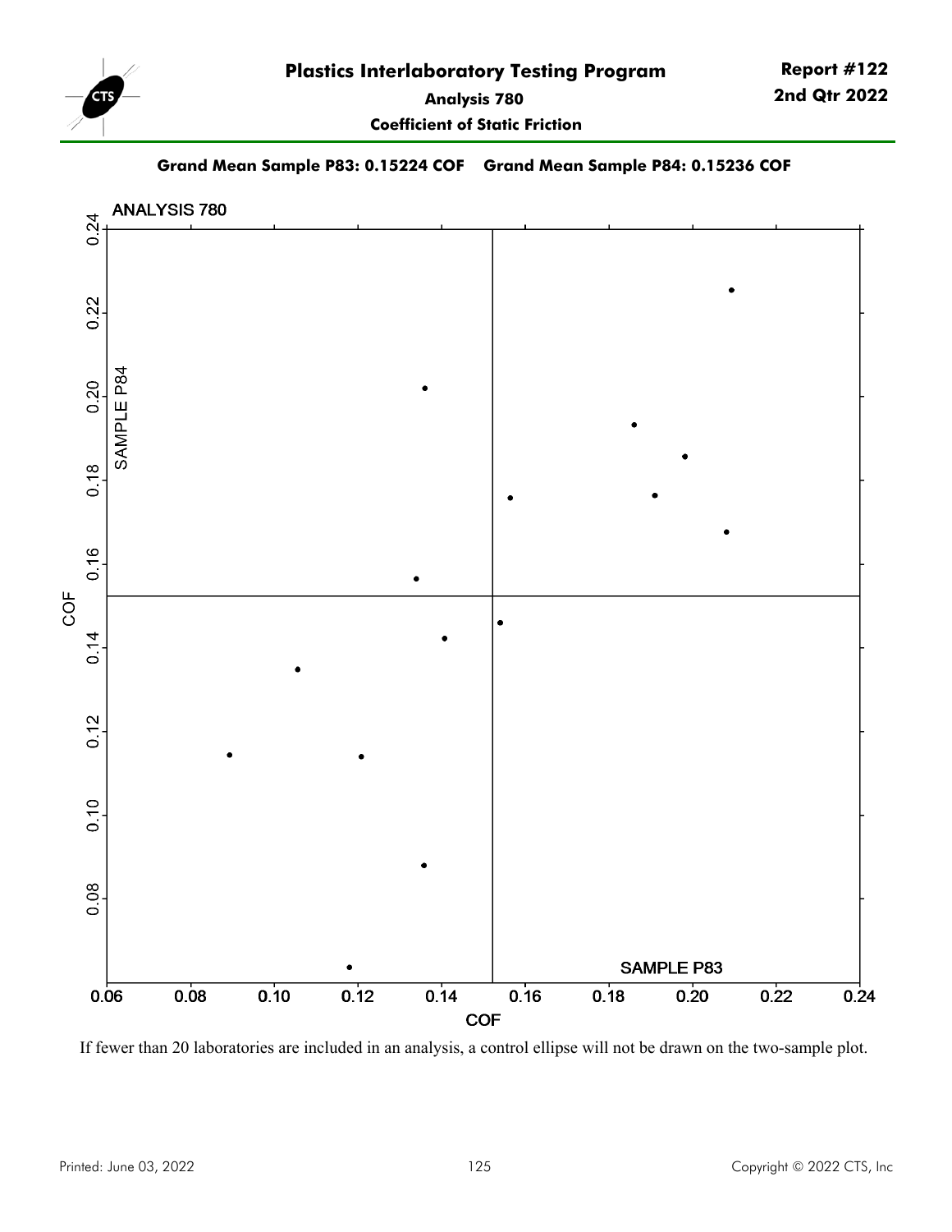# Plastics Interlaboratory Testing Program

**Report #122**
**2nd Qtr 2022**

**Analysis 780**

**Coefficient of Static Friction**

**Grand Mean Sample P83: 0.15224 COF    Grand Mean Sample P84: 0.15236 COF**

If fewer than 20 laboratories are included in an analysis, a control ellipse will not be drawn on the two-sample plot.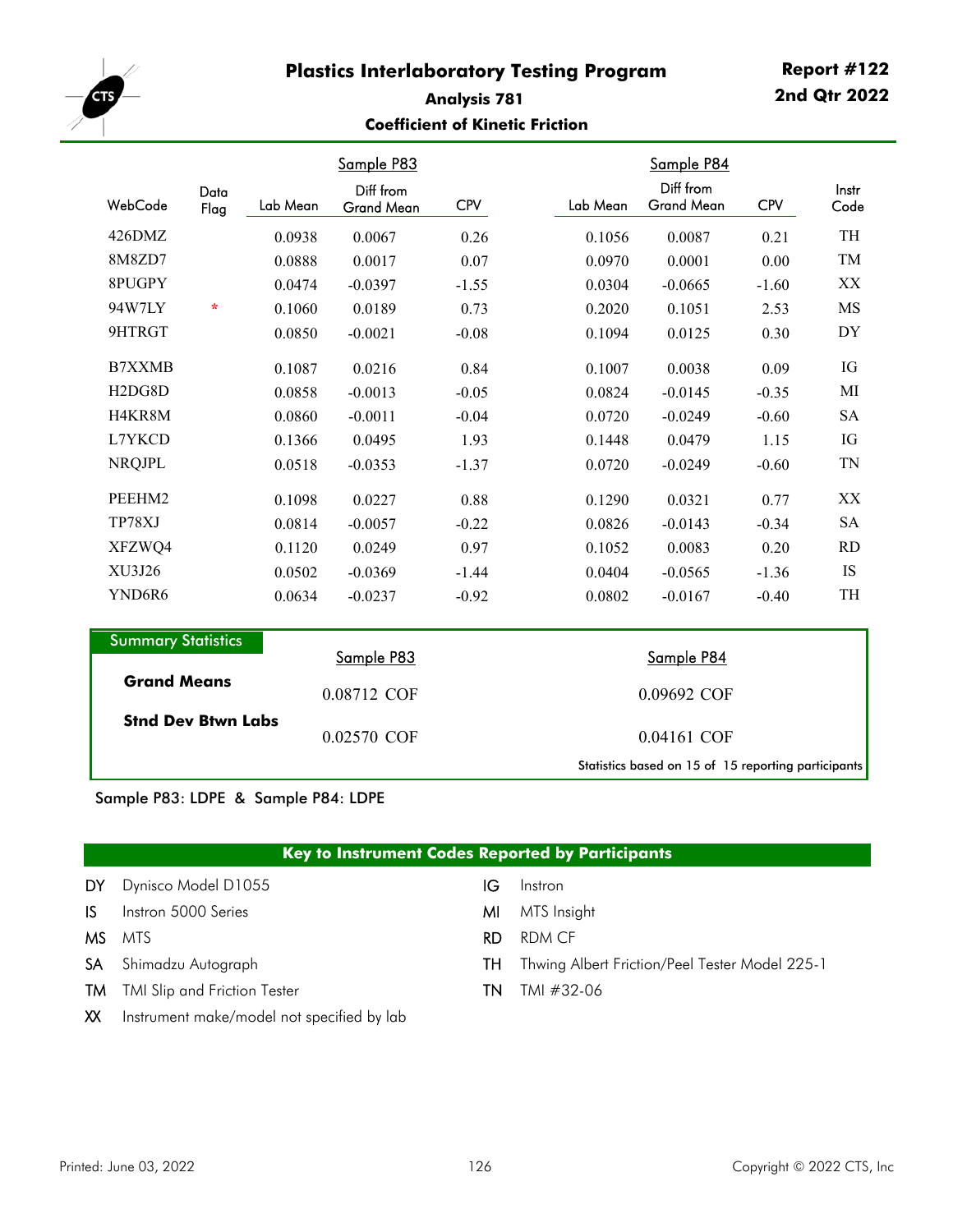# Plastics Interlaboratory Testing Program

**Report #122**
**2nd Qtr 2022**

## Analysis 781

### Coefficient of Kinetic Friction

| WebCode | Data Flag | Sample P83 Lab Mean | Sample P83 Diff from Grand Mean | Sample P83 CPV | Sample P84 Lab Mean | Sample P84 Diff from Grand Mean | Sample P84 CPV | Instr Code |
|---|---|---|---|---|---|---|---|---|
| 426DMZ | | 0.0938 | 0.0067 | 0.26 | 0.1056 | 0.0087 | 0.21 | TH |
| 8M8ZD7 | | 0.0888 | 0.0017 | 0.07 | 0.0970 | 0.0001 | 0.00 | TM |
| 8PUGPY | | 0.0474 | -0.0397 | -1.55 | 0.0304 | -0.0665 | -1.60 | XX |
| 94W7LY | * | 0.1060 | 0.0189 | 0.73 | 0.2020 | 0.1051 | 2.53 | MS |
| 9HTRGT | | 0.0850 | -0.0021 | -0.08 | 0.1094 | 0.0125 | 0.30 | DY |
| B7XXMB | | 0.1087 | 0.0216 | 0.84 | 0.1007 | 0.0038 | 0.09 | IG |
| H2DG8D | | 0.0858 | -0.0013 | -0.05 | 0.0824 | -0.0145 | -0.35 | MI |
| H4KR8M | | 0.0860 | -0.0011 | -0.04 | 0.0720 | -0.0249 | -0.60 | SA |
| L7YKCD | | 0.1366 | 0.0495 | 1.93 | 0.1448 | 0.0479 | 1.15 | IG |
| NRQJPL | | 0.0518 | -0.0353 | -1.37 | 0.0720 | -0.0249 | -0.60 | TN |
| PEEHM2 | | 0.1098 | 0.0227 | 0.88 | 0.1290 | 0.0321 | 0.77 | XX |
| TP78XJ | | 0.0814 | -0.0057 | -0.22 | 0.0826 | -0.0143 | -0.34 | SA |
| XFZWQ4 | | 0.1120 | 0.0249 | 0.97 | 0.1052 | 0.0083 | 0.20 | RD |
| XU3J26 | | 0.0502 | -0.0369 | -1.44 | 0.0404 | -0.0565 | -1.36 | IS |
| YND6R6 | | 0.0634 | -0.0237 | -0.92 | 0.0802 | -0.0167 | -0.40 | TH |

### Summary Statistics

| | Sample P83 | Sample P84 |
|---|---|---|
| **Grand Means** | 0.08712 COF | 0.09692 COF |
| **Stnd Dev Btwn Labs** | 0.02570 COF | 0.04161 COF |

Statistics based on 15 of 15 reporting participants

Sample P83: LDPE & Sample P84: LDPE

### Key to Instrument Codes Reported by Participants

| Code | Instrument | Code | Instrument |
|---|---|---|---|
| DY | Dynisco Model D1055 | IG | Instron |
| IS | Instron 5000 Series | MI | MTS Insight |
| MS | MTS | RD | RDM CF |
| SA | Shimadzu Autograph | TH | Thwing Albert Friction/Peel Tester Model 225-1 |
| TM | TMI Slip and Friction Tester | TN | TMI #32-06 |
| XX | Instrument make/model not specified by lab | | |

Printed: June 03, 2022

Copyright © 2022 CTS, Inc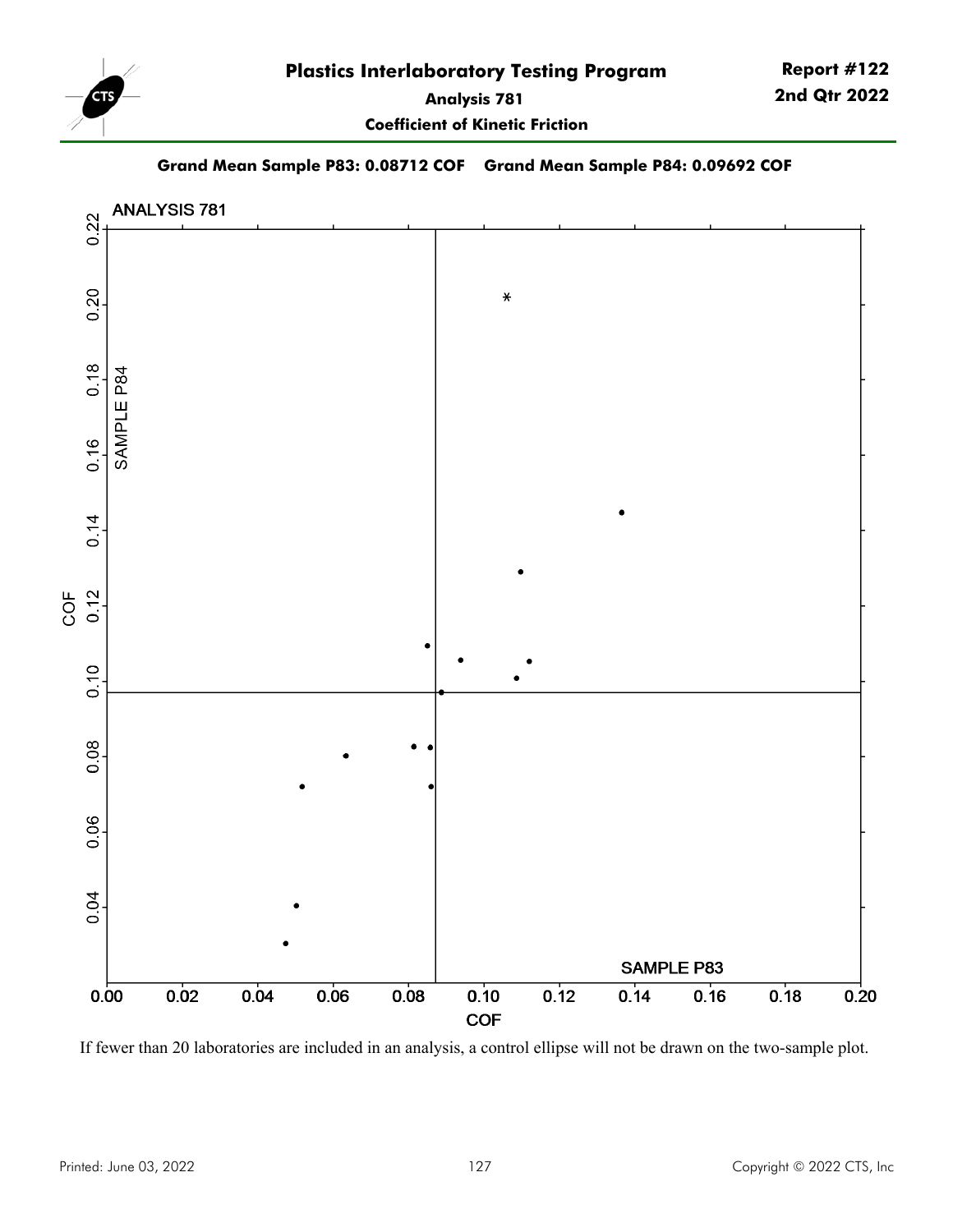# Plastics Interlaboratory Testing Program

**Report #122**
**2nd Qtr 2022**

## Analysis 781

### Coefficient of Kinetic Friction

**Grand Mean Sample P83: 0.08712 COF    Grand Mean Sample P84: 0.09692 COF**

If fewer than 20 laboratories are included in an analysis, a control ellipse will not be drawn on the two-sample plot.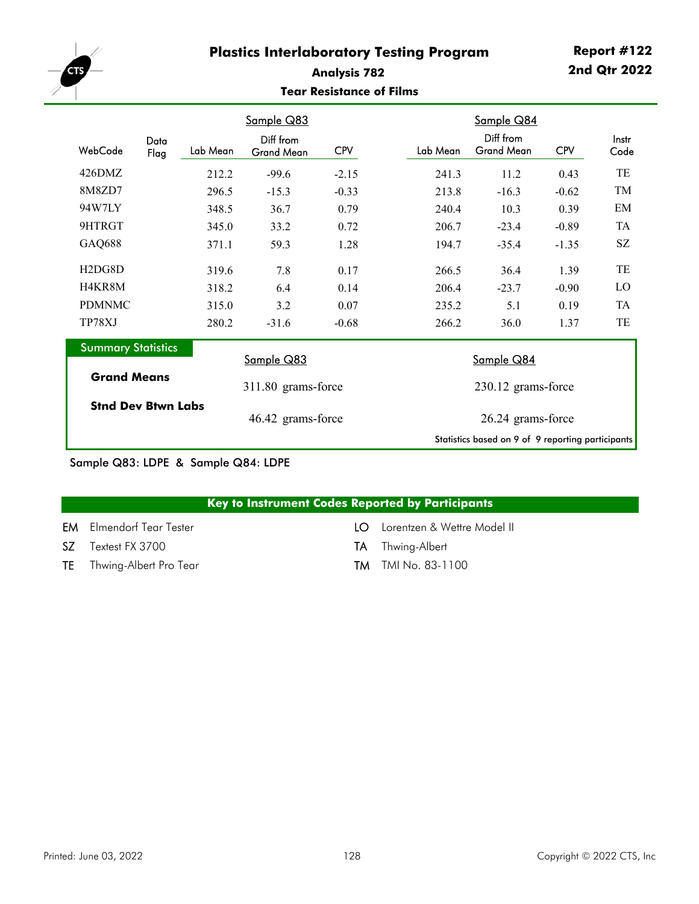# Plastics Interlaboratory Testing Program

**Report #122**
**2nd Qtr 2022**

## Analysis 782

### Tear Resistance of Films

| WebCode | Data Flag | Sample Q83 Lab Mean | Sample Q83 Diff from Grand Mean | Sample Q83 CPV | Sample Q84 Lab Mean | Sample Q84 Diff from Grand Mean | Sample Q84 CPV | Instr Code |
|---|---|---|---|---|---|---|---|---|
| 426DMZ | | 212.2 | -99.6 | -2.15 | 241.3 | 11.2 | 0.43 | TE |
| 8M8ZD7 | | 296.5 | -15.3 | -0.33 | 213.8 | -16.3 | -0.62 | TM |
| 94W7LY | | 348.5 | 36.7 | 0.79 | 240.4 | 10.3 | 0.39 | EM |
| 9HTRGT | | 345.0 | 33.2 | 0.72 | 206.7 | -23.4 | -0.89 | TA |
| GAQ688 | | 371.1 | 59.3 | 1.28 | 194.7 | -35.4 | -1.35 | SZ |
| H2DG8D | | 319.6 | 7.8 | 0.17 | 266.5 | 36.4 | 1.39 | TE |
| H4KR8M | | 318.2 | 6.4 | 0.14 | 206.4 | -23.7 | -0.90 | LO |
| PDMNMC | | 315.0 | 3.2 | 0.07 | 235.2 | 5.1 | 0.19 | TA |
| TP78XJ | | 280.2 | -31.6 | -0.68 | 266.2 | 36.0 | 1.37 | TE |

**Summary Statistics**

| | Sample Q83 | Sample Q84 |
|---|---|---|
| **Grand Means** | 311.80 grams-force | 230.12 grams-force |
| **Stnd Dev Btwn Labs** | 46.42 grams-force | 26.24 grams-force |

Statistics based on 9 of 9 reporting participants

Sample Q83: LDPE & Sample Q84: LDPE

**Key to Instrument Codes Reported by Participants**

- **EM** Elmendorf Tear Tester
- **SZ** Textest FX 3700
- **TE** Thwing-Albert Pro Tear
- **LO** Lorentzen & Wettre Model II
- **TA** Thwing-Albert
- **TM** TMI No. 83-1100

Printed: June 03, 2022

Copyright © 2022 CTS, Inc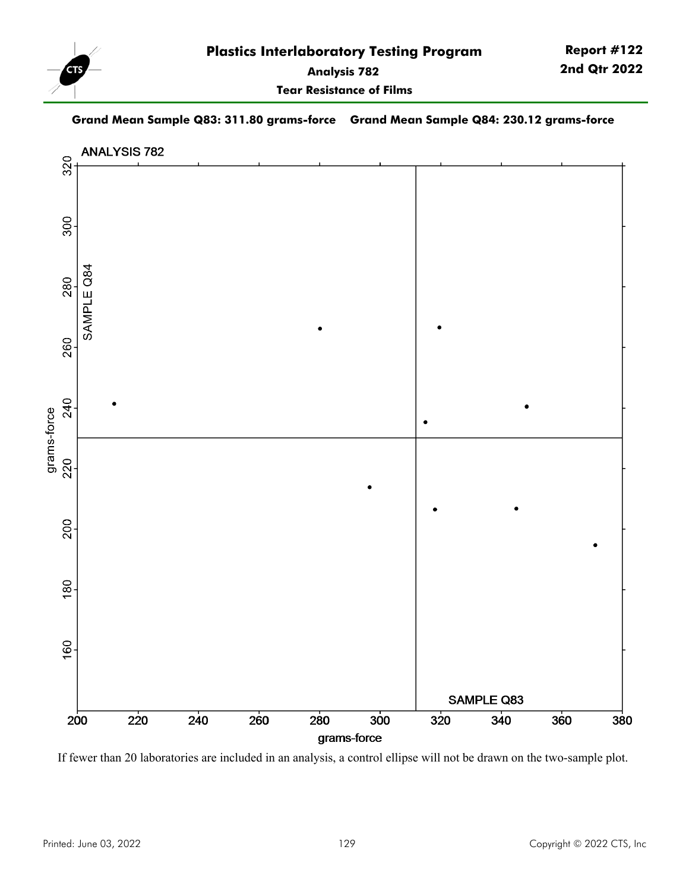# Plastics Interlaboratory Testing Program

**Report #122**
**2nd Qtr 2022**

**Analysis 782**

**Tear Resistance of Films**

**Grand Mean Sample Q83: 311.80 grams-force    Grand Mean Sample Q84: 230.12 grams-force**

If fewer than 20 laboratories are included in an analysis, a control ellipse will not be drawn on the two-sample plot.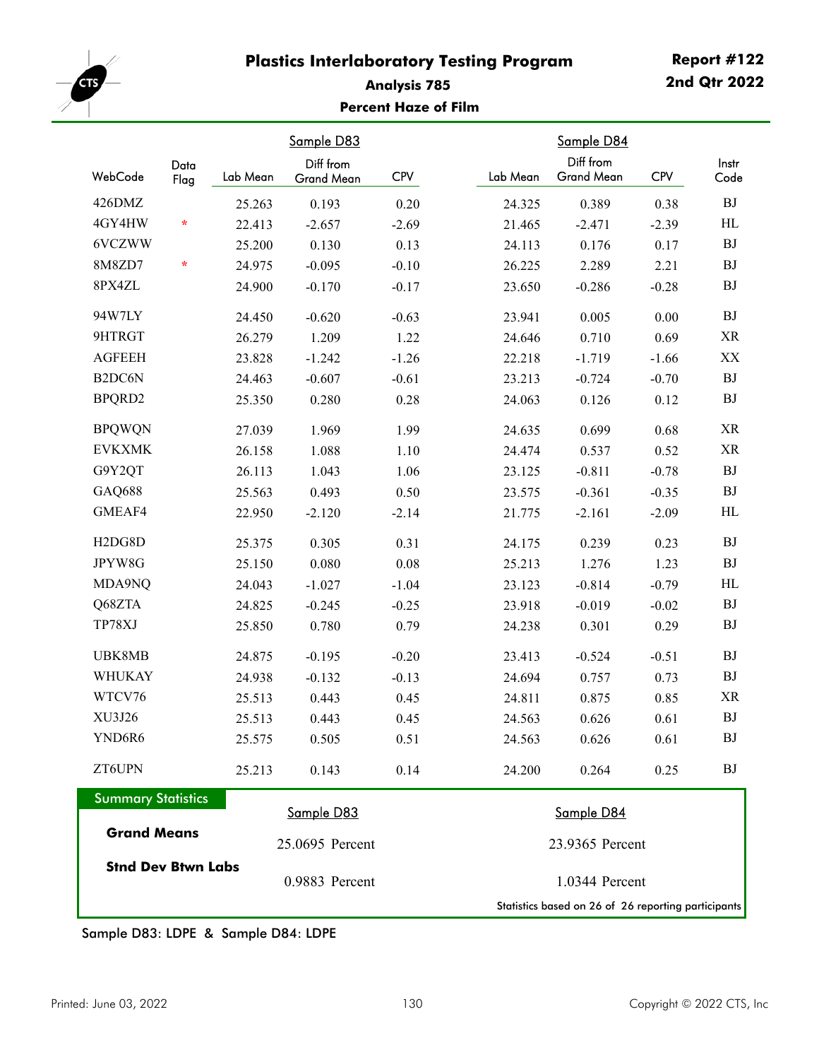# Plastics Interlaboratory Testing Program

**Report #122**
**2nd Qtr 2022**

### Analysis 785

### Percent Haze of Film

| WebCode | Data Flag | Sample D83 Lab Mean | Sample D83 Diff from Grand Mean | Sample D83 CPV | Sample D84 Lab Mean | Sample D84 Diff from Grand Mean | Sample D84 CPV | Instr Code |
|---|---|---|---|---|---|---|---|---|
| 426DMZ | | 25.263 | 0.193 | 0.20 | 24.325 | 0.389 | 0.38 | BJ |
| 4GY4HW | * | 22.413 | -2.657 | -2.69 | 21.465 | -2.471 | -2.39 | HL |
| 6VCZWW | | 25.200 | 0.130 | 0.13 | 24.113 | 0.176 | 0.17 | BJ |
| 8M8ZD7 | * | 24.975 | -0.095 | -0.10 | 26.225 | 2.289 | 2.21 | BJ |
| 8PX4ZL | | 24.900 | -0.170 | -0.17 | 23.650 | -0.286 | -0.28 | BJ |
| 94W7LY | | 24.450 | -0.620 | -0.63 | 23.941 | 0.005 | 0.00 | BJ |
| 9HTRGT | | 26.279 | 1.209 | 1.22 | 24.646 | 0.710 | 0.69 | XR |
| AGFEEH | | 23.828 | -1.242 | -1.26 | 22.218 | -1.719 | -1.66 | XX |
| B2DC6N | | 24.463 | -0.607 | -0.61 | 23.213 | -0.724 | -0.70 | BJ |
| BPQRD2 | | 25.350 | 0.280 | 0.28 | 24.063 | 0.126 | 0.12 | BJ |
| BPQWQN | | 27.039 | 1.969 | 1.99 | 24.635 | 0.699 | 0.68 | XR |
| EVKXMK | | 26.158 | 1.088 | 1.10 | 24.474 | 0.537 | 0.52 | XR |
| G9Y2QT | | 26.113 | 1.043 | 1.06 | 23.125 | -0.811 | -0.78 | BJ |
| GAQ688 | | 25.563 | 0.493 | 0.50 | 23.575 | -0.361 | -0.35 | BJ |
| GMEAF4 | | 22.950 | -2.120 | -2.14 | 21.775 | -2.161 | -2.09 | HL |
| H2DG8D | | 25.375 | 0.305 | 0.31 | 24.175 | 0.239 | 0.23 | BJ |
| JPYW8G | | 25.150 | 0.080 | 0.08 | 25.213 | 1.276 | 1.23 | BJ |
| MDA9NQ | | 24.043 | -1.027 | -1.04 | 23.123 | -0.814 | -0.79 | HL |
| Q68ZTA | | 24.825 | -0.245 | -0.25 | 23.918 | -0.019 | -0.02 | BJ |
| TP78XJ | | 25.850 | 0.780 | 0.79 | 24.238 | 0.301 | 0.29 | BJ |
| UBK8MB | | 24.875 | -0.195 | -0.20 | 23.413 | -0.524 | -0.51 | BJ |
| WHUKAY | | 24.938 | -0.132 | -0.13 | 24.694 | 0.757 | 0.73 | BJ |
| WTCV76 | | 25.513 | 0.443 | 0.45 | 24.811 | 0.875 | 0.85 | XR |
| XU3J26 | | 25.513 | 0.443 | 0.45 | 24.563 | 0.626 | 0.61 | BJ |
| YND6R6 | | 25.575 | 0.505 | 0.51 | 24.563 | 0.626 | 0.61 | BJ |
| ZT6UPN | | 25.213 | 0.143 | 0.14 | 24.200 | 0.264 | 0.25 | BJ |

**Summary Statistics**

| | Sample D83 | Sample D84 |
|---|---|---|
| **Grand Means** | 25.0695 Percent | 23.9365 Percent |
| **Stnd Dev Btwn Labs** | 0.9883 Percent | 1.0344 Percent |

Statistics based on 26 of 26 reporting participants

Sample D83: LDPE & Sample D84: LDPE

Printed: June 03, 2022

Copyright © 2022 CTS, Inc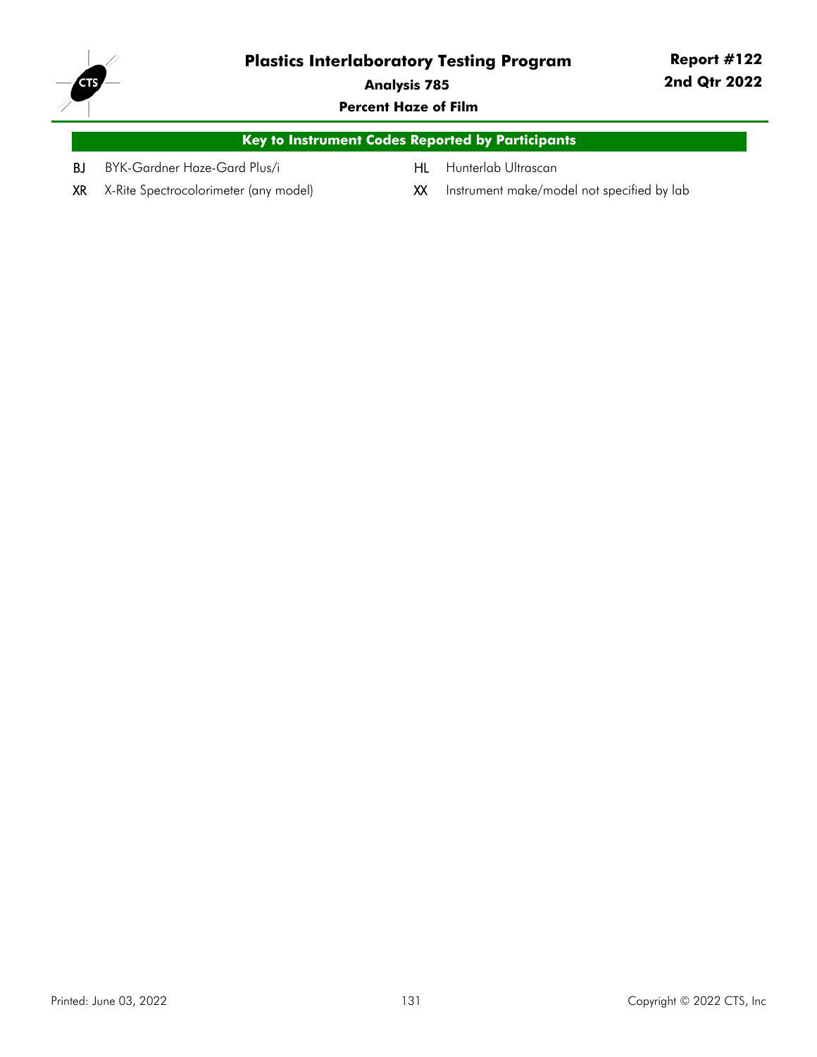# Plastics Interlaboratory Testing Program

**Analysis 785**

**Percent Haze of Film**

**Report #122**
**2nd Qtr 2022**

## Key to Instrument Codes Reported by Participants

| Code | Instrument | Code | Instrument |
|---|---|---|---|
| BJ | BYK-Gardner Haze-Gard Plus/i | HL | Hunterlab Ultrascan |
| XR | X-Rite Spectrocolorimeter (any model) | XX | Instrument make/model not specified by lab |

Printed: June 03, 2022

Copyright © 2022 CTS, Inc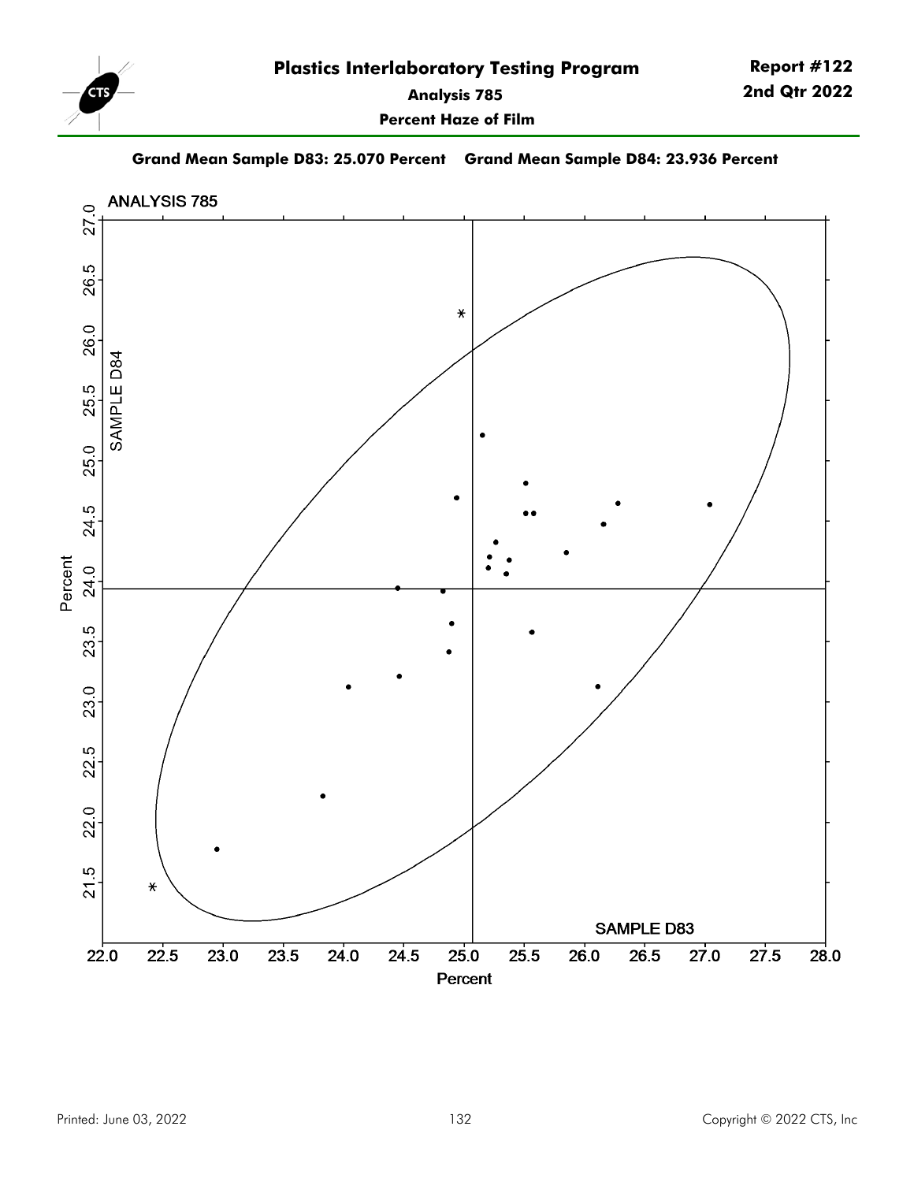# Plastics Interlaboratory Testing Program

**Report #122**
**2nd Qtr 2022**

**Analysis 785**

**Percent Haze of Film**

**Grand Mean Sample D83: 25.070 Percent    Grand Mean Sample D84: 23.936 Percent**

ANALYSIS 785

SAMPLE D84

SAMPLE D83

Percent

Percent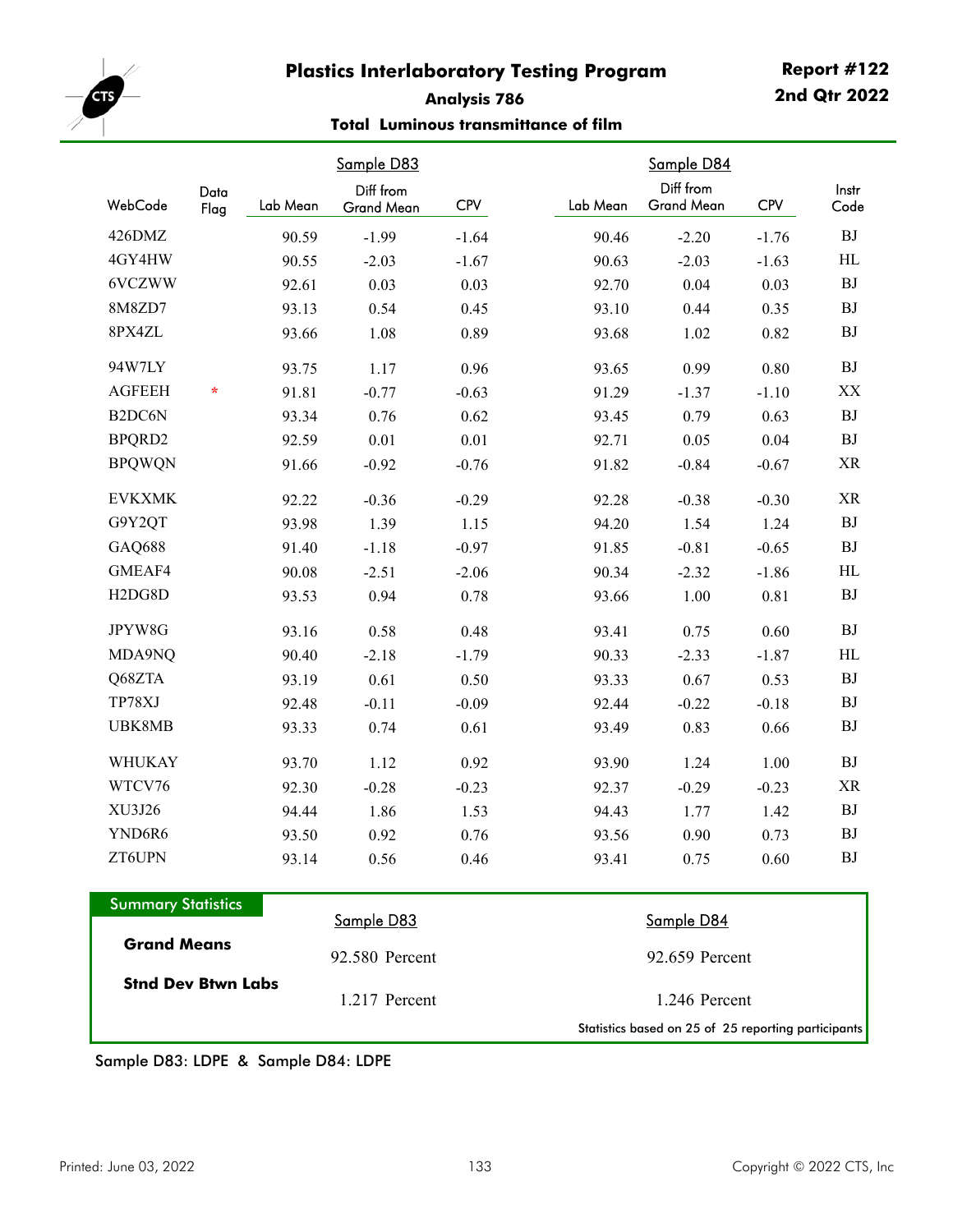# Plastics Interlaboratory Testing Program

**Report #122**
**2nd Qtr 2022**

## Analysis 786

### Total Luminous transmittance of film

| WebCode | Data Flag | Sample D83 Lab Mean | Sample D83 Diff from Grand Mean | Sample D83 CPV | Sample D84 Lab Mean | Sample D84 Diff from Grand Mean | Sample D84 CPV | Instr Code |
|---|---|---|---|---|---|---|---|---|
| 426DMZ | | 90.59 | -1.99 | -1.64 | 90.46 | -2.20 | -1.76 | BJ |
| 4GY4HW | | 90.55 | -2.03 | -1.67 | 90.63 | -2.03 | -1.63 | HL |
| 6VCZWW | | 92.61 | 0.03 | 0.03 | 92.70 | 0.04 | 0.03 | BJ |
| 8M8ZD7 | | 93.13 | 0.54 | 0.45 | 93.10 | 0.44 | 0.35 | BJ |
| 8PX4ZL | | 93.66 | 1.08 | 0.89 | 93.68 | 1.02 | 0.82 | BJ |
| 94W7LY | | 93.75 | 1.17 | 0.96 | 93.65 | 0.99 | 0.80 | BJ |
| AGFEEH | * | 91.81 | -0.77 | -0.63 | 91.29 | -1.37 | -1.10 | XX |
| B2DC6N | | 93.34 | 0.76 | 0.62 | 93.45 | 0.79 | 0.63 | BJ |
| BPQRD2 | | 92.59 | 0.01 | 0.01 | 92.71 | 0.05 | 0.04 | BJ |
| BPQWQN | | 91.66 | -0.92 | -0.76 | 91.82 | -0.84 | -0.67 | XR |
| EVKXMK | | 92.22 | -0.36 | -0.29 | 92.28 | -0.38 | -0.30 | XR |
| G9Y2QT | | 93.98 | 1.39 | 1.15 | 94.20 | 1.54 | 1.24 | BJ |
| GAQ688 | | 91.40 | -1.18 | -0.97 | 91.85 | -0.81 | -0.65 | BJ |
| GMEAF4 | | 90.08 | -2.51 | -2.06 | 90.34 | -2.32 | -1.86 | HL |
| H2DG8D | | 93.53 | 0.94 | 0.78 | 93.66 | 1.00 | 0.81 | BJ |
| JPYW8G | | 93.16 | 0.58 | 0.48 | 93.41 | 0.75 | 0.60 | BJ |
| MDA9NQ | | 90.40 | -2.18 | -1.79 | 90.33 | -2.33 | -1.87 | HL |
| Q68ZTA | | 93.19 | 0.61 | 0.50 | 93.33 | 0.67 | 0.53 | BJ |
| TP78XJ | | 92.48 | -0.11 | -0.09 | 92.44 | -0.22 | -0.18 | BJ |
| UBK8MB | | 93.33 | 0.74 | 0.61 | 93.49 | 0.83 | 0.66 | BJ |
| WHUKAY | | 93.70 | 1.12 | 0.92 | 93.90 | 1.24 | 1.00 | BJ |
| WTCV76 | | 92.30 | -0.28 | -0.23 | 92.37 | -0.29 | -0.23 | XR |
| XU3J26 | | 94.44 | 1.86 | 1.53 | 94.43 | 1.77 | 1.42 | BJ |
| YND6R6 | | 93.50 | 0.92 | 0.76 | 93.56 | 0.90 | 0.73 | BJ |
| ZT6UPN | | 93.14 | 0.56 | 0.46 | 93.41 | 0.75 | 0.60 | BJ |

**Summary Statistics**

| | Sample D83 | Sample D84 |
|---|---|---|
| **Grand Means** | 92.580 Percent | 92.659 Percent |
| **Stnd Dev Btwn Labs** | 1.217 Percent | 1.246 Percent |

Statistics based on 25 of 25 reporting participants

Sample D83: LDPE & Sample D84: LDPE

Printed: June 03, 2022

Copyright © 2022 CTS, Inc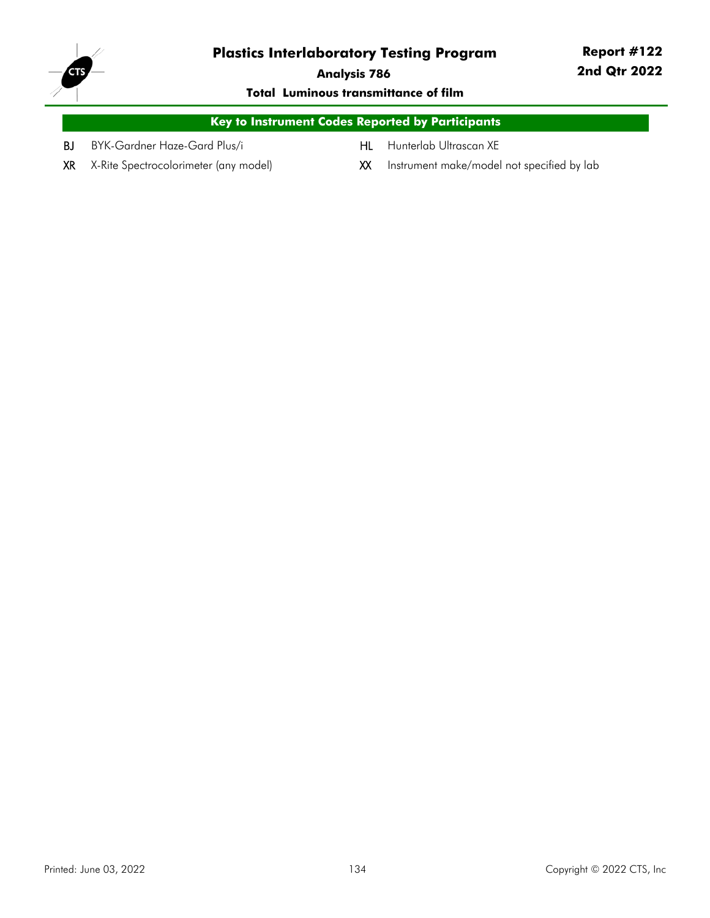# Plastics Interlaboratory Testing Program

**Report #122**
**2nd Qtr 2022**

**Analysis 786**

**Total Luminous transmittance of film**

## Key to Instrument Codes Reported by Participants

| Code | Instrument |
|---|---|
| BJ | BYK-Gardner Haze-Gard Plus/i |
| HL | Hunterlab Ultrascan XE |
| XR | X-Rite Spectrocolorimeter (any model) |
| XX | Instrument make/model not specified by lab |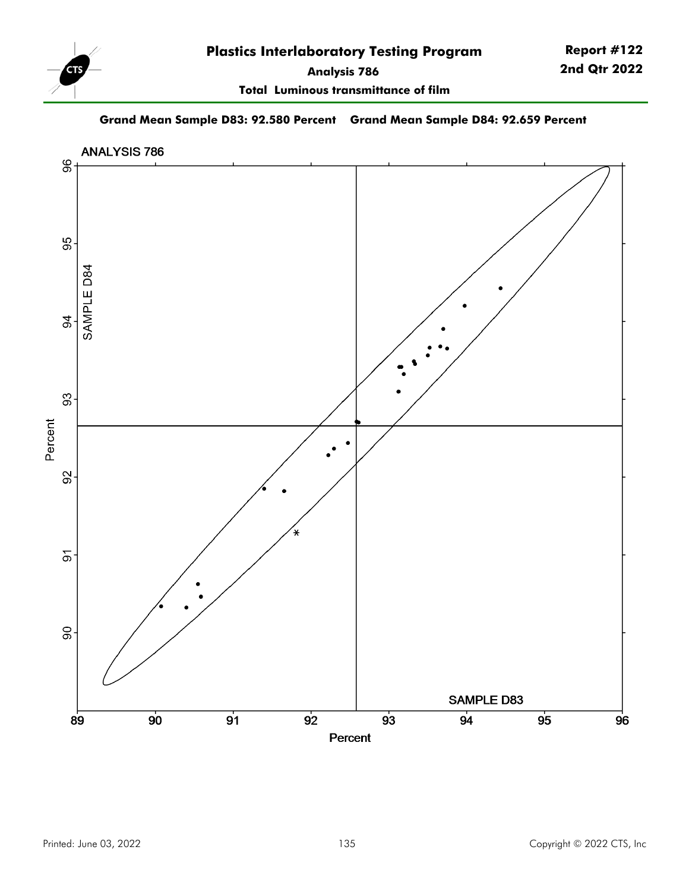# Plastics Interlaboratory Testing Program

**Report #122**
**2nd Qtr 2022**

**Analysis 786**

**Total Luminous transmittance of film**

**Grand Mean Sample D83: 92.580 Percent    Grand Mean Sample D84: 92.659 Percent**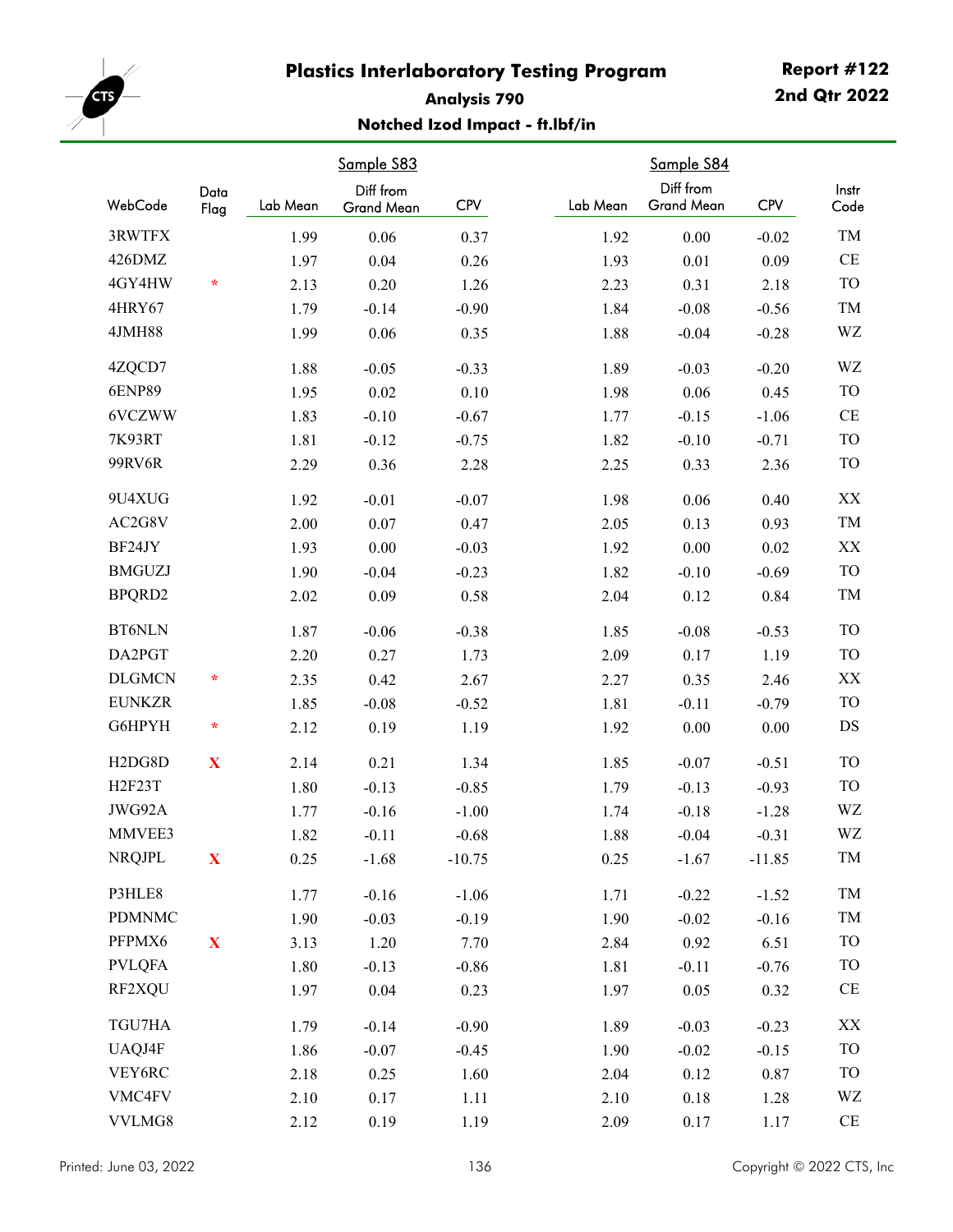# Plastics Interlaboratory Testing Program

**Report #122**
**2nd Qtr 2022**

## Analysis 790

### Notched Izod Impact - ft.lbf/in

| WebCode | Data Flag | Sample S83 Lab Mean | Sample S83 Diff from Grand Mean | Sample S83 CPV | Sample S84 Lab Mean | Sample S84 Diff from Grand Mean | Sample S84 CPV | Instr Code |
|---|---|---|---|---|---|---|---|---|
| 3RWTFX | | 1.99 | 0.06 | 0.37 | 1.92 | 0.00 | -0.02 | TM |
| 426DMZ | | 1.97 | 0.04 | 0.26 | 1.93 | 0.01 | 0.09 | CE |
| 4GY4HW | * | 2.13 | 0.20 | 1.26 | 2.23 | 0.31 | 2.18 | TO |
| 4HRY67 | | 1.79 | -0.14 | -0.90 | 1.84 | -0.08 | -0.56 | TM |
| 4JMH88 | | 1.99 | 0.06 | 0.35 | 1.88 | -0.04 | -0.28 | WZ |
| 4ZQCD7 | | 1.88 | -0.05 | -0.33 | 1.89 | -0.03 | -0.20 | WZ |
| 6ENP89 | | 1.95 | 0.02 | 0.10 | 1.98 | 0.06 | 0.45 | TO |
| 6VCZWW | | 1.83 | -0.10 | -0.67 | 1.77 | -0.15 | -1.06 | CE |
| 7K93RT | | 1.81 | -0.12 | -0.75 | 1.82 | -0.10 | -0.71 | TO |
| 99RV6R | | 2.29 | 0.36 | 2.28 | 2.25 | 0.33 | 2.36 | TO |
| 9U4XUG | | 1.92 | -0.01 | -0.07 | 1.98 | 0.06 | 0.40 | XX |
| AC2G8V | | 2.00 | 0.07 | 0.47 | 2.05 | 0.13 | 0.93 | TM |
| BF24JY | | 1.93 | 0.00 | -0.03 | 1.92 | 0.00 | 0.02 | XX |
| BMGUZJ | | 1.90 | -0.04 | -0.23 | 1.82 | -0.10 | -0.69 | TO |
| BPQRD2 | | 2.02 | 0.09 | 0.58 | 2.04 | 0.12 | 0.84 | TM |
| BT6NLN | | 1.87 | -0.06 | -0.38 | 1.85 | -0.08 | -0.53 | TO |
| DA2PGT | | 2.20 | 0.27 | 1.73 | 2.09 | 0.17 | 1.19 | TO |
| DLGMCN | * | 2.35 | 0.42 | 2.67 | 2.27 | 0.35 | 2.46 | XX |
| EUNKZR | | 1.85 | -0.08 | -0.52 | 1.81 | -0.11 | -0.79 | TO |
| G6HPYH | * | 2.12 | 0.19 | 1.19 | 1.92 | 0.00 | 0.00 | DS |
| H2DG8D | X | 2.14 | 0.21 | 1.34 | 1.85 | -0.07 | -0.51 | TO |
| H2F23T | | 1.80 | -0.13 | -0.85 | 1.79 | -0.13 | -0.93 | TO |
| JWG92A | | 1.77 | -0.16 | -1.00 | 1.74 | -0.18 | -1.28 | WZ |
| MMVEE3 | | 1.82 | -0.11 | -0.68 | 1.88 | -0.04 | -0.31 | WZ |
| NRQJPL | X | 0.25 | -1.68 | -10.75 | 0.25 | -1.67 | -11.85 | TM |
| P3HLE8 | | 1.77 | -0.16 | -1.06 | 1.71 | -0.22 | -1.52 | TM |
| PDMNMC | | 1.90 | -0.03 | -0.19 | 1.90 | -0.02 | -0.16 | TM |
| PFPMX6 | X | 3.13 | 1.20 | 7.70 | 2.84 | 0.92 | 6.51 | TO |
| PVLQFA | | 1.80 | -0.13 | -0.86 | 1.81 | -0.11 | -0.76 | TO |
| RF2XQU | | 1.97 | 0.04 | 0.23 | 1.97 | 0.05 | 0.32 | CE |
| TGU7HA | | 1.79 | -0.14 | -0.90 | 1.89 | -0.03 | -0.23 | XX |
| UAQJ4F | | 1.86 | -0.07 | -0.45 | 1.90 | -0.02 | -0.15 | TO |
| VEY6RC | | 2.18 | 0.25 | 1.60 | 2.04 | 0.12 | 0.87 | TO |
| VMC4FV | | 2.10 | 0.17 | 1.11 | 2.10 | 0.18 | 1.28 | WZ |
| VVLMG8 | | 2.12 | 0.19 | 1.19 | 2.09 | 0.17 | 1.17 | CE |

Printed: June 03, 2022

Copyright © 2022 CTS, Inc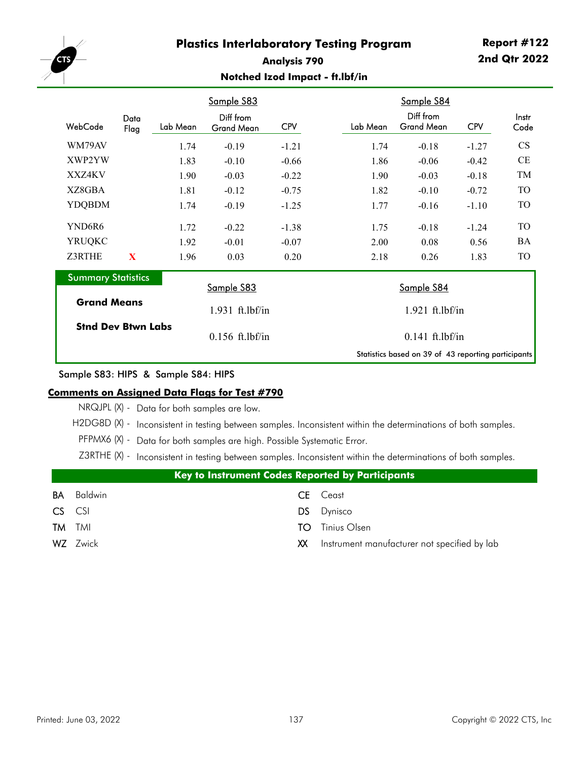# Plastics Interlaboratory Testing Program

**Report #122**
**2nd Qtr 2022**

## Analysis 790

### Notched Izod Impact - ft.lbf/in

| | | Sample S83 | | | Sample S84 | | | |
|---|---|---|---|---|---|---|---|---|
| WebCode | Data Flag | Lab Mean | Diff from Grand Mean | CPV | Lab Mean | Diff from Grand Mean | CPV | Instr Code |
| WM79AV | | 1.74 | -0.19 | -1.21 | 1.74 | -0.18 | -1.27 | CS |
| XWP2YW | | 1.83 | -0.10 | -0.66 | 1.86 | -0.06 | -0.42 | CE |
| XXZ4KV | | 1.90 | -0.03 | -0.22 | 1.90 | -0.03 | -0.18 | TM |
| XZ8GBA | | 1.81 | -0.12 | -0.75 | 1.82 | -0.10 | -0.72 | TO |
| YDQBDM | | 1.74 | -0.19 | -1.25 | 1.77 | -0.16 | -1.10 | TO |
| YND6R6 | | 1.72 | -0.22 | -1.38 | 1.75 | -0.18 | -1.24 | TO |
| YRUQKC | | 1.92 | -0.01 | -0.07 | 2.00 | 0.08 | 0.56 | BA |
| Z3RTHE | X | 1.96 | 0.03 | 0.20 | 2.18 | 0.26 | 1.83 | TO |

**Summary Statistics**

| | Sample S83 | Sample S84 |
|---|---|---|
| **Grand Means** | 1.931 ft.lbf/in | 1.921 ft.lbf/in |
| **Stnd Dev Btwn Labs** | 0.156 ft.lbf/in | 0.141 ft.lbf/in |

Statistics based on 39 of 43 reporting participants

Sample S83: HIPS & Sample S84: HIPS

**Comments on Assigned Data Flags for Test #790**

- NRQJPL (X) - Data for both samples are low.
- H2DG8D (X) - Inconsistent in testing between samples. Inconsistent within the determinations of both samples.
- PFPMX6 (X) - Data for both samples are high. Possible Systematic Error.
- Z3RTHE (X) - Inconsistent in testing between samples. Inconsistent within the determinations of both samples.

**Key to Instrument Codes Reported by Participants**

| Code | Manufacturer | Code | Manufacturer |
|---|---|---|---|
| BA | Baldwin | CE | Ceast |
| CS | CSI | DS | Dynisco |
| TM | TMI | TO | Tinius Olsen |
| WZ | Zwick | XX | Instrument manufacturer not specified by lab |

Printed: June 03, 2022

Copyright © 2022 CTS, Inc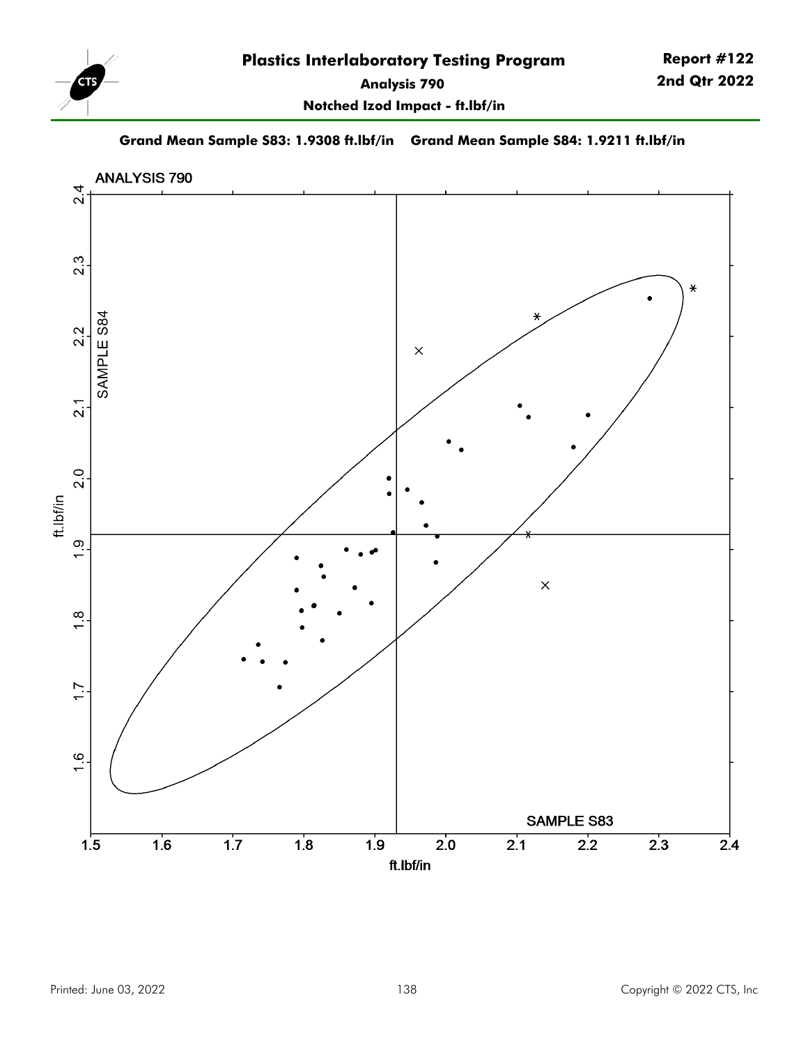# Plastics Interlaboratory Testing Program

**Report #122**
**2nd Qtr 2022**

**Analysis 790**

**Notched Izod Impact - ft.lbf/in**

**Grand Mean Sample S83: 1.9308 ft.lbf/in    Grand Mean Sample S84: 1.9211 ft.lbf/in**

ANALYSIS 790

SAMPLE S84

SAMPLE S83

ft.lbf/in

ft.lbf/in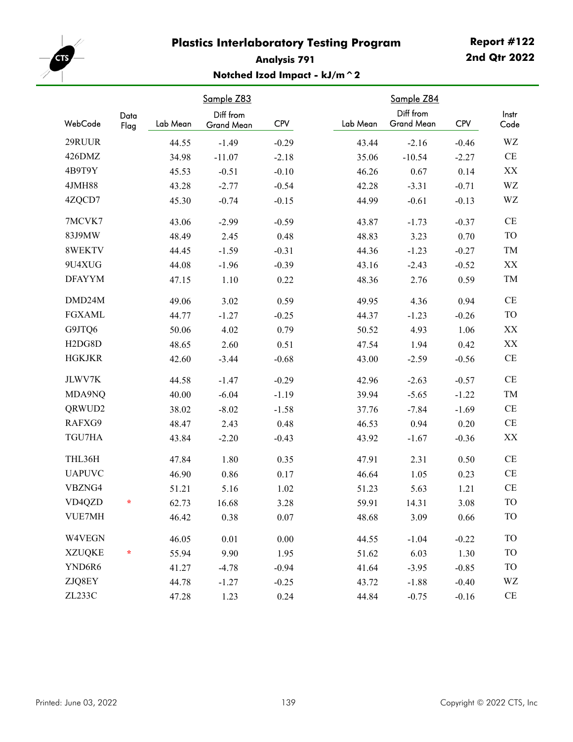# Plastics Interlaboratory Testing Program

**Report #122**
**2nd Qtr 2022**

### Analysis 791

### Notched Izod Impact - kJ/m^2

| WebCode | Data Flag | Sample Z83 Lab Mean | Sample Z83 Diff from Grand Mean | Sample Z83 CPV | Sample Z84 Lab Mean | Sample Z84 Diff from Grand Mean | Sample Z84 CPV | Instr Code |
|---|---|---|---|---|---|---|---|---|
| 29RUUR | | 44.55 | -1.49 | -0.29 | 43.44 | -2.16 | -0.46 | WZ |
| 426DMZ | | 34.98 | -11.07 | -2.18 | 35.06 | -10.54 | -2.27 | CE |
| 4B9T9Y | | 45.53 | -0.51 | -0.10 | 46.26 | 0.67 | 0.14 | XX |
| 4JMH88 | | 43.28 | -2.77 | -0.54 | 42.28 | -3.31 | -0.71 | WZ |
| 4ZQCD7 | | 45.30 | -0.74 | -0.15 | 44.99 | -0.61 | -0.13 | WZ |
| 7MCVK7 | | 43.06 | -2.99 | -0.59 | 43.87 | -1.73 | -0.37 | CE |
| 83J9MW | | 48.49 | 2.45 | 0.48 | 48.83 | 3.23 | 0.70 | TO |
| 8WEKTV | | 44.45 | -1.59 | -0.31 | 44.36 | -1.23 | -0.27 | TM |
| 9U4XUG | | 44.08 | -1.96 | -0.39 | 43.16 | -2.43 | -0.52 | XX |
| DFAYYM | | 47.15 | 1.10 | 0.22 | 48.36 | 2.76 | 0.59 | TM |
| DMD24M | | 49.06 | 3.02 | 0.59 | 49.95 | 4.36 | 0.94 | CE |
| FGXAML | | 44.77 | -1.27 | -0.25 | 44.37 | -1.23 | -0.26 | TO |
| G9JTQ6 | | 50.06 | 4.02 | 0.79 | 50.52 | 4.93 | 1.06 | XX |
| H2DG8D | | 48.65 | 2.60 | 0.51 | 47.54 | 1.94 | 0.42 | XX |
| HGKJKR | | 42.60 | -3.44 | -0.68 | 43.00 | -2.59 | -0.56 | CE |
| JLWV7K | | 44.58 | -1.47 | -0.29 | 42.96 | -2.63 | -0.57 | CE |
| MDA9NQ | | 40.00 | -6.04 | -1.19 | 39.94 | -5.65 | -1.22 | TM |
| QRWUD2 | | 38.02 | -8.02 | -1.58 | 37.76 | -7.84 | -1.69 | CE |
| RAFXG9 | | 48.47 | 2.43 | 0.48 | 46.53 | 0.94 | 0.20 | CE |
| TGU7HA | | 43.84 | -2.20 | -0.43 | 43.92 | -1.67 | -0.36 | XX |
| THL36H | | 47.84 | 1.80 | 0.35 | 47.91 | 2.31 | 0.50 | CE |
| UAPUVC | | 46.90 | 0.86 | 0.17 | 46.64 | 1.05 | 0.23 | CE |
| VBZNG4 | | 51.21 | 5.16 | 1.02 | 51.23 | 5.63 | 1.21 | CE |
| VD4QZD | * | 62.73 | 16.68 | 3.28 | 59.91 | 14.31 | 3.08 | TO |
| VUE7MH | | 46.42 | 0.38 | 0.07 | 48.68 | 3.09 | 0.66 | TO |
| W4VEGN | | 46.05 | 0.01 | 0.00 | 44.55 | -1.04 | -0.22 | TO |
| XZUQKE | * | 55.94 | 9.90 | 1.95 | 51.62 | 6.03 | 1.30 | TO |
| YND6R6 | | 41.27 | -4.78 | -0.94 | 41.64 | -3.95 | -0.85 | TO |
| ZJQ8EY | | 44.78 | -1.27 | -0.25 | 43.72 | -1.88 | -0.40 | WZ |
| ZL233C | | 47.28 | 1.23 | 0.24 | 44.84 | -0.75 | -0.16 | CE |

Printed: June 03, 2022

Copyright © 2022 CTS, Inc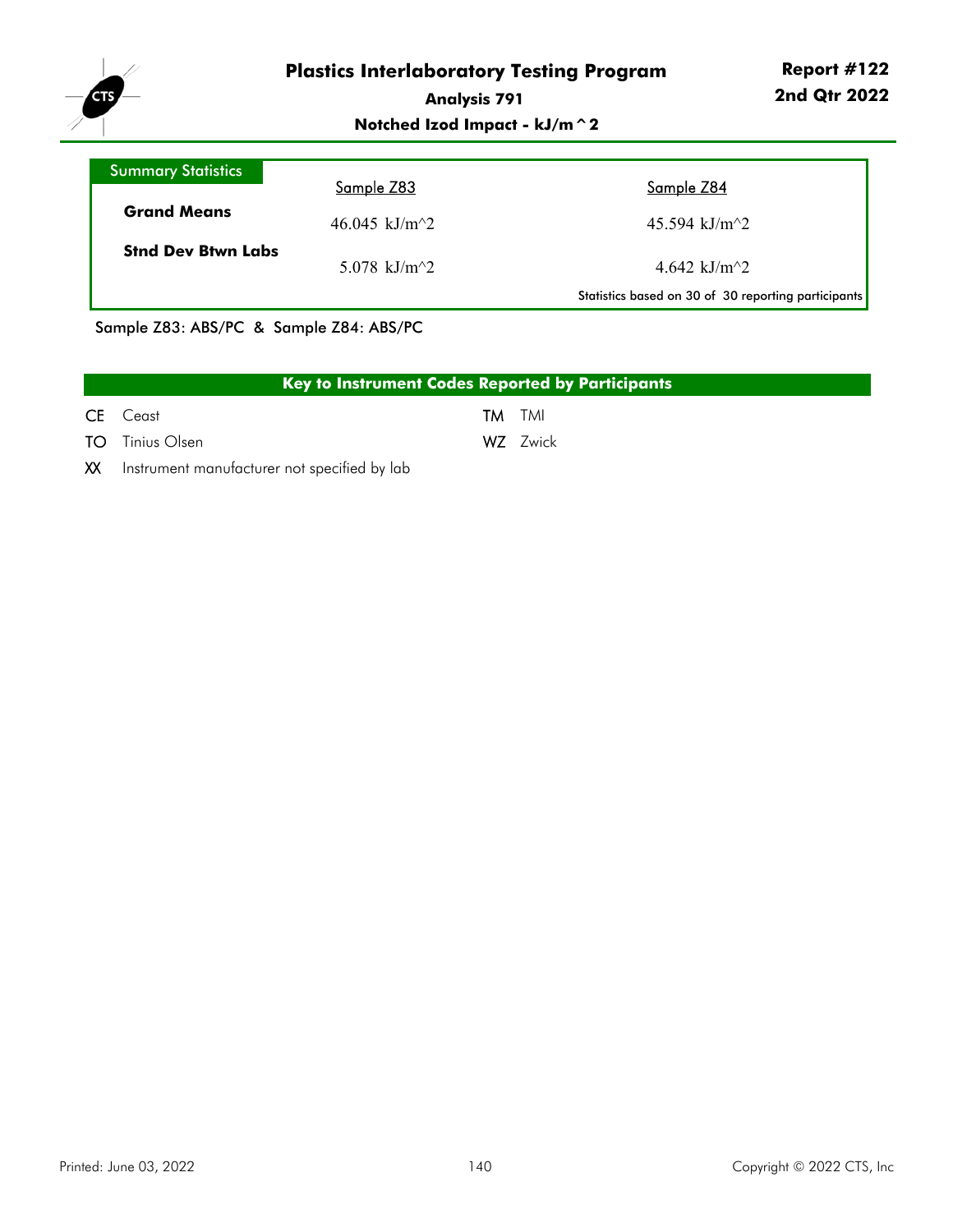# Plastics Interlaboratory Testing Program

**Report #122**
**2nd Qtr 2022**

## Analysis 791

### Notched Izod Impact - kJ/m^2

| Summary Statistics | Sample Z83 | Sample Z84 |
|---|---|---|
| **Grand Means** | 46.045 kJ/m^2 | 45.594 kJ/m^2 |
| **Stnd Dev Btwn Labs** | 5.078 kJ/m^2 | 4.642 kJ/m^2 |

Statistics based on 30 of 30 reporting participants

Sample Z83: ABS/PC & Sample Z84: ABS/PC

| Key to Instrument Codes Reported by Participants | |
|---|---|
| **CE** Ceast | **TM** TMI |
| **TO** Tinius Olsen | **WZ** Zwick |
| **XX** Instrument manufacturer not specified by lab | |

Printed: June 03, 2022

Copyright © 2022 CTS, Inc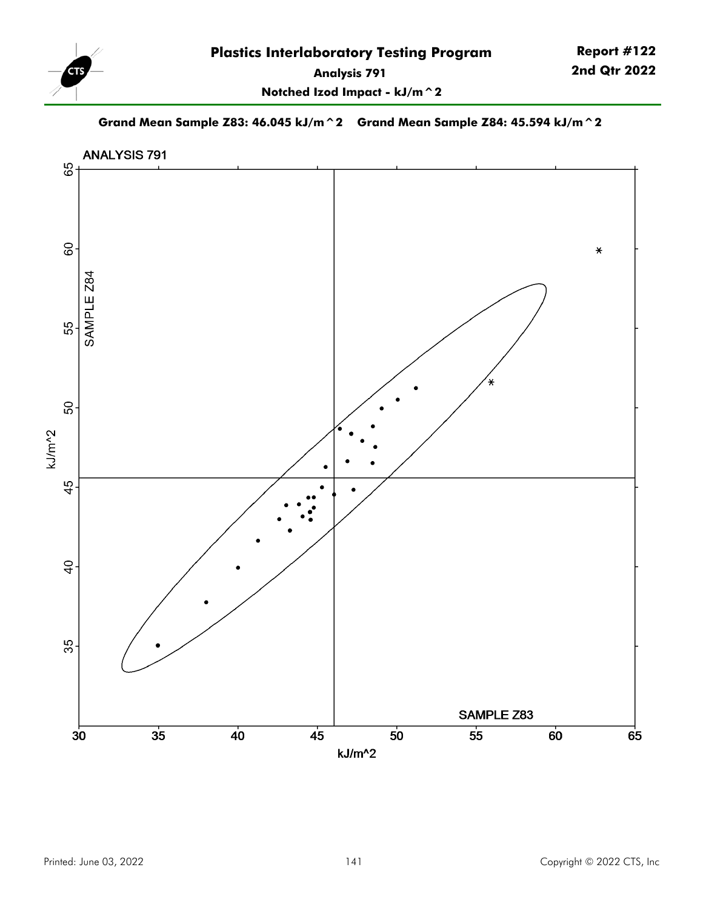# Plastics Interlaboratory Testing Program

**Report #122**
**2nd Qtr 2022**

**Analysis 791**

**Notched Izod Impact - kJ/m^2**

**Grand Mean Sample Z83: 46.045 kJ/m^2    Grand Mean Sample Z84: 45.594 kJ/m^2**

ANALYSIS 791

SAMPLE Z84

kJ/m^2

SAMPLE Z83

kJ/m^2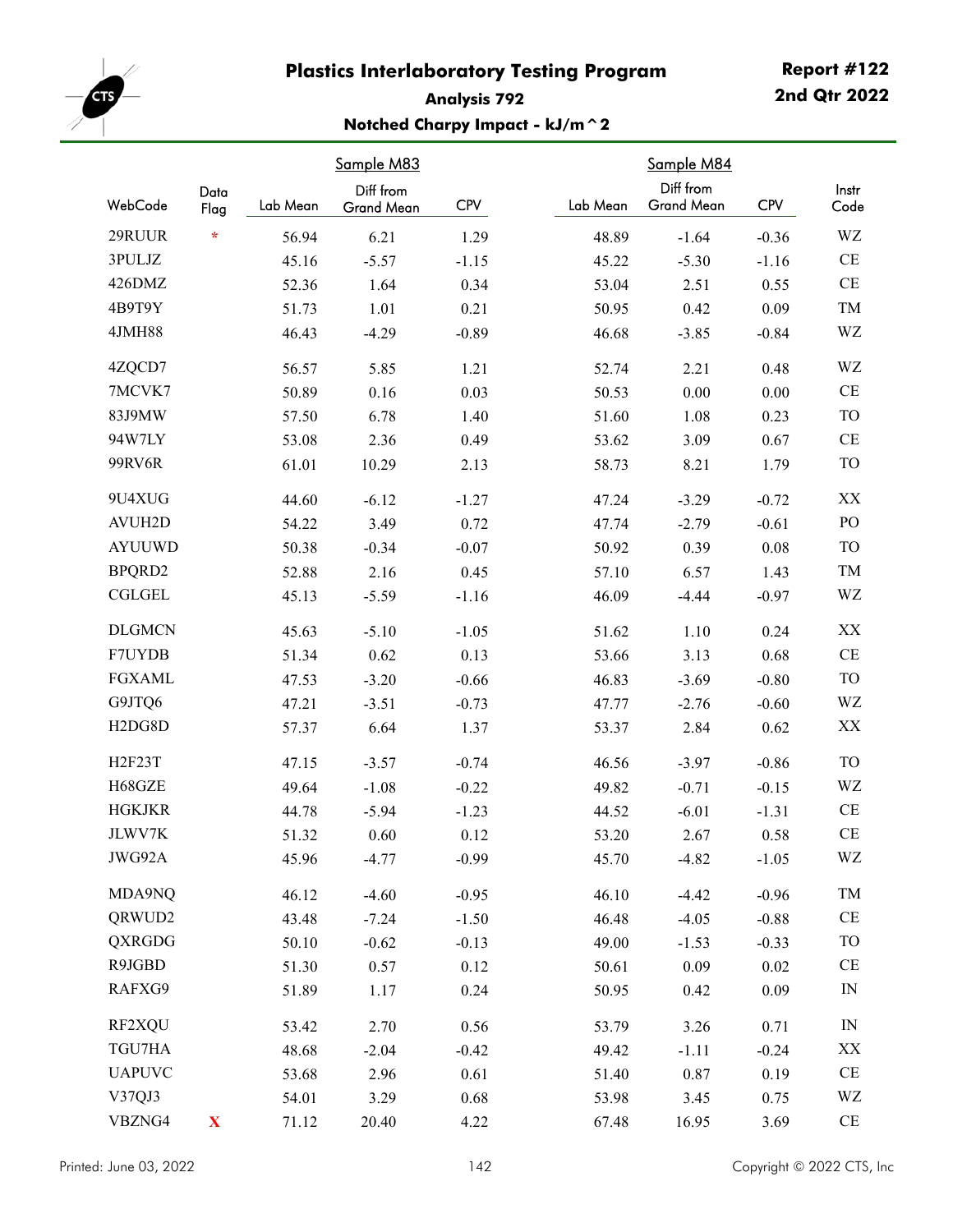# Plastics Interlaboratory Testing Program

**Report #122**
**2nd Qtr 2022**

**Analysis 792**

**Notched Charpy Impact - kJ/m^2**

| | | Sample M83 | | | Sample M84 | | | |
|---|---|---|---|---|---|---|---|---|
| WebCode | Data Flag | Lab Mean | Diff from Grand Mean | CPV | Lab Mean | Diff from Grand Mean | CPV | Instr Code |
| 29RUUR | * | 56.94 | 6.21 | 1.29 | 48.89 | -1.64 | -0.36 | WZ |
| 3PULJZ | | 45.16 | -5.57 | -1.15 | 45.22 | -5.30 | -1.16 | CE |
| 426DMZ | | 52.36 | 1.64 | 0.34 | 53.04 | 2.51 | 0.55 | CE |
| 4B9T9Y | | 51.73 | 1.01 | 0.21 | 50.95 | 0.42 | 0.09 | TM |
| 4JMH88 | | 46.43 | -4.29 | -0.89 | 46.68 | -3.85 | -0.84 | WZ |
| 4ZQCD7 | | 56.57 | 5.85 | 1.21 | 52.74 | 2.21 | 0.48 | WZ |
| 7MCVK7 | | 50.89 | 0.16 | 0.03 | 50.53 | 0.00 | 0.00 | CE |
| 83J9MW | | 57.50 | 6.78 | 1.40 | 51.60 | 1.08 | 0.23 | TO |
| 94W7LY | | 53.08 | 2.36 | 0.49 | 53.62 | 3.09 | 0.67 | CE |
| 99RV6R | | 61.01 | 10.29 | 2.13 | 58.73 | 8.21 | 1.79 | TO |
| 9U4XUG | | 44.60 | -6.12 | -1.27 | 47.24 | -3.29 | -0.72 | XX |
| AVUH2D | | 54.22 | 3.49 | 0.72 | 47.74 | -2.79 | -0.61 | PO |
| AYUUWD | | 50.38 | -0.34 | -0.07 | 50.92 | 0.39 | 0.08 | TO |
| BPQRD2 | | 52.88 | 2.16 | 0.45 | 57.10 | 6.57 | 1.43 | TM |
| CGLGEL | | 45.13 | -5.59 | -1.16 | 46.09 | -4.44 | -0.97 | WZ |
| DLGMCN | | 45.63 | -5.10 | -1.05 | 51.62 | 1.10 | 0.24 | XX |
| F7UYDB | | 51.34 | 0.62 | 0.13 | 53.66 | 3.13 | 0.68 | CE |
| FGXAML | | 47.53 | -3.20 | -0.66 | 46.83 | -3.69 | -0.80 | TO |
| G9JTQ6 | | 47.21 | -3.51 | -0.73 | 47.77 | -2.76 | -0.60 | WZ |
| H2DG8D | | 57.37 | 6.64 | 1.37 | 53.37 | 2.84 | 0.62 | XX |
| H2F23T | | 47.15 | -3.57 | -0.74 | 46.56 | -3.97 | -0.86 | TO |
| H68GZE | | 49.64 | -1.08 | -0.22 | 49.82 | -0.71 | -0.15 | WZ |
| HGKJKR | | 44.78 | -5.94 | -1.23 | 44.52 | -6.01 | -1.31 | CE |
| JLWV7K | | 51.32 | 0.60 | 0.12 | 53.20 | 2.67 | 0.58 | CE |
| JWG92A | | 45.96 | -4.77 | -0.99 | 45.70 | -4.82 | -1.05 | WZ |
| MDA9NQ | | 46.12 | -4.60 | -0.95 | 46.10 | -4.42 | -0.96 | TM |
| QRWUD2 | | 43.48 | -7.24 | -1.50 | 46.48 | -4.05 | -0.88 | CE |
| QXRGDG | | 50.10 | -0.62 | -0.13 | 49.00 | -1.53 | -0.33 | TO |
| R9JGBD | | 51.30 | 0.57 | 0.12 | 50.61 | 0.09 | 0.02 | CE |
| RAFXG9 | | 51.89 | 1.17 | 0.24 | 50.95 | 0.42 | 0.09 | IN |
| RF2XQU | | 53.42 | 2.70 | 0.56 | 53.79 | 3.26 | 0.71 | IN |
| TGU7HA | | 48.68 | -2.04 | -0.42 | 49.42 | -1.11 | -0.24 | XX |
| UAPUVC | | 53.68 | 2.96 | 0.61 | 51.40 | 0.87 | 0.19 | CE |
| V37QJ3 | | 54.01 | 3.29 | 0.68 | 53.98 | 3.45 | 0.75 | WZ |
| VBZNG4 | X | 71.12 | 20.40 | 4.22 | 67.48 | 16.95 | 3.69 | CE |

Printed: June 03, 2022

Copyright © 2022 CTS, Inc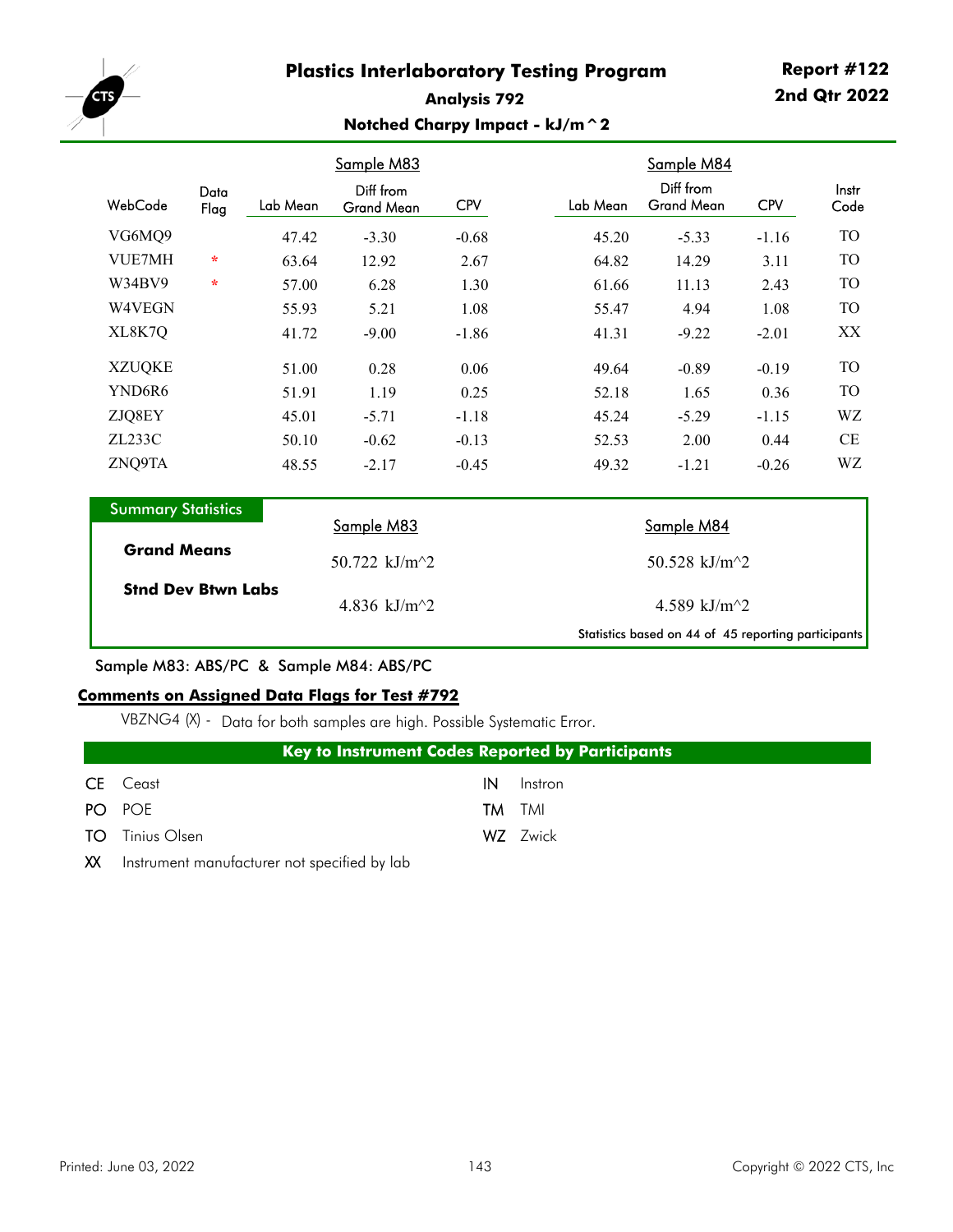# Plastics Interlaboratory Testing Program

**Report #122**
**2nd Qtr 2022**

## Analysis 792

### Notched Charpy Impact - kJ/m^2

| WebCode | Data Flag | Sample M83 Lab Mean | Sample M83 Diff from Grand Mean | Sample M83 CPV | Sample M84 Lab Mean | Sample M84 Diff from Grand Mean | Sample M84 CPV | Instr Code |
|---|---|---|---|---|---|---|---|---|
| VG6MQ9 | | 47.42 | -3.30 | -0.68 | 45.20 | -5.33 | -1.16 | TO |
| VUE7MH | * | 63.64 | 12.92 | 2.67 | 64.82 | 14.29 | 3.11 | TO |
| W34BV9 | * | 57.00 | 6.28 | 1.30 | 61.66 | 11.13 | 2.43 | TO |
| W4VEGN | | 55.93 | 5.21 | 1.08 | 55.47 | 4.94 | 1.08 | TO |
| XL8K7Q | | 41.72 | -9.00 | -1.86 | 41.31 | -9.22 | -2.01 | XX |
| XZUQKE | | 51.00 | 0.28 | 0.06 | 49.64 | -0.89 | -0.19 | TO |
| YND6R6 | | 51.91 | 1.19 | 0.25 | 52.18 | 1.65 | 0.36 | TO |
| ZJQ8EY | | 45.01 | -5.71 | -1.18 | 45.24 | -5.29 | -1.15 | WZ |
| ZL233C | | 50.10 | -0.62 | -0.13 | 52.53 | 2.00 | 0.44 | CE |
| ZNQ9TA | | 48.55 | -2.17 | -0.45 | 49.32 | -1.21 | -0.26 | WZ |

**Summary Statistics**

| | Sample M83 | Sample M84 |
|---|---|---|
| **Grand Means** | 50.722 kJ/m^2 | 50.528 kJ/m^2 |
| **Stnd Dev Btwn Labs** | 4.836 kJ/m^2 | 4.589 kJ/m^2 |

Statistics based on 44 of 45 reporting participants

Sample M83: ABS/PC & Sample M84: ABS/PC

**Comments on Assigned Data Flags for Test #792**

VBZNG4 (X) - Data for both samples are high. Possible Systematic Error.

**Key to Instrument Codes Reported by Participants**

| Code | Manufacturer | Code | Manufacturer |
|---|---|---|---|
| CE | Ceast | IN | Instron |
| PO | POE | TM | TMI |
| TO | Tinius Olsen | WZ | Zwick |
| XX | Instrument manufacturer not specified by lab | | |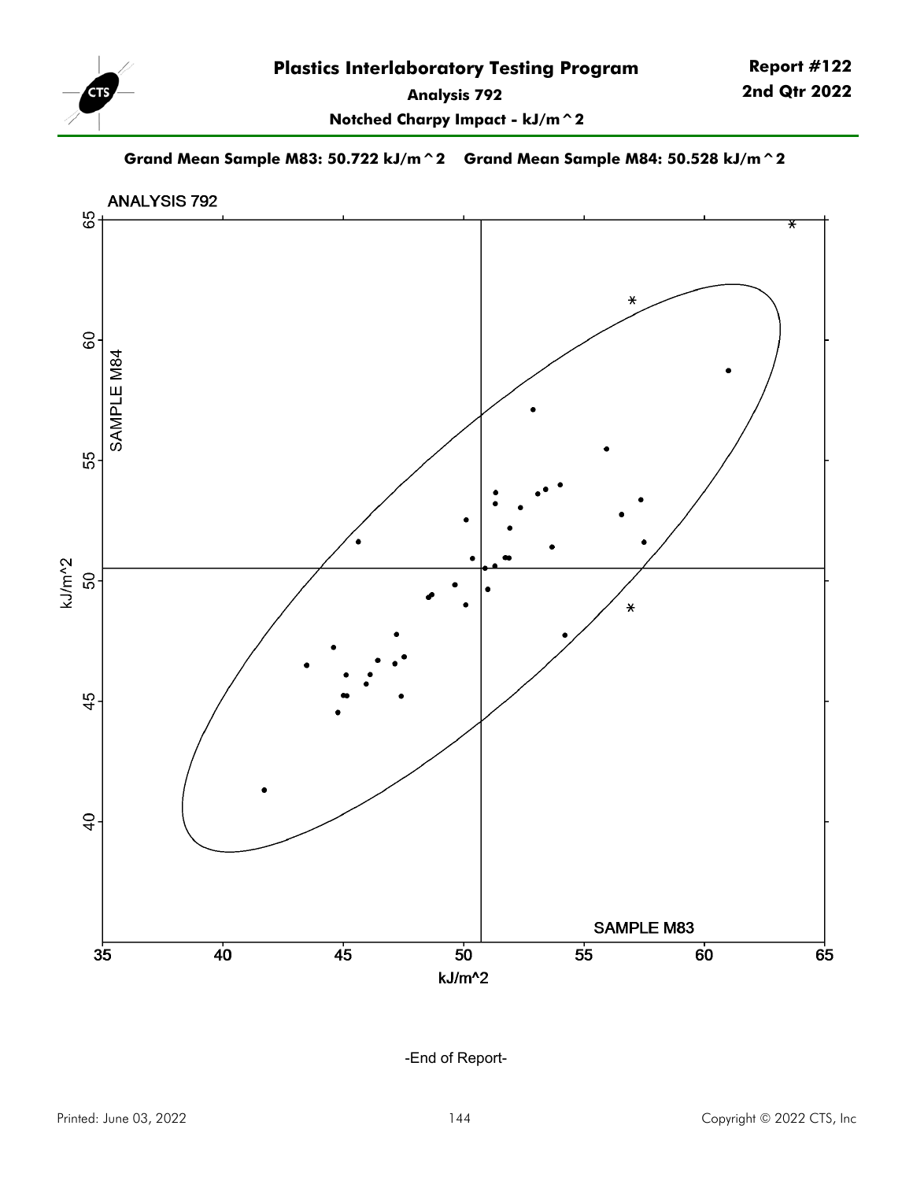# Plastics Interlaboratory Testing Program

**Report #122**
**2nd Qtr 2022**

**Analysis 792**

**Notched Charpy Impact - kJ/m^2**

**Grand Mean Sample M83: 50.722 kJ/m^2    Grand Mean Sample M84: 50.528 kJ/m^2**

ANALYSIS 792

SAMPLE M84

kJ/m^2

65
60
55
50
45
40

SAMPLE M83

35 40 45 50 55 60 65

kJ/m^2

-End of Report-